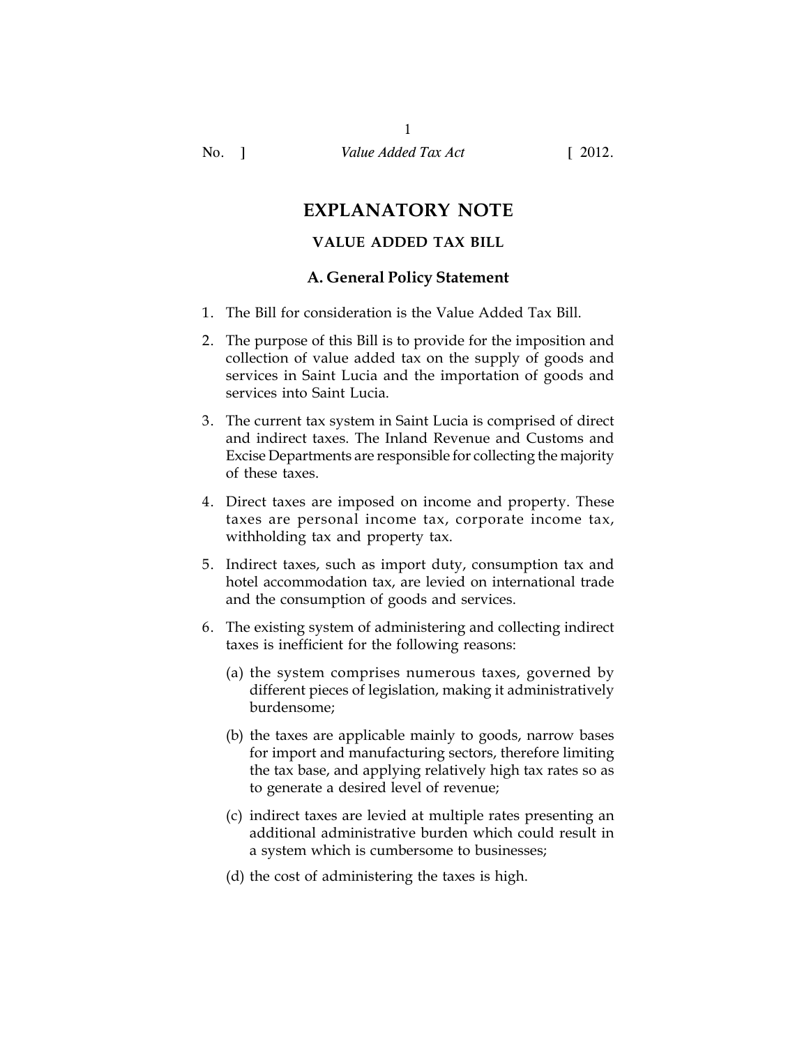# EXPLANATORY NOTE

## VALUE ADDED TAX BILL

### A. General Policy Statement

1. The Bill for consideration is the Value Added Tax Bill.
2. The purpose of this Bill is to provide for the imposition and collection of value added tax on the supply of goods and services in Saint Lucia and the importation of goods and services into Saint Lucia.
3. The current tax system in Saint Lucia is comprised of direct and indirect taxes. The Inland Revenue and Customs and Excise Departments are responsible for collecting the majority of these taxes.
4. Direct taxes are imposed on income and property. These taxes are personal income tax, corporate income tax, withholding tax and property tax.
5. Indirect taxes, such as import duty, consumption tax and hotel accommodation tax, are levied on international trade and the consumption of goods and services.
6. The existing system of administering and collecting indirect taxes is inefficient for the following reasons:
   - (a) the system comprises numerous taxes, governed by different pieces of legislation, making it administratively burdensome;
   - (b) the taxes are applicable mainly to goods, narrow bases for import and manufacturing sectors, therefore limiting the tax base, and applying relatively high tax rates so as to generate a desired level of revenue;
   - (c) indirect taxes are levied at multiple rates presenting an additional administrative burden which could result in a system which is cumbersome to businesses;
   - (d) the cost of administering the taxes is high.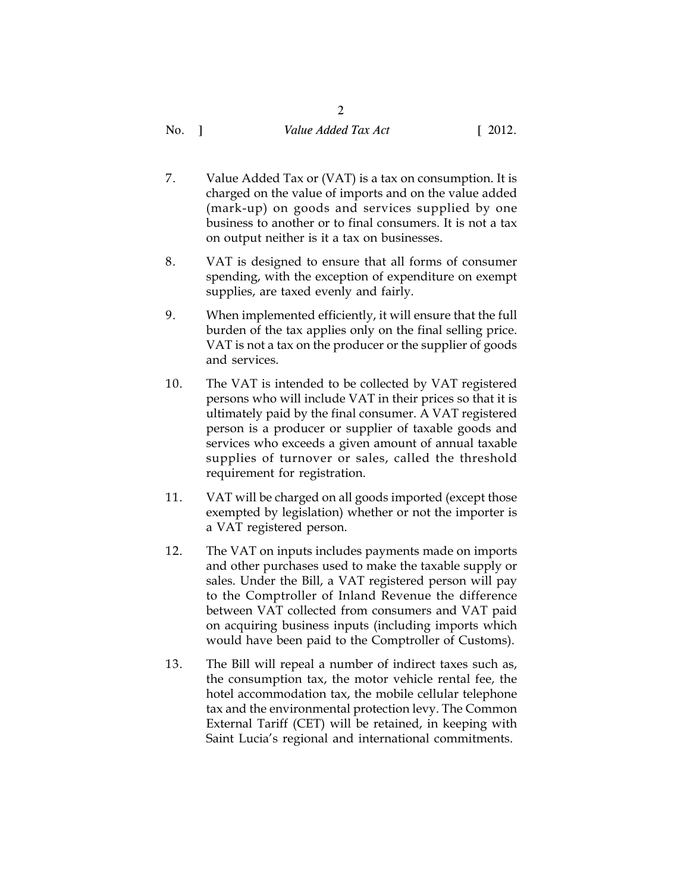7. Value Added Tax or (VAT) is a tax on consumption. It is charged on the value of imports and on the value added (mark-up) on goods and services supplied by one business to another or to final consumers. It is not a tax on output neither is it a tax on businesses.

8. VAT is designed to ensure that all forms of consumer spending, with the exception of expenditure on exempt supplies, are taxed evenly and fairly.

9. When implemented efficiently, it will ensure that the full burden of the tax applies only on the final selling price. VAT is not a tax on the producer or the supplier of goods and services.

10. The VAT is intended to be collected by VAT registered persons who will include VAT in their prices so that it is ultimately paid by the final consumer. A VAT registered person is a producer or supplier of taxable goods and services who exceeds a given amount of annual taxable supplies of turnover or sales, called the threshold requirement for registration.

11. VAT will be charged on all goods imported (except those exempted by legislation) whether or not the importer is a VAT registered person.

12. The VAT on inputs includes payments made on imports and other purchases used to make the taxable supply or sales. Under the Bill, a VAT registered person will pay to the Comptroller of Inland Revenue the difference between VAT collected from consumers and VAT paid on acquiring business inputs (including imports which would have been paid to the Comptroller of Customs).

13. The Bill will repeal a number of indirect taxes such as, the consumption tax, the motor vehicle rental fee, the hotel accommodation tax, the mobile cellular telephone tax and the environmental protection levy. The Common External Tariff (CET) will be retained, in keeping with Saint Lucia's regional and international commitments.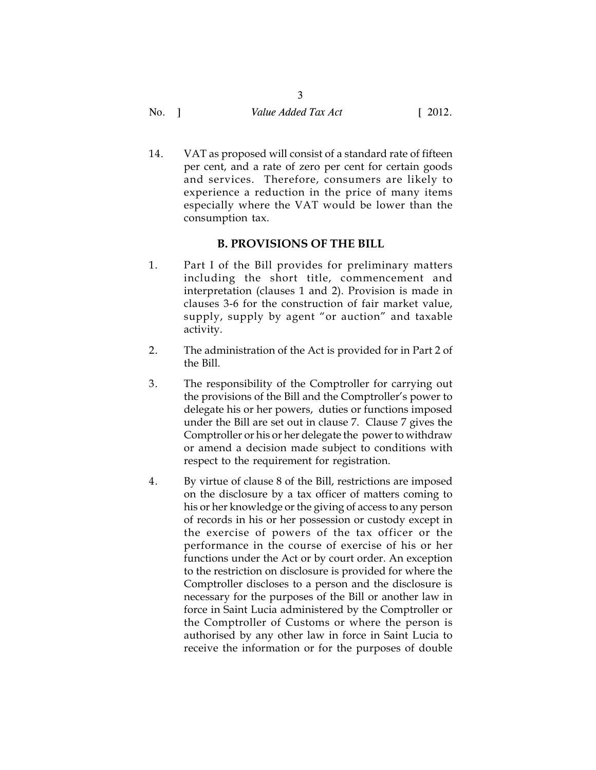14. VAT as proposed will consist of a standard rate of fifteen per cent, and a rate of zero per cent for certain goods and services. Therefore, consumers are likely to experience a reduction in the price of many items especially where the VAT would be lower than the consumption tax.

## B. PROVISIONS OF THE BILL

1. Part I of the Bill provides for preliminary matters including the short title, commencement and interpretation (clauses 1 and 2). Provision is made in clauses 3-6 for the construction of fair market value, supply, supply by agent "or auction" and taxable activity.

2. The administration of the Act is provided for in Part 2 of the Bill.

3. The responsibility of the Comptroller for carrying out the provisions of the Bill and the Comptroller's power to delegate his or her powers, duties or functions imposed under the Bill are set out in clause 7. Clause 7 gives the Comptroller or his or her delegate the power to withdraw or amend a decision made subject to conditions with respect to the requirement for registration.

4. By virtue of clause 8 of the Bill, restrictions are imposed on the disclosure by a tax officer of matters coming to his or her knowledge or the giving of access to any person of records in his or her possession or custody except in the exercise of powers of the tax officer or the performance in the course of exercise of his or her functions under the Act or by court order. An exception to the restriction on disclosure is provided for where the Comptroller discloses to a person and the disclosure is necessary for the purposes of the Bill or another law in force in Saint Lucia administered by the Comptroller or the Comptroller of Customs or where the person is authorised by any other law in force in Saint Lucia to receive the information or for the purposes of double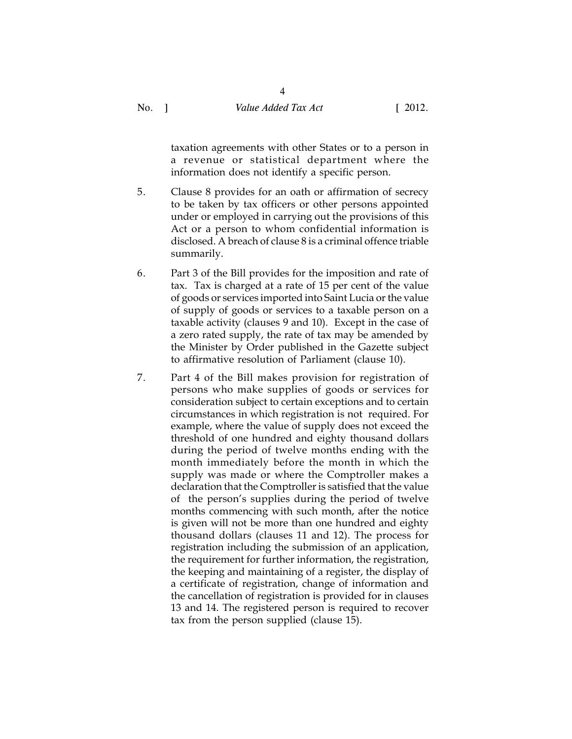taxation agreements with other States or to a person in a revenue or statistical department where the information does not identify a specific person.

5. Clause 8 provides for an oath or affirmation of secrecy to be taken by tax officers or other persons appointed under or employed in carrying out the provisions of this Act or a person to whom confidential information is disclosed. A breach of clause 8 is a criminal offence triable summarily.

6. Part 3 of the Bill provides for the imposition and rate of tax. Tax is charged at a rate of 15 per cent of the value of goods or services imported into Saint Lucia or the value of supply of goods or services to a taxable person on a taxable activity (clauses 9 and 10). Except in the case of a zero rated supply, the rate of tax may be amended by the Minister by Order published in the Gazette subject to affirmative resolution of Parliament (clause 10).

7. Part 4 of the Bill makes provision for registration of persons who make supplies of goods or services for consideration subject to certain exceptions and to certain circumstances in which registration is not required. For example, where the value of supply does not exceed the threshold of one hundred and eighty thousand dollars during the period of twelve months ending with the month immediately before the month in which the supply was made or where the Comptroller makes a declaration that the Comptroller is satisfied that the value of the person's supplies during the period of twelve months commencing with such month, after the notice is given will not be more than one hundred and eighty thousand dollars (clauses 11 and 12). The process for registration including the submission of an application, the requirement for further information, the registration, the keeping and maintaining of a register, the display of a certificate of registration, change of information and the cancellation of registration is provided for in clauses 13 and 14. The registered person is required to recover tax from the person supplied (clause 15).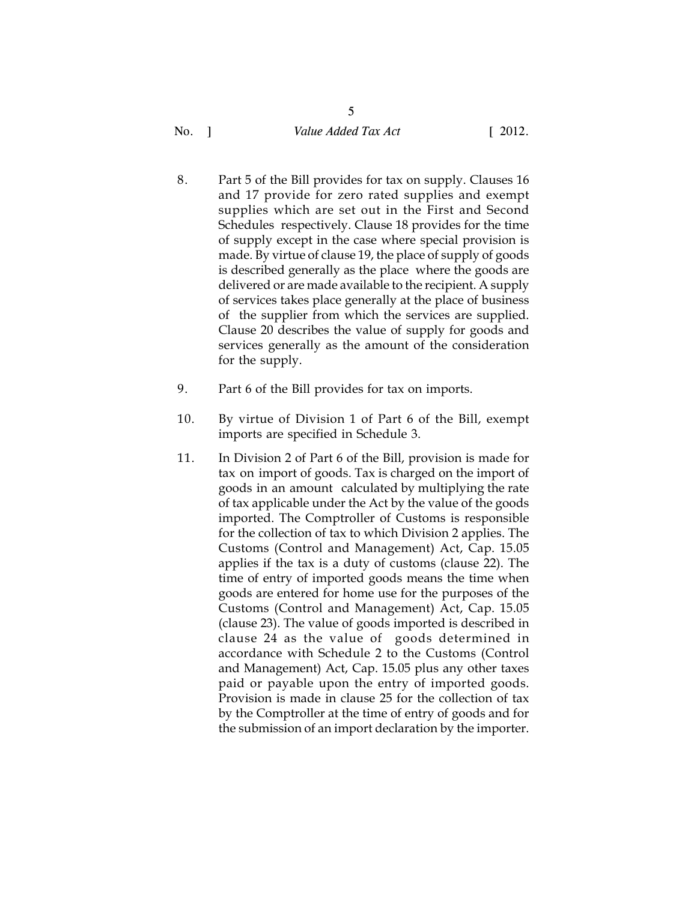8. Part 5 of the Bill provides for tax on supply. Clauses 16 and 17 provide for zero rated supplies and exempt supplies which are set out in the First and Second Schedules respectively. Clause 18 provides for the time of supply except in the case where special provision is made. By virtue of clause 19, the place of supply of goods is described generally as the place where the goods are delivered or are made available to the recipient. A supply of services takes place generally at the place of business of the supplier from which the services are supplied. Clause 20 describes the value of supply for goods and services generally as the amount of the consideration for the supply.

9. Part 6 of the Bill provides for tax on imports.

10. By virtue of Division 1 of Part 6 of the Bill, exempt imports are specified in Schedule 3.

11. In Division 2 of Part 6 of the Bill, provision is made for tax on import of goods. Tax is charged on the import of goods in an amount calculated by multiplying the rate of tax applicable under the Act by the value of the goods imported. The Comptroller of Customs is responsible for the collection of tax to which Division 2 applies. The Customs (Control and Management) Act, Cap. 15.05 applies if the tax is a duty of customs (clause 22). The time of entry of imported goods means the time when goods are entered for home use for the purposes of the Customs (Control and Management) Act, Cap. 15.05 (clause 23). The value of goods imported is described in clause 24 as the value of goods determined in accordance with Schedule 2 to the Customs (Control and Management) Act, Cap. 15.05 plus any other taxes paid or payable upon the entry of imported goods. Provision is made in clause 25 for the collection of tax by the Comptroller at the time of entry of goods and for the submission of an import declaration by the importer.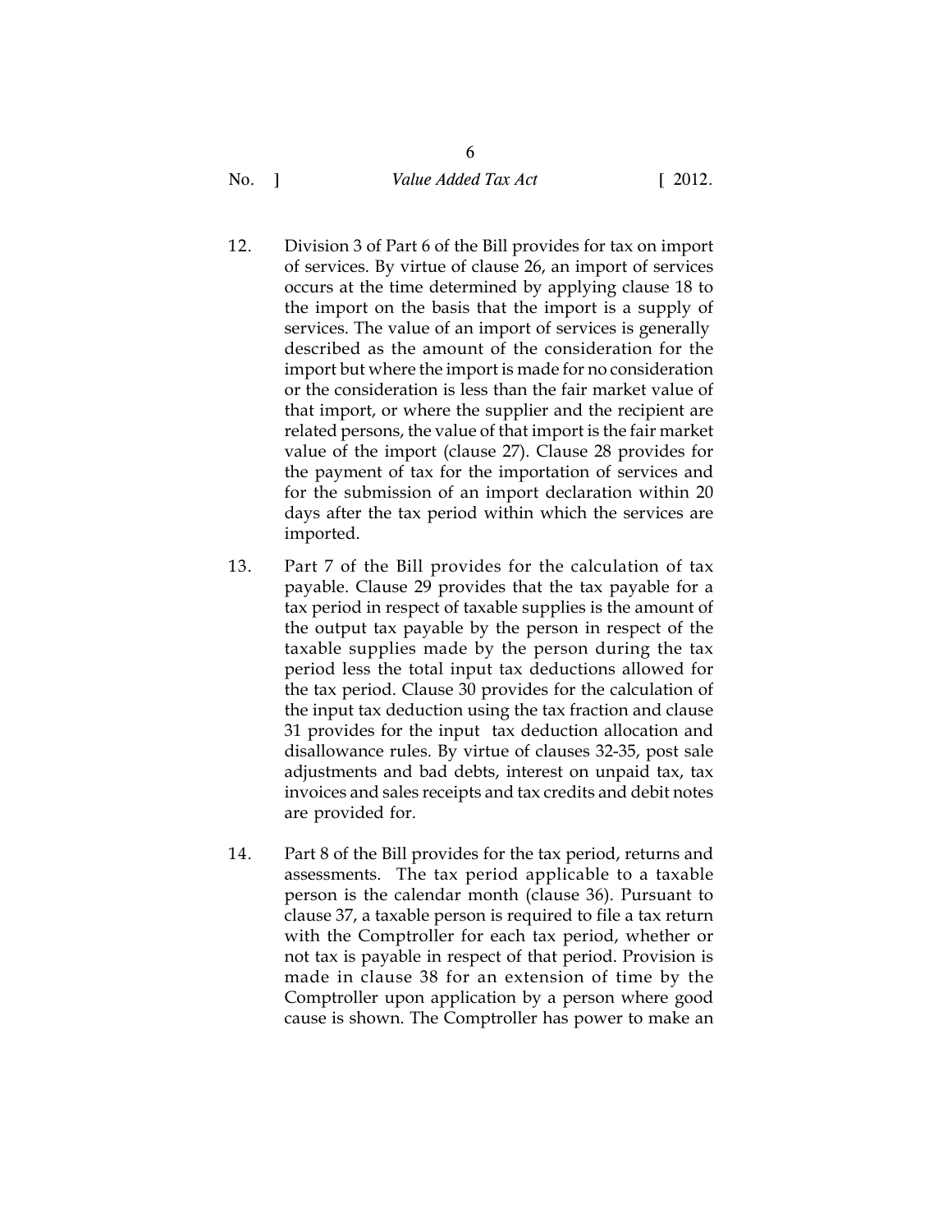12. Division 3 of Part 6 of the Bill provides for tax on import of services. By virtue of clause 26, an import of services occurs at the time determined by applying clause 18 to the import on the basis that the import is a supply of services. The value of an import of services is generally described as the amount of the consideration for the import but where the import is made for no consideration or the consideration is less than the fair market value of that import, or where the supplier and the recipient are related persons, the value of that import is the fair market value of the import (clause 27). Clause 28 provides for the payment of tax for the importation of services and for the submission of an import declaration within 20 days after the tax period within which the services are imported.

13. Part 7 of the Bill provides for the calculation of tax payable. Clause 29 provides that the tax payable for a tax period in respect of taxable supplies is the amount of the output tax payable by the person in respect of the taxable supplies made by the person during the tax period less the total input tax deductions allowed for the tax period. Clause 30 provides for the calculation of the input tax deduction using the tax fraction and clause 31 provides for the input tax deduction allocation and disallowance rules. By virtue of clauses 32-35, post sale adjustments and bad debts, interest on unpaid tax, tax invoices and sales receipts and tax credits and debit notes are provided for.

14. Part 8 of the Bill provides for the tax period, returns and assessments. The tax period applicable to a taxable person is the calendar month (clause 36). Pursuant to clause 37, a taxable person is required to file a tax return with the Comptroller for each tax period, whether or not tax is payable in respect of that period. Provision is made in clause 38 for an extension of time by the Comptroller upon application by a person where good cause is shown. The Comptroller has power to make an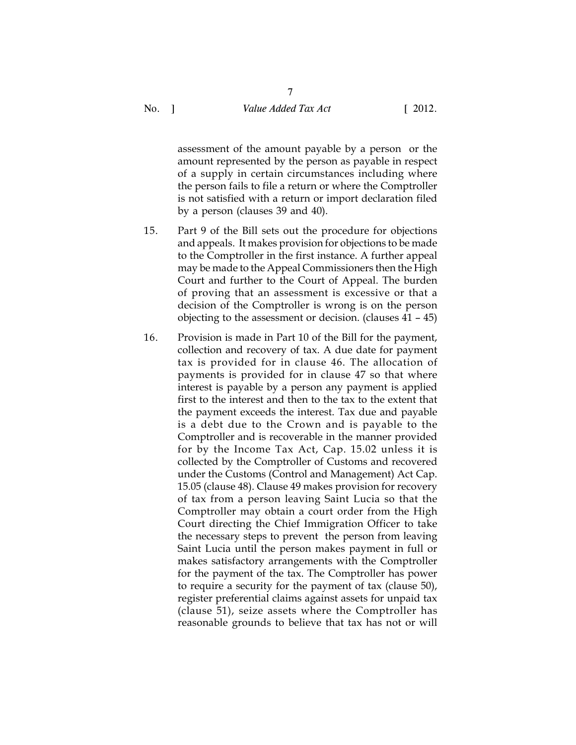assessment of the amount payable by a person or the amount represented by the person as payable in respect of a supply in certain circumstances including where the person fails to file a return or where the Comptroller is not satisfied with a return or import declaration filed by a person (clauses 39 and 40).

15. Part 9 of the Bill sets out the procedure for objections and appeals. It makes provision for objections to be made to the Comptroller in the first instance. A further appeal may be made to the Appeal Commissioners then the High Court and further to the Court of Appeal. The burden of proving that an assessment is excessive or that a decision of the Comptroller is wrong is on the person objecting to the assessment or decision. (clauses 41 – 45)

16. Provision is made in Part 10 of the Bill for the payment, collection and recovery of tax. A due date for payment tax is provided for in clause 46. The allocation of payments is provided for in clause 47 so that where interest is payable by a person any payment is applied first to the interest and then to the tax to the extent that the payment exceeds the interest. Tax due and payable is a debt due to the Crown and is payable to the Comptroller and is recoverable in the manner provided for by the Income Tax Act, Cap. 15.02 unless it is collected by the Comptroller of Customs and recovered under the Customs (Control and Management) Act Cap. 15.05 (clause 48). Clause 49 makes provision for recovery of tax from a person leaving Saint Lucia so that the Comptroller may obtain a court order from the High Court directing the Chief Immigration Officer to take the necessary steps to prevent the person from leaving Saint Lucia until the person makes payment in full or makes satisfactory arrangements with the Comptroller for the payment of the tax. The Comptroller has power to require a security for the payment of tax (clause 50), register preferential claims against assets for unpaid tax (clause 51), seize assets where the Comptroller has reasonable grounds to believe that tax has not or will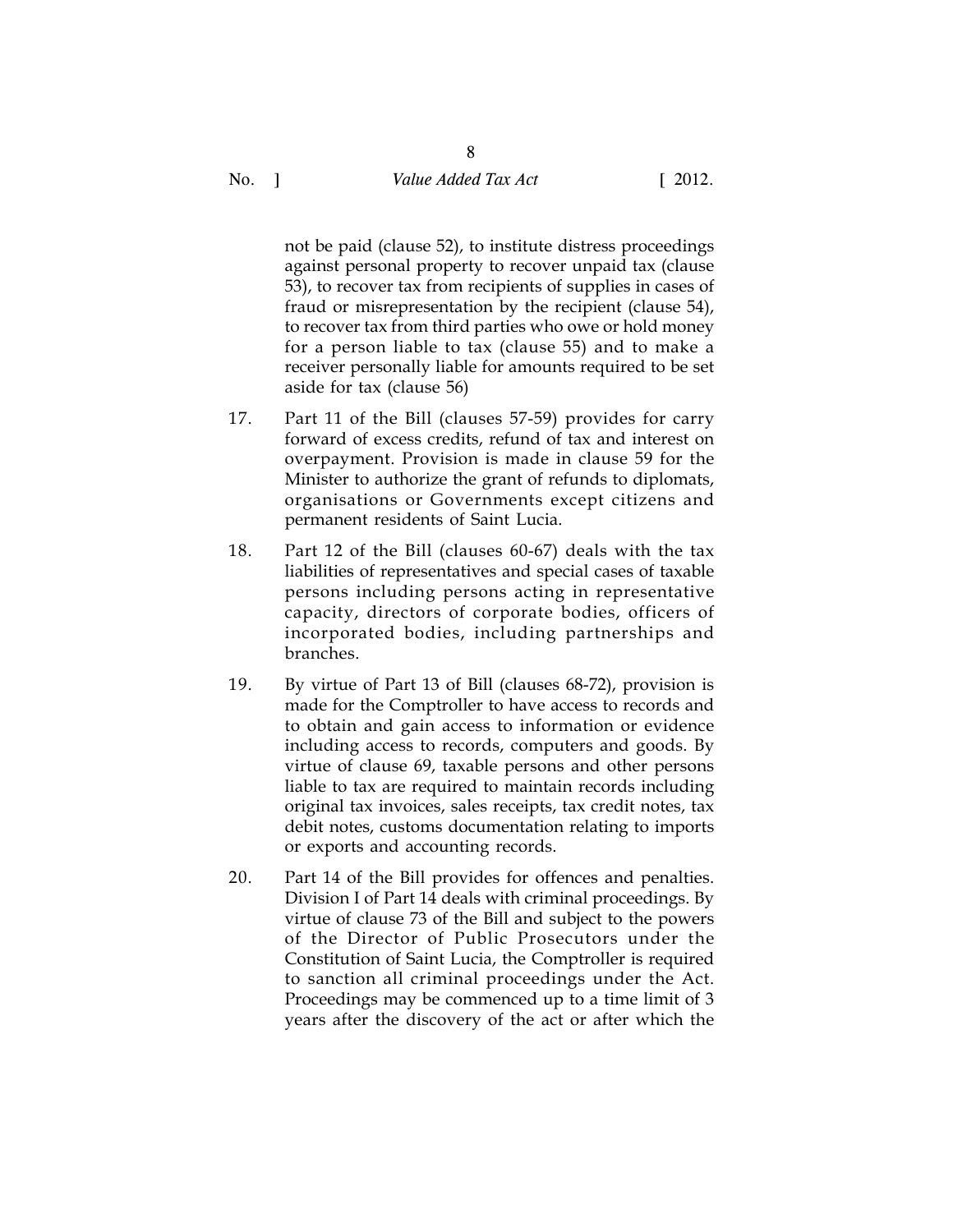not be paid (clause 52), to institute distress proceedings against personal property to recover unpaid tax (clause 53), to recover tax from recipients of supplies in cases of fraud or misrepresentation by the recipient (clause 54), to recover tax from third parties who owe or hold money for a person liable to tax (clause 55) and to make a receiver personally liable for amounts required to be set aside for tax (clause 56)

17. Part 11 of the Bill (clauses 57-59) provides for carry forward of excess credits, refund of tax and interest on overpayment. Provision is made in clause 59 for the Minister to authorize the grant of refunds to diplomats, organisations or Governments except citizens and permanent residents of Saint Lucia.

18. Part 12 of the Bill (clauses 60-67) deals with the tax liabilities of representatives and special cases of taxable persons including persons acting in representative capacity, directors of corporate bodies, officers of incorporated bodies, including partnerships and branches.

19. By virtue of Part 13 of Bill (clauses 68-72), provision is made for the Comptroller to have access to records and to obtain and gain access to information or evidence including access to records, computers and goods. By virtue of clause 69, taxable persons and other persons liable to tax are required to maintain records including original tax invoices, sales receipts, tax credit notes, tax debit notes, customs documentation relating to imports or exports and accounting records.

20. Part 14 of the Bill provides for offences and penalties. Division I of Part 14 deals with criminal proceedings. By virtue of clause 73 of the Bill and subject to the powers of the Director of Public Prosecutors under the Constitution of Saint Lucia, the Comptroller is required to sanction all criminal proceedings under the Act. Proceedings may be commenced up to a time limit of 3 years after the discovery of the act or after which the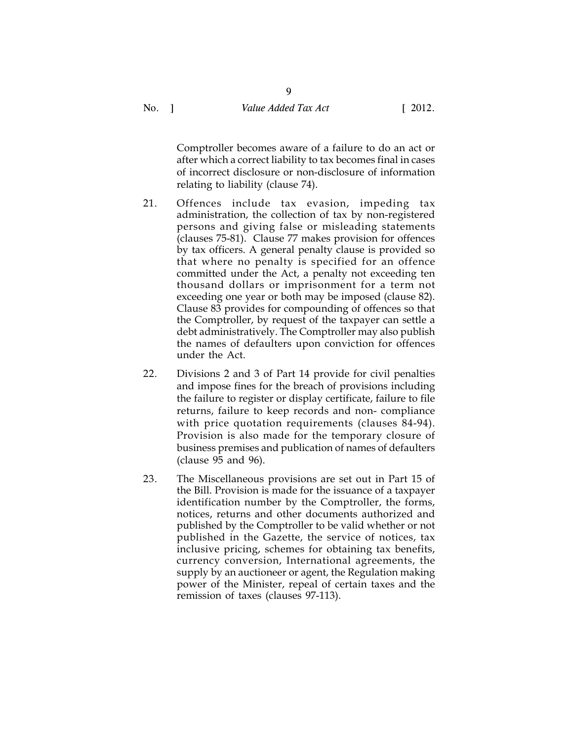Comptroller becomes aware of a failure to do an act or after which a correct liability to tax becomes final in cases of incorrect disclosure or non-disclosure of information relating to liability (clause 74).

21. Offences include tax evasion, impeding tax administration, the collection of tax by non-registered persons and giving false or misleading statements (clauses 75-81). Clause 77 makes provision for offences by tax officers. A general penalty clause is provided so that where no penalty is specified for an offence committed under the Act, a penalty not exceeding ten thousand dollars or imprisonment for a term not exceeding one year or both may be imposed (clause 82). Clause 83 provides for compounding of offences so that the Comptroller, by request of the taxpayer can settle a debt administratively. The Comptroller may also publish the names of defaulters upon conviction for offences under the Act.

22. Divisions 2 and 3 of Part 14 provide for civil penalties and impose fines for the breach of provisions including the failure to register or display certificate, failure to file returns, failure to keep records and non- compliance with price quotation requirements (clauses 84-94). Provision is also made for the temporary closure of business premises and publication of names of defaulters (clause 95 and 96).

23. The Miscellaneous provisions are set out in Part 15 of the Bill. Provision is made for the issuance of a taxpayer identification number by the Comptroller, the forms, notices, returns and other documents authorized and published by the Comptroller to be valid whether or not published in the Gazette, the service of notices, tax inclusive pricing, schemes for obtaining tax benefits, currency conversion, International agreements, the supply by an auctioneer or agent, the Regulation making power of the Minister, repeal of certain taxes and the remission of taxes (clauses 97-113).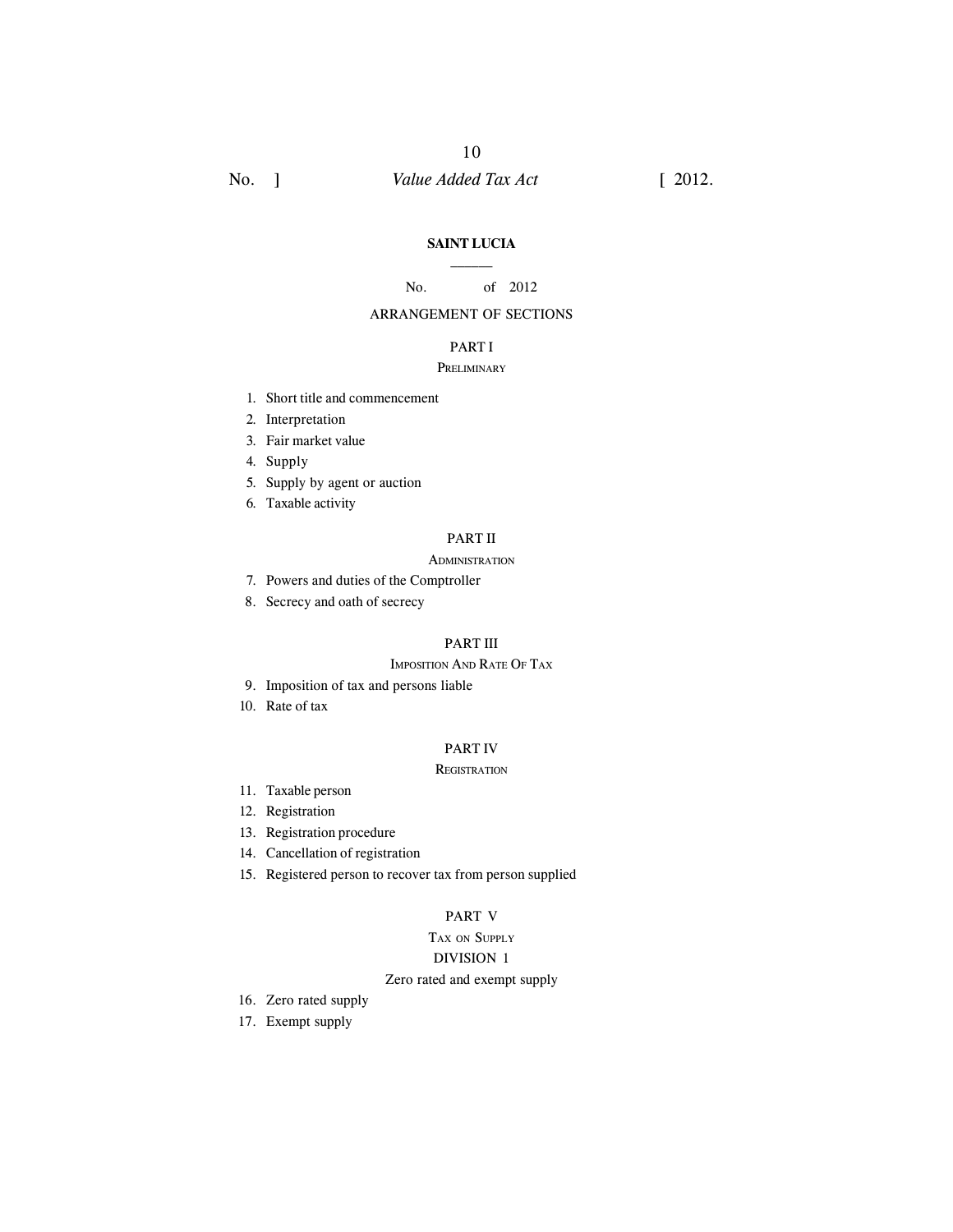**SAINT LUCIA**

———

No. of 2012

ARRANGEMENT OF SECTIONS

PART I

PRELIMINARY

1. Short title and commencement
2. Interpretation
3. Fair market value
4. Supply
5. Supply by agent or auction
6. Taxable activity

PART II

ADMINISTRATION

7. Powers and duties of the Comptroller
8. Secrecy and oath of secrecy

PART III

IMPOSITION AND RATE OF TAX

9. Imposition of tax and persons liable
10. Rate of tax

PART IV

REGISTRATION

11. Taxable person
12. Registration
13. Registration procedure
14. Cancellation of registration
15. Registered person to recover tax from person supplied

PART V

TAX ON SUPPLY

DIVISION 1

Zero rated and exempt supply

16. Zero rated supply
17. Exempt supply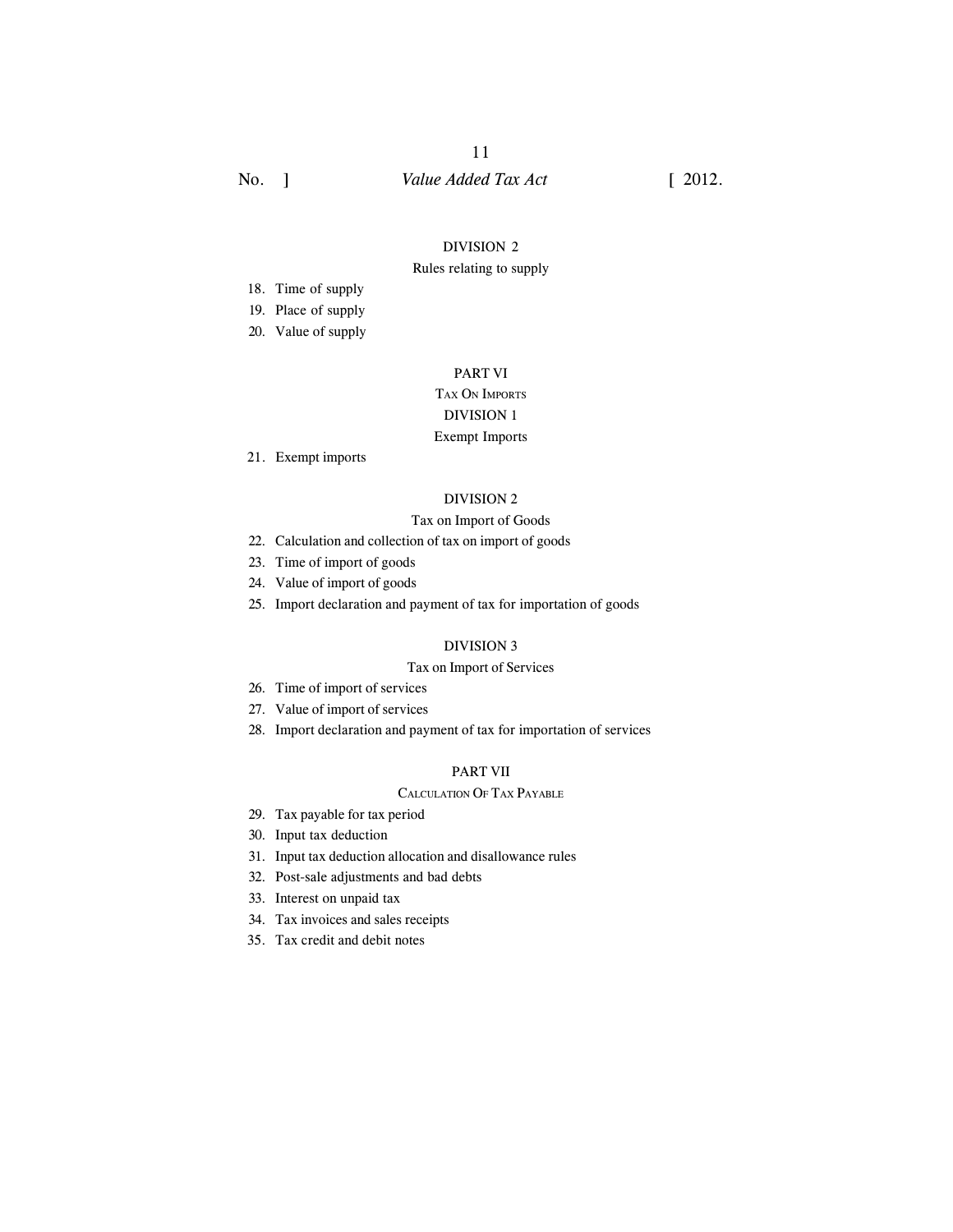DIVISION 2

Rules relating to supply

18. Time of supply
19. Place of supply
20. Value of supply

PART VI

TAX ON IMPORTS

DIVISION 1

Exempt Imports

21. Exempt imports

DIVISION 2

Tax on Import of Goods

22. Calculation and collection of tax on import of goods
23. Time of import of goods
24. Value of import of goods
25. Import declaration and payment of tax for importation of goods

DIVISION 3

Tax on Import of Services

26. Time of import of services
27. Value of import of services
28. Import declaration and payment of tax for importation of services

PART VII

CALCULATION OF TAX PAYABLE

29. Tax payable for tax period
30. Input tax deduction
31. Input tax deduction allocation and disallowance rules
32. Post-sale adjustments and bad debts
33. Interest on unpaid tax
34. Tax invoices and sales receipts
35. Tax credit and debit notes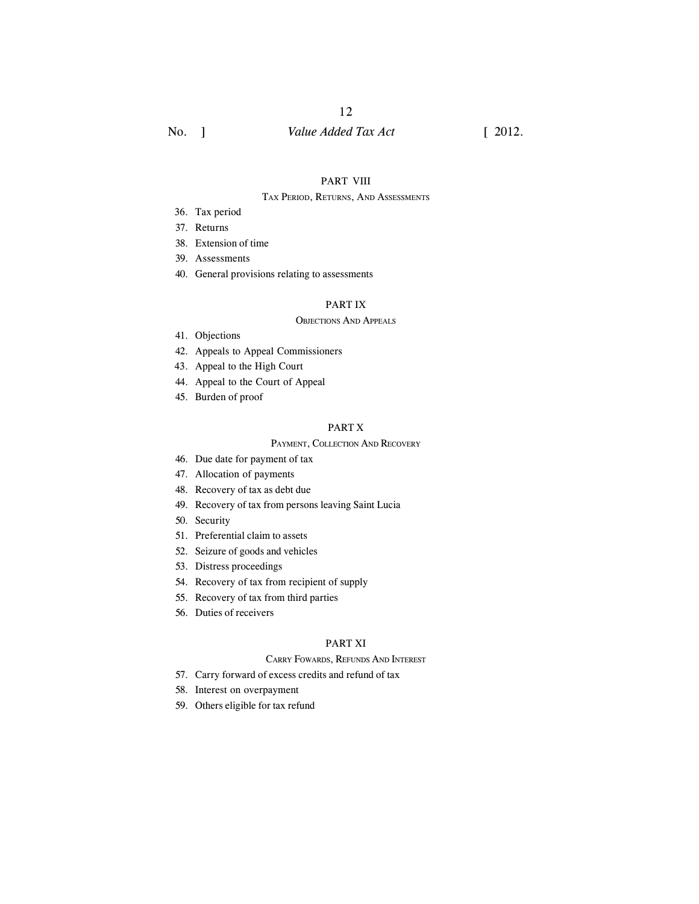## PART VIII

### Tax Period, Returns, And Assessments

36. Tax period
37. Returns
38. Extension of time
39. Assessments
40. General provisions relating to assessments

## PART IX

### Objections And Appeals

41. Objections
42. Appeals to Appeal Commissioners
43. Appeal to the High Court
44. Appeal to the Court of Appeal
45. Burden of proof

## PART X

### Payment, Collection And Recovery

46. Due date for payment of tax
47. Allocation of payments
48. Recovery of tax as debt due
49. Recovery of tax from persons leaving Saint Lucia
50. Security
51. Preferential claim to assets
52. Seizure of goods and vehicles
53. Distress proceedings
54. Recovery of tax from recipient of supply
55. Recovery of tax from third parties
56. Duties of receivers

## PART XI

### Carry Fowards, Refunds And Interest

57. Carry forward of excess credits and refund of tax
58. Interest on overpayment
59. Others eligible for tax refund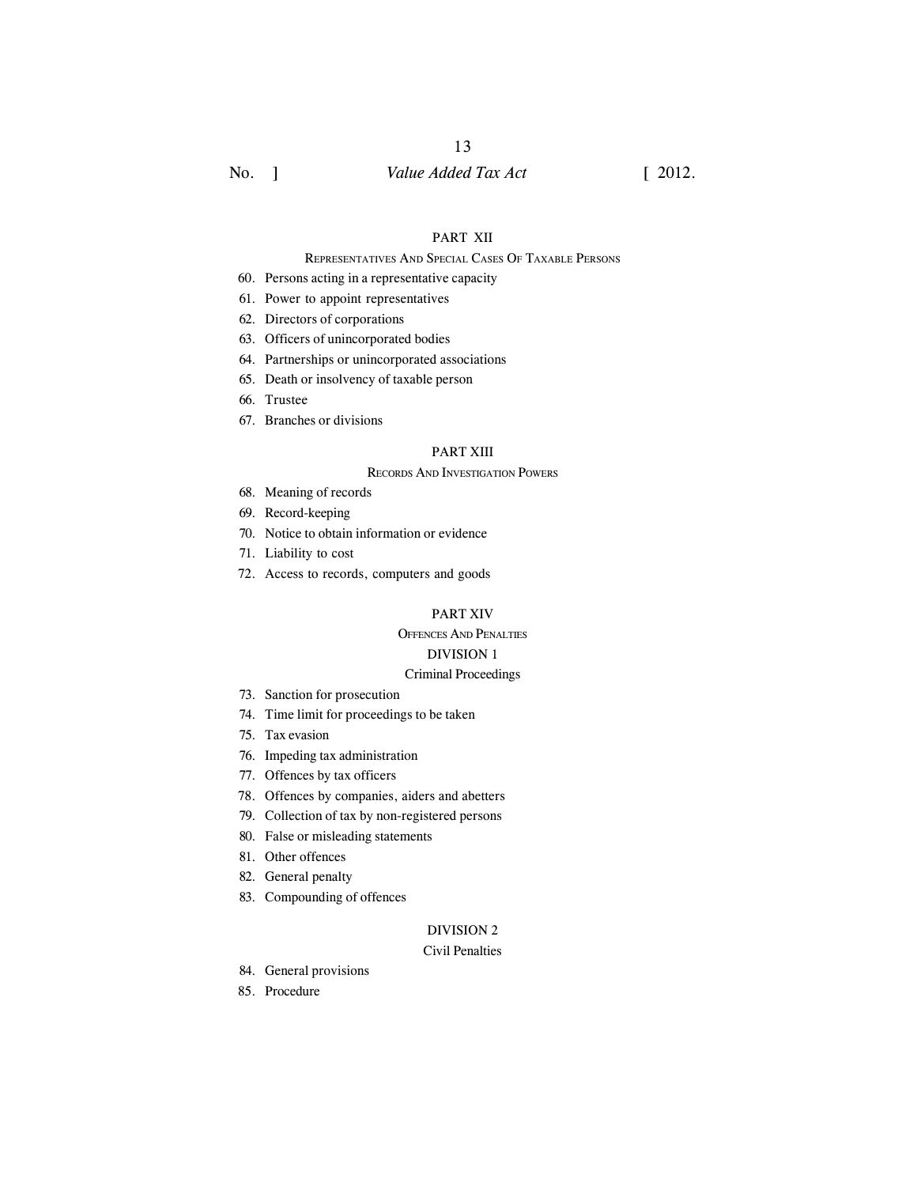## PART XII

### Representatives And Special Cases Of Taxable Persons

60. Persons acting in a representative capacity
61. Power to appoint representatives
62. Directors of corporations
63. Officers of unincorporated bodies
64. Partnerships or unincorporated associations
65. Death or insolvency of taxable person
66. Trustee
67. Branches or divisions

## PART XIII

### Records And Investigation Powers

68. Meaning of records
69. Record-keeping
70. Notice to obtain information or evidence
71. Liability to cost
72. Access to records, computers and goods

## PART XIV

### Offences And Penalties

#### DIVISION 1

#### Criminal Proceedings

73. Sanction for prosecution
74. Time limit for proceedings to be taken
75. Tax evasion
76. Impeding tax administration
77. Offences by tax officers
78. Offences by companies, aiders and abetters
79. Collection of tax by non-registered persons
80. False or misleading statements
81. Other offences
82. General penalty
83. Compounding of offences

#### DIVISION 2

#### Civil Penalties

84. General provisions
85. Procedure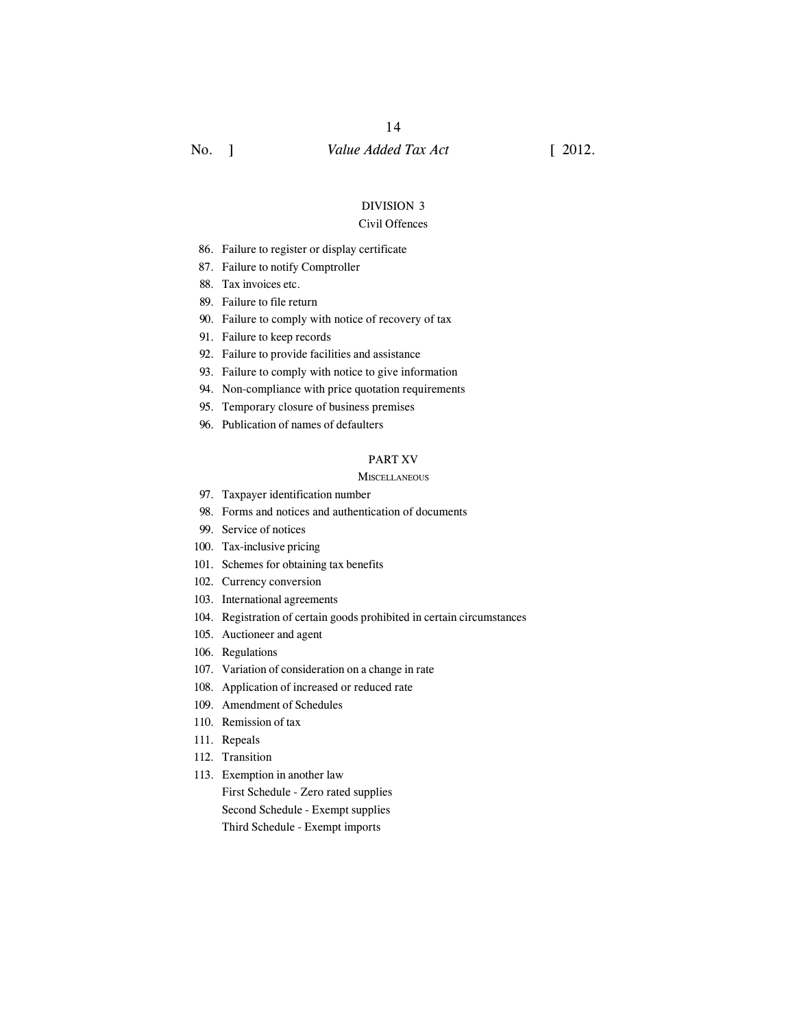DIVISION 3

Civil Offences

86. Failure to register or display certificate
87. Failure to notify Comptroller
88. Tax invoices etc.
89. Failure to file return
90. Failure to comply with notice of recovery of tax
91. Failure to keep records
92. Failure to provide facilities and assistance
93. Failure to comply with notice to give information
94. Non-compliance with price quotation requirements
95. Temporary closure of business premises
96. Publication of names of defaulters

PART XV

MISCELLANEOUS

97. Taxpayer identification number
98. Forms and notices and authentication of documents
99. Service of notices
100. Tax-inclusive pricing
101. Schemes for obtaining tax benefits
102. Currency conversion
103. International agreements
104. Registration of certain goods prohibited in certain circumstances
105. Auctioneer and agent
106. Regulations
107. Variation of consideration on a change in rate
108. Application of increased or reduced rate
109. Amendment of Schedules
110. Remission of tax
111. Repeals
112. Transition
113. Exemption in another law

First Schedule - Zero rated supplies

Second Schedule - Exempt supplies

Third Schedule - Exempt imports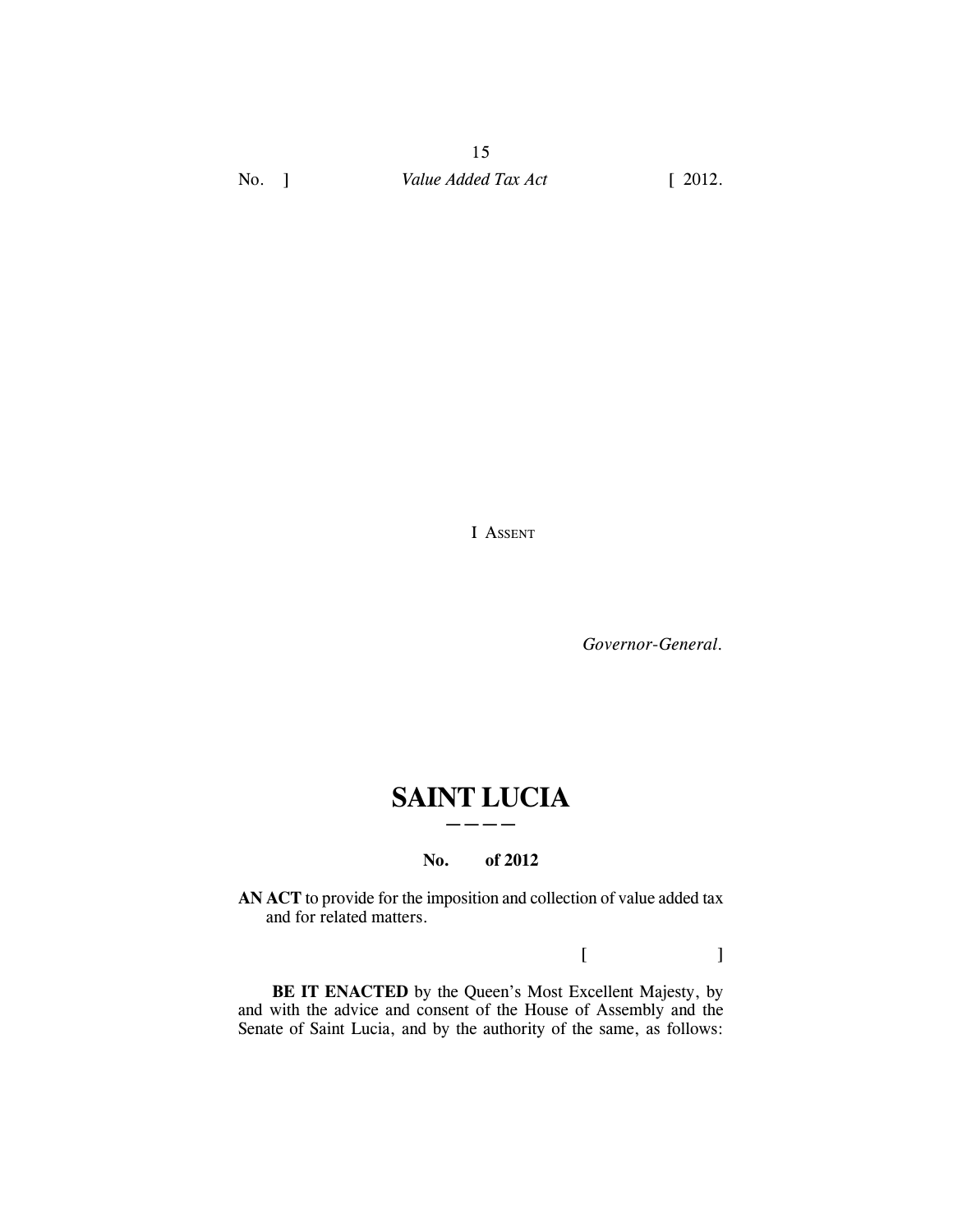I ASSENT

*Governor-General.*

# SAINT LUCIA

**No. of 2012**

**AN ACT** to provide for the imposition and collection of value added tax and for related matters.

[ ]

**BE IT ENACTED** by the Queen's Most Excellent Majesty, by and with the advice and consent of the House of Assembly and the Senate of Saint Lucia, and by the authority of the same, as follows: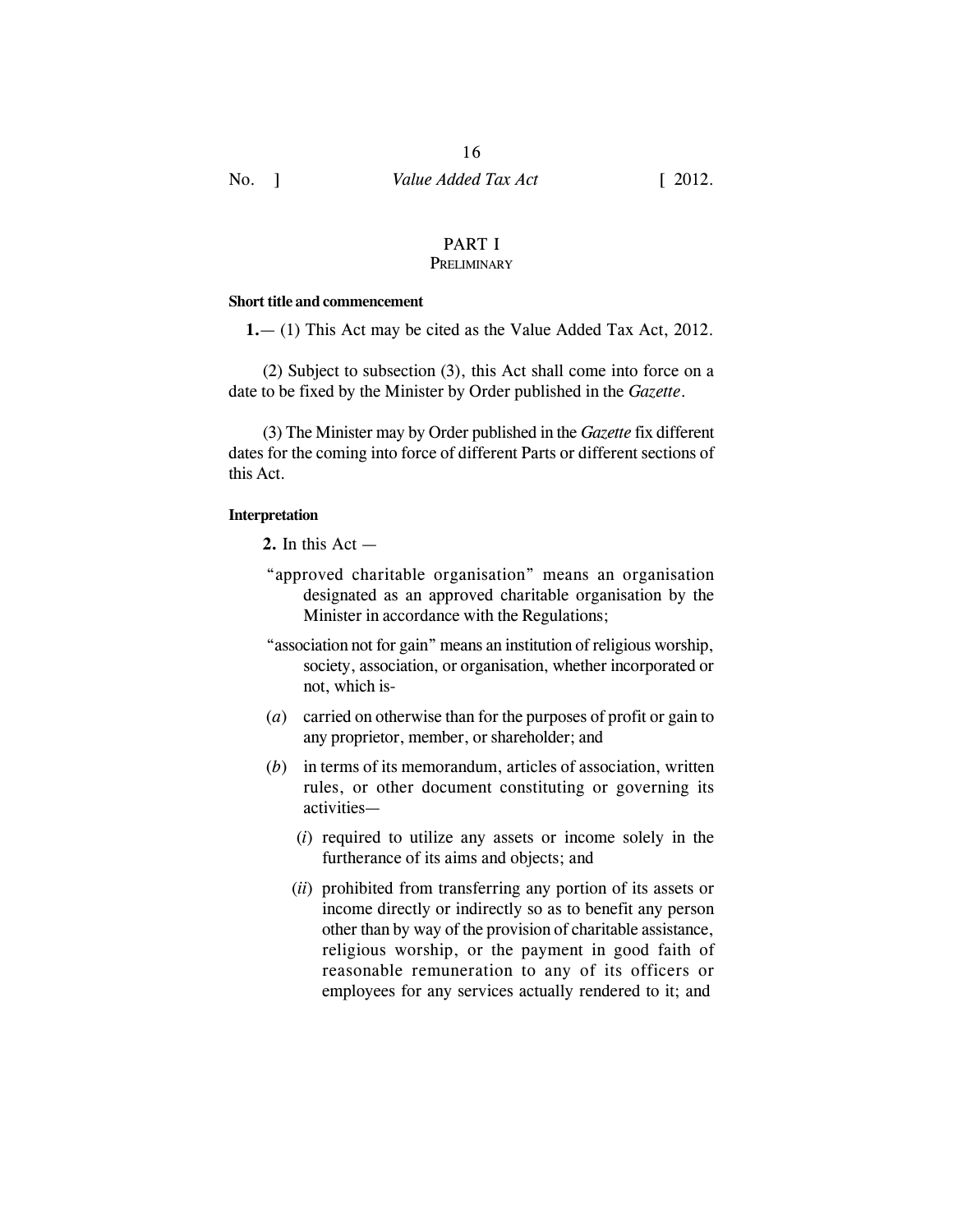## PART I
### PRELIMINARY

**Short title and commencement**

**1.**— (1) This Act may be cited as the Value Added Tax Act, 2012.

(2) Subject to subsection (3), this Act shall come into force on a date to be fixed by the Minister by Order published in the *Gazette*.

(3) The Minister may by Order published in the *Gazette* fix different dates for the coming into force of different Parts or different sections of this Act.

**Interpretation**

**2.** In this Act —

"approved charitable organisation" means an organisation designated as an approved charitable organisation by the Minister in accordance with the Regulations;

"association not for gain" means an institution of religious worship, society, association, or organisation, whether incorporated or not, which is-

(*a*) carried on otherwise than for the purposes of profit or gain to any proprietor, member, or shareholder; and

(*b*) in terms of its memorandum, articles of association, written rules, or other document constituting or governing its activities—

(*i*) required to utilize any assets or income solely in the furtherance of its aims and objects; and

(*ii*) prohibited from transferring any portion of its assets or income directly or indirectly so as to benefit any person other than by way of the provision of charitable assistance, religious worship, or the payment in good faith of reasonable remuneration to any of its officers or employees for any services actually rendered to it; and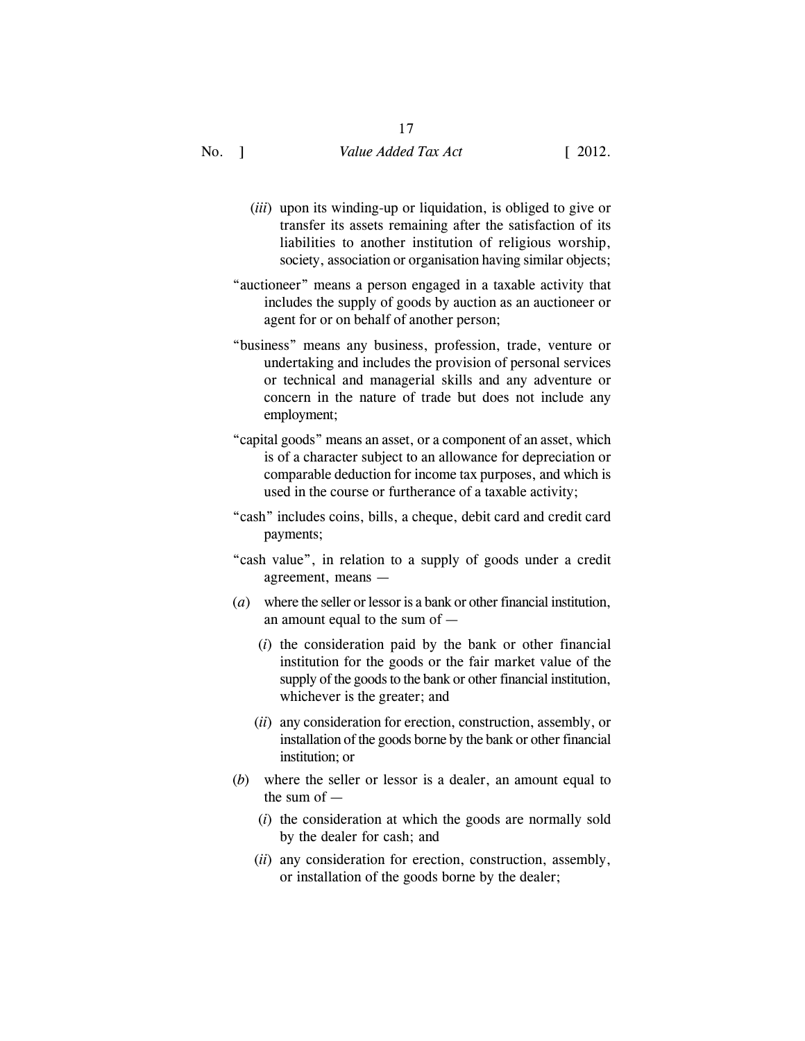(*iii*) upon its winding-up or liquidation, is obliged to give or transfer its assets remaining after the satisfaction of its liabilities to another institution of religious worship, society, association or organisation having similar objects;

"auctioneer" means a person engaged in a taxable activity that includes the supply of goods by auction as an auctioneer or agent for or on behalf of another person;

"business" means any business, profession, trade, venture or undertaking and includes the provision of personal services or technical and managerial skills and any adventure or concern in the nature of trade but does not include any employment;

"capital goods" means an asset, or a component of an asset, which is of a character subject to an allowance for depreciation or comparable deduction for income tax purposes, and which is used in the course or furtherance of a taxable activity;

"cash" includes coins, bills, a cheque, debit card and credit card payments;

"cash value", in relation to a supply of goods under a credit agreement, means —

(*a*) where the seller or lessor is a bank or other financial institution, an amount equal to the sum of —

(*i*) the consideration paid by the bank or other financial institution for the goods or the fair market value of the supply of the goods to the bank or other financial institution, whichever is the greater; and

(*ii*) any consideration for erection, construction, assembly, or installation of the goods borne by the bank or other financial institution; or

(*b*) where the seller or lessor is a dealer, an amount equal to the sum of —

(*i*) the consideration at which the goods are normally sold by the dealer for cash; and

(*ii*) any consideration for erection, construction, assembly, or installation of the goods borne by the dealer;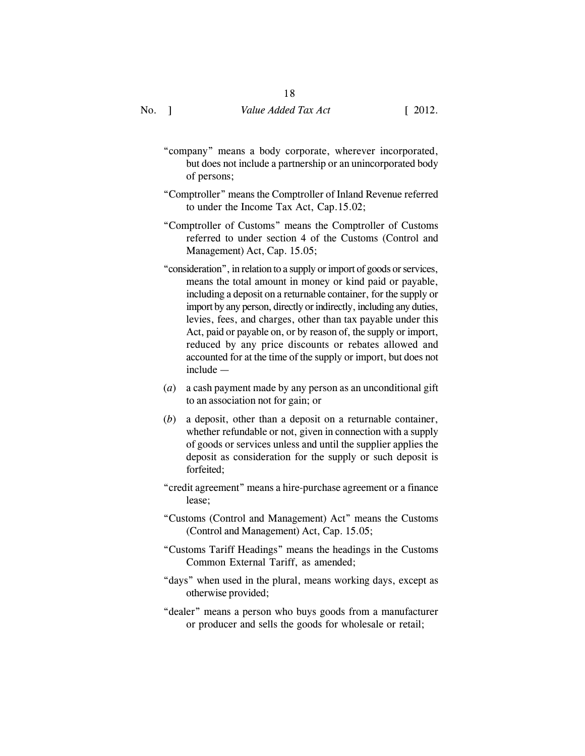"company" means a body corporate, wherever incorporated, but does not include a partnership or an unincorporated body of persons;

"Comptroller" means the Comptroller of Inland Revenue referred to under the Income Tax Act, Cap.15.02;

"Comptroller of Customs" means the Comptroller of Customs referred to under section 4 of the Customs (Control and Management) Act, Cap. 15.05;

"consideration", in relation to a supply or import of goods or services, means the total amount in money or kind paid or payable, including a deposit on a returnable container, for the supply or import by any person, directly or indirectly, including any duties, levies, fees, and charges, other than tax payable under this Act, paid or payable on, or by reason of, the supply or import, reduced by any price discounts or rebates allowed and accounted for at the time of the supply or import, but does not include —

(*a*) a cash payment made by any person as an unconditional gift to an association not for gain; or

(*b*) a deposit, other than a deposit on a returnable container, whether refundable or not, given in connection with a supply of goods or services unless and until the supplier applies the deposit as consideration for the supply or such deposit is forfeited;

"credit agreement" means a hire-purchase agreement or a finance lease;

"Customs (Control and Management) Act" means the Customs (Control and Management) Act, Cap. 15.05;

"Customs Tariff Headings" means the headings in the Customs Common External Tariff, as amended;

"days" when used in the plural, means working days, except as otherwise provided;

"dealer" means a person who buys goods from a manufacturer or producer and sells the goods for wholesale or retail;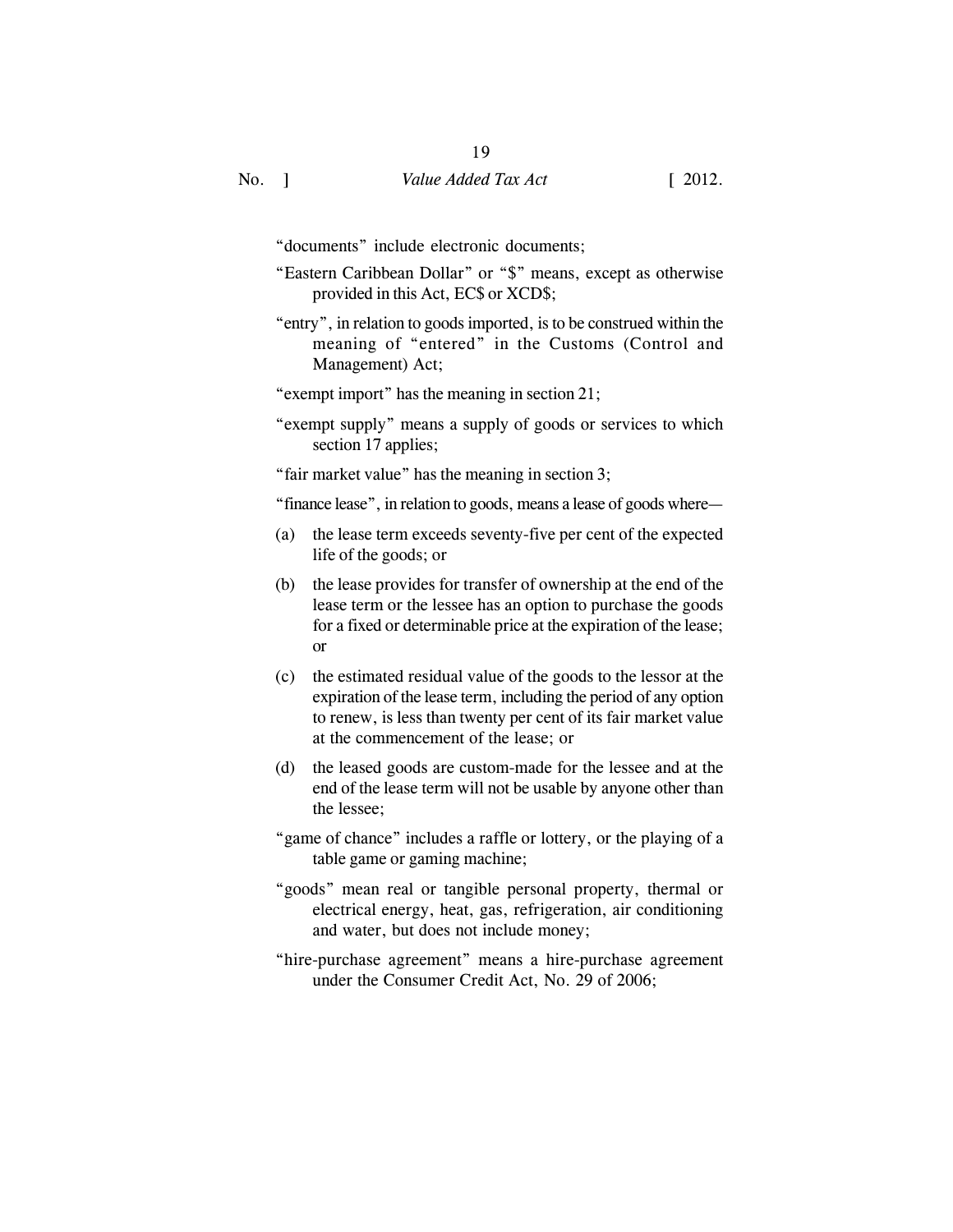"documents" include electronic documents;

"Eastern Caribbean Dollar" or "$" means, except as otherwise provided in this Act, EC$ or XCD$;

"entry", in relation to goods imported, is to be construed within the meaning of "entered" in the Customs (Control and Management) Act;

"exempt import" has the meaning in section 21;

"exempt supply" means a supply of goods or services to which section 17 applies;

"fair market value" has the meaning in section 3;

"finance lease", in relation to goods, means a lease of goods where—

(a) the lease term exceeds seventy-five per cent of the expected life of the goods; or

(b) the lease provides for transfer of ownership at the end of the lease term or the lessee has an option to purchase the goods for a fixed or determinable price at the expiration of the lease; or

(c) the estimated residual value of the goods to the lessor at the expiration of the lease term, including the period of any option to renew, is less than twenty per cent of its fair market value at the commencement of the lease; or

(d) the leased goods are custom-made for the lessee and at the end of the lease term will not be usable by anyone other than the lessee;

"game of chance" includes a raffle or lottery, or the playing of a table game or gaming machine;

"goods" mean real or tangible personal property, thermal or electrical energy, heat, gas, refrigeration, air conditioning and water, but does not include money;

"hire-purchase agreement" means a hire-purchase agreement under the Consumer Credit Act, No. 29 of 2006;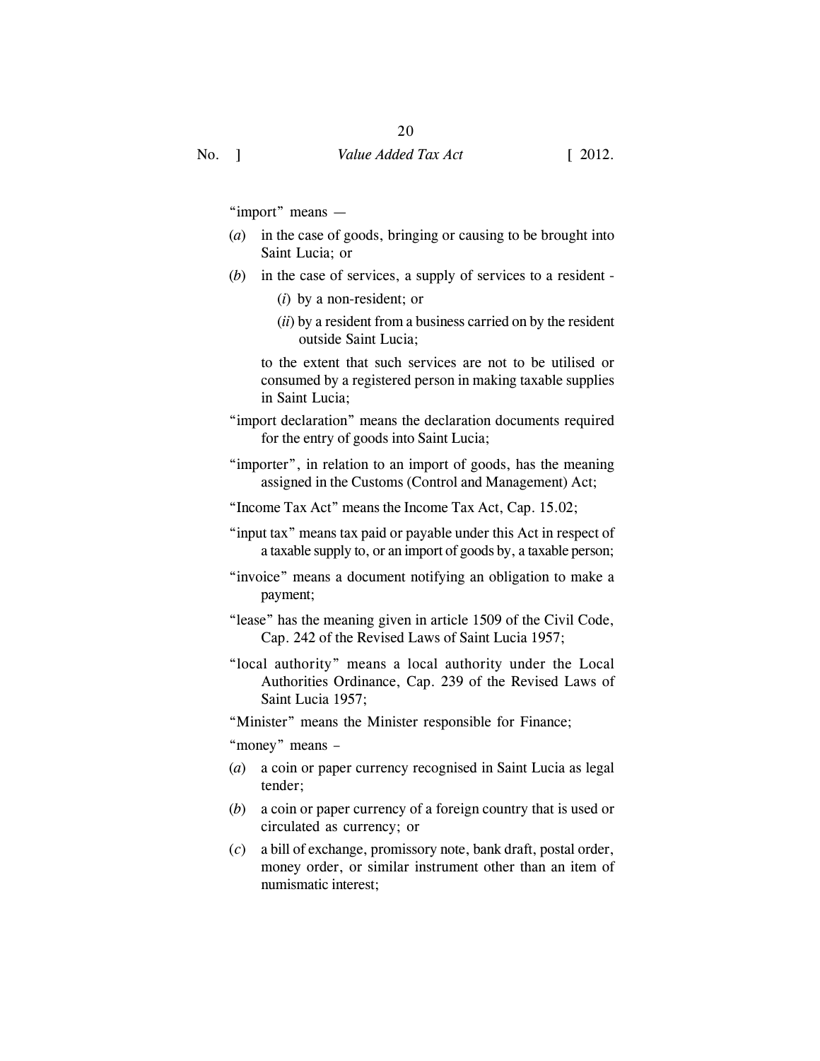"import" means —

(*a*) in the case of goods, bringing or causing to be brought into Saint Lucia; or

(*b*) in the case of services, a supply of services to a resident -

(*i*) by a non-resident; or

(*ii*) by a resident from a business carried on by the resident outside Saint Lucia;

to the extent that such services are not to be utilised or consumed by a registered person in making taxable supplies in Saint Lucia;

"import declaration" means the declaration documents required for the entry of goods into Saint Lucia;

"importer", in relation to an import of goods, has the meaning assigned in the Customs (Control and Management) Act;

"Income Tax Act" means the Income Tax Act, Cap. 15.02;

"input tax" means tax paid or payable under this Act in respect of a taxable supply to, or an import of goods by, a taxable person;

"invoice" means a document notifying an obligation to make a payment;

"lease" has the meaning given in article 1509 of the Civil Code, Cap. 242 of the Revised Laws of Saint Lucia 1957;

"local authority" means a local authority under the Local Authorities Ordinance, Cap. 239 of the Revised Laws of Saint Lucia 1957;

"Minister" means the Minister responsible for Finance;

"money" means –

(*a*) a coin or paper currency recognised in Saint Lucia as legal tender;

(*b*) a coin or paper currency of a foreign country that is used or circulated as currency; or

(*c*) a bill of exchange, promissory note, bank draft, postal order, money order, or similar instrument other than an item of numismatic interest;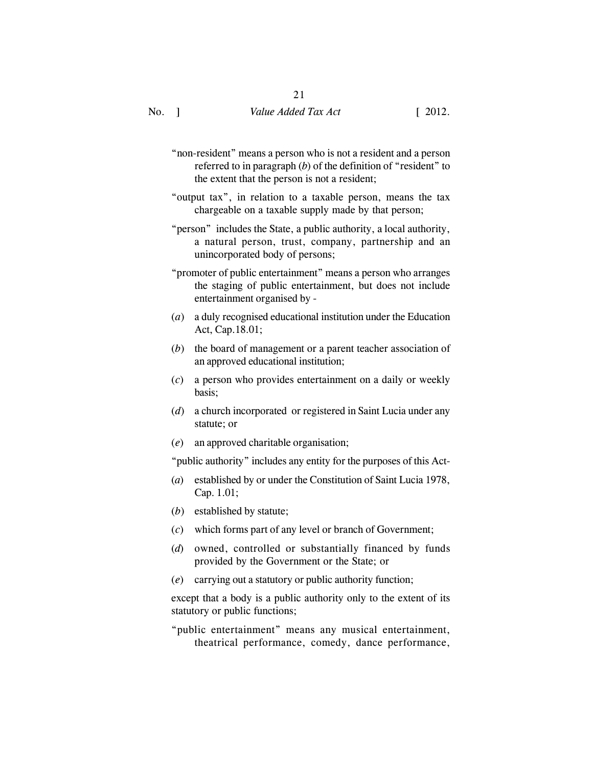"non-resident" means a person who is not a resident and a person referred to in paragraph (*b*) of the definition of "resident" to the extent that the person is not a resident;

"output tax", in relation to a taxable person, means the tax chargeable on a taxable supply made by that person;

"person" includes the State, a public authority, a local authority, a natural person, trust, company, partnership and an unincorporated body of persons;

"promoter of public entertainment" means a person who arranges the staging of public entertainment, but does not include entertainment organised by -

(*a*) a duly recognised educational institution under the Education Act, Cap.18.01;

(*b*) the board of management or a parent teacher association of an approved educational institution;

(*c*) a person who provides entertainment on a daily or weekly basis;

(*d*) a church incorporated or registered in Saint Lucia under any statute; or

(*e*) an approved charitable organisation;

"public authority" includes any entity for the purposes of this Act-

(*a*) established by or under the Constitution of Saint Lucia 1978, Cap. 1.01;

(*b*) established by statute;

(*c*) which forms part of any level or branch of Government;

(*d*) owned, controlled or substantially financed by funds provided by the Government or the State; or

(*e*) carrying out a statutory or public authority function;

except that a body is a public authority only to the extent of its statutory or public functions;

"public entertainment" means any musical entertainment, theatrical performance, comedy, dance performance,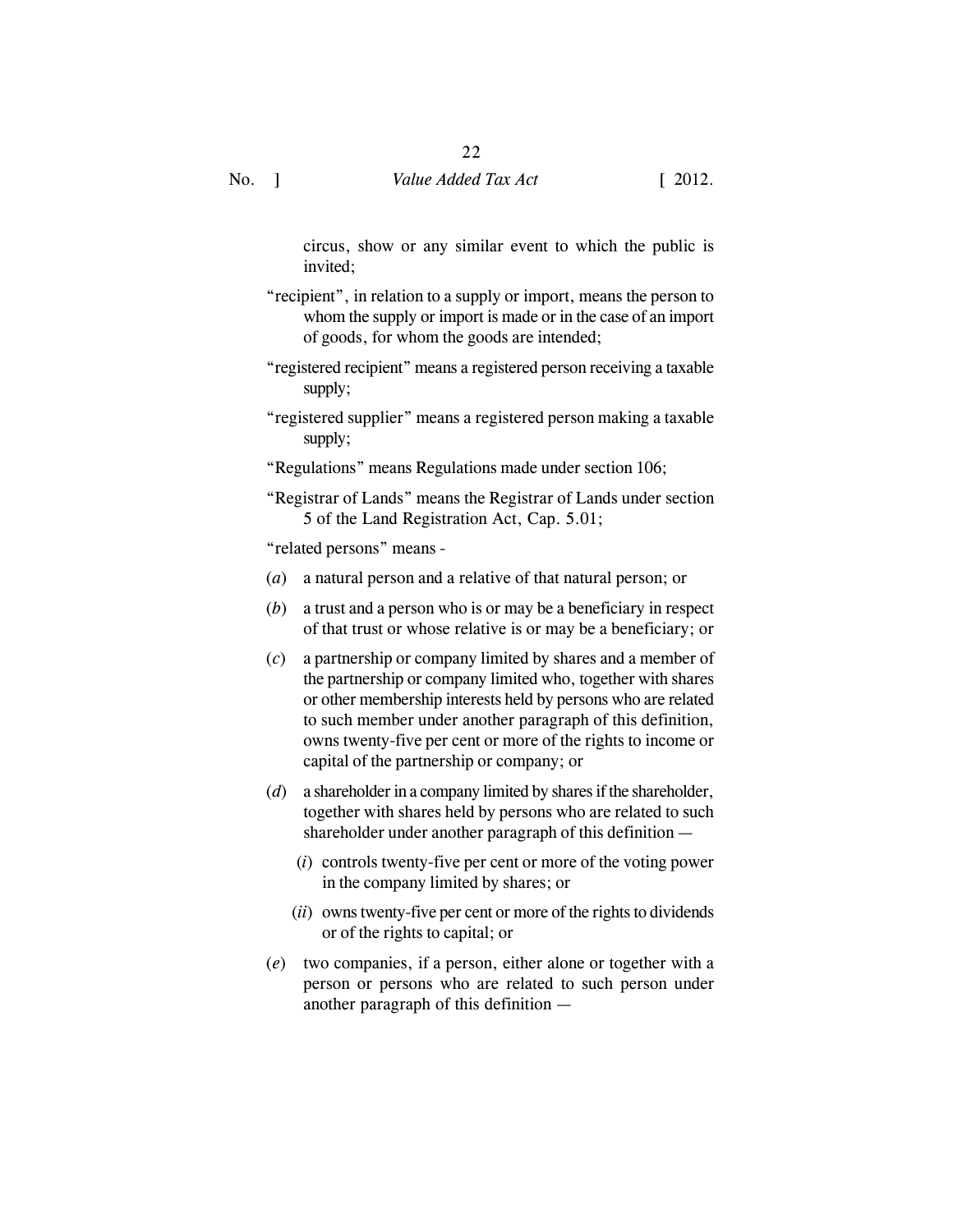circus, show or any similar event to which the public is invited;

"recipient", in relation to a supply or import, means the person to whom the supply or import is made or in the case of an import of goods, for whom the goods are intended;

"registered recipient" means a registered person receiving a taxable supply;

"registered supplier" means a registered person making a taxable supply;

"Regulations" means Regulations made under section 106;

"Registrar of Lands" means the Registrar of Lands under section 5 of the Land Registration Act, Cap. 5.01;

"related persons" means -

(*a*) a natural person and a relative of that natural person; or

(*b*) a trust and a person who is or may be a beneficiary in respect of that trust or whose relative is or may be a beneficiary; or

(*c*) a partnership or company limited by shares and a member of the partnership or company limited who, together with shares or other membership interests held by persons who are related to such member under another paragraph of this definition, owns twenty-five per cent or more of the rights to income or capital of the partnership or company; or

(*d*) a shareholder in a company limited by shares if the shareholder, together with shares held by persons who are related to such shareholder under another paragraph of this definition —

(*i*) controls twenty-five per cent or more of the voting power in the company limited by shares; or

(*ii*) owns twenty-five per cent or more of the rights to dividends or of the rights to capital; or

(*e*) two companies, if a person, either alone or together with a person or persons who are related to such person under another paragraph of this definition —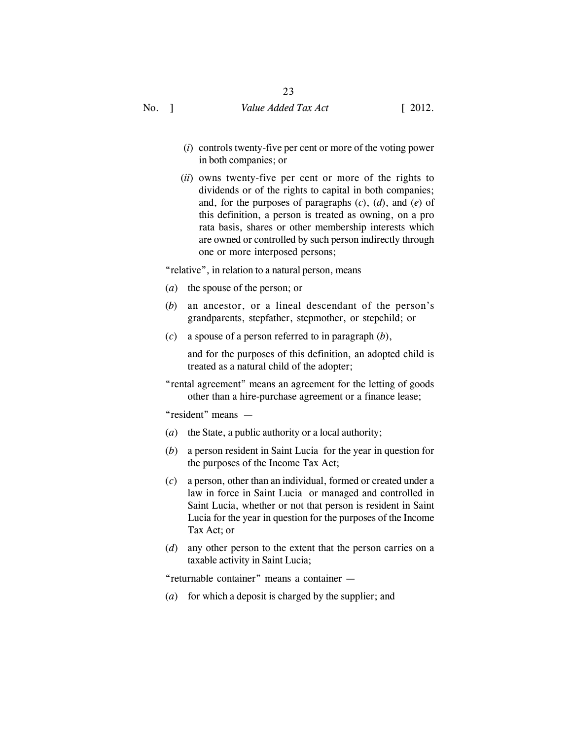(*i*) controls twenty-five per cent or more of the voting power in both companies; or

(*ii*) owns twenty-five per cent or more of the rights to dividends or of the rights to capital in both companies; and, for the purposes of paragraphs (*c*), (*d*), and (*e*) of this definition, a person is treated as owning, on a pro rata basis, shares or other membership interests which are owned or controlled by such person indirectly through one or more interposed persons;

"relative", in relation to a natural person, means

(*a*) the spouse of the person; or

(*b*) an ancestor, or a lineal descendant of the person's grandparents, stepfather, stepmother, or stepchild; or

(*c*) a spouse of a person referred to in paragraph (*b*),

and for the purposes of this definition, an adopted child is treated as a natural child of the adopter;

"rental agreement" means an agreement for the letting of goods other than a hire-purchase agreement or a finance lease;

"resident" means —

(*a*) the State, a public authority or a local authority;

(*b*) a person resident in Saint Lucia for the year in question for the purposes of the Income Tax Act;

(*c*) a person, other than an individual, formed or created under a law in force in Saint Lucia or managed and controlled in Saint Lucia, whether or not that person is resident in Saint Lucia for the year in question for the purposes of the Income Tax Act; or

(*d*) any other person to the extent that the person carries on a taxable activity in Saint Lucia;

"returnable container" means a container —

(*a*) for which a deposit is charged by the supplier; and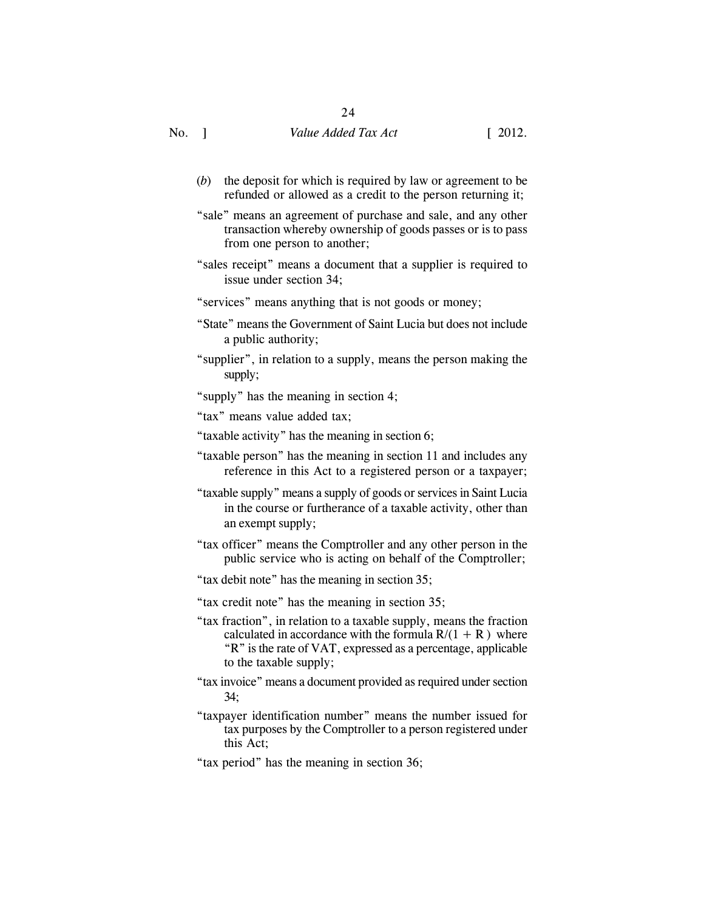(*b*) the deposit for which is required by law or agreement to be refunded or allowed as a credit to the person returning it;

"sale" means an agreement of purchase and sale, and any other transaction whereby ownership of goods passes or is to pass from one person to another;

"sales receipt" means a document that a supplier is required to issue under section 34;

"services" means anything that is not goods or money;

"State" means the Government of Saint Lucia but does not include a public authority;

"supplier", in relation to a supply, means the person making the supply;

"supply" has the meaning in section 4;

"tax" means value added tax;

"taxable activity" has the meaning in section 6;

"taxable person" has the meaning in section 11 and includes any reference in this Act to a registered person or a taxpayer;

"taxable supply" means a supply of goods or services in Saint Lucia in the course or furtherance of a taxable activity, other than an exempt supply;

"tax officer" means the Comptroller and any other person in the public service who is acting on behalf of the Comptroller;

"tax debit note" has the meaning in section 35;

"tax credit note" has the meaning in section 35;

"tax fraction", in relation to a taxable supply, means the fraction calculated in accordance with the formula $R/(1 + R)$ where "R" is the rate of VAT, expressed as a percentage, applicable to the taxable supply;

"tax invoice" means a document provided as required under section 34;

"taxpayer identification number" means the number issued for tax purposes by the Comptroller to a person registered under this Act;

"tax period" has the meaning in section 36;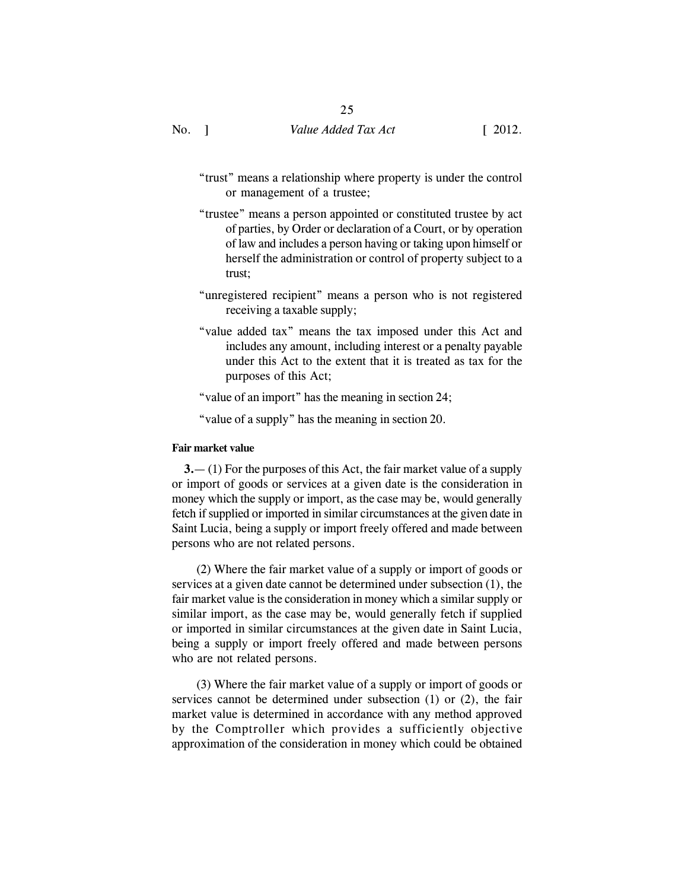"trust" means a relationship where property is under the control or management of a trustee;

"trustee" means a person appointed or constituted trustee by act of parties, by Order or declaration of a Court, or by operation of law and includes a person having or taking upon himself or herself the administration or control of property subject to a trust;

"unregistered recipient" means a person who is not registered receiving a taxable supply;

"value added tax" means the tax imposed under this Act and includes any amount, including interest or a penalty payable under this Act to the extent that it is treated as tax for the purposes of this Act;

"value of an import" has the meaning in section 24;

"value of a supply" has the meaning in section 20.

**Fair market value**

**3.**— (1) For the purposes of this Act, the fair market value of a supply or import of goods or services at a given date is the consideration in money which the supply or import, as the case may be, would generally fetch if supplied or imported in similar circumstances at the given date in Saint Lucia, being a supply or import freely offered and made between persons who are not related persons.

(2) Where the fair market value of a supply or import of goods or services at a given date cannot be determined under subsection (1), the fair market value is the consideration in money which a similar supply or similar import, as the case may be, would generally fetch if supplied or imported in similar circumstances at the given date in Saint Lucia, being a supply or import freely offered and made between persons who are not related persons.

(3) Where the fair market value of a supply or import of goods or services cannot be determined under subsection (1) or (2), the fair market value is determined in accordance with any method approved by the Comptroller which provides a sufficiently objective approximation of the consideration in money which could be obtained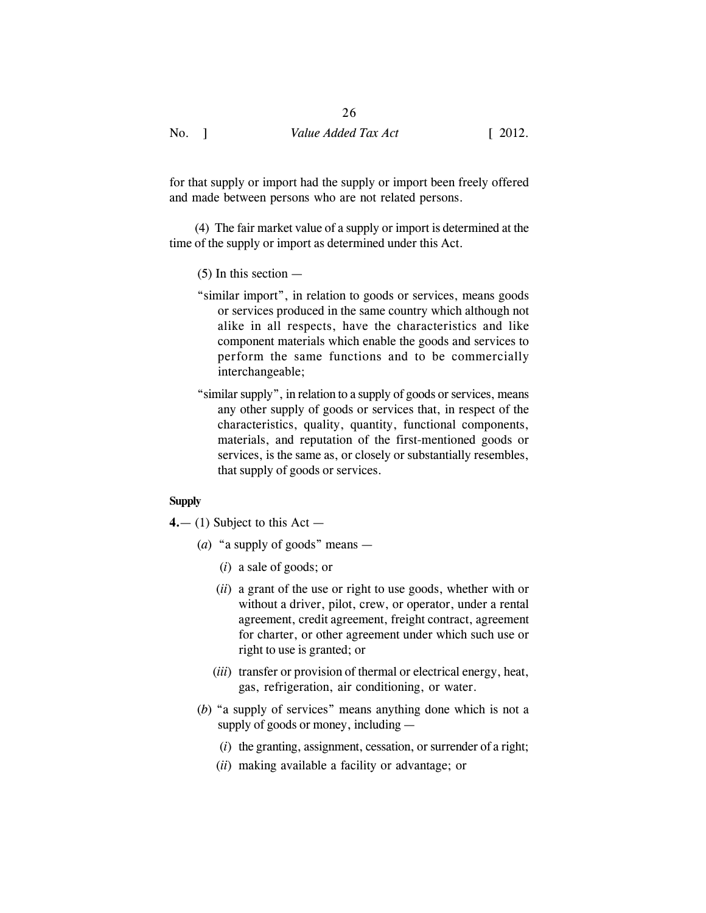for that supply or import had the supply or import been freely offered and made between persons who are not related persons.

(4) The fair market value of a supply or import is determined at the time of the supply or import as determined under this Act.

(5) In this section —

"similar import", in relation to goods or services, means goods or services produced in the same country which although not alike in all respects, have the characteristics and like component materials which enable the goods and services to perform the same functions and to be commercially interchangeable;

"similar supply", in relation to a supply of goods or services, means any other supply of goods or services that, in respect of the characteristics, quality, quantity, functional components, materials, and reputation of the first-mentioned goods or services, is the same as, or closely or substantially resembles, that supply of goods or services.

**Supply**

**4.**— (1) Subject to this Act —

(*a*) "a supply of goods" means —

(*i*) a sale of goods; or

(*ii*) a grant of the use or right to use goods, whether with or without a driver, pilot, crew, or operator, under a rental agreement, credit agreement, freight contract, agreement for charter, or other agreement under which such use or right to use is granted; or

(*iii*) transfer or provision of thermal or electrical energy, heat, gas, refrigeration, air conditioning, or water.

(*b*) "a supply of services" means anything done which is not a supply of goods or money, including —

(*i*) the granting, assignment, cessation, or surrender of a right;

(*ii*) making available a facility or advantage; or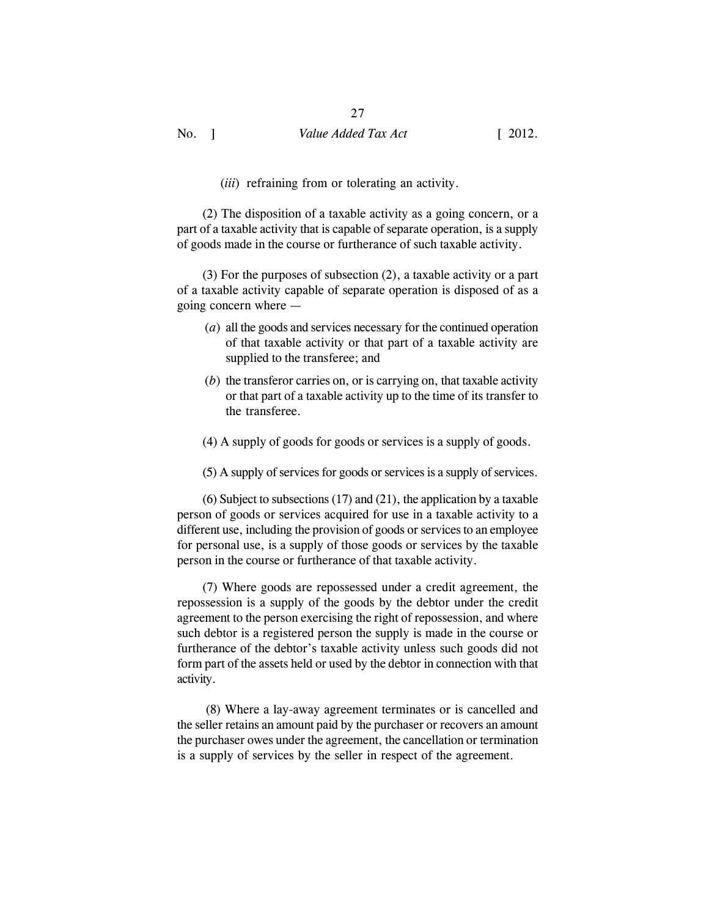(*iii*) refraining from or tolerating an activity.

(2) The disposition of a taxable activity as a going concern, or a part of a taxable activity that is capable of separate operation, is a supply of goods made in the course or furtherance of such taxable activity.

(3) For the purposes of subsection (2), a taxable activity or a part of a taxable activity capable of separate operation is disposed of as a going concern where —

(*a*) all the goods and services necessary for the continued operation of that taxable activity or that part of a taxable activity are supplied to the transferee; and

(*b*) the transferor carries on, or is carrying on, that taxable activity or that part of a taxable activity up to the time of its transfer to the transferee.

(4) A supply of goods for goods or services is a supply of goods.

(5) A supply of services for goods or services is a supply of services.

(6) Subject to subsections (17) and (21), the application by a taxable person of goods or services acquired for use in a taxable activity to a different use, including the provision of goods or services to an employee for personal use, is a supply of those goods or services by the taxable person in the course or furtherance of that taxable activity.

(7) Where goods are repossessed under a credit agreement, the repossession is a supply of the goods by the debtor under the credit agreement to the person exercising the right of repossession, and where such debtor is a registered person the supply is made in the course or furtherance of the debtor's taxable activity unless such goods did not form part of the assets held or used by the debtor in connection with that activity.

(8) Where a lay-away agreement terminates or is cancelled and the seller retains an amount paid by the purchaser or recovers an amount the purchaser owes under the agreement, the cancellation or termination is a supply of services by the seller in respect of the agreement.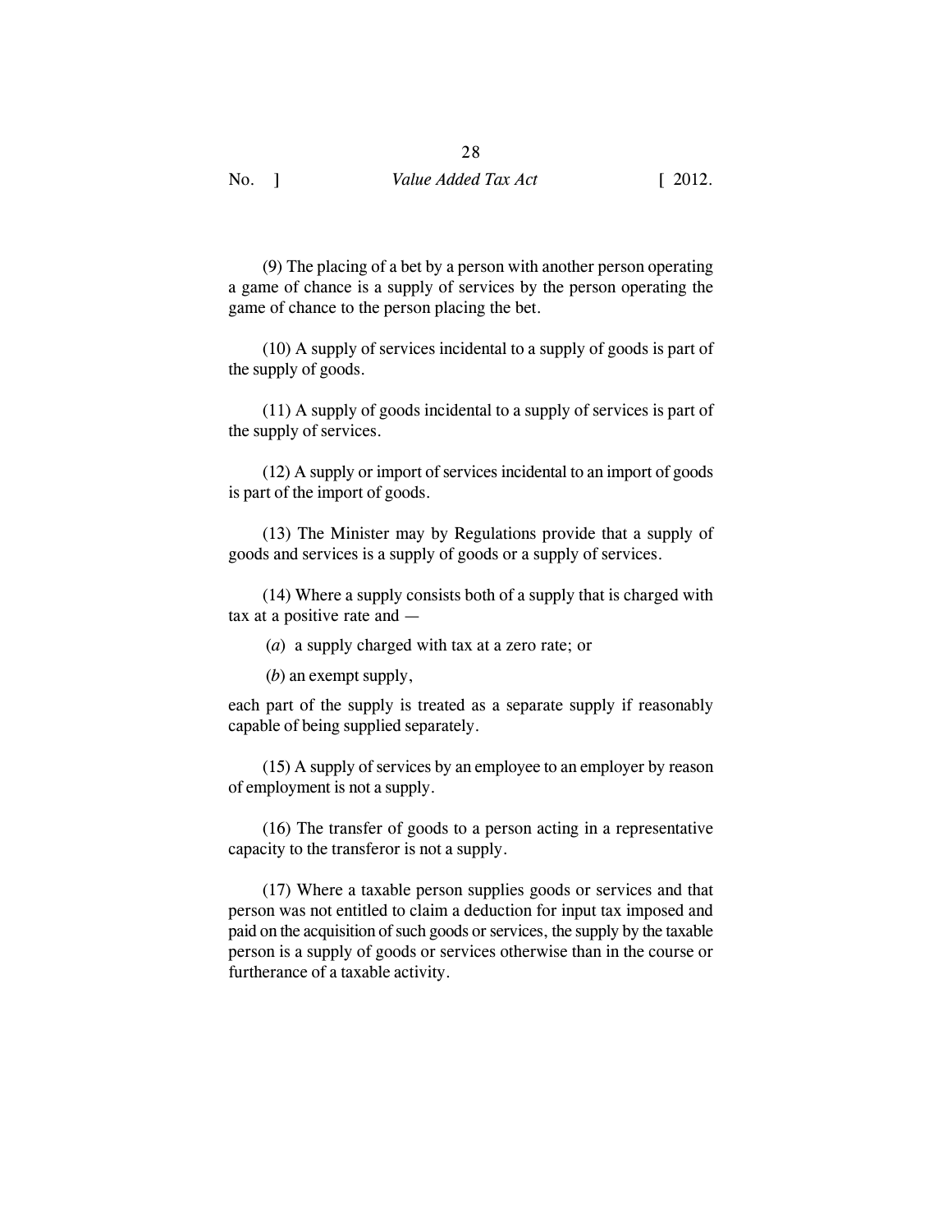(9) The placing of a bet by a person with another person operating a game of chance is a supply of services by the person operating the game of chance to the person placing the bet.

(10) A supply of services incidental to a supply of goods is part of the supply of goods.

(11) A supply of goods incidental to a supply of services is part of the supply of services.

(12) A supply or import of services incidental to an import of goods is part of the import of goods.

(13) The Minister may by Regulations provide that a supply of goods and services is a supply of goods or a supply of services.

(14) Where a supply consists both of a supply that is charged with tax at a positive rate and —

(*a*) a supply charged with tax at a zero rate; or

(*b*) an exempt supply,

each part of the supply is treated as a separate supply if reasonably capable of being supplied separately.

(15) A supply of services by an employee to an employer by reason of employment is not a supply.

(16) The transfer of goods to a person acting in a representative capacity to the transferor is not a supply.

(17) Where a taxable person supplies goods or services and that person was not entitled to claim a deduction for input tax imposed and paid on the acquisition of such goods or services, the supply by the taxable person is a supply of goods or services otherwise than in the course or furtherance of a taxable activity.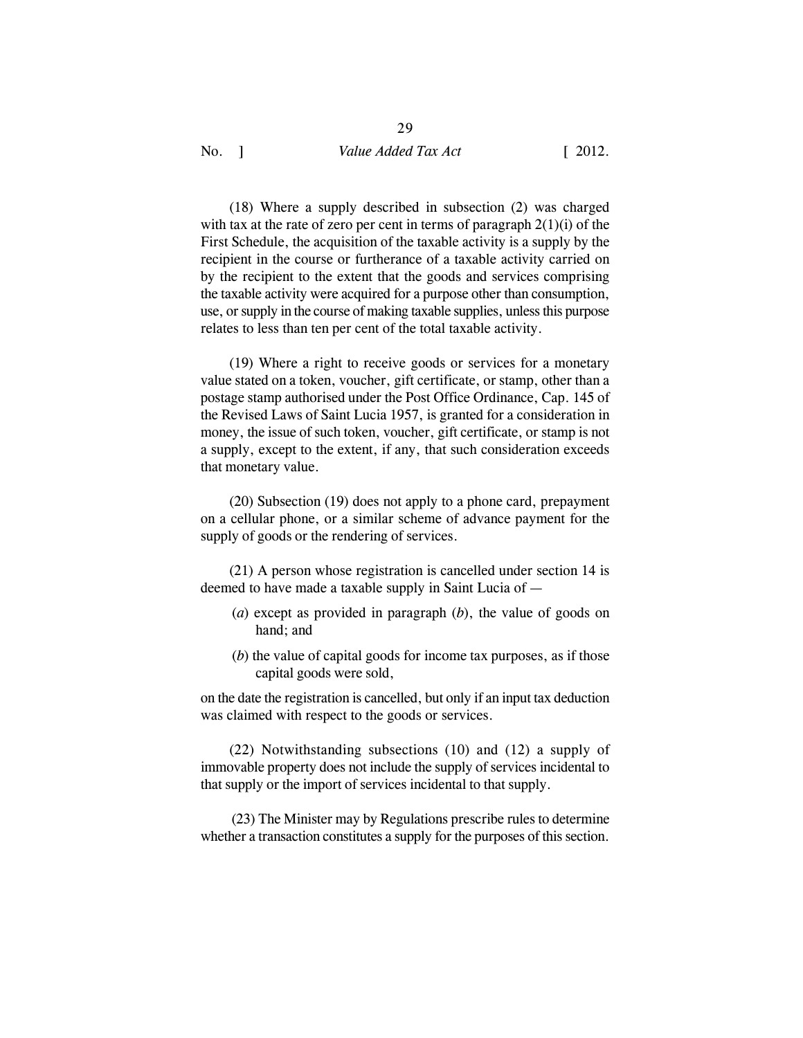(18) Where a supply described in subsection (2) was charged with tax at the rate of zero per cent in terms of paragraph 2(1)(i) of the First Schedule, the acquisition of the taxable activity is a supply by the recipient in the course or furtherance of a taxable activity carried on by the recipient to the extent that the goods and services comprising the taxable activity were acquired for a purpose other than consumption, use, or supply in the course of making taxable supplies, unless this purpose relates to less than ten per cent of the total taxable activity.

(19) Where a right to receive goods or services for a monetary value stated on a token, voucher, gift certificate, or stamp, other than a postage stamp authorised under the Post Office Ordinance, Cap. 145 of the Revised Laws of Saint Lucia 1957, is granted for a consideration in money, the issue of such token, voucher, gift certificate, or stamp is not a supply, except to the extent, if any, that such consideration exceeds that monetary value.

(20) Subsection (19) does not apply to a phone card, prepayment on a cellular phone, or a similar scheme of advance payment for the supply of goods or the rendering of services.

(21) A person whose registration is cancelled under section 14 is deemed to have made a taxable supply in Saint Lucia of —

(*a*) except as provided in paragraph (*b*), the value of goods on hand; and

(*b*) the value of capital goods for income tax purposes, as if those capital goods were sold,

on the date the registration is cancelled, but only if an input tax deduction was claimed with respect to the goods or services.

(22) Notwithstanding subsections (10) and (12) a supply of immovable property does not include the supply of services incidental to that supply or the import of services incidental to that supply.

(23) The Minister may by Regulations prescribe rules to determine whether a transaction constitutes a supply for the purposes of this section.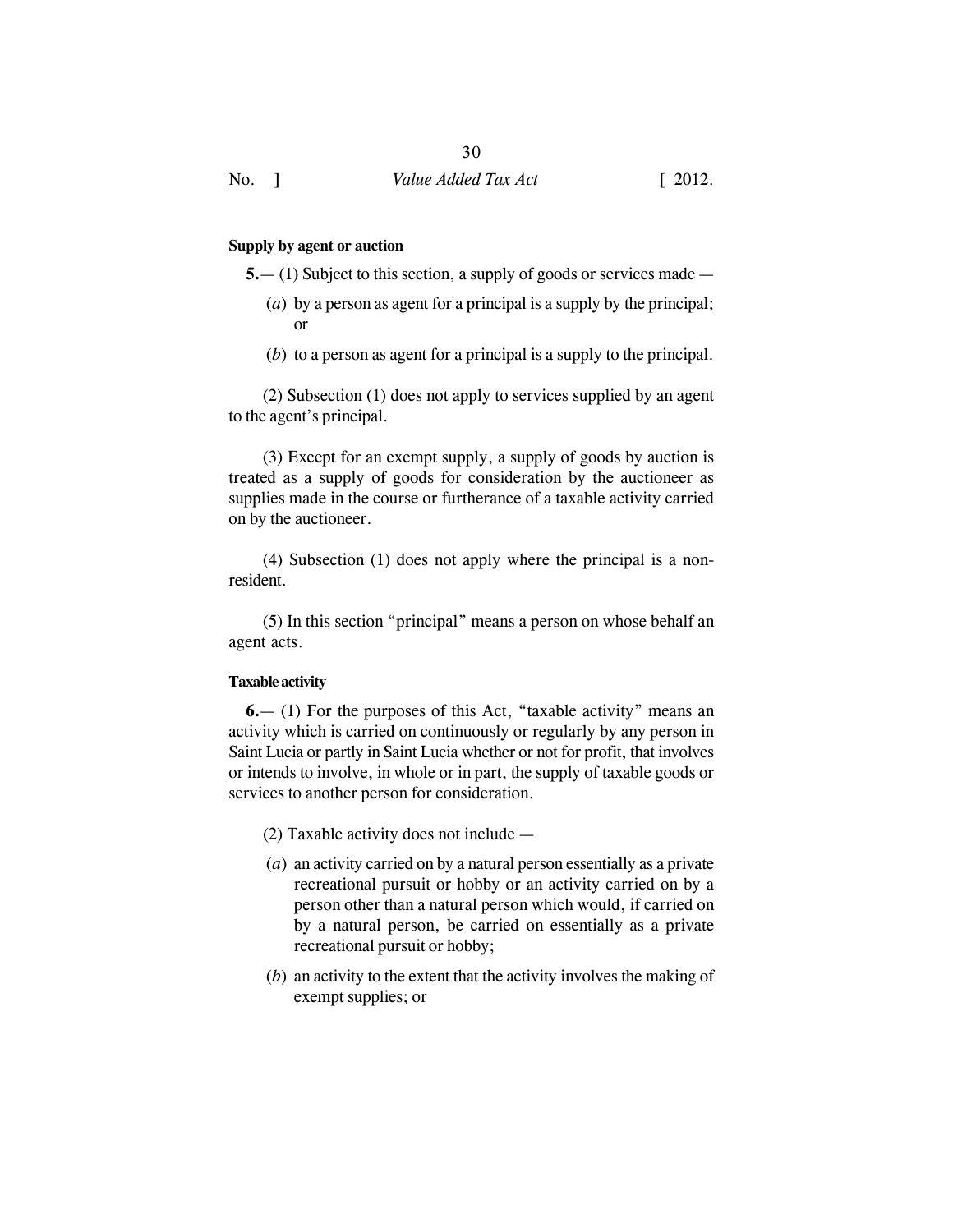**Supply by agent or auction**

**5.**— (1) Subject to this section, a supply of goods or services made —

(*a*) by a person as agent for a principal is a supply by the principal; or

(*b*) to a person as agent for a principal is a supply to the principal.

(2) Subsection (1) does not apply to services supplied by an agent to the agent's principal.

(3) Except for an exempt supply, a supply of goods by auction is treated as a supply of goods for consideration by the auctioneer as supplies made in the course or furtherance of a taxable activity carried on by the auctioneer.

(4) Subsection (1) does not apply where the principal is a non-resident.

(5) In this section "principal" means a person on whose behalf an agent acts.

**Taxable activity**

**6.**— (1) For the purposes of this Act, "taxable activity" means an activity which is carried on continuously or regularly by any person in Saint Lucia or partly in Saint Lucia whether or not for profit, that involves or intends to involve, in whole or in part, the supply of taxable goods or services to another person for consideration.

(2) Taxable activity does not include —

(*a*) an activity carried on by a natural person essentially as a private recreational pursuit or hobby or an activity carried on by a person other than a natural person which would, if carried on by a natural person, be carried on essentially as a private recreational pursuit or hobby;

(*b*) an activity to the extent that the activity involves the making of exempt supplies; or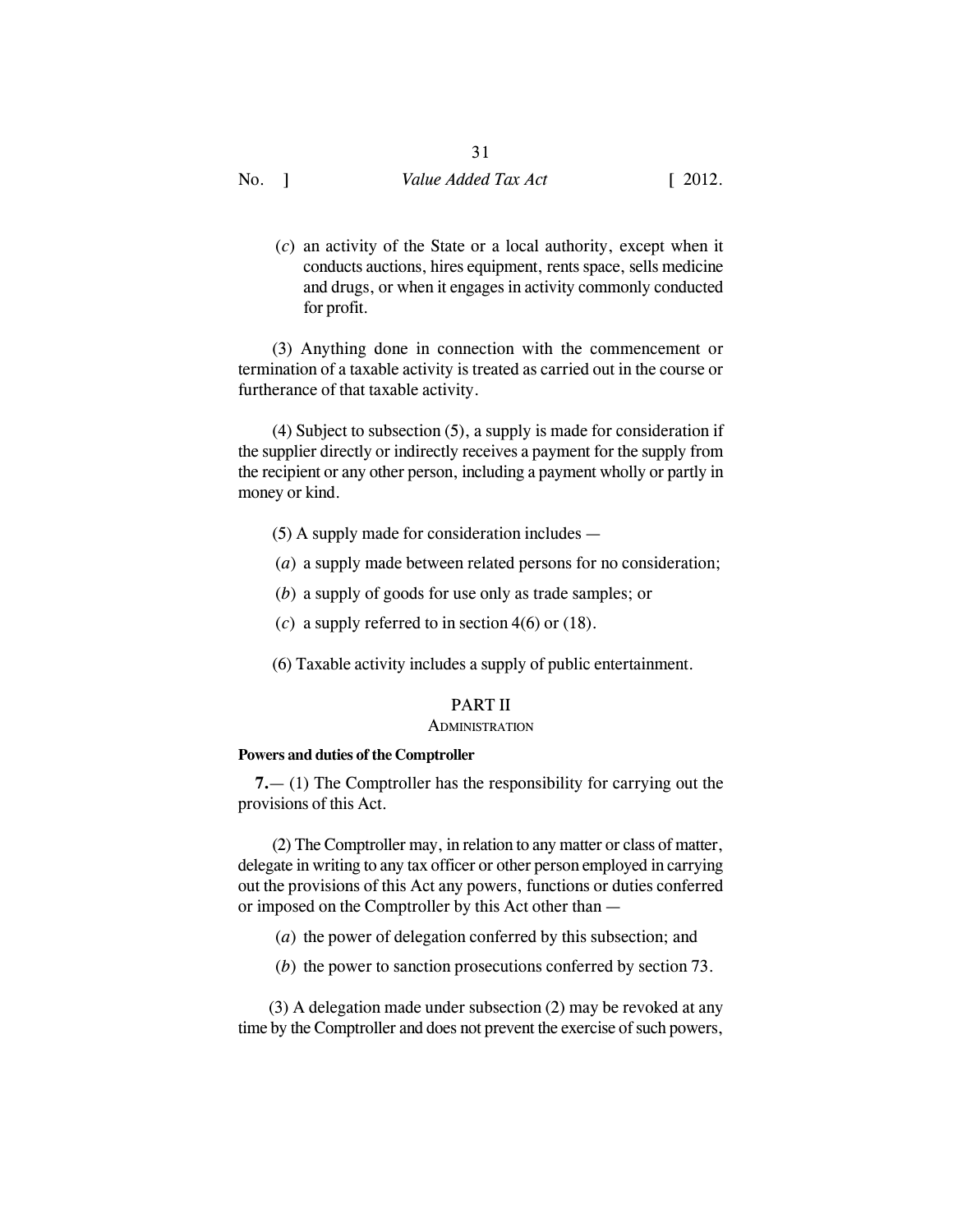(*c*) an activity of the State or a local authority, except when it conducts auctions, hires equipment, rents space, sells medicine and drugs, or when it engages in activity commonly conducted for profit.

(3) Anything done in connection with the commencement or termination of a taxable activity is treated as carried out in the course or furtherance of that taxable activity.

(4) Subject to subsection (5), a supply is made for consideration if the supplier directly or indirectly receives a payment for the supply from the recipient or any other person, including a payment wholly or partly in money or kind.

(5) A supply made for consideration includes —

(*a*) a supply made between related persons for no consideration;

(*b*) a supply of goods for use only as trade samples; or

(*c*) a supply referred to in section 4(6) or (18).

(6) Taxable activity includes a supply of public entertainment.

## PART II
### ADMINISTRATION

**Powers and duties of the Comptroller**

**7.**— (1) The Comptroller has the responsibility for carrying out the provisions of this Act.

(2) The Comptroller may, in relation to any matter or class of matter, delegate in writing to any tax officer or other person employed in carrying out the provisions of this Act any powers, functions or duties conferred or imposed on the Comptroller by this Act other than —

(*a*) the power of delegation conferred by this subsection; and

(*b*) the power to sanction prosecutions conferred by section 73.

(3) A delegation made under subsection (2) may be revoked at any time by the Comptroller and does not prevent the exercise of such powers,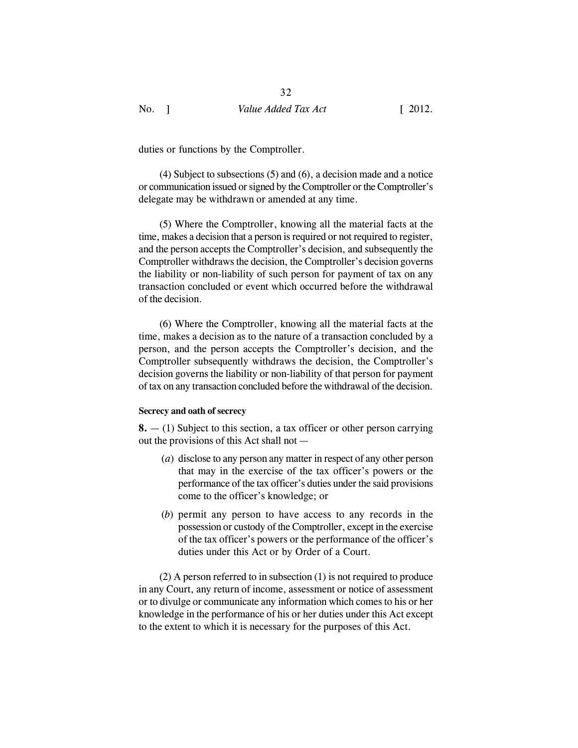duties or functions by the Comptroller.

(4) Subject to subsections (5) and (6), a decision made and a notice or communication issued or signed by the Comptroller or the Comptroller's delegate may be withdrawn or amended at any time.

(5) Where the Comptroller, knowing all the material facts at the time, makes a decision that a person is required or not required to register, and the person accepts the Comptroller's decision, and subsequently the Comptroller withdraws the decision, the Comptroller's decision governs the liability or non-liability of such person for payment of tax on any transaction concluded or event which occurred before the withdrawal of the decision.

(6) Where the Comptroller, knowing all the material facts at the time, makes a decision as to the nature of a transaction concluded by a person, and the person accepts the Comptroller's decision, and the Comptroller subsequently withdraws the decision, the Comptroller's decision governs the liability or non-liability of that person for payment of tax on any transaction concluded before the withdrawal of the decision.

**Secrecy and oath of secrecy**

**8.** — (1) Subject to this section, a tax officer or other person carrying out the provisions of this Act shall not —

(*a*) disclose to any person any matter in respect of any other person that may in the exercise of the tax officer's powers or the performance of the tax officer's duties under the said provisions come to the officer's knowledge; or

(*b*) permit any person to have access to any records in the possession or custody of the Comptroller, except in the exercise of the tax officer's powers or the performance of the officer's duties under this Act or by Order of a Court.

(2) A person referred to in subsection (1) is not required to produce in any Court, any return of income, assessment or notice of assessment or to divulge or communicate any information which comes to his or her knowledge in the performance of his or her duties under this Act except to the extent to which it is necessary for the purposes of this Act.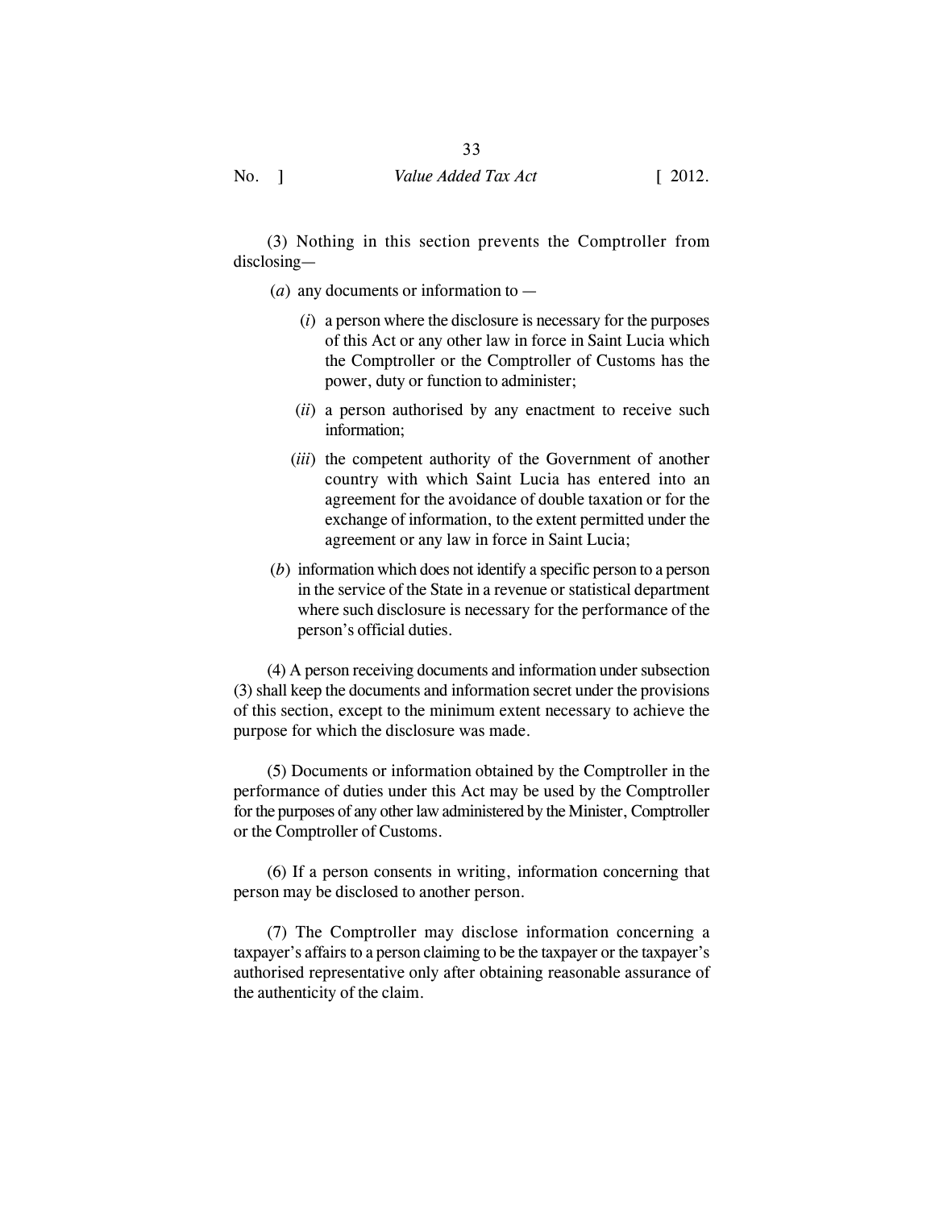(3) Nothing in this section prevents the Comptroller from disclosing—

(*a*) any documents or information to —

(*i*) a person where the disclosure is necessary for the purposes of this Act or any other law in force in Saint Lucia which the Comptroller or the Comptroller of Customs has the power, duty or function to administer;

(*ii*) a person authorised by any enactment to receive such information;

(*iii*) the competent authority of the Government of another country with which Saint Lucia has entered into an agreement for the avoidance of double taxation or for the exchange of information, to the extent permitted under the agreement or any law in force in Saint Lucia;

(*b*) information which does not identify a specific person to a person in the service of the State in a revenue or statistical department where such disclosure is necessary for the performance of the person's official duties.

(4) A person receiving documents and information under subsection (3) shall keep the documents and information secret under the provisions of this section, except to the minimum extent necessary to achieve the purpose for which the disclosure was made.

(5) Documents or information obtained by the Comptroller in the performance of duties under this Act may be used by the Comptroller for the purposes of any other law administered by the Minister, Comptroller or the Comptroller of Customs.

(6) If a person consents in writing, information concerning that person may be disclosed to another person.

(7) The Comptroller may disclose information concerning a taxpayer's affairs to a person claiming to be the taxpayer or the taxpayer's authorised representative only after obtaining reasonable assurance of the authenticity of the claim.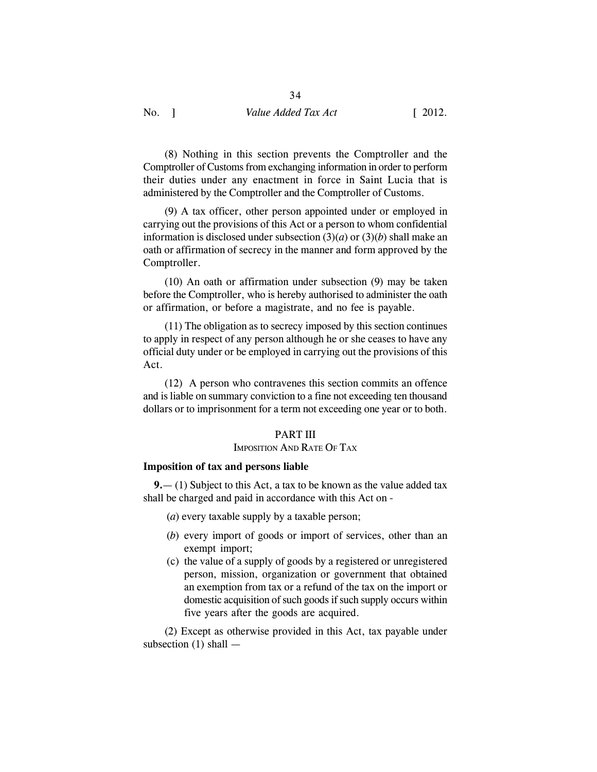(8) Nothing in this section prevents the Comptroller and the Comptroller of Customs from exchanging information in order to perform their duties under any enactment in force in Saint Lucia that is administered by the Comptroller and the Comptroller of Customs.

(9) A tax officer, other person appointed under or employed in carrying out the provisions of this Act or a person to whom confidential information is disclosed under subsection (3)(*a*) or (3)(*b*) shall make an oath or affirmation of secrecy in the manner and form approved by the Comptroller.

(10) An oath or affirmation under subsection (9) may be taken before the Comptroller, who is hereby authorised to administer the oath or affirmation, or before a magistrate, and no fee is payable.

(11) The obligation as to secrecy imposed by this section continues to apply in respect of any person although he or she ceases to have any official duty under or be employed in carrying out the provisions of this Act.

(12) A person who contravenes this section commits an offence and is liable on summary conviction to a fine not exceeding ten thousand dollars or to imprisonment for a term not exceeding one year or to both.

## PART III
### Imposition And Rate Of Tax

**Imposition of tax and persons liable**

**9.**— (1) Subject to this Act, a tax to be known as the value added tax shall be charged and paid in accordance with this Act on -

(*a*) every taxable supply by a taxable person;

(*b*) every import of goods or import of services, other than an exempt import;

(c) the value of a supply of goods by a registered or unregistered person, mission, organization or government that obtained an exemption from tax or a refund of the tax on the import or domestic acquisition of such goods if such supply occurs within five years after the goods are acquired.

(2) Except as otherwise provided in this Act, tax payable under subsection (1) shall —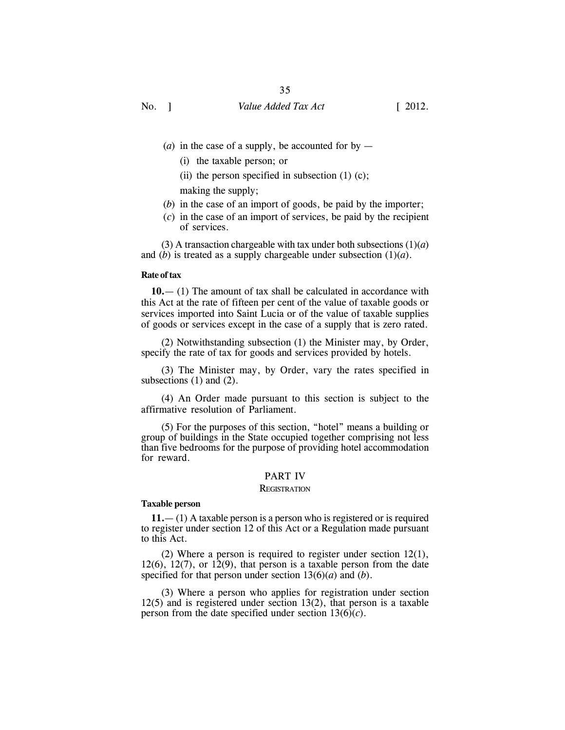(*a*) in the case of a supply, be accounted for by —

(i) the taxable person; or

(ii) the person specified in subsection (1) (c);

making the supply;

(*b*) in the case of an import of goods, be paid by the importer;

(*c*) in the case of an import of services, be paid by the recipient of services.

(3) A transaction chargeable with tax under both subsections (1)(*a*) and (*b*) is treated as a supply chargeable under subsection (1)(*a*).

**Rate of tax**

**10.**— (1) The amount of tax shall be calculated in accordance with this Act at the rate of fifteen per cent of the value of taxable goods or services imported into Saint Lucia or of the value of taxable supplies of goods or services except in the case of a supply that is zero rated.

(2) Notwithstanding subsection (1) the Minister may, by Order, specify the rate of tax for goods and services provided by hotels.

(3) The Minister may, by Order, vary the rates specified in subsections (1) and (2).

(4) An Order made pursuant to this section is subject to the affirmative resolution of Parliament.

(5) For the purposes of this section, "hotel" means a building or group of buildings in the State occupied together comprising not less than five bedrooms for the purpose of providing hotel accommodation for reward.

## PART IV

### REGISTRATION

**Taxable person**

**11.**— (1) A taxable person is a person who is registered or is required to register under section 12 of this Act or a Regulation made pursuant to this Act.

(2) Where a person is required to register under section 12(1), 12(6), 12(7), or 12(9), that person is a taxable person from the date specified for that person under section 13(6)(*a*) and (*b*).

(3) Where a person who applies for registration under section 12(5) and is registered under section 13(2), that person is a taxable person from the date specified under section 13(6)(*c*).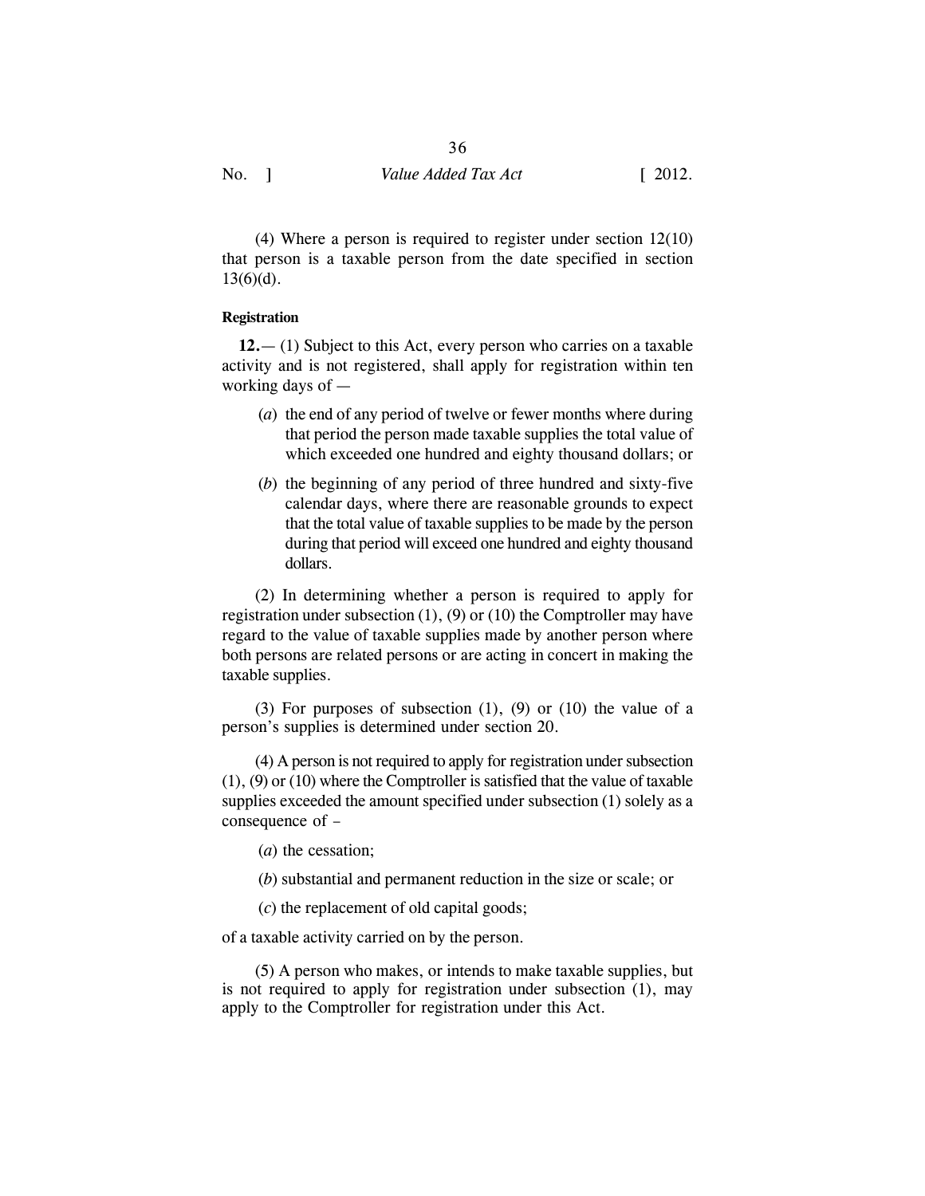(4) Where a person is required to register under section 12(10) that person is a taxable person from the date specified in section 13(6)(d).

**Registration**

**12.**— (1) Subject to this Act, every person who carries on a taxable activity and is not registered, shall apply for registration within ten working days of —

(*a*) the end of any period of twelve or fewer months where during that period the person made taxable supplies the total value of which exceeded one hundred and eighty thousand dollars; or

(*b*) the beginning of any period of three hundred and sixty-five calendar days, where there are reasonable grounds to expect that the total value of taxable supplies to be made by the person during that period will exceed one hundred and eighty thousand dollars.

(2) In determining whether a person is required to apply for registration under subsection (1), (9) or (10) the Comptroller may have regard to the value of taxable supplies made by another person where both persons are related persons or are acting in concert in making the taxable supplies.

(3) For purposes of subsection (1), (9) or (10) the value of a person's supplies is determined under section 20.

(4) A person is not required to apply for registration under subsection (1), (9) or (10) where the Comptroller is satisfied that the value of taxable supplies exceeded the amount specified under subsection (1) solely as a consequence of –

(*a*) the cessation;

(*b*) substantial and permanent reduction in the size or scale; or

(*c*) the replacement of old capital goods;

of a taxable activity carried on by the person.

(5) A person who makes, or intends to make taxable supplies, but is not required to apply for registration under subsection (1), may apply to the Comptroller for registration under this Act.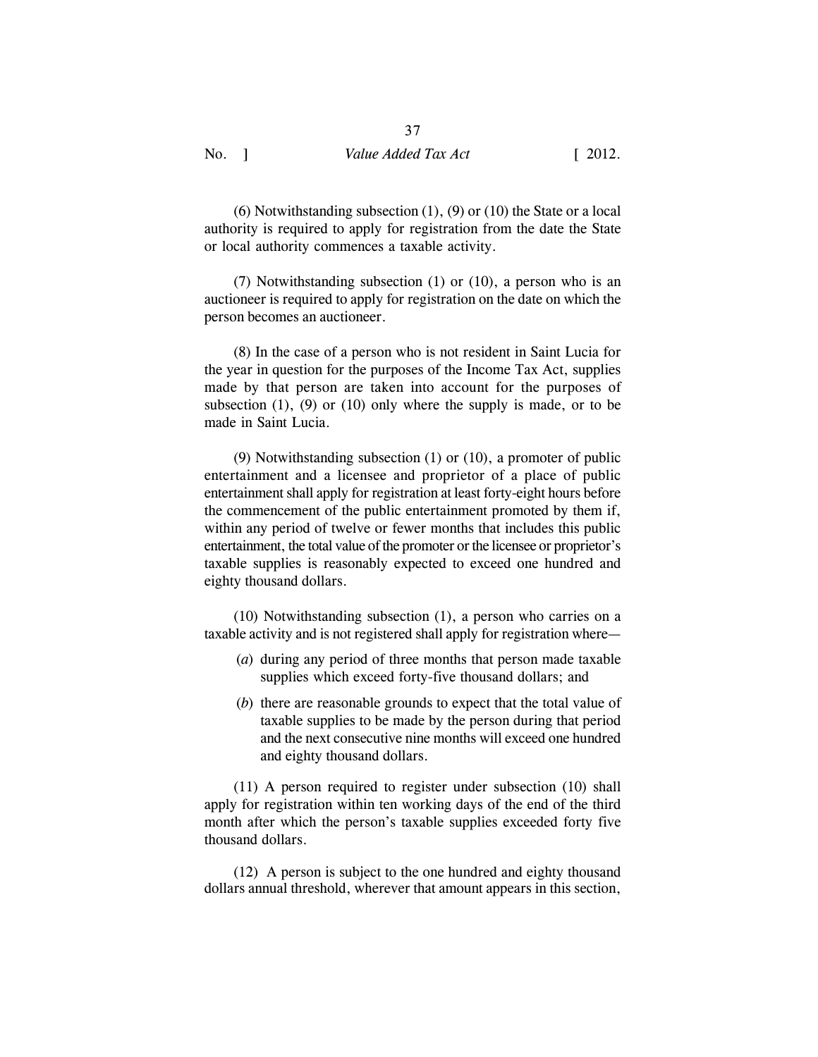(6) Notwithstanding subsection (1), (9) or (10) the State or a local authority is required to apply for registration from the date the State or local authority commences a taxable activity.

(7) Notwithstanding subsection (1) or (10), a person who is an auctioneer is required to apply for registration on the date on which the person becomes an auctioneer.

(8) In the case of a person who is not resident in Saint Lucia for the year in question for the purposes of the Income Tax Act, supplies made by that person are taken into account for the purposes of subsection (1), (9) or (10) only where the supply is made, or to be made in Saint Lucia.

(9) Notwithstanding subsection (1) or (10), a promoter of public entertainment and a licensee and proprietor of a place of public entertainment shall apply for registration at least forty-eight hours before the commencement of the public entertainment promoted by them if, within any period of twelve or fewer months that includes this public entertainment, the total value of the promoter or the licensee or proprietor's taxable supplies is reasonably expected to exceed one hundred and eighty thousand dollars.

(10) Notwithstanding subsection (1), a person who carries on a taxable activity and is not registered shall apply for registration where—

(*a*) during any period of three months that person made taxable supplies which exceed forty-five thousand dollars; and

(*b*) there are reasonable grounds to expect that the total value of taxable supplies to be made by the person during that period and the next consecutive nine months will exceed one hundred and eighty thousand dollars.

(11) A person required to register under subsection (10) shall apply for registration within ten working days of the end of the third month after which the person's taxable supplies exceeded forty five thousand dollars.

(12) A person is subject to the one hundred and eighty thousand dollars annual threshold, wherever that amount appears in this section,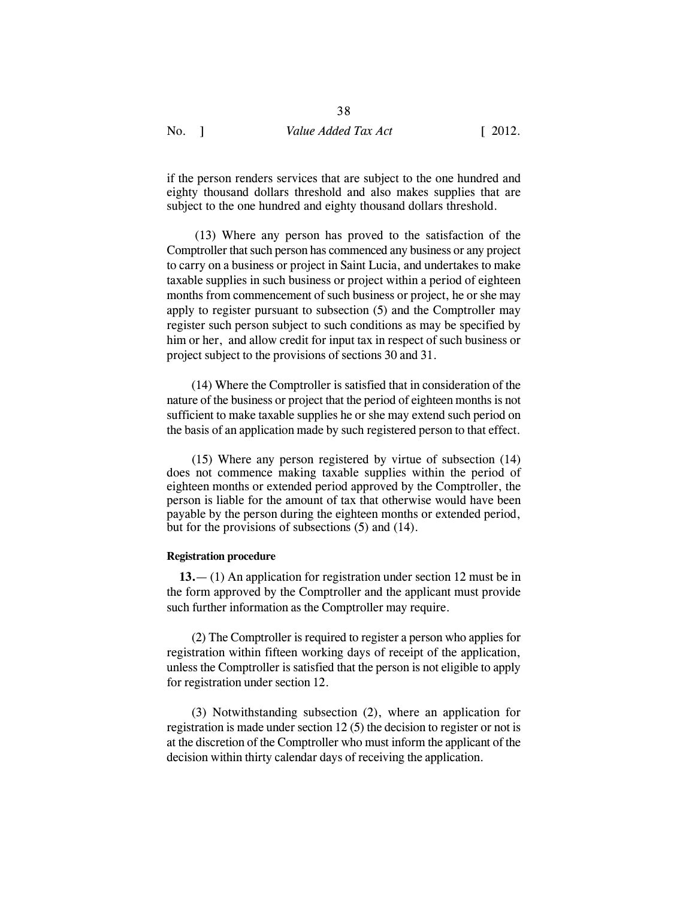if the person renders services that are subject to the one hundred and eighty thousand dollars threshold and also makes supplies that are subject to the one hundred and eighty thousand dollars threshold.

(13) Where any person has proved to the satisfaction of the Comptroller that such person has commenced any business or any project to carry on a business or project in Saint Lucia, and undertakes to make taxable supplies in such business or project within a period of eighteen months from commencement of such business or project, he or she may apply to register pursuant to subsection (5) and the Comptroller may register such person subject to such conditions as may be specified by him or her, and allow credit for input tax in respect of such business or project subject to the provisions of sections 30 and 31.

(14) Where the Comptroller is satisfied that in consideration of the nature of the business or project that the period of eighteen months is not sufficient to make taxable supplies he or she may extend such period on the basis of an application made by such registered person to that effect.

(15) Where any person registered by virtue of subsection (14) does not commence making taxable supplies within the period of eighteen months or extended period approved by the Comptroller, the person is liable for the amount of tax that otherwise would have been payable by the person during the eighteen months or extended period, but for the provisions of subsections (5) and (14).

**Registration procedure**

**13.**— (1) An application for registration under section 12 must be in the form approved by the Comptroller and the applicant must provide such further information as the Comptroller may require.

(2) The Comptroller is required to register a person who applies for registration within fifteen working days of receipt of the application, unless the Comptroller is satisfied that the person is not eligible to apply for registration under section 12.

(3) Notwithstanding subsection (2), where an application for registration is made under section 12 (5) the decision to register or not is at the discretion of the Comptroller who must inform the applicant of the decision within thirty calendar days of receiving the application.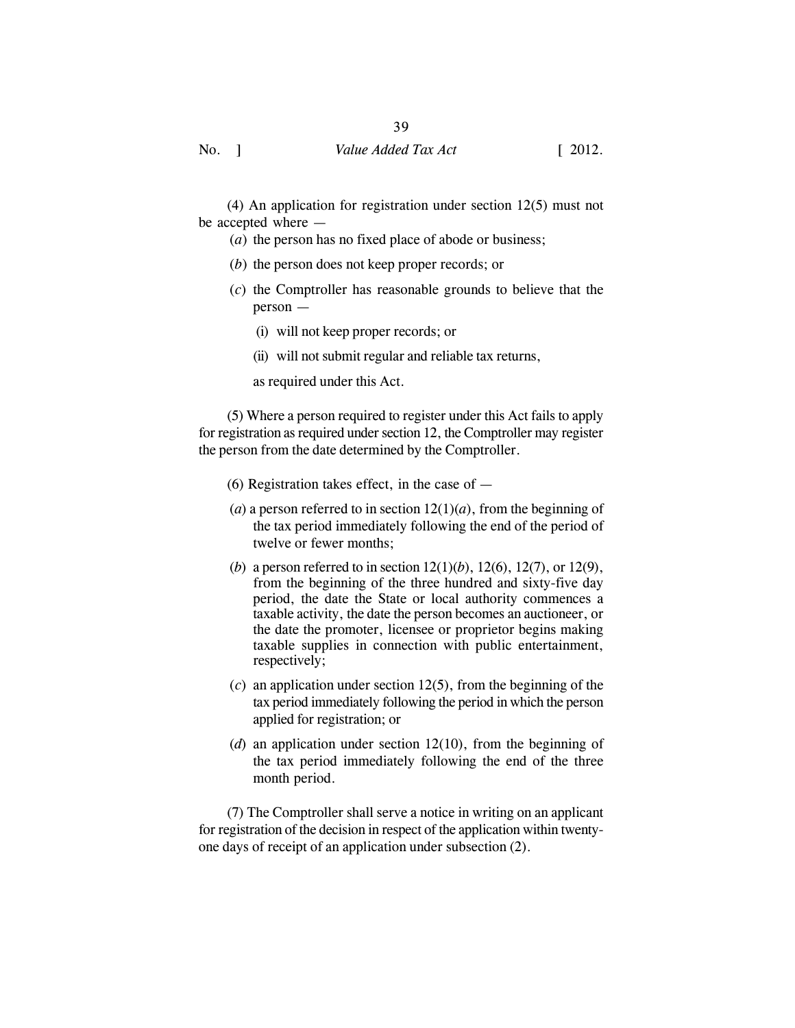(4) An application for registration under section 12(5) must not be accepted where —

(*a*) the person has no fixed place of abode or business;

(*b*) the person does not keep proper records; or

(*c*) the Comptroller has reasonable grounds to believe that the person —

(i) will not keep proper records; or

(ii) will not submit regular and reliable tax returns,

as required under this Act.

(5) Where a person required to register under this Act fails to apply for registration as required under section 12, the Comptroller may register the person from the date determined by the Comptroller.

(6) Registration takes effect, in the case of —

(*a*) a person referred to in section 12(1)(*a*), from the beginning of the tax period immediately following the end of the period of twelve or fewer months;

(*b*) a person referred to in section 12(1)(*b*), 12(6), 12(7), or 12(9), from the beginning of the three hundred and sixty-five day period, the date the State or local authority commences a taxable activity, the date the person becomes an auctioneer, or the date the promoter, licensee or proprietor begins making taxable supplies in connection with public entertainment, respectively;

(*c*) an application under section 12(5), from the beginning of the tax period immediately following the period in which the person applied for registration; or

(*d*) an application under section 12(10), from the beginning of the tax period immediately following the end of the three month period.

(7) The Comptroller shall serve a notice in writing on an applicant for registration of the decision in respect of the application within twenty-one days of receipt of an application under subsection (2).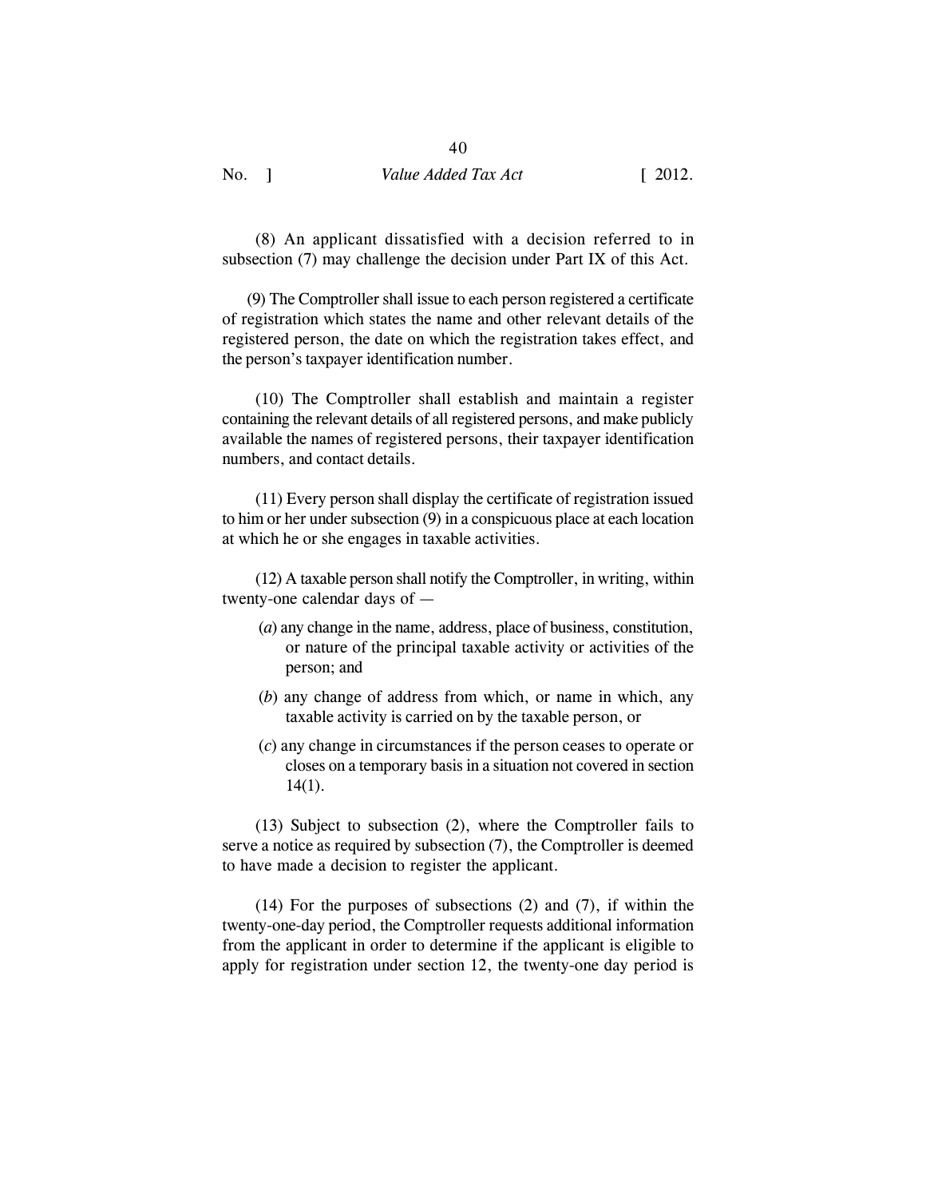(8) An applicant dissatisfied with a decision referred to in subsection (7) may challenge the decision under Part IX of this Act.

(9) The Comptroller shall issue to each person registered a certificate of registration which states the name and other relevant details of the registered person, the date on which the registration takes effect, and the person's taxpayer identification number.

(10) The Comptroller shall establish and maintain a register containing the relevant details of all registered persons, and make publicly available the names of registered persons, their taxpayer identification numbers, and contact details.

(11) Every person shall display the certificate of registration issued to him or her under subsection (9) in a conspicuous place at each location at which he or she engages in taxable activities.

(12) A taxable person shall notify the Comptroller, in writing, within twenty-one calendar days of —

(*a*) any change in the name, address, place of business, constitution, or nature of the principal taxable activity or activities of the person; and

(*b*) any change of address from which, or name in which, any taxable activity is carried on by the taxable person, or

(*c*) any change in circumstances if the person ceases to operate or closes on a temporary basis in a situation not covered in section 14(1).

(13) Subject to subsection (2), where the Comptroller fails to serve a notice as required by subsection (7), the Comptroller is deemed to have made a decision to register the applicant.

(14) For the purposes of subsections (2) and (7), if within the twenty-one-day period, the Comptroller requests additional information from the applicant in order to determine if the applicant is eligible to apply for registration under section 12, the twenty-one day period is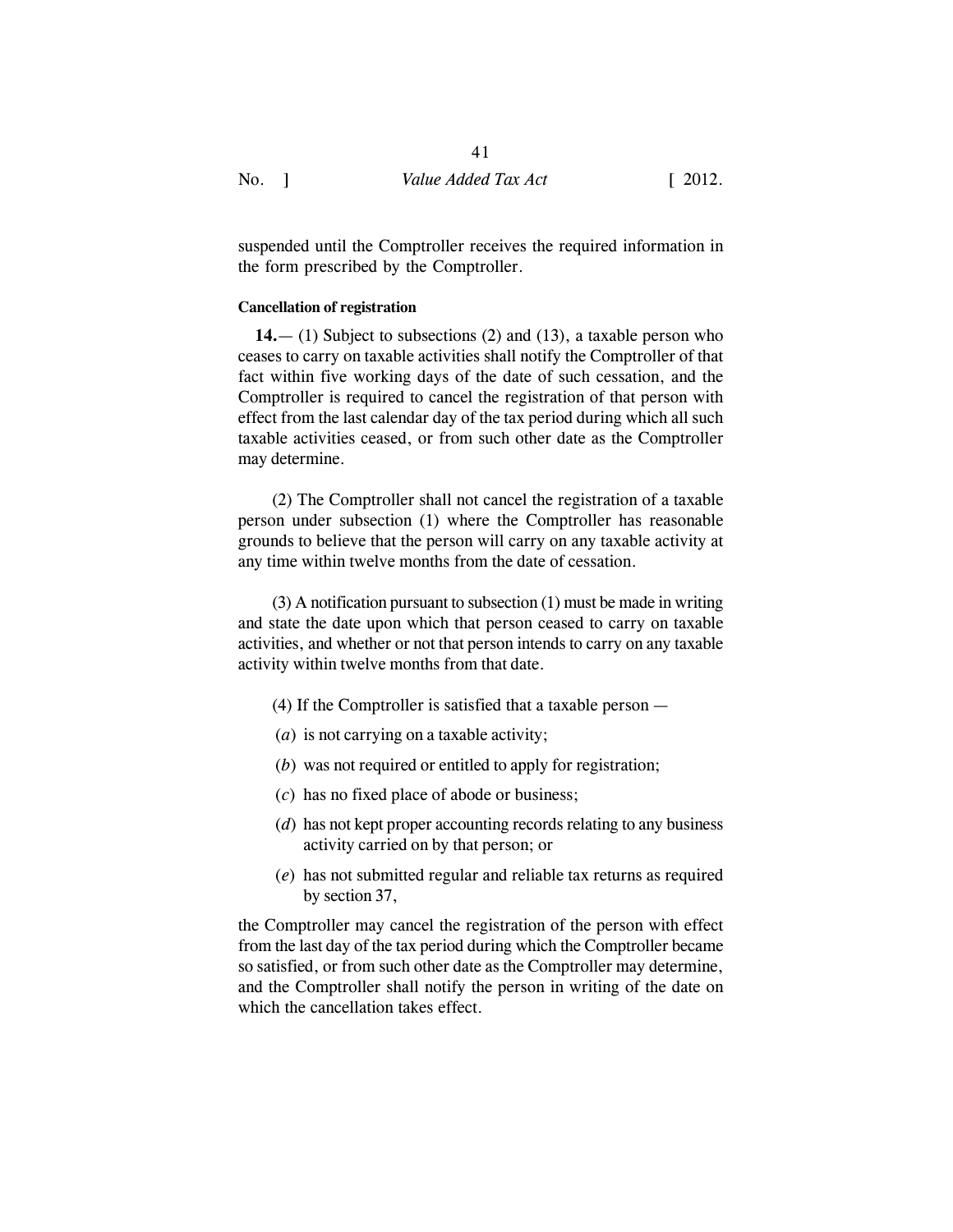suspended until the Comptroller receives the required information in the form prescribed by the Comptroller.

**Cancellation of registration**

**14.**— (1) Subject to subsections (2) and (13), a taxable person who ceases to carry on taxable activities shall notify the Comptroller of that fact within five working days of the date of such cessation, and the Comptroller is required to cancel the registration of that person with effect from the last calendar day of the tax period during which all such taxable activities ceased, or from such other date as the Comptroller may determine.

(2) The Comptroller shall not cancel the registration of a taxable person under subsection (1) where the Comptroller has reasonable grounds to believe that the person will carry on any taxable activity at any time within twelve months from the date of cessation.

(3) A notification pursuant to subsection (1) must be made in writing and state the date upon which that person ceased to carry on taxable activities, and whether or not that person intends to carry on any taxable activity within twelve months from that date.

(4) If the Comptroller is satisfied that a taxable person —

(*a*) is not carrying on a taxable activity;

(*b*) was not required or entitled to apply for registration;

(*c*) has no fixed place of abode or business;

(*d*) has not kept proper accounting records relating to any business activity carried on by that person; or

(*e*) has not submitted regular and reliable tax returns as required by section 37,

the Comptroller may cancel the registration of the person with effect from the last day of the tax period during which the Comptroller became so satisfied, or from such other date as the Comptroller may determine, and the Comptroller shall notify the person in writing of the date on which the cancellation takes effect.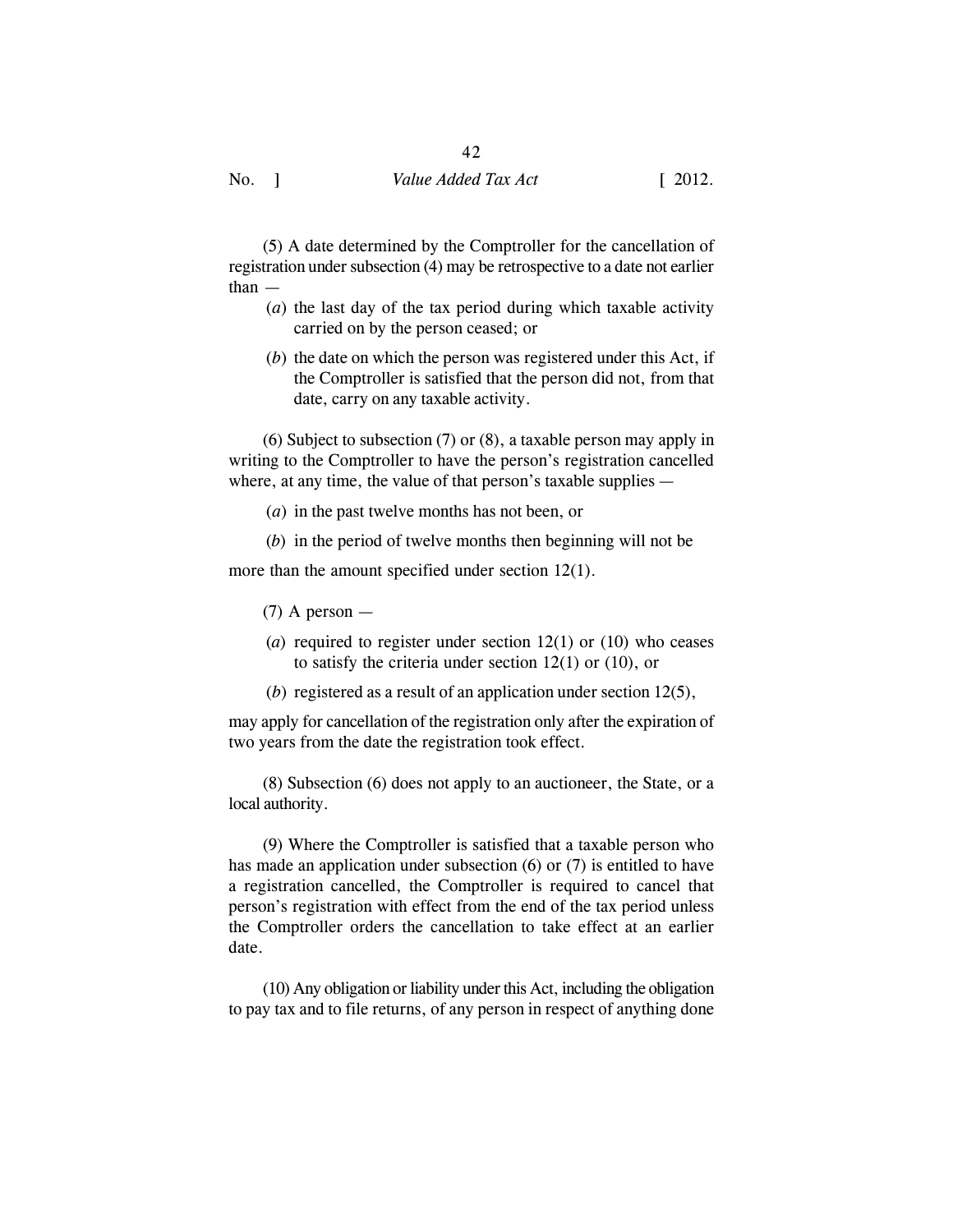(5) A date determined by the Comptroller for the cancellation of registration under subsection (4) may be retrospective to a date not earlier than —

(*a*) the last day of the tax period during which taxable activity carried on by the person ceased; or

(*b*) the date on which the person was registered under this Act, if the Comptroller is satisfied that the person did not, from that date, carry on any taxable activity.

(6) Subject to subsection (7) or (8), a taxable person may apply in writing to the Comptroller to have the person's registration cancelled where, at any time, the value of that person's taxable supplies —

(*a*) in the past twelve months has not been, or

(*b*) in the period of twelve months then beginning will not be

more than the amount specified under section 12(1).

(7) A person —

(*a*) required to register under section 12(1) or (10) who ceases to satisfy the criteria under section 12(1) or (10), or

(*b*) registered as a result of an application under section 12(5),

may apply for cancellation of the registration only after the expiration of two years from the date the registration took effect.

(8) Subsection (6) does not apply to an auctioneer, the State, or a local authority.

(9) Where the Comptroller is satisfied that a taxable person who has made an application under subsection (6) or (7) is entitled to have a registration cancelled, the Comptroller is required to cancel that person's registration with effect from the end of the tax period unless the Comptroller orders the cancellation to take effect at an earlier date.

(10) Any obligation or liability under this Act, including the obligation to pay tax and to file returns, of any person in respect of anything done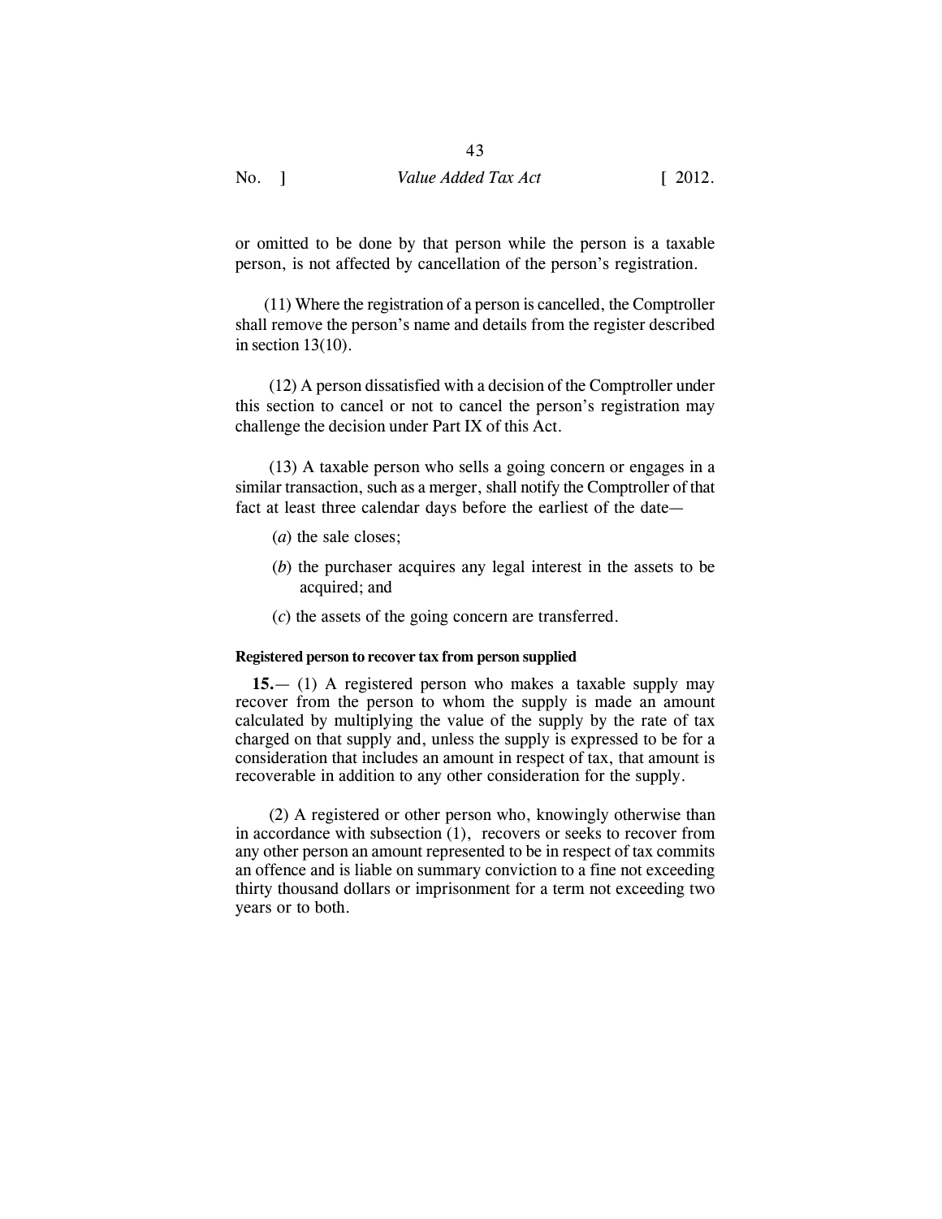or omitted to be done by that person while the person is a taxable person, is not affected by cancellation of the person's registration.

(11) Where the registration of a person is cancelled, the Comptroller shall remove the person's name and details from the register described in section 13(10).

(12) A person dissatisfied with a decision of the Comptroller under this section to cancel or not to cancel the person's registration may challenge the decision under Part IX of this Act.

(13) A taxable person who sells a going concern or engages in a similar transaction, such as a merger, shall notify the Comptroller of that fact at least three calendar days before the earliest of the date—

(*a*) the sale closes;

(*b*) the purchaser acquires any legal interest in the assets to be acquired; and

(*c*) the assets of the going concern are transferred.

#### Registered person to recover tax from person supplied

**15.**— (1) A registered person who makes a taxable supply may recover from the person to whom the supply is made an amount calculated by multiplying the value of the supply by the rate of tax charged on that supply and, unless the supply is expressed to be for a consideration that includes an amount in respect of tax, that amount is recoverable in addition to any other consideration for the supply.

(2) A registered or other person who, knowingly otherwise than in accordance with subsection (1), recovers or seeks to recover from any other person an amount represented to be in respect of tax commits an offence and is liable on summary conviction to a fine not exceeding thirty thousand dollars or imprisonment for a term not exceeding two years or to both.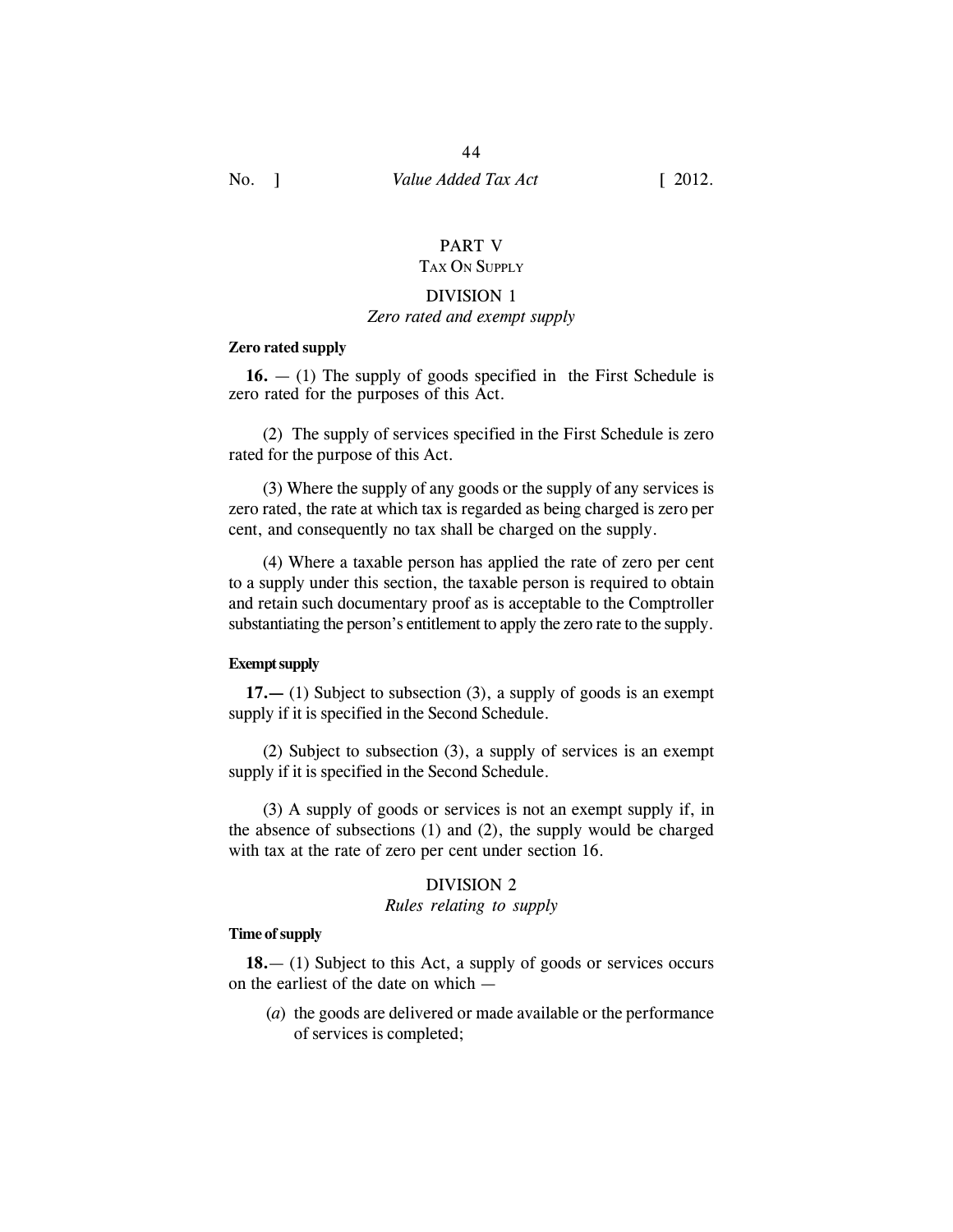# PART V
## TAX ON SUPPLY

### DIVISION 1
*Zero rated and exempt supply*

**Zero rated supply**

**16.** — (1) The supply of goods specified in the First Schedule is zero rated for the purposes of this Act.

(2) The supply of services specified in the First Schedule is zero rated for the purpose of this Act.

(3) Where the supply of any goods or the supply of any services is zero rated, the rate at which tax is regarded as being charged is zero per cent, and consequently no tax shall be charged on the supply.

(4) Where a taxable person has applied the rate of zero per cent to a supply under this section, the taxable person is required to obtain and retain such documentary proof as is acceptable to the Comptroller substantiating the person's entitlement to apply the zero rate to the supply.

**Exempt supply**

**17.—** (1) Subject to subsection (3), a supply of goods is an exempt supply if it is specified in the Second Schedule.

(2) Subject to subsection (3), a supply of services is an exempt supply if it is specified in the Second Schedule.

(3) A supply of goods or services is not an exempt supply if, in the absence of subsections (1) and (2), the supply would be charged with tax at the rate of zero per cent under section 16.

### DIVISION 2
*Rules relating to supply*

**Time of supply**

**18.**— (1) Subject to this Act, a supply of goods or services occurs on the earliest of the date on which —

(*a*) the goods are delivered or made available or the performance of services is completed;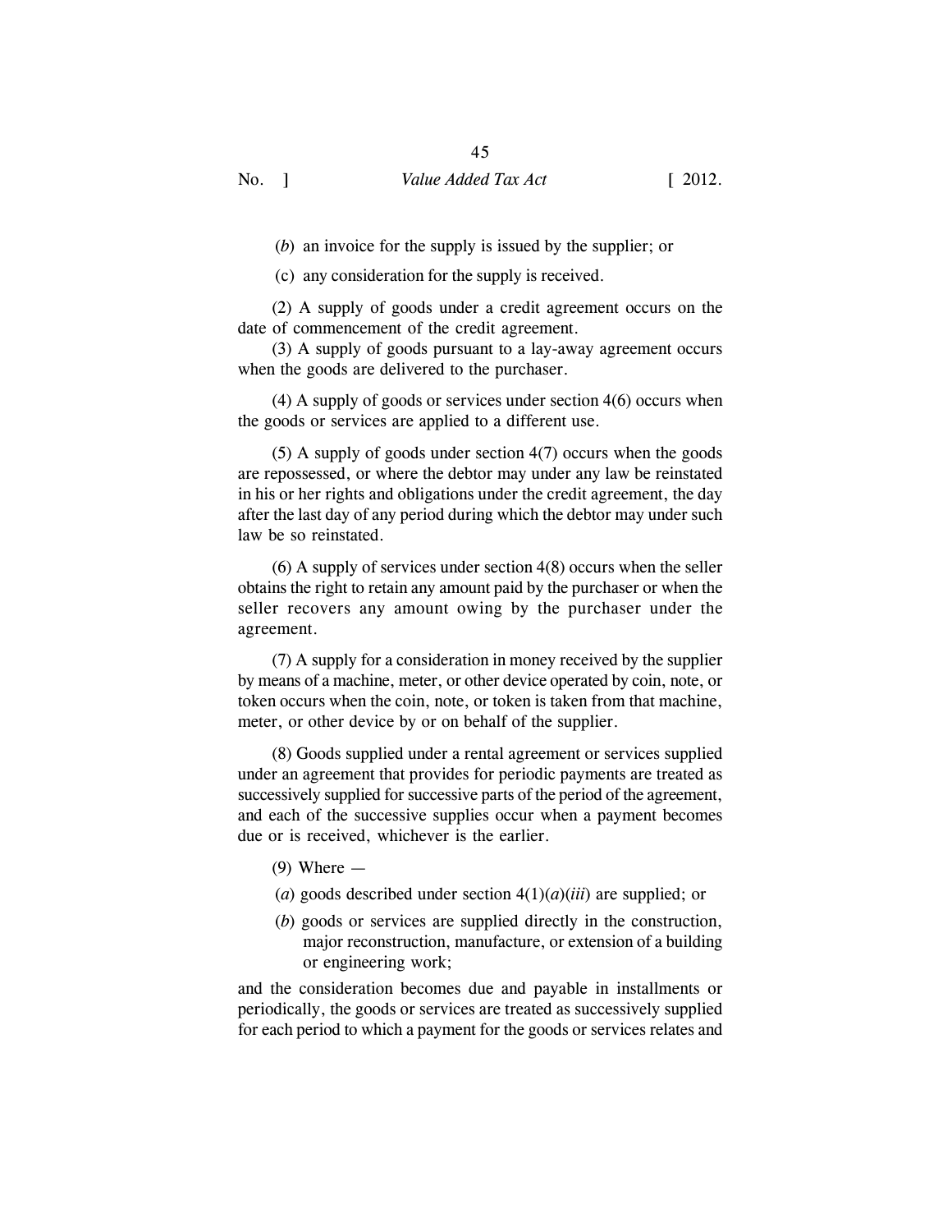(*b*) an invoice for the supply is issued by the supplier; or

(c) any consideration for the supply is received.

(2) A supply of goods under a credit agreement occurs on the date of commencement of the credit agreement.

(3) A supply of goods pursuant to a lay-away agreement occurs when the goods are delivered to the purchaser.

(4) A supply of goods or services under section 4(6) occurs when the goods or services are applied to a different use.

(5) A supply of goods under section 4(7) occurs when the goods are repossessed, or where the debtor may under any law be reinstated in his or her rights and obligations under the credit agreement, the day after the last day of any period during which the debtor may under such law be so reinstated.

(6) A supply of services under section 4(8) occurs when the seller obtains the right to retain any amount paid by the purchaser or when the seller recovers any amount owing by the purchaser under the agreement.

(7) A supply for a consideration in money received by the supplier by means of a machine, meter, or other device operated by coin, note, or token occurs when the coin, note, or token is taken from that machine, meter, or other device by or on behalf of the supplier.

(8) Goods supplied under a rental agreement or services supplied under an agreement that provides for periodic payments are treated as successively supplied for successive parts of the period of the agreement, and each of the successive supplies occur when a payment becomes due or is received, whichever is the earlier.

(9) Where —

(*a*) goods described under section 4(1)(*a*)(*iii*) are supplied; or

(*b*) goods or services are supplied directly in the construction, major reconstruction, manufacture, or extension of a building or engineering work;

and the consideration becomes due and payable in installments or periodically, the goods or services are treated as successively supplied for each period to which a payment for the goods or services relates and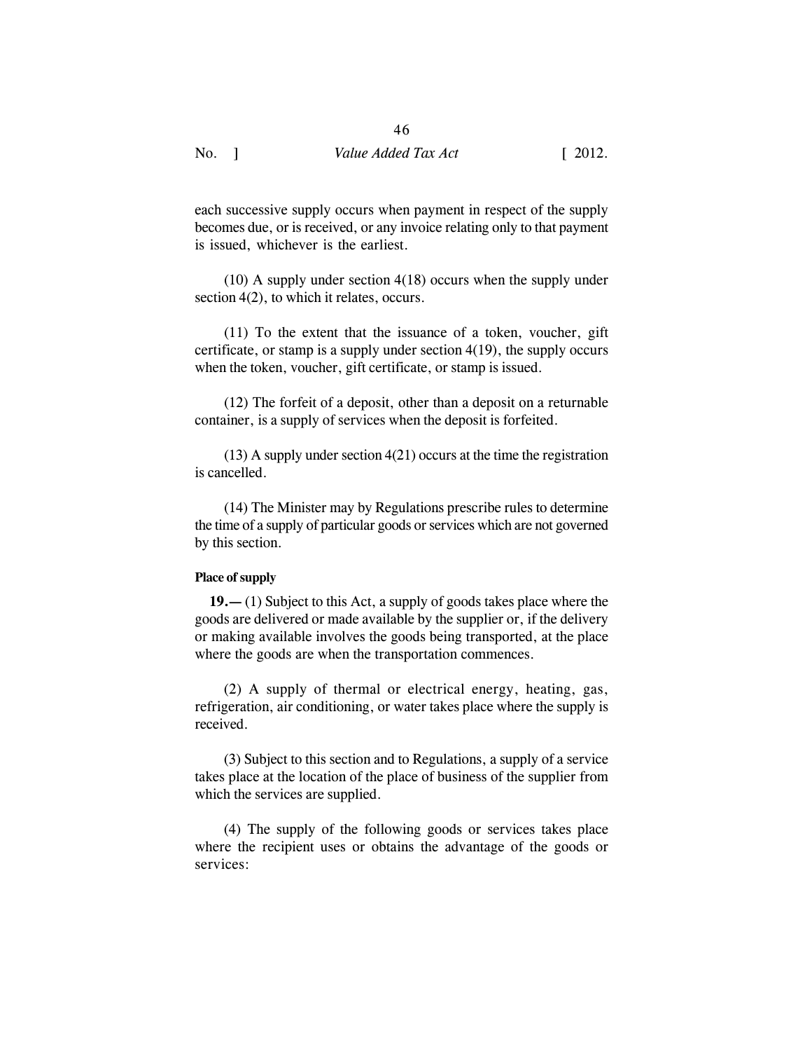each successive supply occurs when payment in respect of the supply becomes due, or is received, or any invoice relating only to that payment is issued, whichever is the earliest.

(10) A supply under section 4(18) occurs when the supply under section 4(2), to which it relates, occurs.

(11) To the extent that the issuance of a token, voucher, gift certificate, or stamp is a supply under section 4(19), the supply occurs when the token, voucher, gift certificate, or stamp is issued.

(12) The forfeit of a deposit, other than a deposit on a returnable container, is a supply of services when the deposit is forfeited.

(13) A supply under section 4(21) occurs at the time the registration is cancelled.

(14) The Minister may by Regulations prescribe rules to determine the time of a supply of particular goods or services which are not governed by this section.

#### Place of supply

**19.—** (1) Subject to this Act, a supply of goods takes place where the goods are delivered or made available by the supplier or, if the delivery or making available involves the goods being transported, at the place where the goods are when the transportation commences.

(2) A supply of thermal or electrical energy, heating, gas, refrigeration, air conditioning, or water takes place where the supply is received.

(3) Subject to this section and to Regulations, a supply of a service takes place at the location of the place of business of the supplier from which the services are supplied.

(4) The supply of the following goods or services takes place where the recipient uses or obtains the advantage of the goods or services: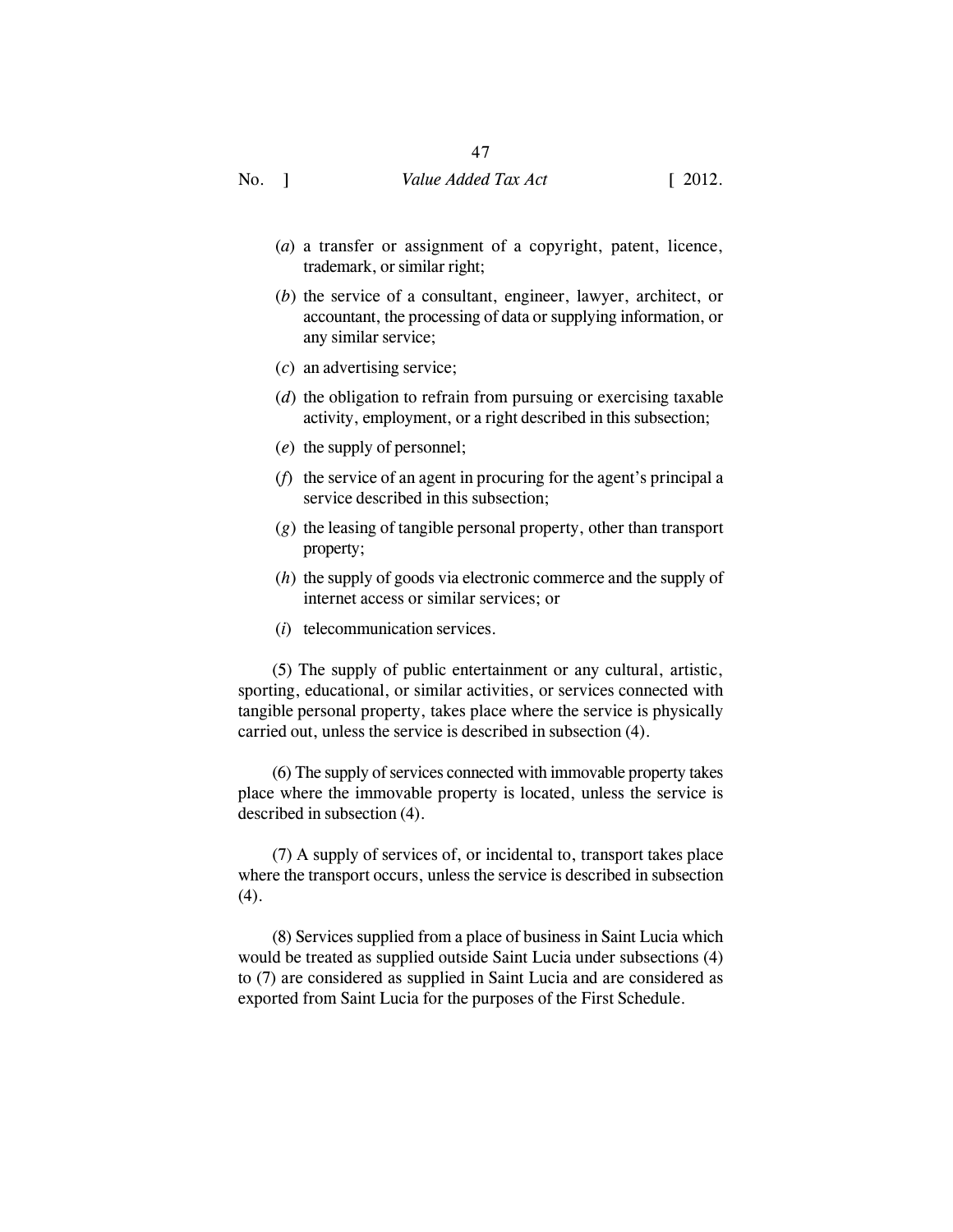(*a*) a transfer or assignment of a copyright, patent, licence, trademark, or similar right;

(*b*) the service of a consultant, engineer, lawyer, architect, or accountant, the processing of data or supplying information, or any similar service;

(*c*) an advertising service;

(*d*) the obligation to refrain from pursuing or exercising taxable activity, employment, or a right described in this subsection;

(*e*) the supply of personnel;

(*f*) the service of an agent in procuring for the agent's principal a service described in this subsection;

(*g*) the leasing of tangible personal property, other than transport property;

(*h*) the supply of goods via electronic commerce and the supply of internet access or similar services; or

(*i*) telecommunication services.

(5) The supply of public entertainment or any cultural, artistic, sporting, educational, or similar activities, or services connected with tangible personal property, takes place where the service is physically carried out, unless the service is described in subsection (4).

(6) The supply of services connected with immovable property takes place where the immovable property is located, unless the service is described in subsection (4).

(7) A supply of services of, or incidental to, transport takes place where the transport occurs, unless the service is described in subsection (4).

(8) Services supplied from a place of business in Saint Lucia which would be treated as supplied outside Saint Lucia under subsections (4) to (7) are considered as supplied in Saint Lucia and are considered as exported from Saint Lucia for the purposes of the First Schedule.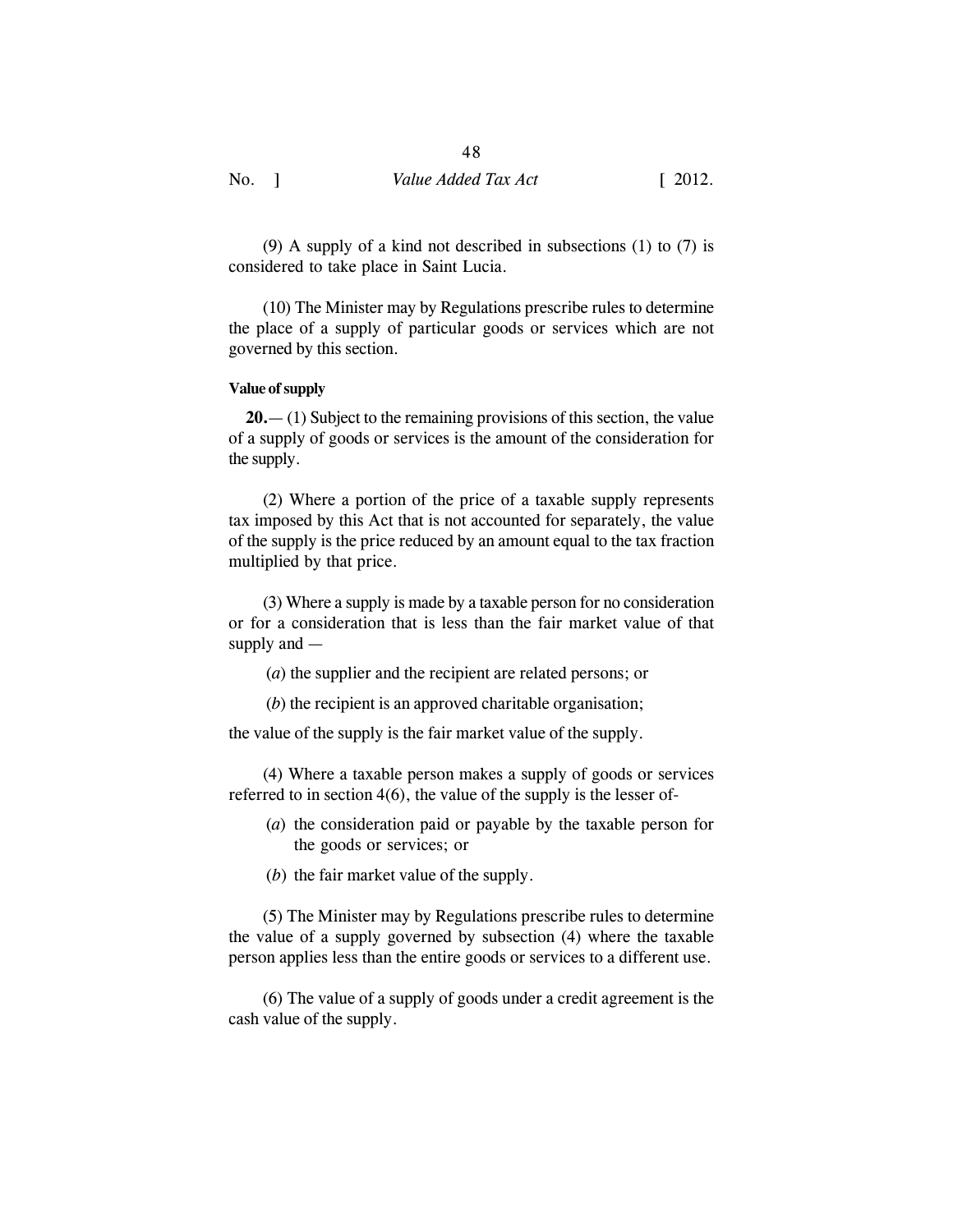(9) A supply of a kind not described in subsections (1) to (7) is considered to take place in Saint Lucia.

(10) The Minister may by Regulations prescribe rules to determine the place of a supply of particular goods or services which are not governed by this section.

**Value of supply**

**20.**— (1) Subject to the remaining provisions of this section, the value of a supply of goods or services is the amount of the consideration for the supply.

(2) Where a portion of the price of a taxable supply represents tax imposed by this Act that is not accounted for separately, the value of the supply is the price reduced by an amount equal to the tax fraction multiplied by that price.

(3) Where a supply is made by a taxable person for no consideration or for a consideration that is less than the fair market value of that supply and —

(*a*) the supplier and the recipient are related persons; or

(*b*) the recipient is an approved charitable organisation;

the value of the supply is the fair market value of the supply.

(4) Where a taxable person makes a supply of goods or services referred to in section 4(6), the value of the supply is the lesser of-

(*a*) the consideration paid or payable by the taxable person for the goods or services; or

(*b*) the fair market value of the supply.

(5) The Minister may by Regulations prescribe rules to determine the value of a supply governed by subsection (4) where the taxable person applies less than the entire goods or services to a different use.

(6) The value of a supply of goods under a credit agreement is the cash value of the supply.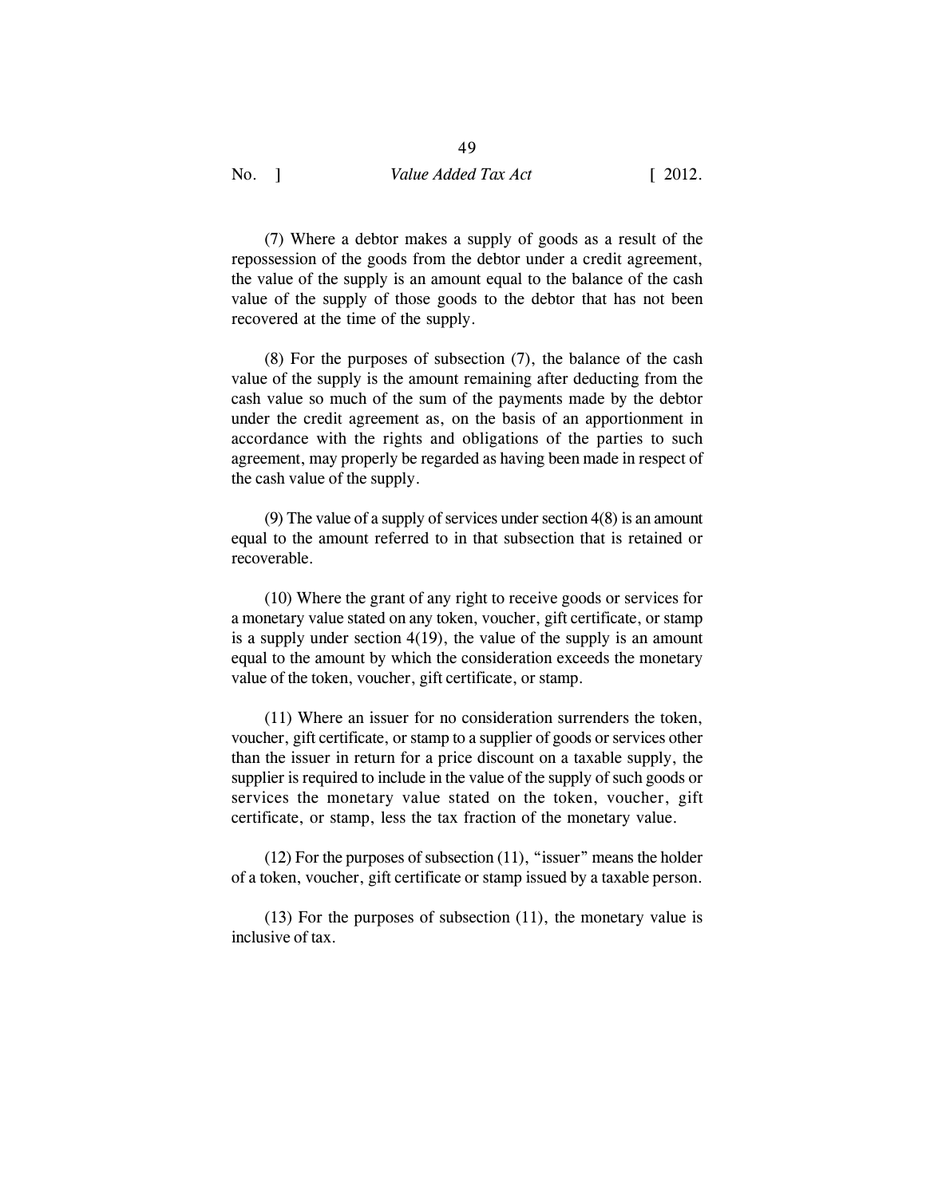(7) Where a debtor makes a supply of goods as a result of the repossession of the goods from the debtor under a credit agreement, the value of the supply is an amount equal to the balance of the cash value of the supply of those goods to the debtor that has not been recovered at the time of the supply.

(8) For the purposes of subsection (7), the balance of the cash value of the supply is the amount remaining after deducting from the cash value so much of the sum of the payments made by the debtor under the credit agreement as, on the basis of an apportionment in accordance with the rights and obligations of the parties to such agreement, may properly be regarded as having been made in respect of the cash value of the supply.

(9) The value of a supply of services under section 4(8) is an amount equal to the amount referred to in that subsection that is retained or recoverable.

(10) Where the grant of any right to receive goods or services for a monetary value stated on any token, voucher, gift certificate, or stamp is a supply under section 4(19), the value of the supply is an amount equal to the amount by which the consideration exceeds the monetary value of the token, voucher, gift certificate, or stamp.

(11) Where an issuer for no consideration surrenders the token, voucher, gift certificate, or stamp to a supplier of goods or services other than the issuer in return for a price discount on a taxable supply, the supplier is required to include in the value of the supply of such goods or services the monetary value stated on the token, voucher, gift certificate, or stamp, less the tax fraction of the monetary value.

(12) For the purposes of subsection (11), "issuer" means the holder of a token, voucher, gift certificate or stamp issued by a taxable person.

(13) For the purposes of subsection (11), the monetary value is inclusive of tax.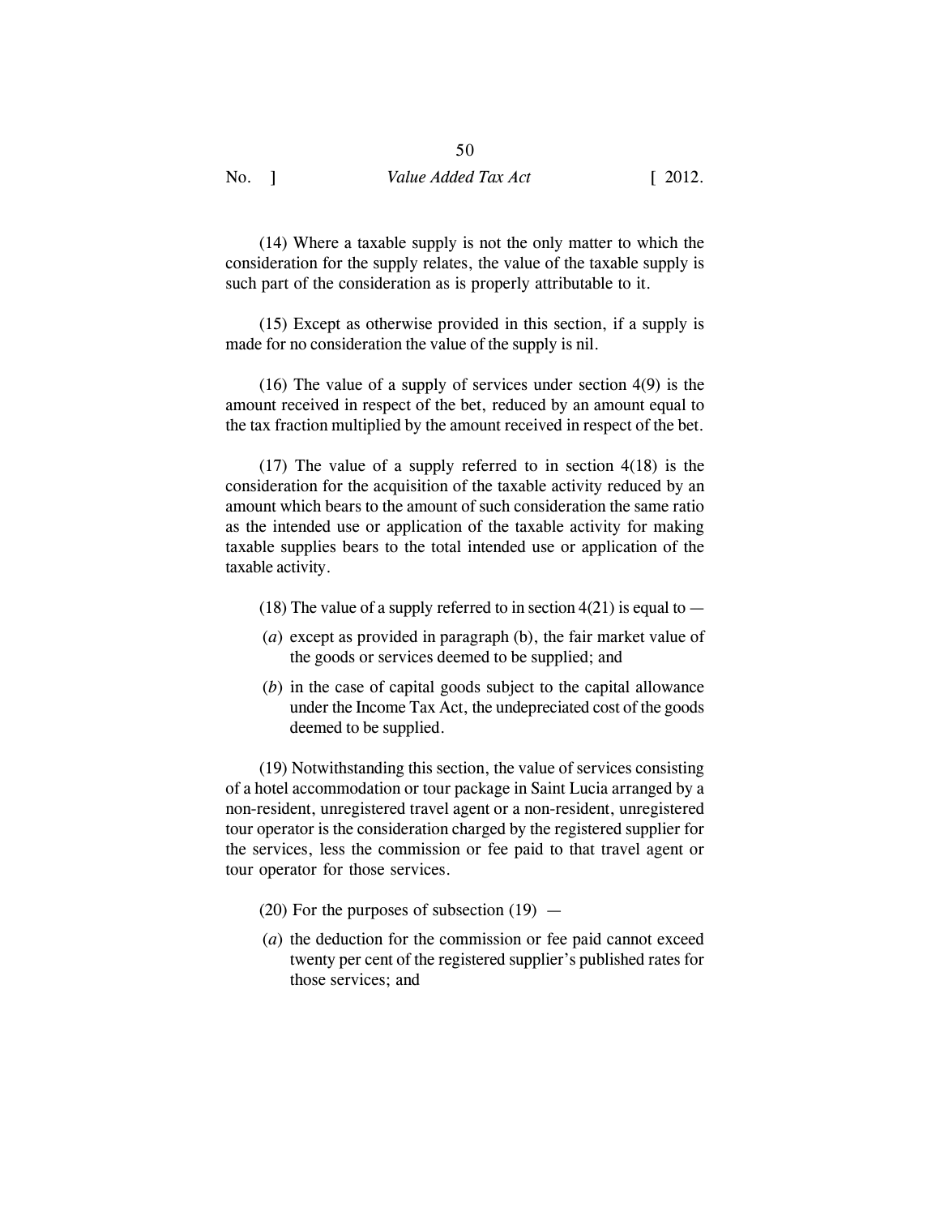(14) Where a taxable supply is not the only matter to which the consideration for the supply relates, the value of the taxable supply is such part of the consideration as is properly attributable to it.

(15) Except as otherwise provided in this section, if a supply is made for no consideration the value of the supply is nil.

(16) The value of a supply of services under section 4(9) is the amount received in respect of the bet, reduced by an amount equal to the tax fraction multiplied by the amount received in respect of the bet.

(17) The value of a supply referred to in section 4(18) is the consideration for the acquisition of the taxable activity reduced by an amount which bears to the amount of such consideration the same ratio as the intended use or application of the taxable activity for making taxable supplies bears to the total intended use or application of the taxable activity.

(18) The value of a supply referred to in section 4(21) is equal to —

(*a*) except as provided in paragraph (b), the fair market value of the goods or services deemed to be supplied; and

(*b*) in the case of capital goods subject to the capital allowance under the Income Tax Act, the undepreciated cost of the goods deemed to be supplied.

(19) Notwithstanding this section, the value of services consisting of a hotel accommodation or tour package in Saint Lucia arranged by a non-resident, unregistered travel agent or a non-resident, unregistered tour operator is the consideration charged by the registered supplier for the services, less the commission or fee paid to that travel agent or tour operator for those services.

(20) For the purposes of subsection (19) —

(*a*) the deduction for the commission or fee paid cannot exceed twenty per cent of the registered supplier's published rates for those services; and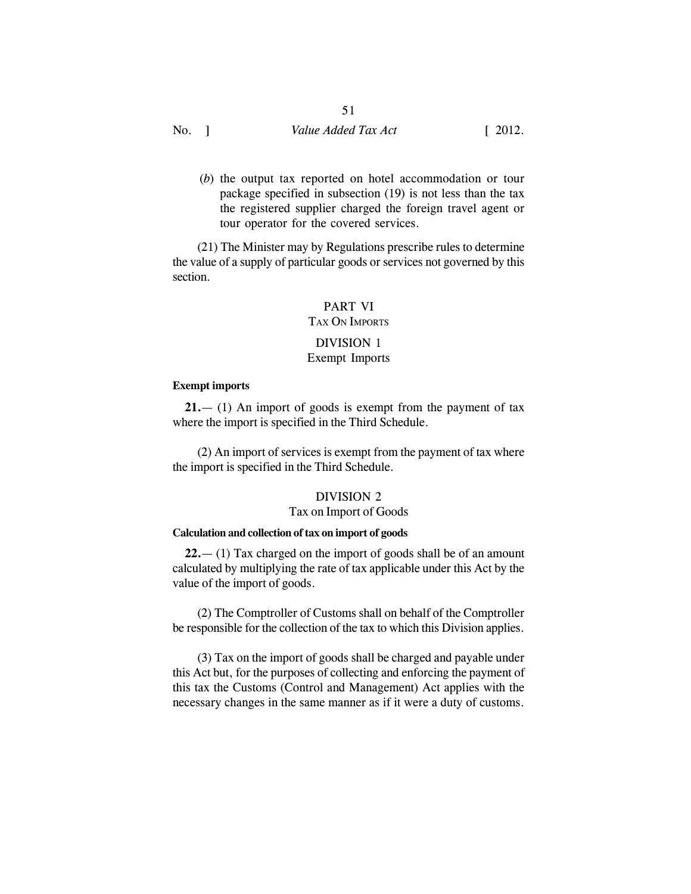(*b*) the output tax reported on hotel accommodation or tour package specified in subsection (19) is not less than the tax the registered supplier charged the foreign travel agent or tour operator for the covered services.

(21) The Minister may by Regulations prescribe rules to determine the value of a supply of particular goods or services not governed by this section.

## PART VI
## TAX ON IMPORTS

### DIVISION 1
### Exempt Imports

**Exempt imports**

**21.**— (1) An import of goods is exempt from the payment of tax where the import is specified in the Third Schedule.

(2) An import of services is exempt from the payment of tax where the import is specified in the Third Schedule.

### DIVISION 2
### Tax on Import of Goods

**Calculation and collection of tax on import of goods**

**22.**— (1) Tax charged on the import of goods shall be of an amount calculated by multiplying the rate of tax applicable under this Act by the value of the import of goods.

(2) The Comptroller of Customs shall on behalf of the Comptroller be responsible for the collection of the tax to which this Division applies.

(3) Tax on the import of goods shall be charged and payable under this Act but, for the purposes of collecting and enforcing the payment of this tax the Customs (Control and Management) Act applies with the necessary changes in the same manner as if it were a duty of customs.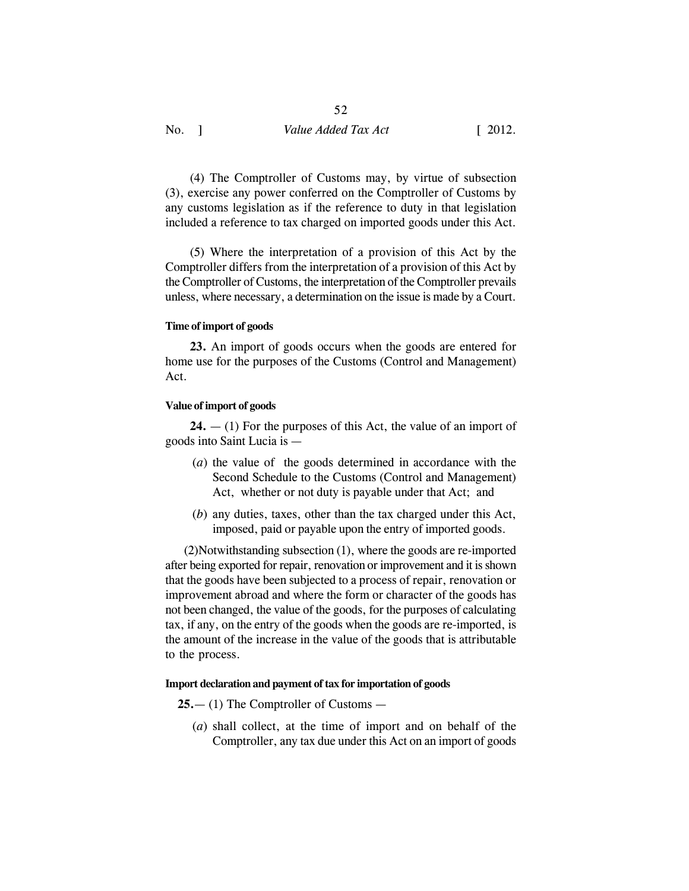(4) The Comptroller of Customs may, by virtue of subsection (3), exercise any power conferred on the Comptroller of Customs by any customs legislation as if the reference to duty in that legislation included a reference to tax charged on imported goods under this Act.

(5) Where the interpretation of a provision of this Act by the Comptroller differs from the interpretation of a provision of this Act by the Comptroller of Customs, the interpretation of the Comptroller prevails unless, where necessary, a determination on the issue is made by a Court.

#### Time of import of goods

**23.** An import of goods occurs when the goods are entered for home use for the purposes of the Customs (Control and Management) Act.

#### Value of import of goods

**24.** — (1) For the purposes of this Act, the value of an import of goods into Saint Lucia is —

(*a*) the value of the goods determined in accordance with the Second Schedule to the Customs (Control and Management) Act, whether or not duty is payable under that Act; and

(*b*) any duties, taxes, other than the tax charged under this Act, imposed, paid or payable upon the entry of imported goods.

(2)Notwithstanding subsection (1), where the goods are re-imported after being exported for repair, renovation or improvement and it is shown that the goods have been subjected to a process of repair, renovation or improvement abroad and where the form or character of the goods has not been changed, the value of the goods, for the purposes of calculating tax, if any, on the entry of the goods when the goods are re-imported, is the amount of the increase in the value of the goods that is attributable to the process.

#### Import declaration and payment of tax for importation of goods

**25.**— (1) The Comptroller of Customs —

(*a*) shall collect, at the time of import and on behalf of the Comptroller, any tax due under this Act on an import of goods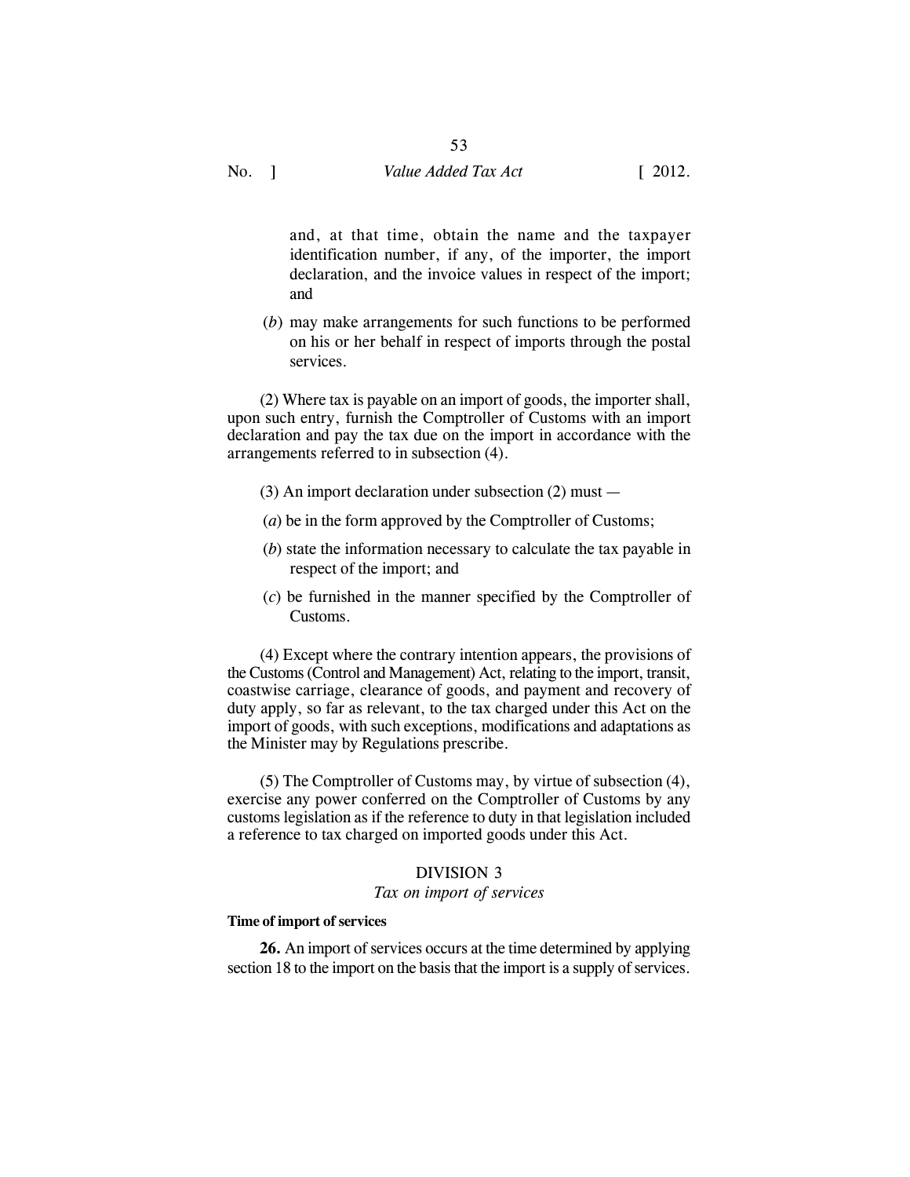and, at that time, obtain the name and the taxpayer identification number, if any, of the importer, the import declaration, and the invoice values in respect of the import; and

(*b*) may make arrangements for such functions to be performed on his or her behalf in respect of imports through the postal services.

(2) Where tax is payable on an import of goods, the importer shall, upon such entry, furnish the Comptroller of Customs with an import declaration and pay the tax due on the import in accordance with the arrangements referred to in subsection (4).

(3) An import declaration under subsection (2) must —

(*a*) be in the form approved by the Comptroller of Customs;

(*b*) state the information necessary to calculate the tax payable in respect of the import; and

(*c*) be furnished in the manner specified by the Comptroller of Customs.

(4) Except where the contrary intention appears, the provisions of the Customs (Control and Management) Act, relating to the import, transit, coastwise carriage, clearance of goods, and payment and recovery of duty apply, so far as relevant, to the tax charged under this Act on the import of goods, with such exceptions, modifications and adaptations as the Minister may by Regulations prescribe.

(5) The Comptroller of Customs may, by virtue of subsection (4), exercise any power conferred on the Comptroller of Customs by any customs legislation as if the reference to duty in that legislation included a reference to tax charged on imported goods under this Act.

## DIVISION 3
*Tax on import of services*

**Time of import of services**

**26.** An import of services occurs at the time determined by applying section 18 to the import on the basis that the import is a supply of services.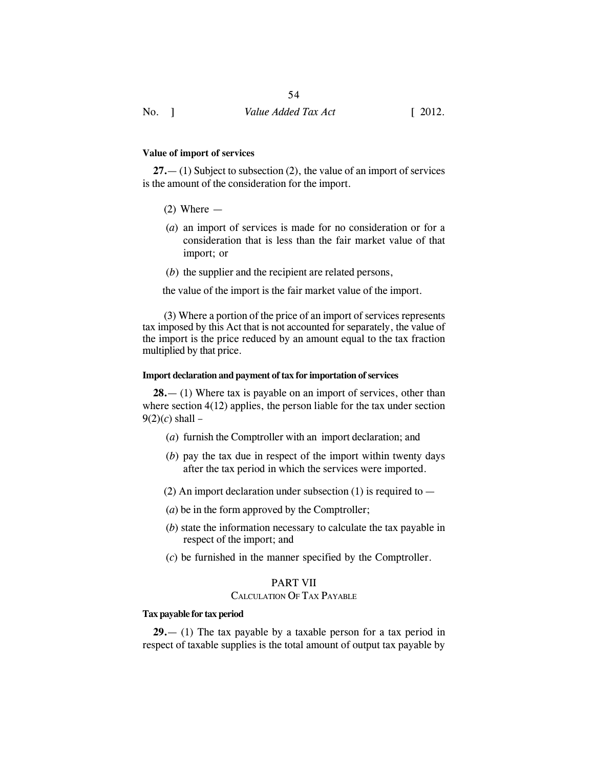**Value of import of services**

**27.**— (1) Subject to subsection (2), the value of an import of services is the amount of the consideration for the import.

(2) Where —

(*a*) an import of services is made for no consideration or for a consideration that is less than the fair market value of that import; or

(*b*) the supplier and the recipient are related persons,

the value of the import is the fair market value of the import.

(3) Where a portion of the price of an import of services represents tax imposed by this Act that is not accounted for separately, the value of the import is the price reduced by an amount equal to the tax fraction multiplied by that price.

**Import declaration and payment of tax for importation of services**

**28.**— (1) Where tax is payable on an import of services, other than where section 4(12) applies, the person liable for the tax under section 9(2)(*c*) shall –

(*a*) furnish the Comptroller with an import declaration; and

(*b*) pay the tax due in respect of the import within twenty days after the tax period in which the services were imported.

(2) An import declaration under subsection (1) is required to —

(*a*) be in the form approved by the Comptroller;

(*b*) state the information necessary to calculate the tax payable in respect of the import; and

(*c*) be furnished in the manner specified by the Comptroller.

## PART VII
## Calculation Of Tax Payable

**Tax payable for tax period**

**29.**— (1) The tax payable by a taxable person for a tax period in respect of taxable supplies is the total amount of output tax payable by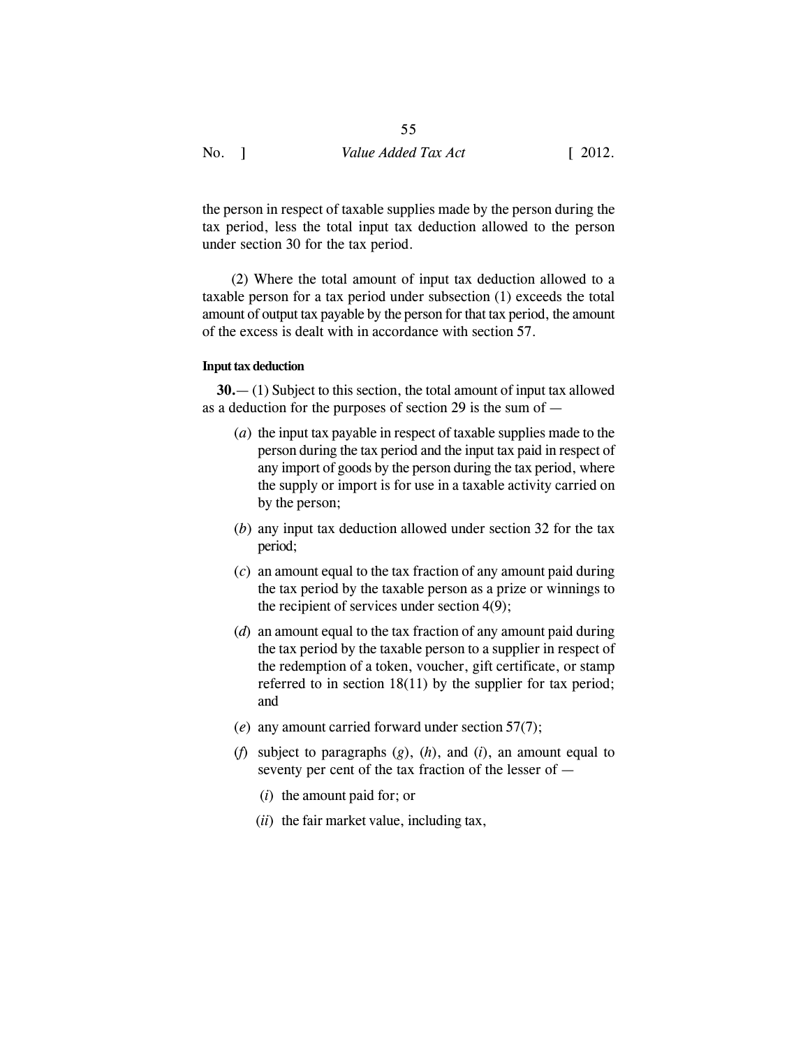the person in respect of taxable supplies made by the person during the tax period, less the total input tax deduction allowed to the person under section 30 for the tax period.

(2) Where the total amount of input tax deduction allowed to a taxable person for a tax period under subsection (1) exceeds the total amount of output tax payable by the person for that tax period, the amount of the excess is dealt with in accordance with section 57.

#### Input tax deduction

**30.**— (1) Subject to this section, the total amount of input tax allowed as a deduction for the purposes of section 29 is the sum of —

(*a*) the input tax payable in respect of taxable supplies made to the person during the tax period and the input tax paid in respect of any import of goods by the person during the tax period, where the supply or import is for use in a taxable activity carried on by the person;

(*b*) any input tax deduction allowed under section 32 for the tax period;

(*c*) an amount equal to the tax fraction of any amount paid during the tax period by the taxable person as a prize or winnings to the recipient of services under section 4(9);

(*d*) an amount equal to the tax fraction of any amount paid during the tax period by the taxable person to a supplier in respect of the redemption of a token, voucher, gift certificate, or stamp referred to in section 18(11) by the supplier for tax period; and

(*e*) any amount carried forward under section 57(7);

(*f*) subject to paragraphs (*g*), (*h*), and (*i*), an amount equal to seventy per cent of the tax fraction of the lesser of —

(*i*) the amount paid for; or

(*ii*) the fair market value, including tax,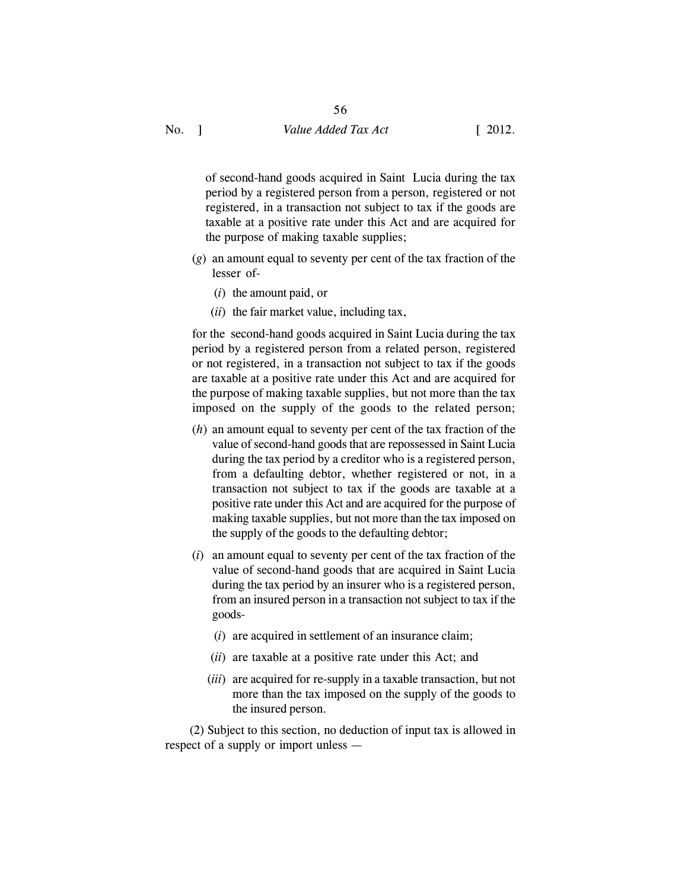of second-hand goods acquired in Saint Lucia during the tax period by a registered person from a person, registered or not registered, in a transaction not subject to tax if the goods are taxable at a positive rate under this Act and are acquired for the purpose of making taxable supplies;

(*g*) an amount equal to seventy per cent of the tax fraction of the lesser of-

(*i*) the amount paid, or

(*ii*) the fair market value, including tax,

for the second-hand goods acquired in Saint Lucia during the tax period by a registered person from a related person, registered or not registered, in a transaction not subject to tax if the goods are taxable at a positive rate under this Act and are acquired for the purpose of making taxable supplies, but not more than the tax imposed on the supply of the goods to the related person;

(*h*) an amount equal to seventy per cent of the tax fraction of the value of second-hand goods that are repossessed in Saint Lucia during the tax period by a creditor who is a registered person, from a defaulting debtor, whether registered or not, in a transaction not subject to tax if the goods are taxable at a positive rate under this Act and are acquired for the purpose of making taxable supplies, but not more than the tax imposed on the supply of the goods to the defaulting debtor;

(*i*) an amount equal to seventy per cent of the tax fraction of the value of second-hand goods that are acquired in Saint Lucia during the tax period by an insurer who is a registered person, from an insured person in a transaction not subject to tax if the goods-

(*i*) are acquired in settlement of an insurance claim;

(*ii*) are taxable at a positive rate under this Act; and

(*iii*) are acquired for re-supply in a taxable transaction, but not more than the tax imposed on the supply of the goods to the insured person.

(2) Subject to this section, no deduction of input tax is allowed in respect of a supply or import unless —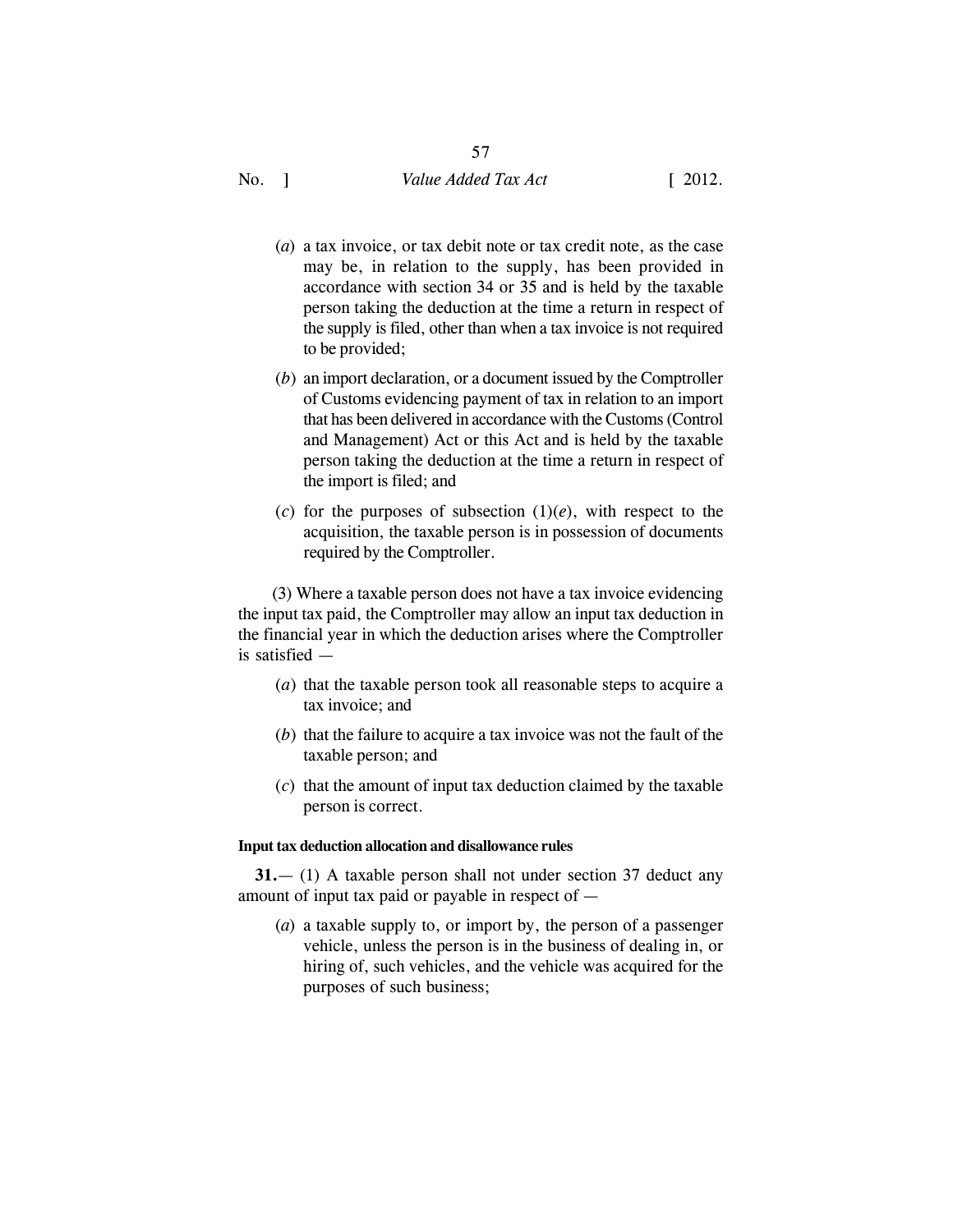(*a*) a tax invoice, or tax debit note or tax credit note, as the case may be, in relation to the supply, has been provided in accordance with section 34 or 35 and is held by the taxable person taking the deduction at the time a return in respect of the supply is filed, other than when a tax invoice is not required to be provided;

(*b*) an import declaration, or a document issued by the Comptroller of Customs evidencing payment of tax in relation to an import that has been delivered in accordance with the Customs (Control and Management) Act or this Act and is held by the taxable person taking the deduction at the time a return in respect of the import is filed; and

(*c*) for the purposes of subsection (1)(*e*), with respect to the acquisition, the taxable person is in possession of documents required by the Comptroller.

(3) Where a taxable person does not have a tax invoice evidencing the input tax paid, the Comptroller may allow an input tax deduction in the financial year in which the deduction arises where the Comptroller is satisfied —

(*a*) that the taxable person took all reasonable steps to acquire a tax invoice; and

(*b*) that the failure to acquire a tax invoice was not the fault of the taxable person; and

(*c*) that the amount of input tax deduction claimed by the taxable person is correct.

**Input tax deduction allocation and disallowance rules**

**31.**— (1) A taxable person shall not under section 37 deduct any amount of input tax paid or payable in respect of —

(*a*) a taxable supply to, or import by, the person of a passenger vehicle, unless the person is in the business of dealing in, or hiring of, such vehicles, and the vehicle was acquired for the purposes of such business;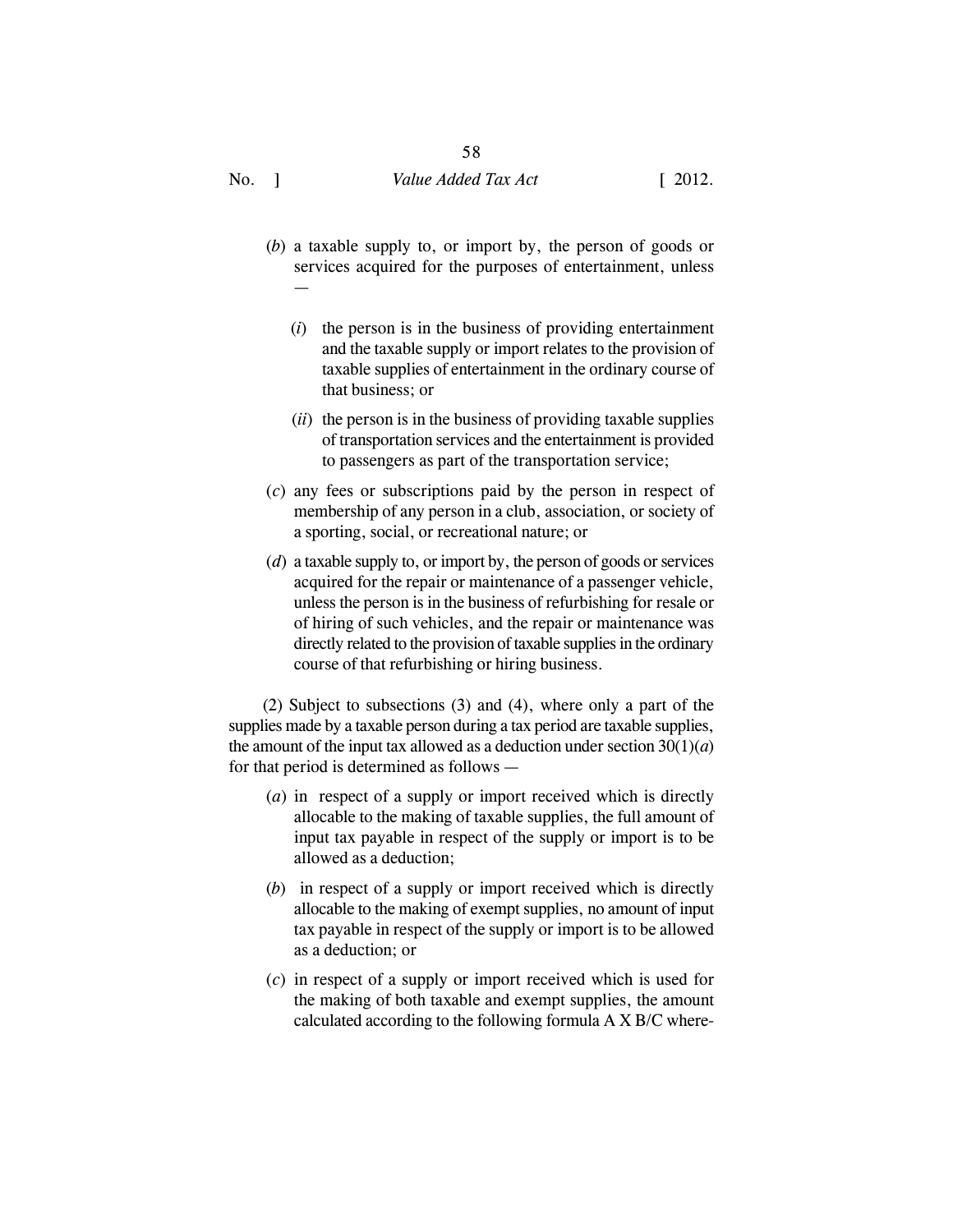(*b*) a taxable supply to, or import by, the person of goods or services acquired for the purposes of entertainment, unless —

(*i*) the person is in the business of providing entertainment and the taxable supply or import relates to the provision of taxable supplies of entertainment in the ordinary course of that business; or

(*ii*) the person is in the business of providing taxable supplies of transportation services and the entertainment is provided to passengers as part of the transportation service;

(*c*) any fees or subscriptions paid by the person in respect of membership of any person in a club, association, or society of a sporting, social, or recreational nature; or

(*d*) a taxable supply to, or import by, the person of goods or services acquired for the repair or maintenance of a passenger vehicle, unless the person is in the business of refurbishing for resale or of hiring of such vehicles, and the repair or maintenance was directly related to the provision of taxable supplies in the ordinary course of that refurbishing or hiring business.

(2) Subject to subsections (3) and (4), where only a part of the supplies made by a taxable person during a tax period are taxable supplies, the amount of the input tax allowed as a deduction under section 30(1)(*a*) for that period is determined as follows —

(*a*) in respect of a supply or import received which is directly allocable to the making of taxable supplies, the full amount of input tax payable in respect of the supply or import is to be allowed as a deduction;

(*b*) in respect of a supply or import received which is directly allocable to the making of exempt supplies, no amount of input tax payable in respect of the supply or import is to be allowed as a deduction; or

(*c*) in respect of a supply or import received which is used for the making of both taxable and exempt supplies, the amount calculated according to the following formula A X B/C where-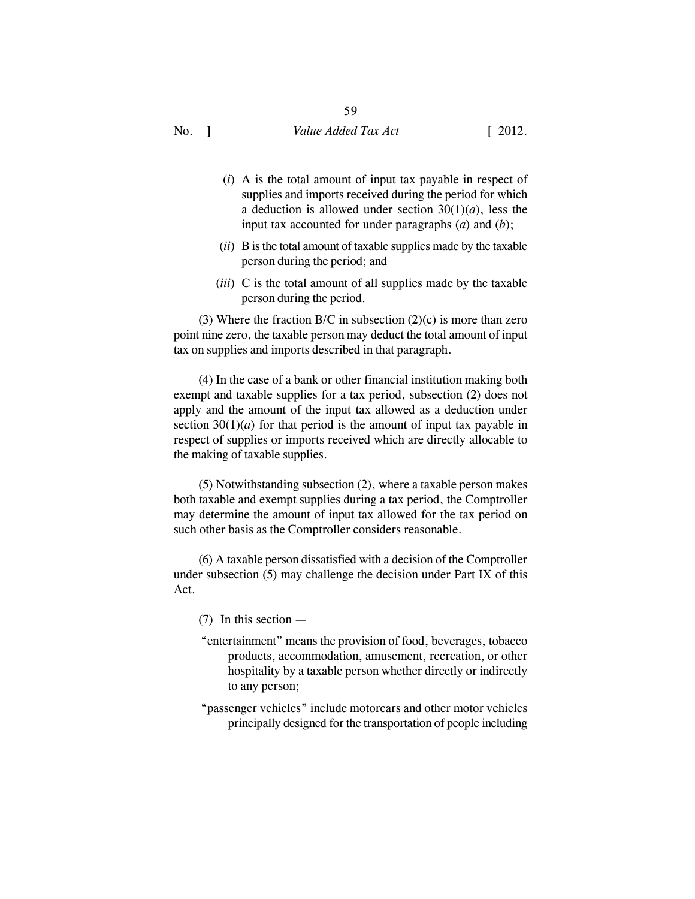(*i*) A is the total amount of input tax payable in respect of supplies and imports received during the period for which a deduction is allowed under section 30(1)(*a*), less the input tax accounted for under paragraphs (*a*) and (*b*);

(*ii*) B is the total amount of taxable supplies made by the taxable person during the period; and

(*iii*) C is the total amount of all supplies made by the taxable person during the period.

(3) Where the fraction B/C in subsection (2)(c) is more than zero point nine zero, the taxable person may deduct the total amount of input tax on supplies and imports described in that paragraph.

(4) In the case of a bank or other financial institution making both exempt and taxable supplies for a tax period, subsection (2) does not apply and the amount of the input tax allowed as a deduction under section 30(1)(*a*) for that period is the amount of input tax payable in respect of supplies or imports received which are directly allocable to the making of taxable supplies.

(5) Notwithstanding subsection (2), where a taxable person makes both taxable and exempt supplies during a tax period, the Comptroller may determine the amount of input tax allowed for the tax period on such other basis as the Comptroller considers reasonable.

(6) A taxable person dissatisfied with a decision of the Comptroller under subsection (5) may challenge the decision under Part IX of this Act.

(7) In this section —

"entertainment" means the provision of food, beverages, tobacco products, accommodation, amusement, recreation, or other hospitality by a taxable person whether directly or indirectly to any person;

"passenger vehicles" include motorcars and other motor vehicles principally designed for the transportation of people including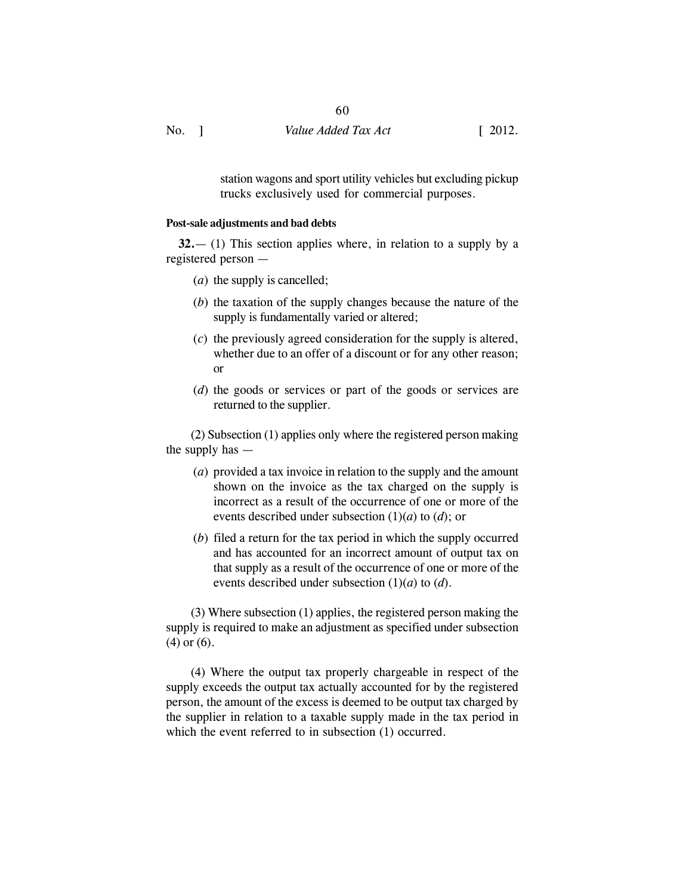station wagons and sport utility vehicles but excluding pickup trucks exclusively used for commercial purposes.

**Post-sale adjustments and bad debts**

**32.**— (1) This section applies where, in relation to a supply by a registered person —

(*a*) the supply is cancelled;

(*b*) the taxation of the supply changes because the nature of the supply is fundamentally varied or altered;

(*c*) the previously agreed consideration for the supply is altered, whether due to an offer of a discount or for any other reason; or

(*d*) the goods or services or part of the goods or services are returned to the supplier.

(2) Subsection (1) applies only where the registered person making the supply has —

(*a*) provided a tax invoice in relation to the supply and the amount shown on the invoice as the tax charged on the supply is incorrect as a result of the occurrence of one or more of the events described under subsection (1)(*a*) to (*d*); or

(*b*) filed a return for the tax period in which the supply occurred and has accounted for an incorrect amount of output tax on that supply as a result of the occurrence of one or more of the events described under subsection (1)(*a*) to (*d*).

(3) Where subsection (1) applies, the registered person making the supply is required to make an adjustment as specified under subsection (4) or (6).

(4) Where the output tax properly chargeable in respect of the supply exceeds the output tax actually accounted for by the registered person, the amount of the excess is deemed to be output tax charged by the supplier in relation to a taxable supply made in the tax period in which the event referred to in subsection (1) occurred.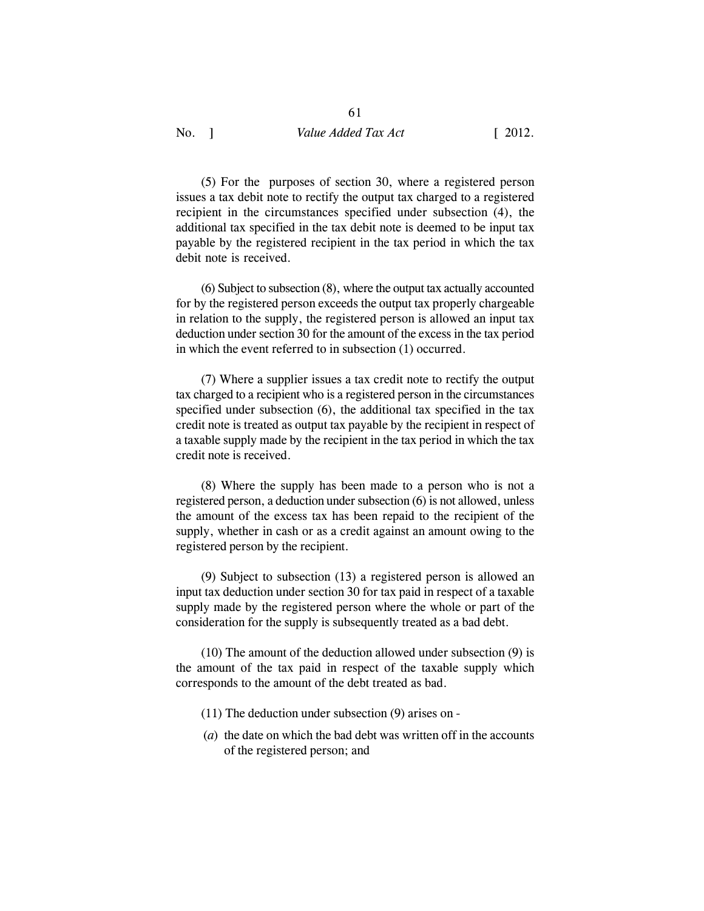(5) For the purposes of section 30, where a registered person issues a tax debit note to rectify the output tax charged to a registered recipient in the circumstances specified under subsection (4), the additional tax specified in the tax debit note is deemed to be input tax payable by the registered recipient in the tax period in which the tax debit note is received.

(6) Subject to subsection (8), where the output tax actually accounted for by the registered person exceeds the output tax properly chargeable in relation to the supply, the registered person is allowed an input tax deduction under section 30 for the amount of the excess in the tax period in which the event referred to in subsection (1) occurred.

(7) Where a supplier issues a tax credit note to rectify the output tax charged to a recipient who is a registered person in the circumstances specified under subsection (6), the additional tax specified in the tax credit note is treated as output tax payable by the recipient in respect of a taxable supply made by the recipient in the tax period in which the tax credit note is received.

(8) Where the supply has been made to a person who is not a registered person, a deduction under subsection (6) is not allowed, unless the amount of the excess tax has been repaid to the recipient of the supply, whether in cash or as a credit against an amount owing to the registered person by the recipient.

(9) Subject to subsection (13) a registered person is allowed an input tax deduction under section 30 for tax paid in respect of a taxable supply made by the registered person where the whole or part of the consideration for the supply is subsequently treated as a bad debt.

(10) The amount of the deduction allowed under subsection (9) is the amount of the tax paid in respect of the taxable supply which corresponds to the amount of the debt treated as bad.

(11) The deduction under subsection (9) arises on -

(*a*) the date on which the bad debt was written off in the accounts of the registered person; and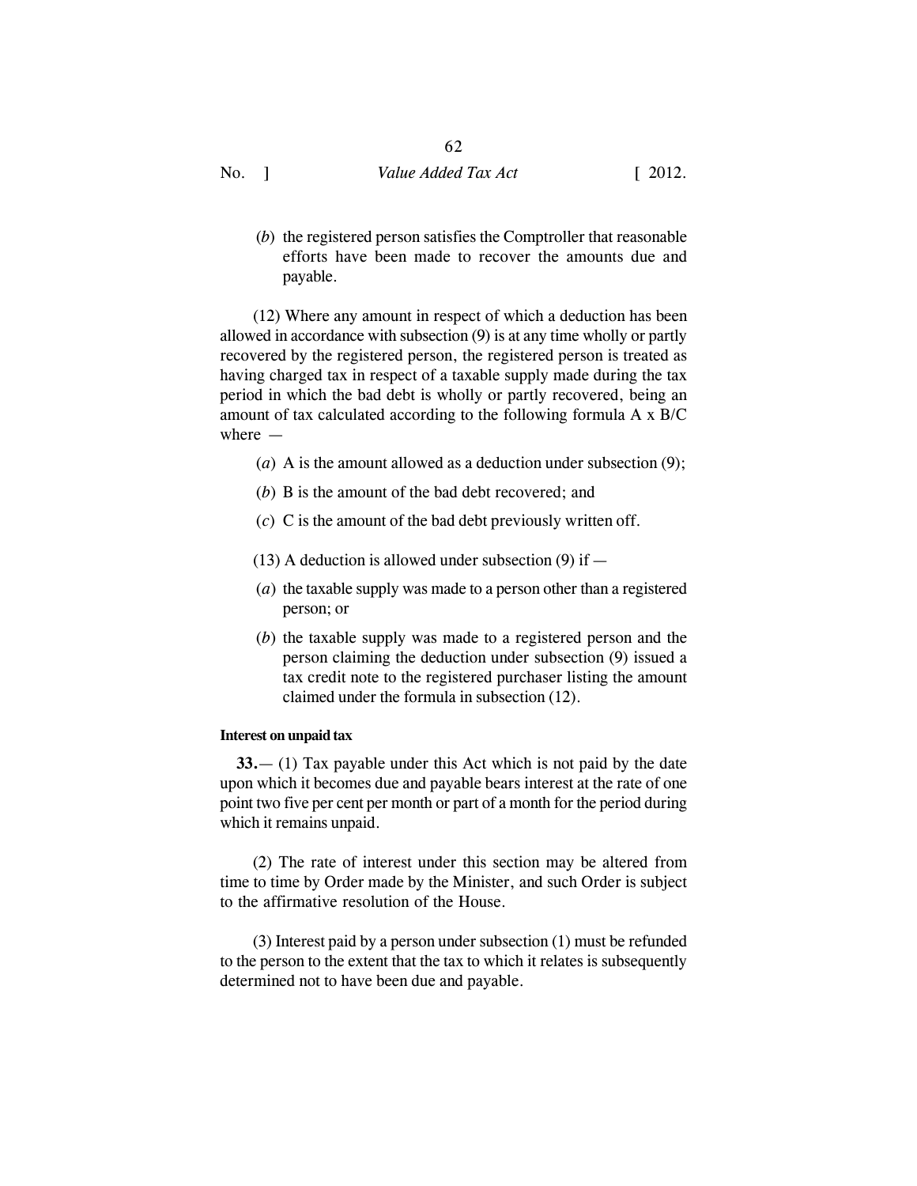(*b*) the registered person satisfies the Comptroller that reasonable efforts have been made to recover the amounts due and payable.

(12) Where any amount in respect of which a deduction has been allowed in accordance with subsection (9) is at any time wholly or partly recovered by the registered person, the registered person is treated as having charged tax in respect of a taxable supply made during the tax period in which the bad debt is wholly or partly recovered, being an amount of tax calculated according to the following formula $A \times B/C$ where —

(*a*) A is the amount allowed as a deduction under subsection (9);

(*b*) B is the amount of the bad debt recovered; and

(*c*) C is the amount of the bad debt previously written off.

(13) A deduction is allowed under subsection (9) if —

(*a*) the taxable supply was made to a person other than a registered person; or

(*b*) the taxable supply was made to a registered person and the person claiming the deduction under subsection (9) issued a tax credit note to the registered purchaser listing the amount claimed under the formula in subsection (12).

**Interest on unpaid tax**

**33.**— (1) Tax payable under this Act which is not paid by the date upon which it becomes due and payable bears interest at the rate of one point two five per cent per month or part of a month for the period during which it remains unpaid.

(2) The rate of interest under this section may be altered from time to time by Order made by the Minister, and such Order is subject to the affirmative resolution of the House.

(3) Interest paid by a person under subsection (1) must be refunded to the person to the extent that the tax to which it relates is subsequently determined not to have been due and payable.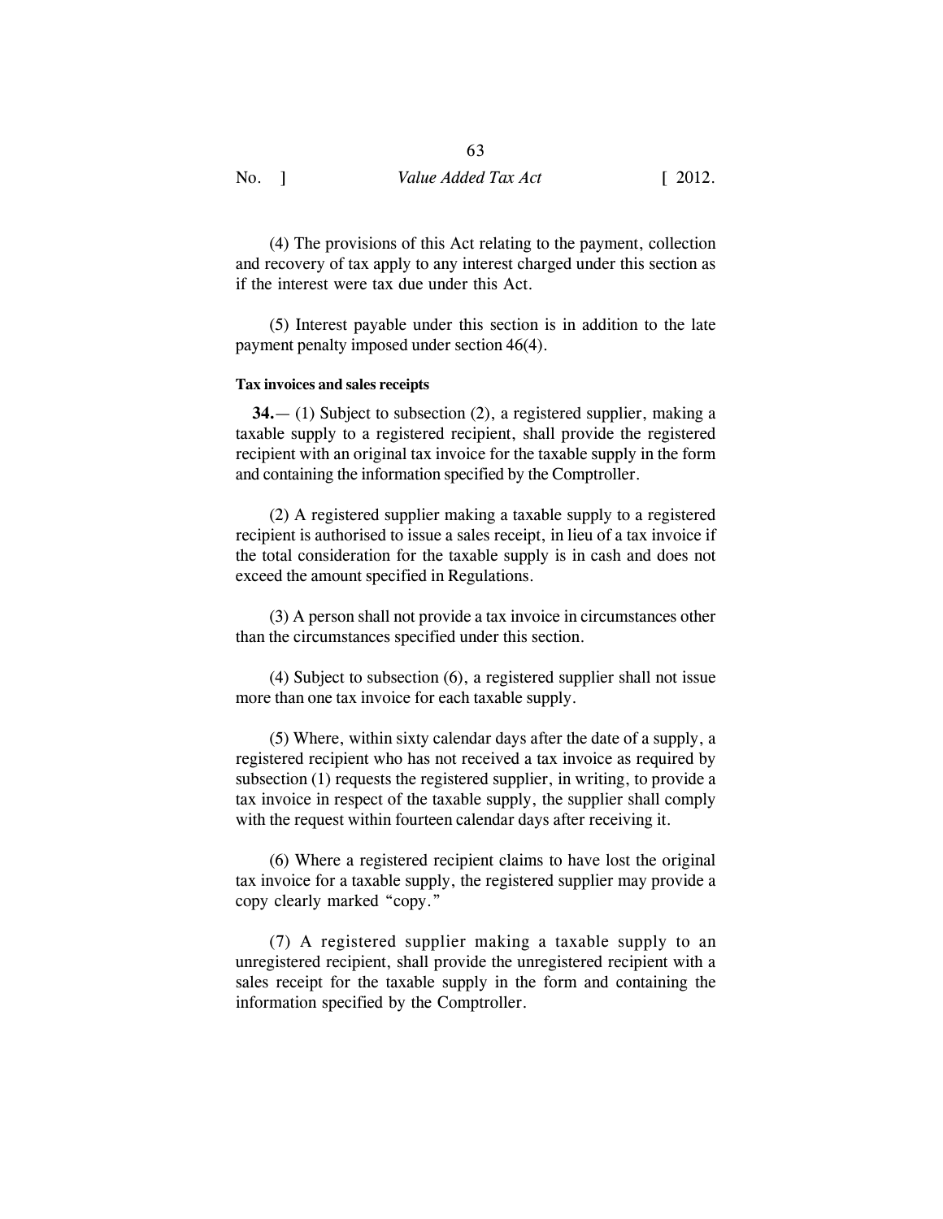(4) The provisions of this Act relating to the payment, collection and recovery of tax apply to any interest charged under this section as if the interest were tax due under this Act.

(5) Interest payable under this section is in addition to the late payment penalty imposed under section 46(4).

#### Tax invoices and sales receipts

**34.**— (1) Subject to subsection (2), a registered supplier, making a taxable supply to a registered recipient, shall provide the registered recipient with an original tax invoice for the taxable supply in the form and containing the information specified by the Comptroller.

(2) A registered supplier making a taxable supply to a registered recipient is authorised to issue a sales receipt, in lieu of a tax invoice if the total consideration for the taxable supply is in cash and does not exceed the amount specified in Regulations.

(3) A person shall not provide a tax invoice in circumstances other than the circumstances specified under this section.

(4) Subject to subsection (6), a registered supplier shall not issue more than one tax invoice for each taxable supply.

(5) Where, within sixty calendar days after the date of a supply, a registered recipient who has not received a tax invoice as required by subsection (1) requests the registered supplier, in writing, to provide a tax invoice in respect of the taxable supply, the supplier shall comply with the request within fourteen calendar days after receiving it.

(6) Where a registered recipient claims to have lost the original tax invoice for a taxable supply, the registered supplier may provide a copy clearly marked "copy."

(7) A registered supplier making a taxable supply to an unregistered recipient, shall provide the unregistered recipient with a sales receipt for the taxable supply in the form and containing the information specified by the Comptroller.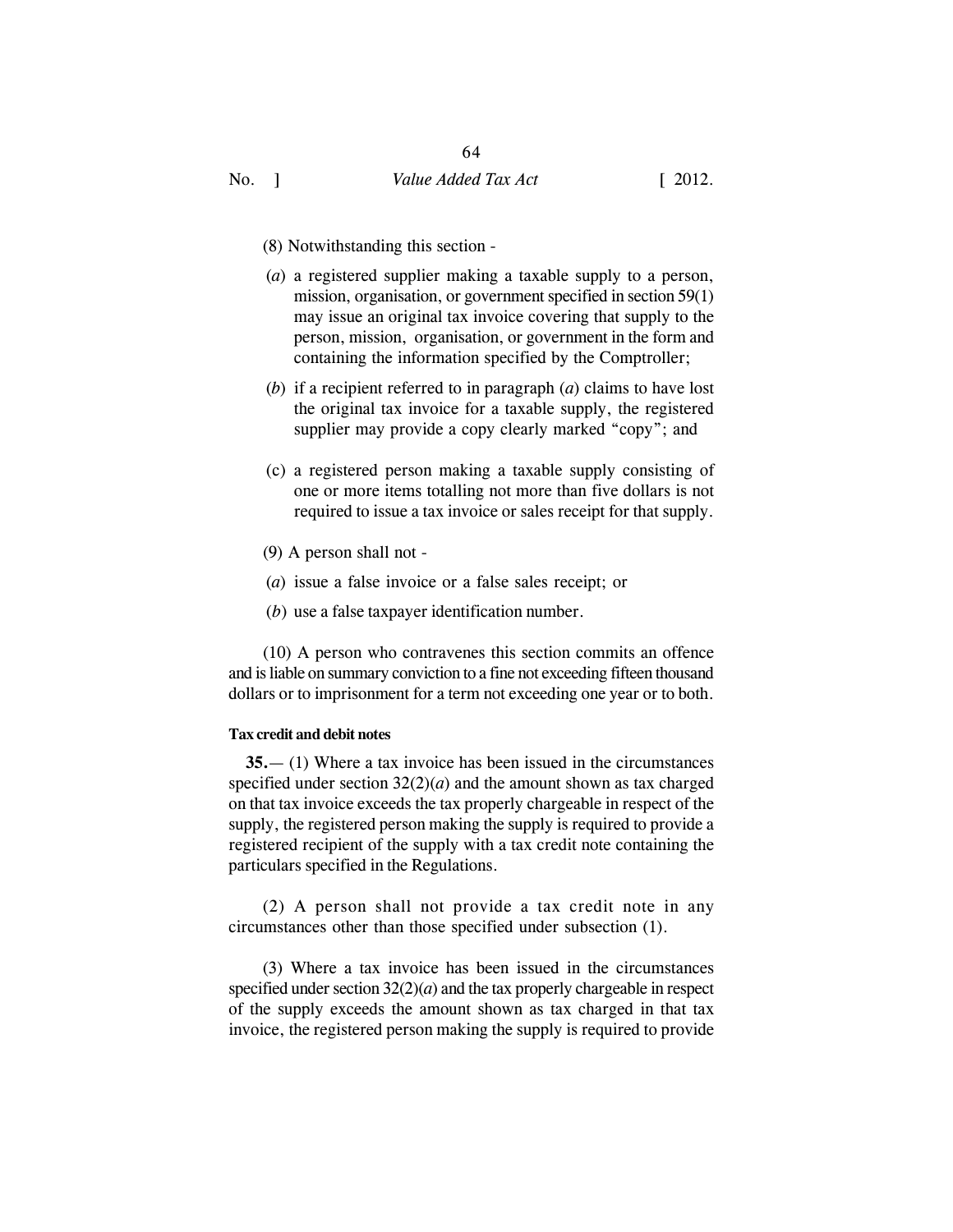(8) Notwithstanding this section -

(*a*) a registered supplier making a taxable supply to a person, mission, organisation, or government specified in section 59(1) may issue an original tax invoice covering that supply to the person, mission, organisation, or government in the form and containing the information specified by the Comptroller;

(*b*) if a recipient referred to in paragraph (*a*) claims to have lost the original tax invoice for a taxable supply, the registered supplier may provide a copy clearly marked "copy"; and

(c) a registered person making a taxable supply consisting of one or more items totalling not more than five dollars is not required to issue a tax invoice or sales receipt for that supply.

(9) A person shall not -

(*a*) issue a false invoice or a false sales receipt; or

(*b*) use a false taxpayer identification number.

(10) A person who contravenes this section commits an offence and is liable on summary conviction to a fine not exceeding fifteen thousand dollars or to imprisonment for a term not exceeding one year or to both.

**Tax credit and debit notes**

**35.**— (1) Where a tax invoice has been issued in the circumstances specified under section 32(2)(*a*) and the amount shown as tax charged on that tax invoice exceeds the tax properly chargeable in respect of the supply, the registered person making the supply is required to provide a registered recipient of the supply with a tax credit note containing the particulars specified in the Regulations.

(2) A person shall not provide a tax credit note in any circumstances other than those specified under subsection (1).

(3) Where a tax invoice has been issued in the circumstances specified under section 32(2)(*a*) and the tax properly chargeable in respect of the supply exceeds the amount shown as tax charged in that tax invoice, the registered person making the supply is required to provide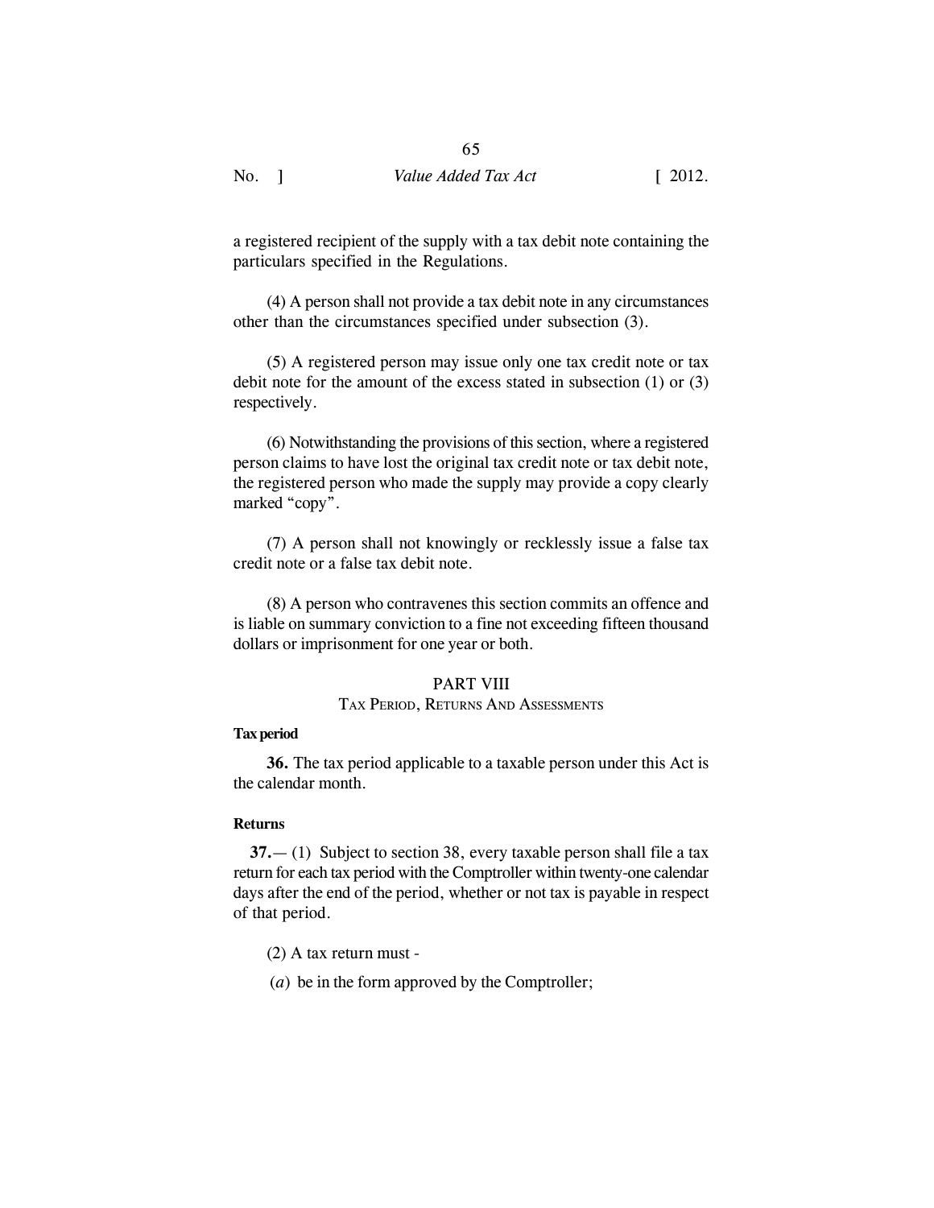a registered recipient of the supply with a tax debit note containing the particulars specified in the Regulations.

(4) A person shall not provide a tax debit note in any circumstances other than the circumstances specified under subsection (3).

(5) A registered person may issue only one tax credit note or tax debit note for the amount of the excess stated in subsection (1) or (3) respectively.

(6) Notwithstanding the provisions of this section, where a registered person claims to have lost the original tax credit note or tax debit note, the registered person who made the supply may provide a copy clearly marked "copy".

(7) A person shall not knowingly or recklessly issue a false tax credit note or a false tax debit note.

(8) A person who contravenes this section commits an offence and is liable on summary conviction to a fine not exceeding fifteen thousand dollars or imprisonment for one year or both.

## PART VIII
### TAX PERIOD, RETURNS AND ASSESSMENTS

**Tax period**

**36.** The tax period applicable to a taxable person under this Act is the calendar month.

**Returns**

**37.**— (1) Subject to section 38, every taxable person shall file a tax return for each tax period with the Comptroller within twenty-one calendar days after the end of the period, whether or not tax is payable in respect of that period.

(2) A tax return must -

(*a*) be in the form approved by the Comptroller;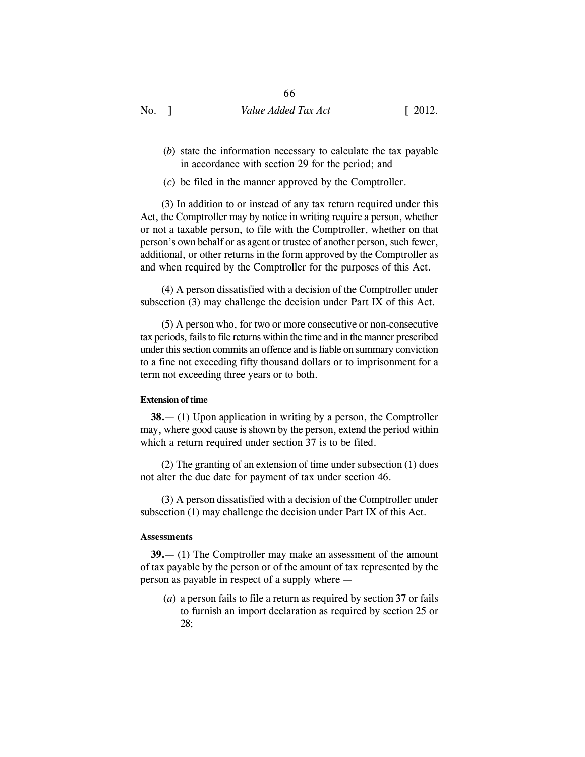(*b*) state the information necessary to calculate the tax payable in accordance with section 29 for the period; and

(*c*) be filed in the manner approved by the Comptroller.

(3) In addition to or instead of any tax return required under this Act, the Comptroller may by notice in writing require a person, whether or not a taxable person, to file with the Comptroller, whether on that person's own behalf or as agent or trustee of another person, such fewer, additional, or other returns in the form approved by the Comptroller as and when required by the Comptroller for the purposes of this Act.

(4) A person dissatisfied with a decision of the Comptroller under subsection (3) may challenge the decision under Part IX of this Act.

(5) A person who, for two or more consecutive or non-consecutive tax periods, fails to file returns within the time and in the manner prescribed under this section commits an offence and is liable on summary conviction to a fine not exceeding fifty thousand dollars or to imprisonment for a term not exceeding three years or to both.

**Extension of time**

**38.**— (1) Upon application in writing by a person, the Comptroller may, where good cause is shown by the person, extend the period within which a return required under section 37 is to be filed.

(2) The granting of an extension of time under subsection (1) does not alter the due date for payment of tax under section 46.

(3) A person dissatisfied with a decision of the Comptroller under subsection (1) may challenge the decision under Part IX of this Act.

**Assessments**

**39.**— (1) The Comptroller may make an assessment of the amount of tax payable by the person or of the amount of tax represented by the person as payable in respect of a supply where —

(*a*) a person fails to file a return as required by section 37 or fails to furnish an import declaration as required by section 25 or 28;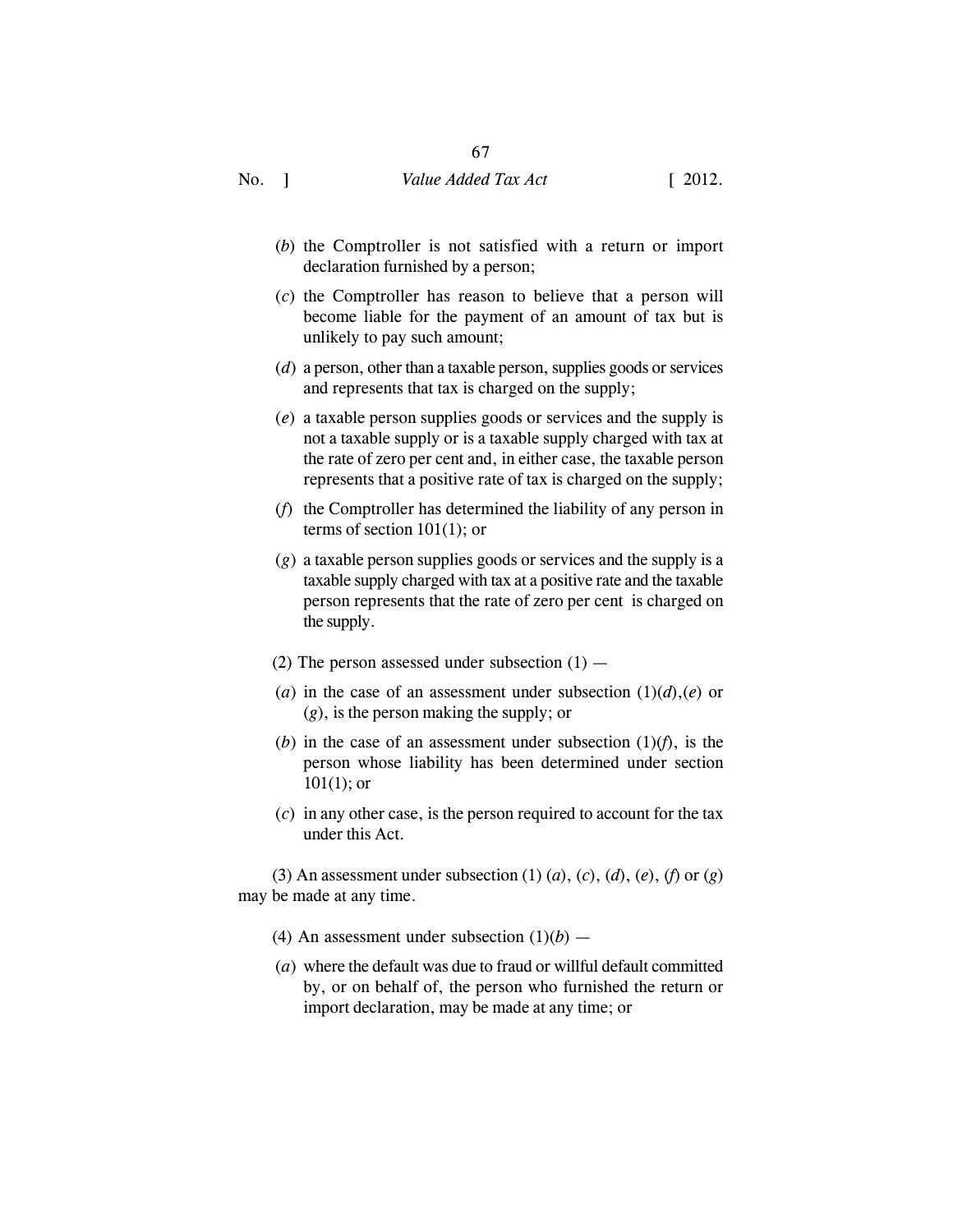(*b*) the Comptroller is not satisfied with a return or import declaration furnished by a person;

(*c*) the Comptroller has reason to believe that a person will become liable for the payment of an amount of tax but is unlikely to pay such amount;

(*d*) a person, other than a taxable person, supplies goods or services and represents that tax is charged on the supply;

(*e*) a taxable person supplies goods or services and the supply is not a taxable supply or is a taxable supply charged with tax at the rate of zero per cent and, in either case, the taxable person represents that a positive rate of tax is charged on the supply;

(*f*) the Comptroller has determined the liability of any person in terms of section 101(1); or

(*g*) a taxable person supplies goods or services and the supply is a taxable supply charged with tax at a positive rate and the taxable person represents that the rate of zero per cent is charged on the supply.

(2) The person assessed under subsection (1) —

(*a*) in the case of an assessment under subsection (1)(*d*),(*e*) or (*g*), is the person making the supply; or

(*b*) in the case of an assessment under subsection (1)(*f*), is the person whose liability has been determined under section 101(1); or

(*c*) in any other case, is the person required to account for the tax under this Act.

(3) An assessment under subsection (1) (*a*), (*c*), (*d*), (*e*), (*f*) or (*g*) may be made at any time.

(4) An assessment under subsection (1)(*b*) —

(*a*) where the default was due to fraud or willful default committed by, or on behalf of, the person who furnished the return or import declaration, may be made at any time; or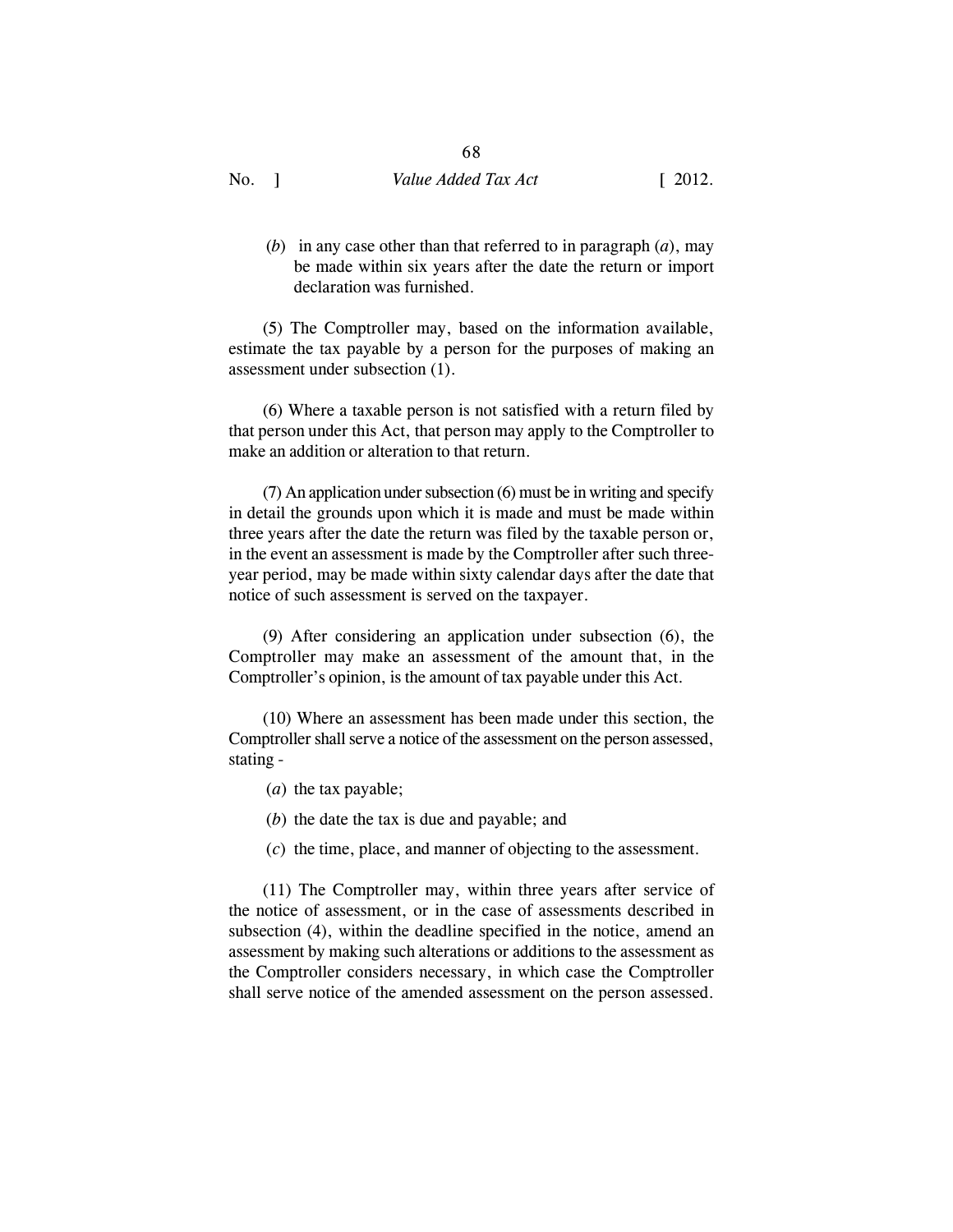(*b*) in any case other than that referred to in paragraph (*a*), may be made within six years after the date the return or import declaration was furnished.

(5) The Comptroller may, based on the information available, estimate the tax payable by a person for the purposes of making an assessment under subsection (1).

(6) Where a taxable person is not satisfied with a return filed by that person under this Act, that person may apply to the Comptroller to make an addition or alteration to that return.

(7) An application under subsection (6) must be in writing and specify in detail the grounds upon which it is made and must be made within three years after the date the return was filed by the taxable person or, in the event an assessment is made by the Comptroller after such three-year period, may be made within sixty calendar days after the date that notice of such assessment is served on the taxpayer.

(9) After considering an application under subsection (6), the Comptroller may make an assessment of the amount that, in the Comptroller's opinion, is the amount of tax payable under this Act.

(10) Where an assessment has been made under this section, the Comptroller shall serve a notice of the assessment on the person assessed, stating -

(*a*) the tax payable;

(*b*) the date the tax is due and payable; and

(*c*) the time, place, and manner of objecting to the assessment.

(11) The Comptroller may, within three years after service of the notice of assessment, or in the case of assessments described in subsection (4), within the deadline specified in the notice, amend an assessment by making such alterations or additions to the assessment as the Comptroller considers necessary, in which case the Comptroller shall serve notice of the amended assessment on the person assessed.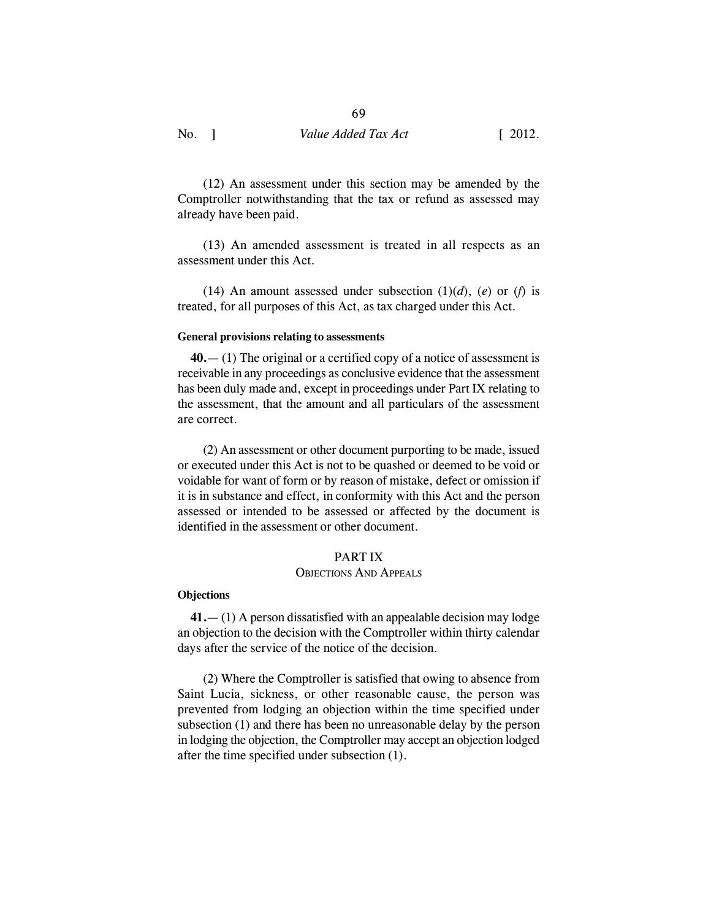(12) An assessment under this section may be amended by the Comptroller notwithstanding that the tax or refund as assessed may already have been paid.

(13) An amended assessment is treated in all respects as an assessment under this Act.

(14) An amount assessed under subsection (1)(*d*), (*e*) or (*f*) is treated, for all purposes of this Act, as tax charged under this Act.

**General provisions relating to assessments**

**40.**— (1) The original or a certified copy of a notice of assessment is receivable in any proceedings as conclusive evidence that the assessment has been duly made and, except in proceedings under Part IX relating to the assessment, that the amount and all particulars of the assessment are correct.

(2) An assessment or other document purporting to be made, issued or executed under this Act is not to be quashed or deemed to be void or voidable for want of form or by reason of mistake, defect or omission if it is in substance and effect, in conformity with this Act and the person assessed or intended to be assessed or affected by the document is identified in the assessment or other document.

## PART IX
## OBJECTIONS AND APPEALS

**Objections**

**41.**— (1) A person dissatisfied with an appealable decision may lodge an objection to the decision with the Comptroller within thirty calendar days after the service of the notice of the decision.

(2) Where the Comptroller is satisfied that owing to absence from Saint Lucia, sickness, or other reasonable cause, the person was prevented from lodging an objection within the time specified under subsection (1) and there has been no unreasonable delay by the person in lodging the objection, the Comptroller may accept an objection lodged after the time specified under subsection (1).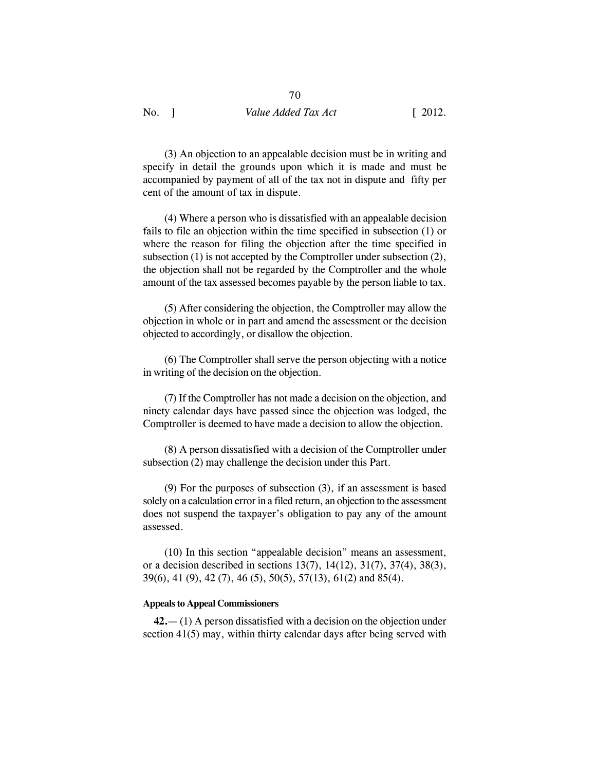(3) An objection to an appealable decision must be in writing and specify in detail the grounds upon which it is made and must be accompanied by payment of all of the tax not in dispute and fifty per cent of the amount of tax in dispute.

(4) Where a person who is dissatisfied with an appealable decision fails to file an objection within the time specified in subsection (1) or where the reason for filing the objection after the time specified in subsection (1) is not accepted by the Comptroller under subsection (2), the objection shall not be regarded by the Comptroller and the whole amount of the tax assessed becomes payable by the person liable to tax.

(5) After considering the objection, the Comptroller may allow the objection in whole or in part and amend the assessment or the decision objected to accordingly, or disallow the objection.

(6) The Comptroller shall serve the person objecting with a notice in writing of the decision on the objection.

(7) If the Comptroller has not made a decision on the objection, and ninety calendar days have passed since the objection was lodged, the Comptroller is deemed to have made a decision to allow the objection.

(8) A person dissatisfied with a decision of the Comptroller under subsection (2) may challenge the decision under this Part.

(9) For the purposes of subsection (3), if an assessment is based solely on a calculation error in a filed return, an objection to the assessment does not suspend the taxpayer's obligation to pay any of the amount assessed.

(10) In this section "appealable decision" means an assessment, or a decision described in sections 13(7), 14(12), 31(7), 37(4), 38(3), 39(6), 41 (9), 42 (7), 46 (5), 50(5), 57(13), 61(2) and 85(4).

**Appeals to Appeal Commissioners**

**42.**— (1) A person dissatisfied with a decision on the objection under section 41(5) may, within thirty calendar days after being served with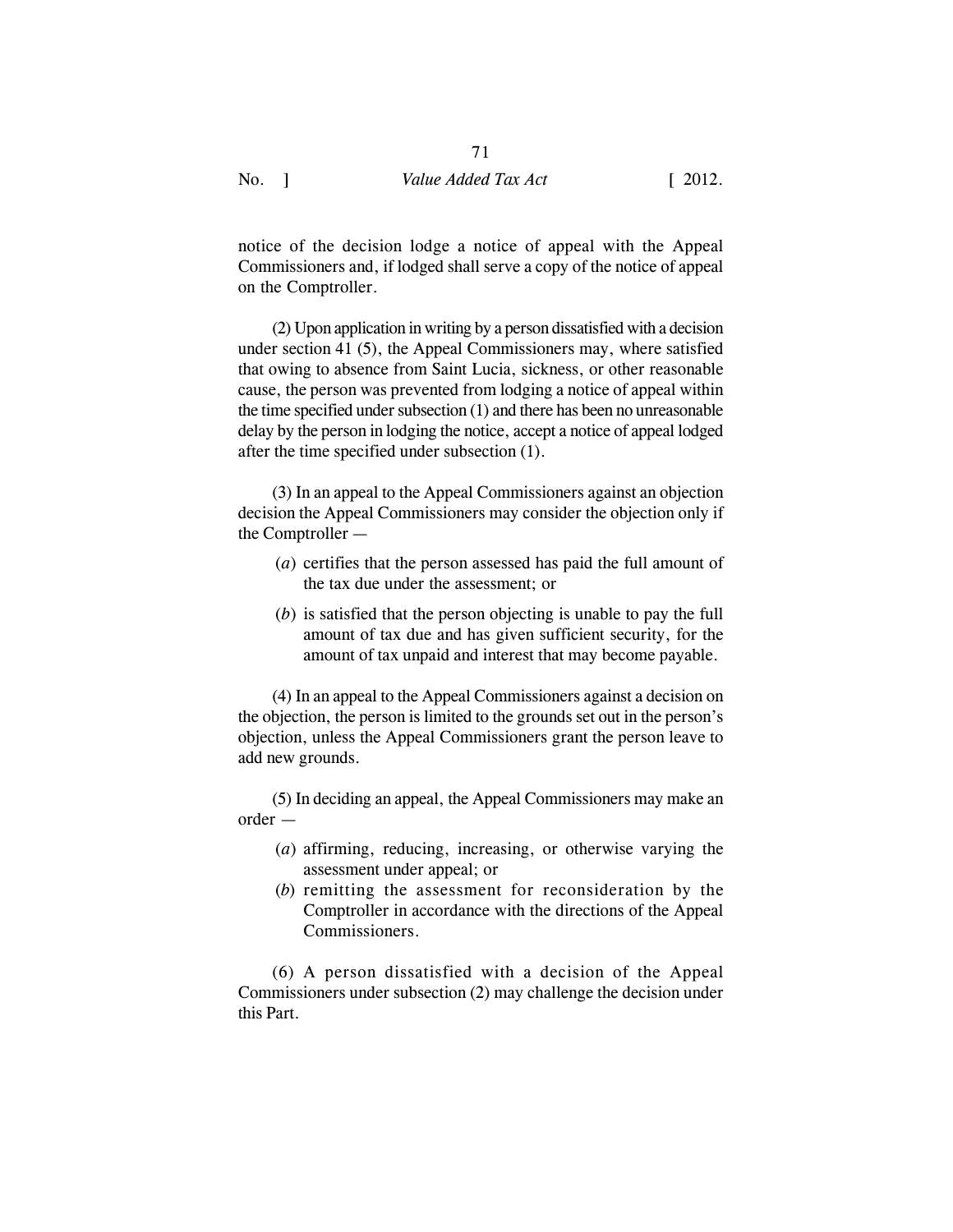notice of the decision lodge a notice of appeal with the Appeal Commissioners and, if lodged shall serve a copy of the notice of appeal on the Comptroller.

(2) Upon application in writing by a person dissatisfied with a decision under section 41 (5), the Appeal Commissioners may, where satisfied that owing to absence from Saint Lucia, sickness, or other reasonable cause, the person was prevented from lodging a notice of appeal within the time specified under subsection (1) and there has been no unreasonable delay by the person in lodging the notice, accept a notice of appeal lodged after the time specified under subsection (1).

(3) In an appeal to the Appeal Commissioners against an objection decision the Appeal Commissioners may consider the objection only if the Comptroller —

(*a*) certifies that the person assessed has paid the full amount of the tax due under the assessment; or

(*b*) is satisfied that the person objecting is unable to pay the full amount of tax due and has given sufficient security, for the amount of tax unpaid and interest that may become payable.

(4) In an appeal to the Appeal Commissioners against a decision on the objection, the person is limited to the grounds set out in the person's objection, unless the Appeal Commissioners grant the person leave to add new grounds.

(5) In deciding an appeal, the Appeal Commissioners may make an order —

(*a*) affirming, reducing, increasing, or otherwise varying the assessment under appeal; or

(*b*) remitting the assessment for reconsideration by the Comptroller in accordance with the directions of the Appeal Commissioners.

(6) A person dissatisfied with a decision of the Appeal Commissioners under subsection (2) may challenge the decision under this Part.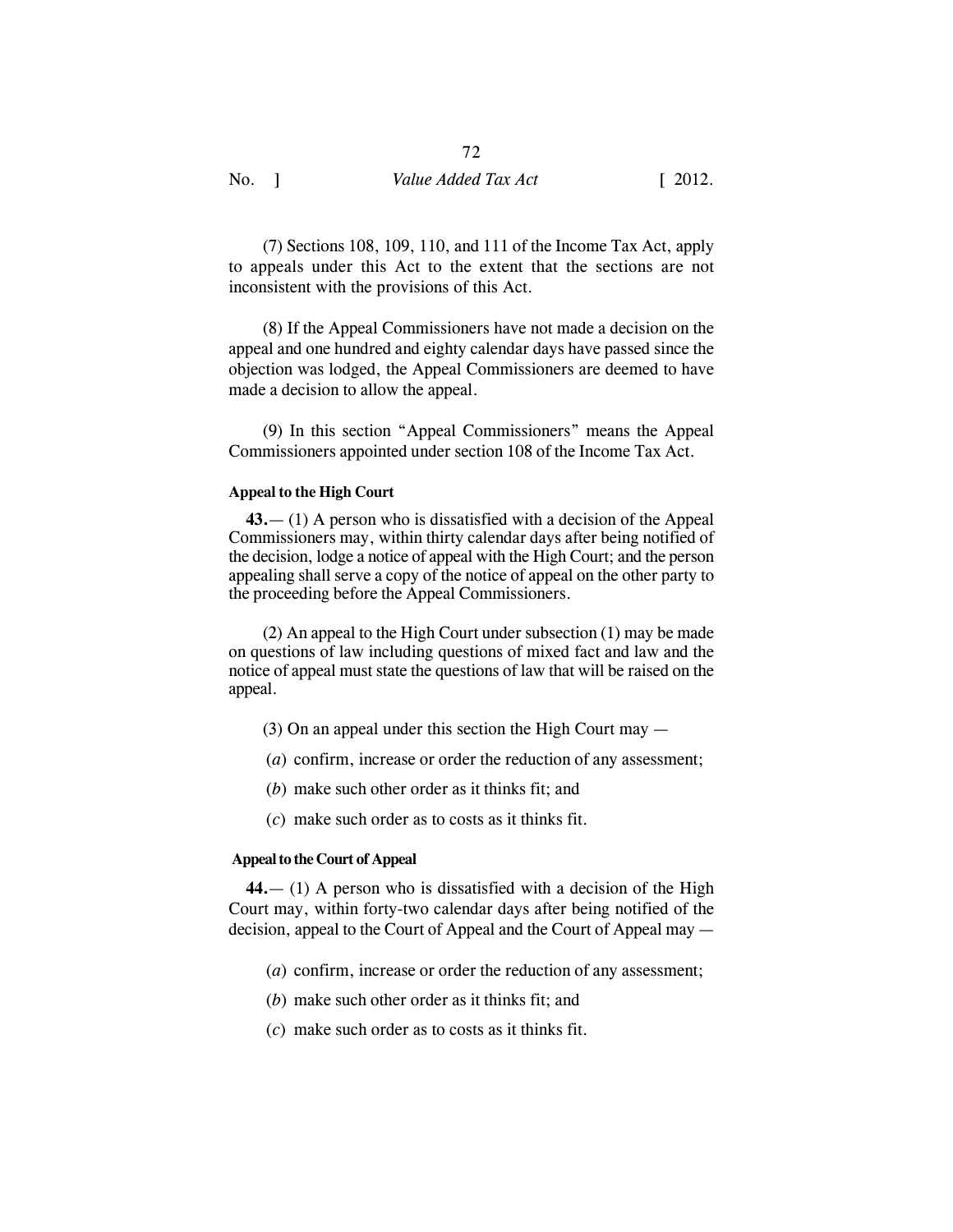(7) Sections 108, 109, 110, and 111 of the Income Tax Act, apply to appeals under this Act to the extent that the sections are not inconsistent with the provisions of this Act.

(8) If the Appeal Commissioners have not made a decision on the appeal and one hundred and eighty calendar days have passed since the objection was lodged, the Appeal Commissioners are deemed to have made a decision to allow the appeal.

(9) In this section "Appeal Commissioners" means the Appeal Commissioners appointed under section 108 of the Income Tax Act.

**Appeal to the High Court**

**43.**— (1) A person who is dissatisfied with a decision of the Appeal Commissioners may, within thirty calendar days after being notified of the decision, lodge a notice of appeal with the High Court; and the person appealing shall serve a copy of the notice of appeal on the other party to the proceeding before the Appeal Commissioners.

(2) An appeal to the High Court under subsection (1) may be made on questions of law including questions of mixed fact and law and the notice of appeal must state the questions of law that will be raised on the appeal.

(3) On an appeal under this section the High Court may —

(*a*) confirm, increase or order the reduction of any assessment;

(*b*) make such other order as it thinks fit; and

(*c*) make such order as to costs as it thinks fit.

**Appeal to the Court of Appeal**

**44.**— (1) A person who is dissatisfied with a decision of the High Court may, within forty-two calendar days after being notified of the decision, appeal to the Court of Appeal and the Court of Appeal may —

(*a*) confirm, increase or order the reduction of any assessment;

(*b*) make such other order as it thinks fit; and

(*c*) make such order as to costs as it thinks fit.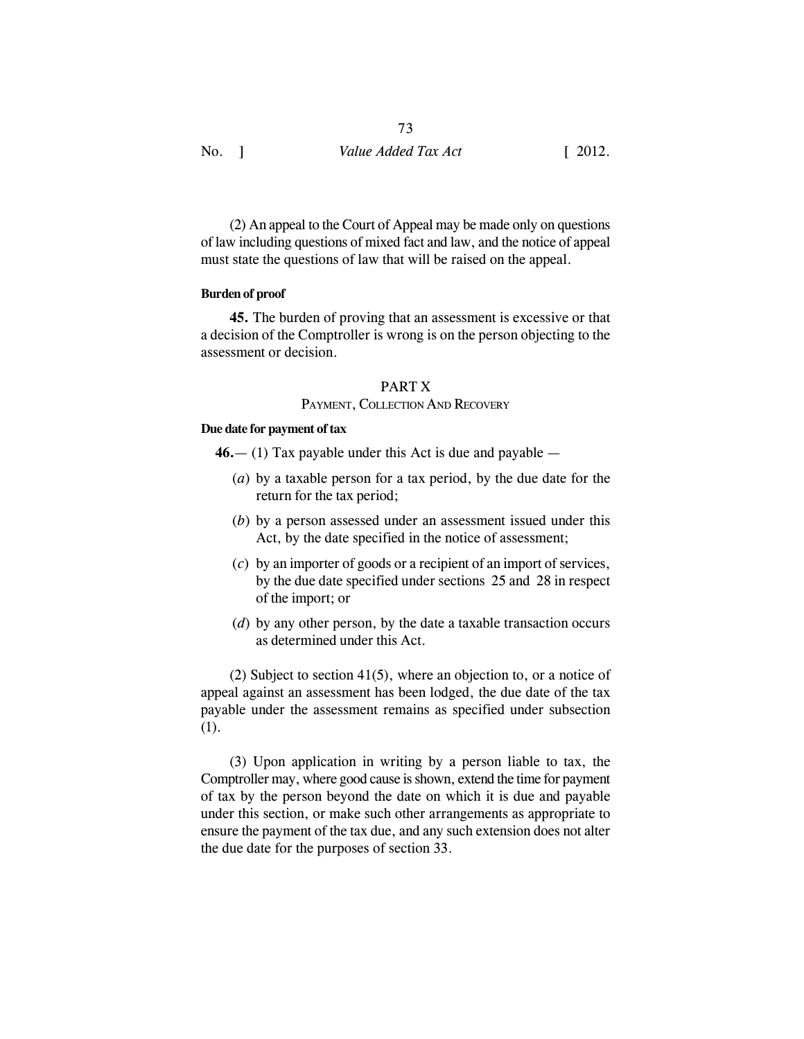(2) An appeal to the Court of Appeal may be made only on questions of law including questions of mixed fact and law, and the notice of appeal must state the questions of law that will be raised on the appeal.

**Burden of proof**

**45.** The burden of proving that an assessment is excessive or that a decision of the Comptroller is wrong is on the person objecting to the assessment or decision.

## PART X

## PAYMENT, COLLECTION AND RECOVERY

**Due date for payment of tax**

**46.**— (1) Tax payable under this Act is due and payable —

(*a*) by a taxable person for a tax period, by the due date for the return for the tax period;

(*b*) by a person assessed under an assessment issued under this Act, by the date specified in the notice of assessment;

(*c*) by an importer of goods or a recipient of an import of services, by the due date specified under sections 25 and 28 in respect of the import; or

(*d*) by any other person, by the date a taxable transaction occurs as determined under this Act.

(2) Subject to section 41(5), where an objection to, or a notice of appeal against an assessment has been lodged, the due date of the tax payable under the assessment remains as specified under subsection (1).

(3) Upon application in writing by a person liable to tax, the Comptroller may, where good cause is shown, extend the time for payment of tax by the person beyond the date on which it is due and payable under this section, or make such other arrangements as appropriate to ensure the payment of the tax due, and any such extension does not alter the due date for the purposes of section 33.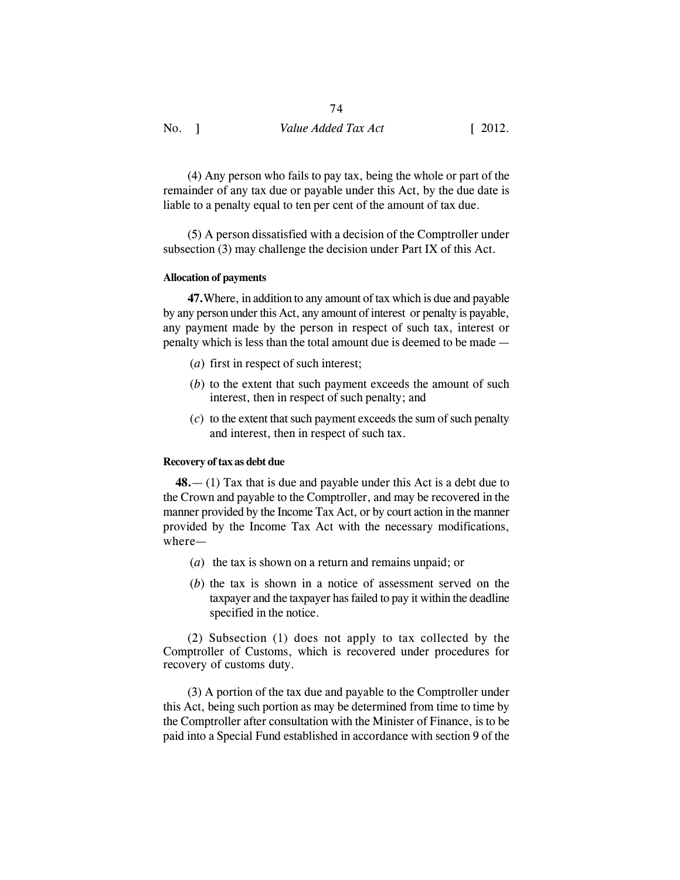(4) Any person who fails to pay tax, being the whole or part of the remainder of any tax due or payable under this Act, by the due date is liable to a penalty equal to ten per cent of the amount of tax due.

(5) A person dissatisfied with a decision of the Comptroller under subsection (3) may challenge the decision under Part IX of this Act.

#### Allocation of payments

**47.** Where, in addition to any amount of tax which is due and payable by any person under this Act, any amount of interest or penalty is payable, any payment made by the person in respect of such tax, interest or penalty which is less than the total amount due is deemed to be made —

(*a*) first in respect of such interest;

(*b*) to the extent that such payment exceeds the amount of such interest, then in respect of such penalty; and

(*c*) to the extent that such payment exceeds the sum of such penalty and interest, then in respect of such tax.

#### Recovery of tax as debt due

**48.**— (1) Tax that is due and payable under this Act is a debt due to the Crown and payable to the Comptroller, and may be recovered in the manner provided by the Income Tax Act, or by court action in the manner provided by the Income Tax Act with the necessary modifications, where—

(*a*) the tax is shown on a return and remains unpaid; or

(*b*) the tax is shown in a notice of assessment served on the taxpayer and the taxpayer has failed to pay it within the deadline specified in the notice.

(2) Subsection (1) does not apply to tax collected by the Comptroller of Customs, which is recovered under procedures for recovery of customs duty.

(3) A portion of the tax due and payable to the Comptroller under this Act, being such portion as may be determined from time to time by the Comptroller after consultation with the Minister of Finance, is to be paid into a Special Fund established in accordance with section 9 of the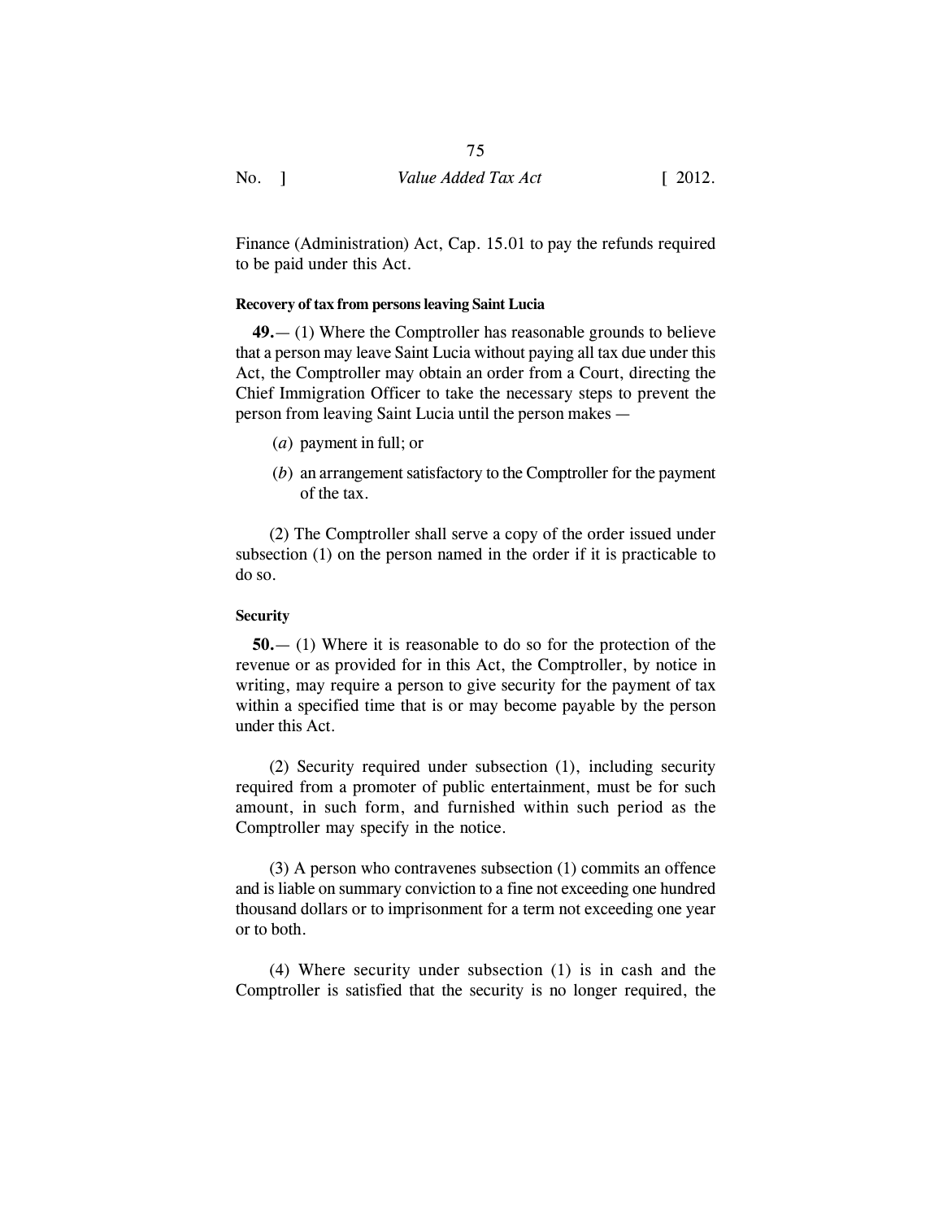Finance (Administration) Act, Cap. 15.01 to pay the refunds required to be paid under this Act.

#### Recovery of tax from persons leaving Saint Lucia

**49.**— (1) Where the Comptroller has reasonable grounds to believe that a person may leave Saint Lucia without paying all tax due under this Act, the Comptroller may obtain an order from a Court, directing the Chief Immigration Officer to take the necessary steps to prevent the person from leaving Saint Lucia until the person makes —

(*a*) payment in full; or

(*b*) an arrangement satisfactory to the Comptroller for the payment of the tax.

(2) The Comptroller shall serve a copy of the order issued under subsection (1) on the person named in the order if it is practicable to do so.

#### Security

**50.**— (1) Where it is reasonable to do so for the protection of the revenue or as provided for in this Act, the Comptroller, by notice in writing, may require a person to give security for the payment of tax within a specified time that is or may become payable by the person under this Act.

(2) Security required under subsection (1), including security required from a promoter of public entertainment, must be for such amount, in such form, and furnished within such period as the Comptroller may specify in the notice.

(3) A person who contravenes subsection (1) commits an offence and is liable on summary conviction to a fine not exceeding one hundred thousand dollars or to imprisonment for a term not exceeding one year or to both.

(4) Where security under subsection (1) is in cash and the Comptroller is satisfied that the security is no longer required, the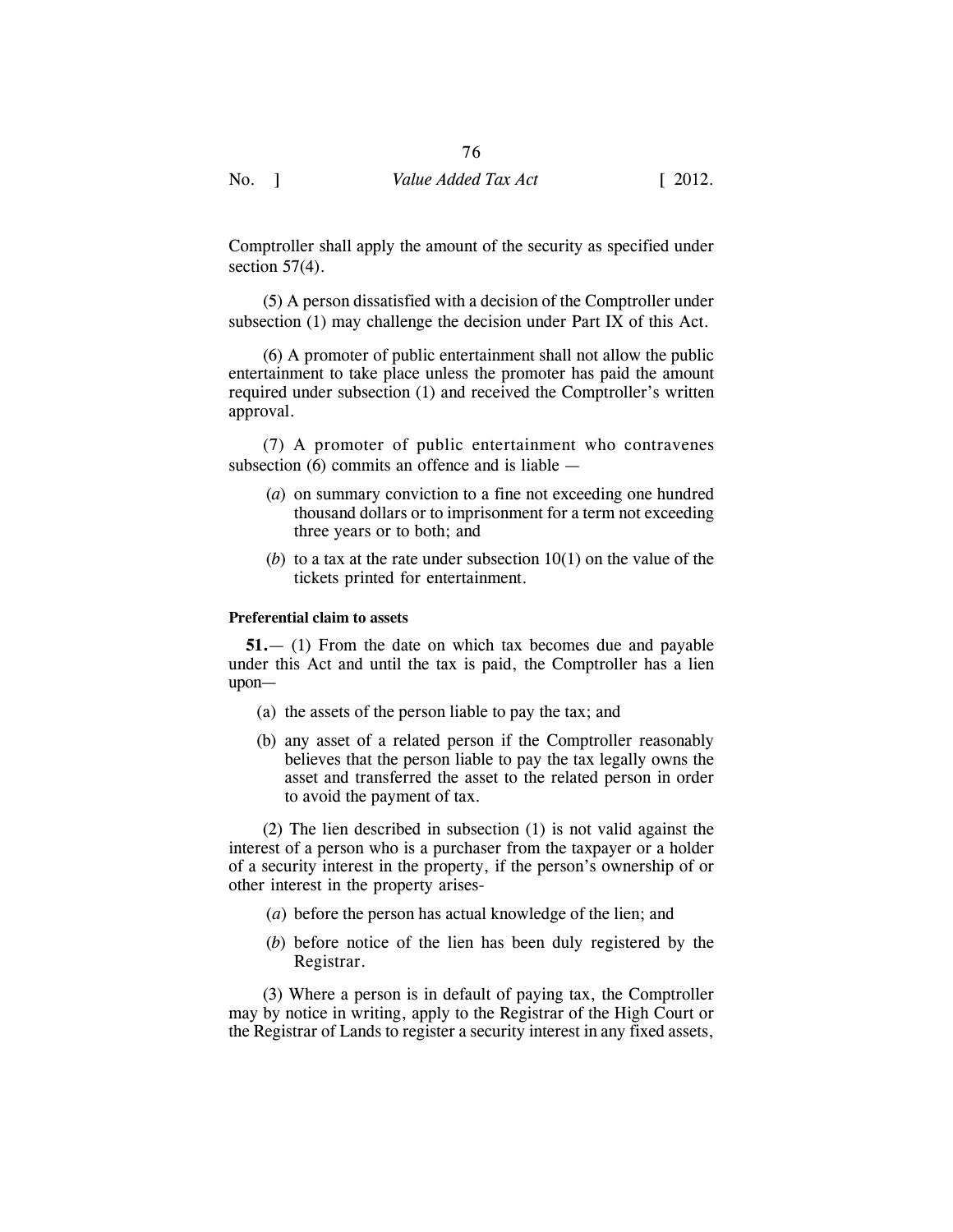Comptroller shall apply the amount of the security as specified under section 57(4).

(5) A person dissatisfied with a decision of the Comptroller under subsection (1) may challenge the decision under Part IX of this Act.

(6) A promoter of public entertainment shall not allow the public entertainment to take place unless the promoter has paid the amount required under subsection (1) and received the Comptroller's written approval.

(7) A promoter of public entertainment who contravenes subsection (6) commits an offence and is liable —

(*a*) on summary conviction to a fine not exceeding one hundred thousand dollars or to imprisonment for a term not exceeding three years or to both; and

(*b*) to a tax at the rate under subsection 10(1) on the value of the tickets printed for entertainment.

**Preferential claim to assets**

**51.**— (1) From the date on which tax becomes due and payable under this Act and until the tax is paid, the Comptroller has a lien upon—

(a) the assets of the person liable to pay the tax; and

(b) any asset of a related person if the Comptroller reasonably believes that the person liable to pay the tax legally owns the asset and transferred the asset to the related person in order to avoid the payment of tax.

(2) The lien described in subsection (1) is not valid against the interest of a person who is a purchaser from the taxpayer or a holder of a security interest in the property, if the person's ownership of or other interest in the property arises-

(*a*) before the person has actual knowledge of the lien; and

(*b*) before notice of the lien has been duly registered by the Registrar.

(3) Where a person is in default of paying tax, the Comptroller may by notice in writing, apply to the Registrar of the High Court or the Registrar of Lands to register a security interest in any fixed assets,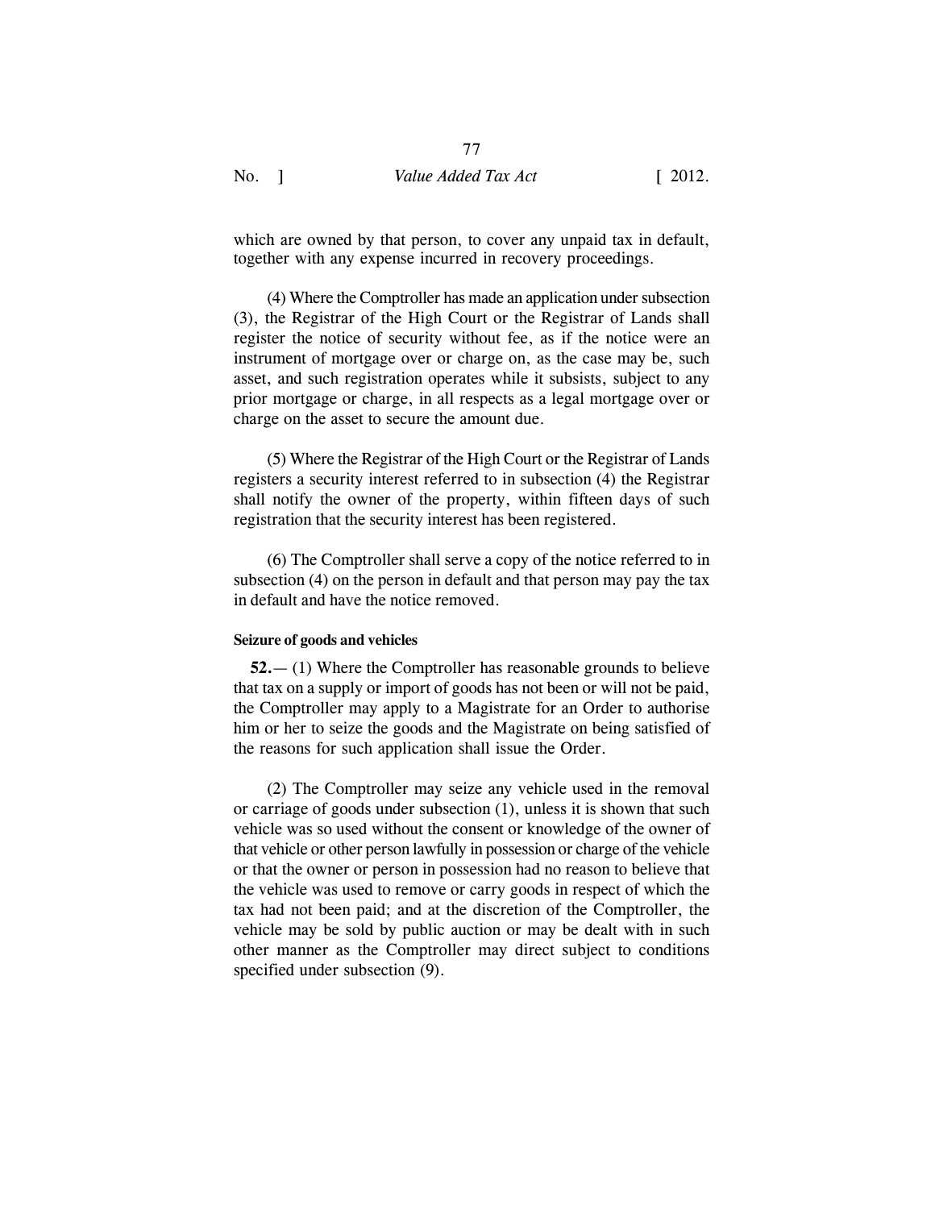which are owned by that person, to cover any unpaid tax in default, together with any expense incurred in recovery proceedings.

(4) Where the Comptroller has made an application under subsection (3), the Registrar of the High Court or the Registrar of Lands shall register the notice of security without fee, as if the notice were an instrument of mortgage over or charge on, as the case may be, such asset, and such registration operates while it subsists, subject to any prior mortgage or charge, in all respects as a legal mortgage over or charge on the asset to secure the amount due.

(5) Where the Registrar of the High Court or the Registrar of Lands registers a security interest referred to in subsection (4) the Registrar shall notify the owner of the property, within fifteen days of such registration that the security interest has been registered.

(6) The Comptroller shall serve a copy of the notice referred to in subsection (4) on the person in default and that person may pay the tax in default and have the notice removed.

#### Seizure of goods and vehicles

**52.**— (1) Where the Comptroller has reasonable grounds to believe that tax on a supply or import of goods has not been or will not be paid, the Comptroller may apply to a Magistrate for an Order to authorise him or her to seize the goods and the Magistrate on being satisfied of the reasons for such application shall issue the Order.

(2) The Comptroller may seize any vehicle used in the removal or carriage of goods under subsection (1), unless it is shown that such vehicle was so used without the consent or knowledge of the owner of that vehicle or other person lawfully in possession or charge of the vehicle or that the owner or person in possession had no reason to believe that the vehicle was used to remove or carry goods in respect of which the tax had not been paid; and at the discretion of the Comptroller, the vehicle may be sold by public auction or may be dealt with in such other manner as the Comptroller may direct subject to conditions specified under subsection (9).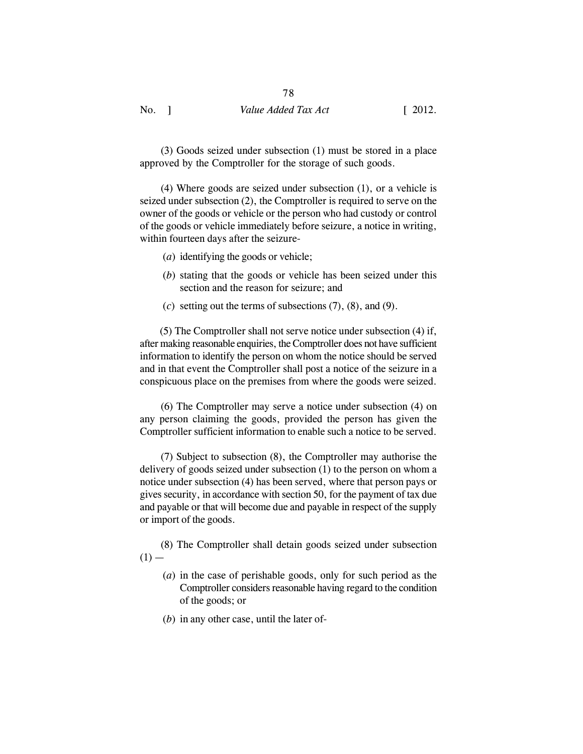(3) Goods seized under subsection (1) must be stored in a place approved by the Comptroller for the storage of such goods.

(4) Where goods are seized under subsection (1), or a vehicle is seized under subsection (2), the Comptroller is required to serve on the owner of the goods or vehicle or the person who had custody or control of the goods or vehicle immediately before seizure, a notice in writing, within fourteen days after the seizure-

(*a*) identifying the goods or vehicle;

(*b*) stating that the goods or vehicle has been seized under this section and the reason for seizure; and

(*c*) setting out the terms of subsections (7), (8), and (9).

(5) The Comptroller shall not serve notice under subsection (4) if, after making reasonable enquiries, the Comptroller does not have sufficient information to identify the person on whom the notice should be served and in that event the Comptroller shall post a notice of the seizure in a conspicuous place on the premises from where the goods were seized.

(6) The Comptroller may serve a notice under subsection (4) on any person claiming the goods, provided the person has given the Comptroller sufficient information to enable such a notice to be served.

(7) Subject to subsection (8), the Comptroller may authorise the delivery of goods seized under subsection (1) to the person on whom a notice under subsection (4) has been served, where that person pays or gives security, in accordance with section 50, for the payment of tax due and payable or that will become due and payable in respect of the supply or import of the goods.

(8) The Comptroller shall detain goods seized under subsection (1) —

(*a*) in the case of perishable goods, only for such period as the Comptroller considers reasonable having regard to the condition of the goods; or

(*b*) in any other case, until the later of-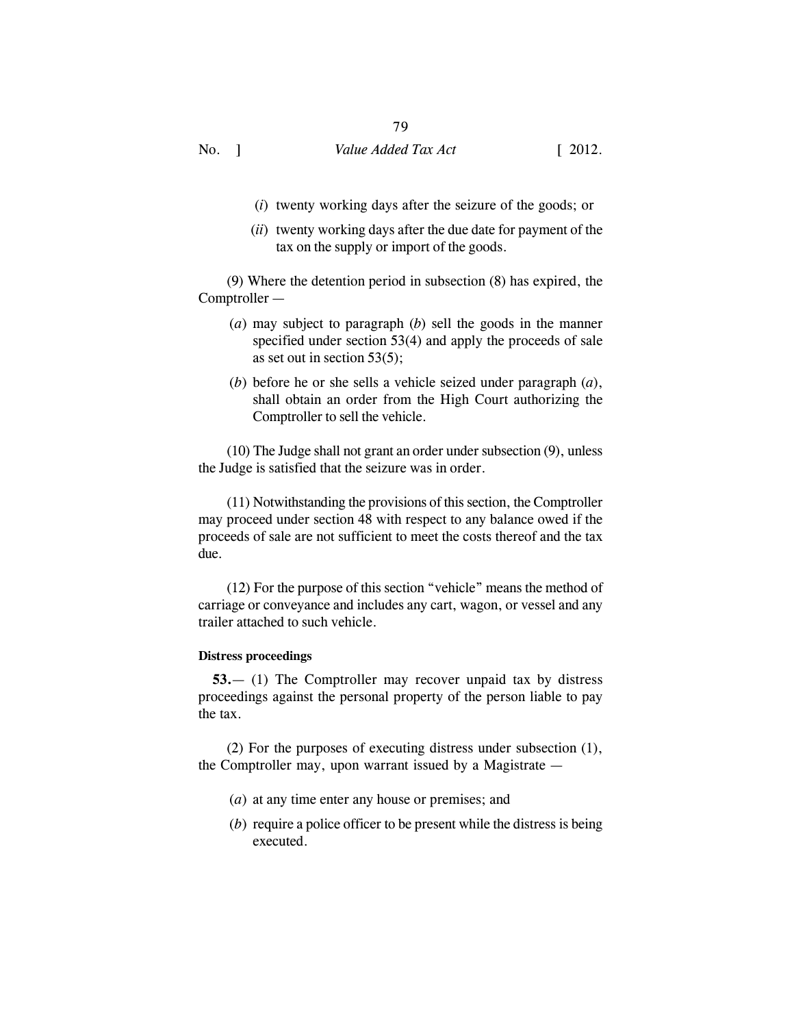(*i*) twenty working days after the seizure of the goods; or

(*ii*) twenty working days after the due date for payment of the tax on the supply or import of the goods.

(9) Where the detention period in subsection (8) has expired, the Comptroller —

(*a*) may subject to paragraph (*b*) sell the goods in the manner specified under section 53(4) and apply the proceeds of sale as set out in section 53(5);

(*b*) before he or she sells a vehicle seized under paragraph (*a*), shall obtain an order from the High Court authorizing the Comptroller to sell the vehicle.

(10) The Judge shall not grant an order under subsection (9), unless the Judge is satisfied that the seizure was in order.

(11) Notwithstanding the provisions of this section, the Comptroller may proceed under section 48 with respect to any balance owed if the proceeds of sale are not sufficient to meet the costs thereof and the tax due.

(12) For the purpose of this section "vehicle" means the method of carriage or conveyance and includes any cart, wagon, or vessel and any trailer attached to such vehicle.

**Distress proceedings**

**53.**— (1) The Comptroller may recover unpaid tax by distress proceedings against the personal property of the person liable to pay the tax.

(2) For the purposes of executing distress under subsection (1), the Comptroller may, upon warrant issued by a Magistrate —

(*a*) at any time enter any house or premises; and

(*b*) require a police officer to be present while the distress is being executed.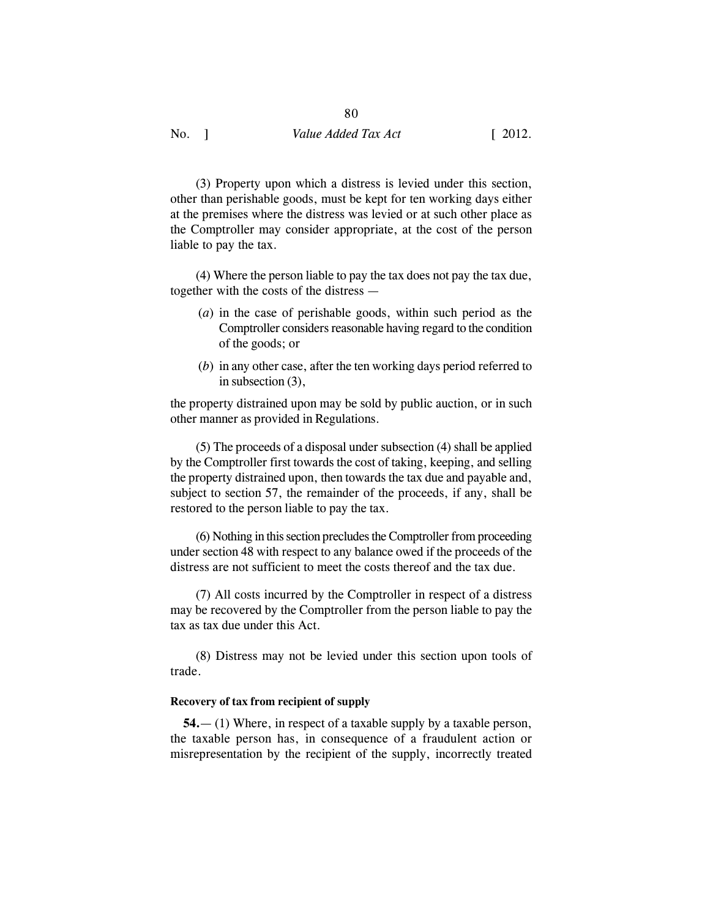(3) Property upon which a distress is levied under this section, other than perishable goods, must be kept for ten working days either at the premises where the distress was levied or at such other place as the Comptroller may consider appropriate, at the cost of the person liable to pay the tax.

(4) Where the person liable to pay the tax does not pay the tax due, together with the costs of the distress —

(*a*) in the case of perishable goods, within such period as the Comptroller considers reasonable having regard to the condition of the goods; or

(*b*) in any other case, after the ten working days period referred to in subsection (3),

the property distrained upon may be sold by public auction, or in such other manner as provided in Regulations.

(5) The proceeds of a disposal under subsection (4) shall be applied by the Comptroller first towards the cost of taking, keeping, and selling the property distrained upon, then towards the tax due and payable and, subject to section 57, the remainder of the proceeds, if any, shall be restored to the person liable to pay the tax.

(6) Nothing in this section precludes the Comptroller from proceeding under section 48 with respect to any balance owed if the proceeds of the distress are not sufficient to meet the costs thereof and the tax due.

(7) All costs incurred by the Comptroller in respect of a distress may be recovered by the Comptroller from the person liable to pay the tax as tax due under this Act.

(8) Distress may not be levied under this section upon tools of trade.

**Recovery of tax from recipient of supply**

**54.**— (1) Where, in respect of a taxable supply by a taxable person, the taxable person has, in consequence of a fraudulent action or misrepresentation by the recipient of the supply, incorrectly treated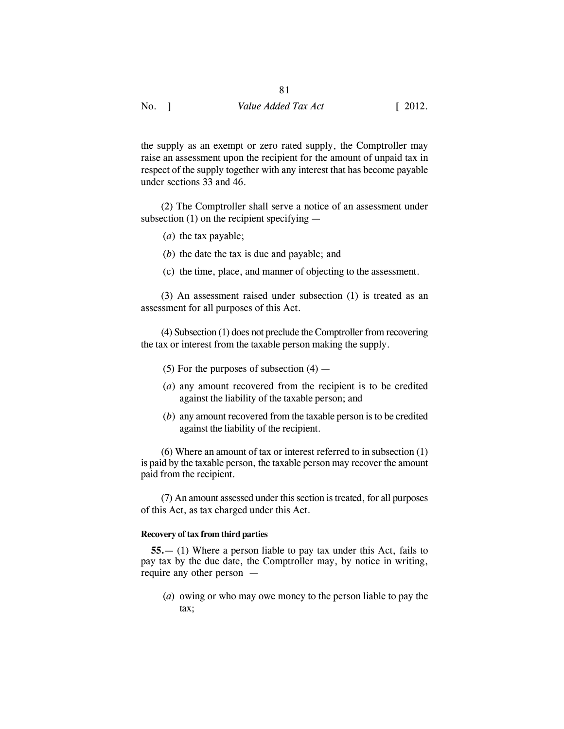the supply as an exempt or zero rated supply, the Comptroller may raise an assessment upon the recipient for the amount of unpaid tax in respect of the supply together with any interest that has become payable under sections 33 and 46.

(2) The Comptroller shall serve a notice of an assessment under subsection (1) on the recipient specifying —

(*a*) the tax payable;

(*b*) the date the tax is due and payable; and

(c) the time, place, and manner of objecting to the assessment.

(3) An assessment raised under subsection (1) is treated as an assessment for all purposes of this Act.

(4) Subsection (1) does not preclude the Comptroller from recovering the tax or interest from the taxable person making the supply.

(5) For the purposes of subsection (4) —

(*a*) any amount recovered from the recipient is to be credited against the liability of the taxable person; and

(*b*) any amount recovered from the taxable person is to be credited against the liability of the recipient.

(6) Where an amount of tax or interest referred to in subsection (1) is paid by the taxable person, the taxable person may recover the amount paid from the recipient.

(7) An amount assessed under this section is treated, for all purposes of this Act, as tax charged under this Act.

**Recovery of tax from third parties**

**55.**— (1) Where a person liable to pay tax under this Act, fails to pay tax by the due date, the Comptroller may, by notice in writing, require any other person —

(*a*) owing or who may owe money to the person liable to pay the tax;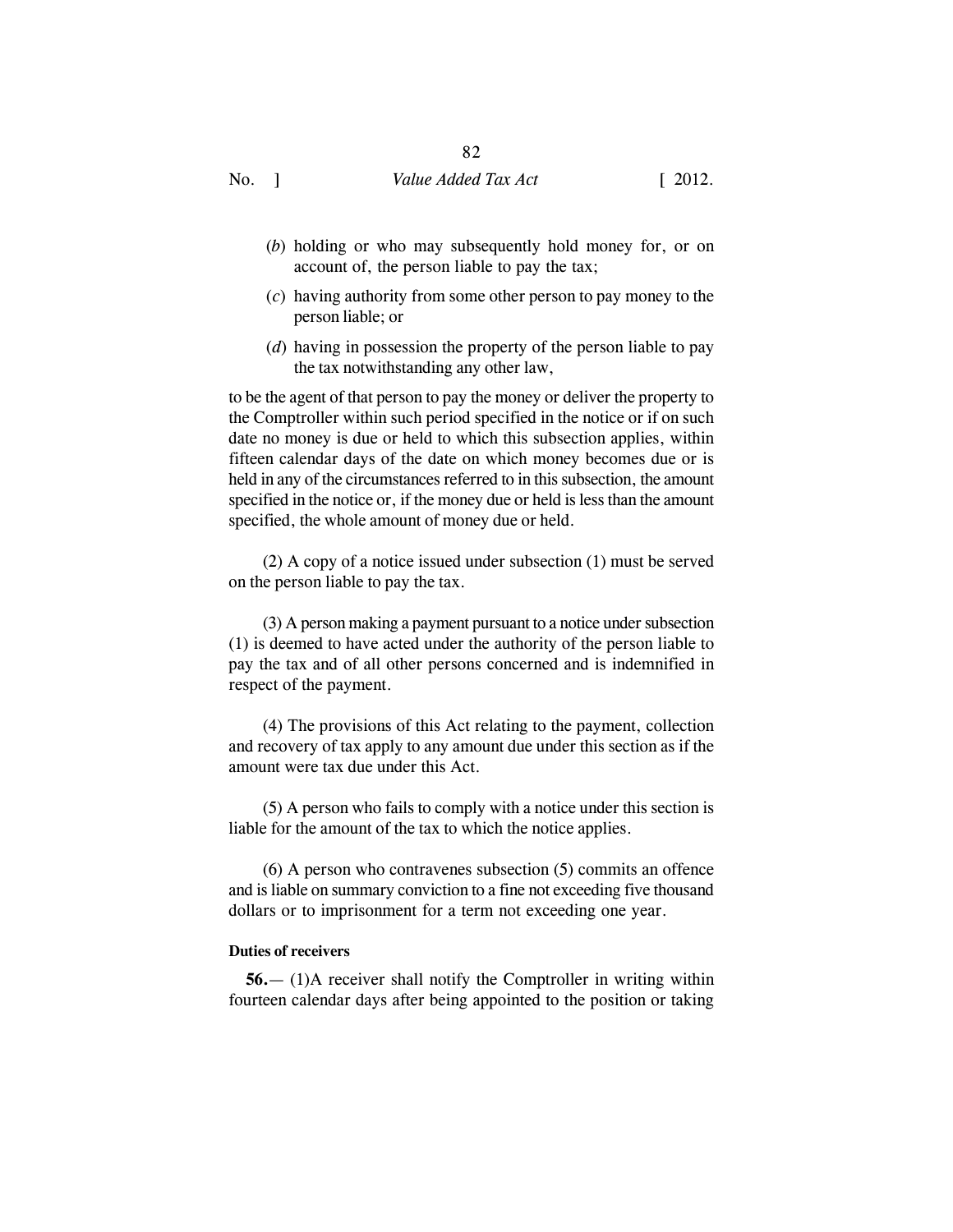(*b*) holding or who may subsequently hold money for, or on account of, the person liable to pay the tax;

(*c*) having authority from some other person to pay money to the person liable; or

(*d*) having in possession the property of the person liable to pay the tax notwithstanding any other law,

to be the agent of that person to pay the money or deliver the property to the Comptroller within such period specified in the notice or if on such date no money is due or held to which this subsection applies, within fifteen calendar days of the date on which money becomes due or is held in any of the circumstances referred to in this subsection, the amount specified in the notice or, if the money due or held is less than the amount specified, the whole amount of money due or held.

(2) A copy of a notice issued under subsection (1) must be served on the person liable to pay the tax.

(3) A person making a payment pursuant to a notice under subsection (1) is deemed to have acted under the authority of the person liable to pay the tax and of all other persons concerned and is indemnified in respect of the payment.

(4) The provisions of this Act relating to the payment, collection and recovery of tax apply to any amount due under this section as if the amount were tax due under this Act.

(5) A person who fails to comply with a notice under this section is liable for the amount of the tax to which the notice applies.

(6) A person who contravenes subsection (5) commits an offence and is liable on summary conviction to a fine not exceeding five thousand dollars or to imprisonment for a term not exceeding one year.

**Duties of receivers**

**56.**— (1)A receiver shall notify the Comptroller in writing within fourteen calendar days after being appointed to the position or taking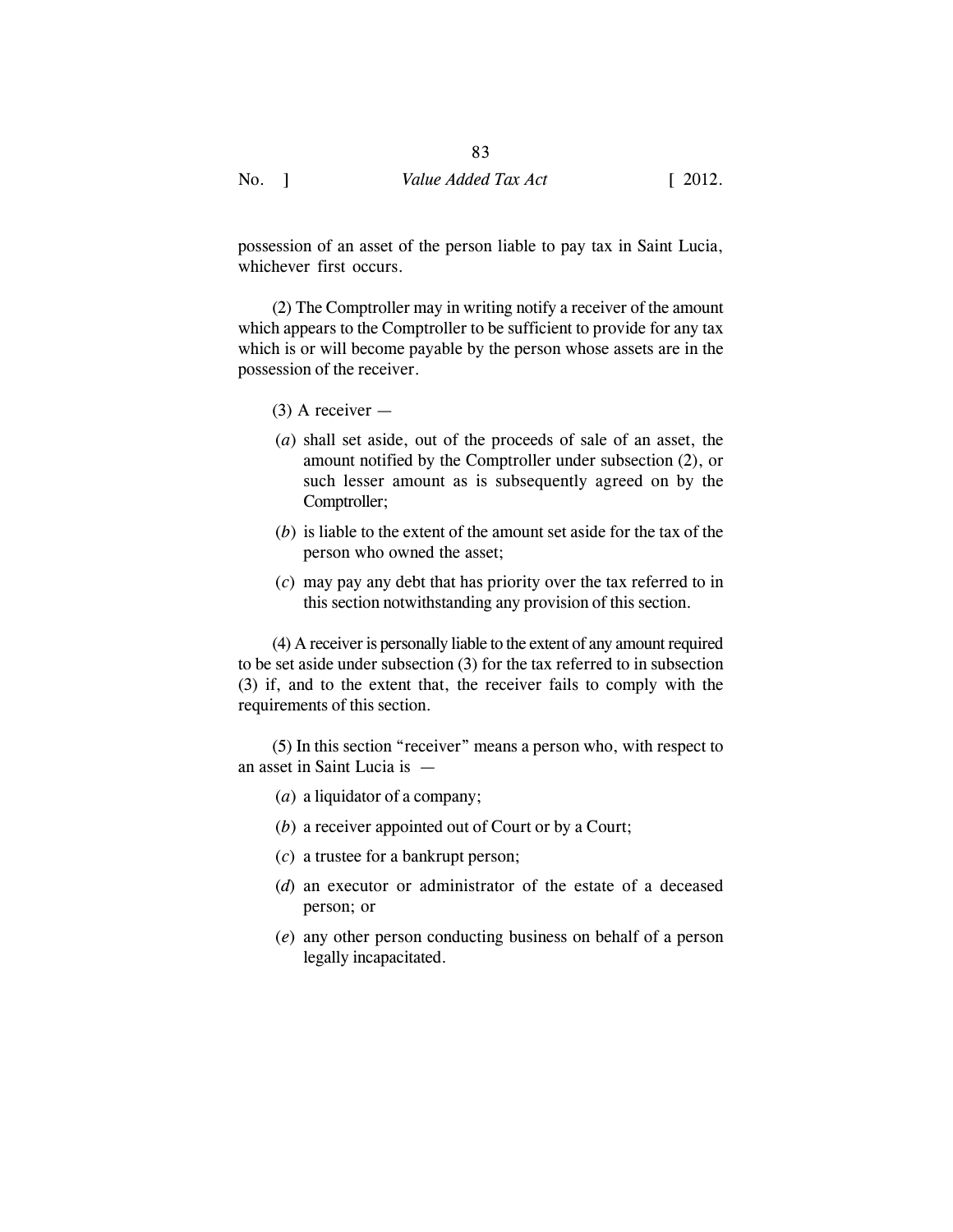possession of an asset of the person liable to pay tax in Saint Lucia, whichever first occurs.

(2) The Comptroller may in writing notify a receiver of the amount which appears to the Comptroller to be sufficient to provide for any tax which is or will become payable by the person whose assets are in the possession of the receiver.

(3) A receiver —

(*a*) shall set aside, out of the proceeds of sale of an asset, the amount notified by the Comptroller under subsection (2), or such lesser amount as is subsequently agreed on by the Comptroller;

(*b*) is liable to the extent of the amount set aside for the tax of the person who owned the asset;

(*c*) may pay any debt that has priority over the tax referred to in this section notwithstanding any provision of this section.

(4) A receiver is personally liable to the extent of any amount required to be set aside under subsection (3) for the tax referred to in subsection (3) if, and to the extent that, the receiver fails to comply with the requirements of this section.

(5) In this section "receiver" means a person who, with respect to an asset in Saint Lucia is —

(*a*) a liquidator of a company;

(*b*) a receiver appointed out of Court or by a Court;

(*c*) a trustee for a bankrupt person;

(*d*) an executor or administrator of the estate of a deceased person; or

(*e*) any other person conducting business on behalf of a person legally incapacitated.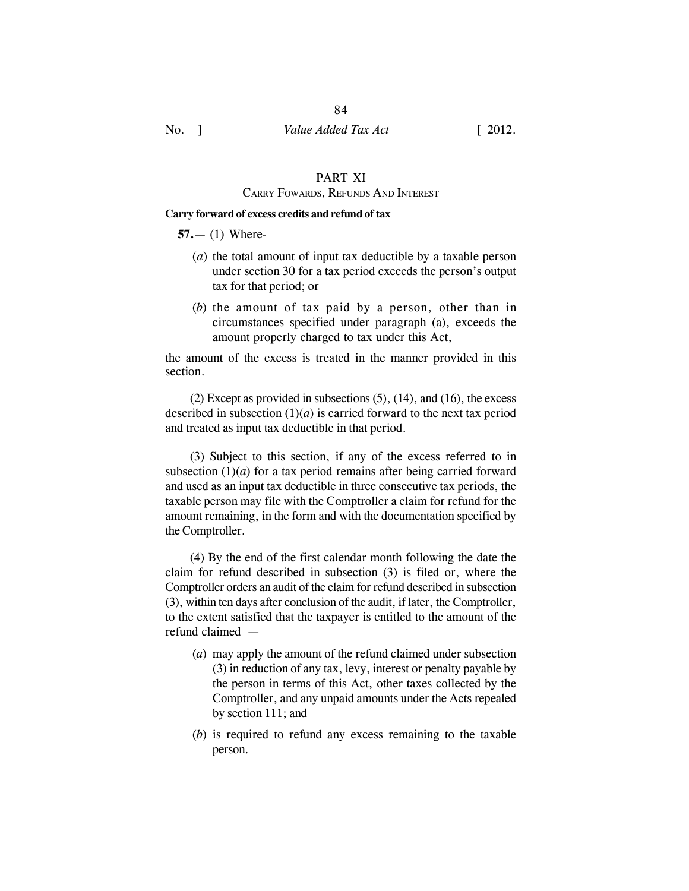## PART XI

### CARRY FOWARDS, REFUNDS AND INTEREST

**Carry forward of excess credits and refund of tax**

**57.**— (1) Where-

(*a*) the total amount of input tax deductible by a taxable person under section 30 for a tax period exceeds the person's output tax for that period; or

(*b*) the amount of tax paid by a person, other than in circumstances specified under paragraph (a), exceeds the amount properly charged to tax under this Act,

the amount of the excess is treated in the manner provided in this section.

(2) Except as provided in subsections (5), (14), and (16), the excess described in subsection (1)(*a*) is carried forward to the next tax period and treated as input tax deductible in that period.

(3) Subject to this section, if any of the excess referred to in subsection (1)(*a*) for a tax period remains after being carried forward and used as an input tax deductible in three consecutive tax periods, the taxable person may file with the Comptroller a claim for refund for the amount remaining, in the form and with the documentation specified by the Comptroller.

(4) By the end of the first calendar month following the date the claim for refund described in subsection (3) is filed or, where the Comptroller orders an audit of the claim for refund described in subsection (3), within ten days after conclusion of the audit, if later, the Comptroller, to the extent satisfied that the taxpayer is entitled to the amount of the refund claimed —

(*a*) may apply the amount of the refund claimed under subsection (3) in reduction of any tax, levy, interest or penalty payable by the person in terms of this Act, other taxes collected by the Comptroller, and any unpaid amounts under the Acts repealed by section 111; and

(*b*) is required to refund any excess remaining to the taxable person.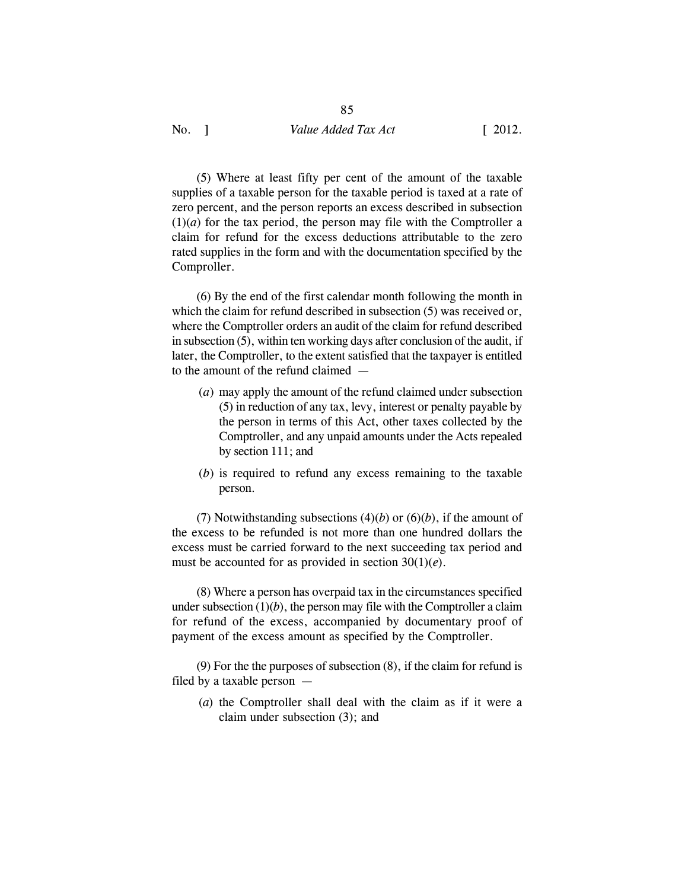(5) Where at least fifty per cent of the amount of the taxable supplies of a taxable person for the taxable period is taxed at a rate of zero percent, and the person reports an excess described in subsection (1)(*a*) for the tax period, the person may file with the Comptroller a claim for refund for the excess deductions attributable to the zero rated supplies in the form and with the documentation specified by the Comproller.

(6) By the end of the first calendar month following the month in which the claim for refund described in subsection (5) was received or, where the Comptroller orders an audit of the claim for refund described in subsection (5), within ten working days after conclusion of the audit, if later, the Comptroller, to the extent satisfied that the taxpayer is entitled to the amount of the refund claimed —

(*a*) may apply the amount of the refund claimed under subsection (5) in reduction of any tax, levy, interest or penalty payable by the person in terms of this Act, other taxes collected by the Comptroller, and any unpaid amounts under the Acts repealed by section 111; and

(*b*) is required to refund any excess remaining to the taxable person.

(7) Notwithstanding subsections (4)(*b*) or (6)(*b*), if the amount of the excess to be refunded is not more than one hundred dollars the excess must be carried forward to the next succeeding tax period and must be accounted for as provided in section 30(1)(*e*).

(8) Where a person has overpaid tax in the circumstances specified under subsection (1)(*b*), the person may file with the Comptroller a claim for refund of the excess, accompanied by documentary proof of payment of the excess amount as specified by the Comptroller.

(9) For the the purposes of subsection (8), if the claim for refund is filed by a taxable person —

(*a*) the Comptroller shall deal with the claim as if it were a claim under subsection (3); and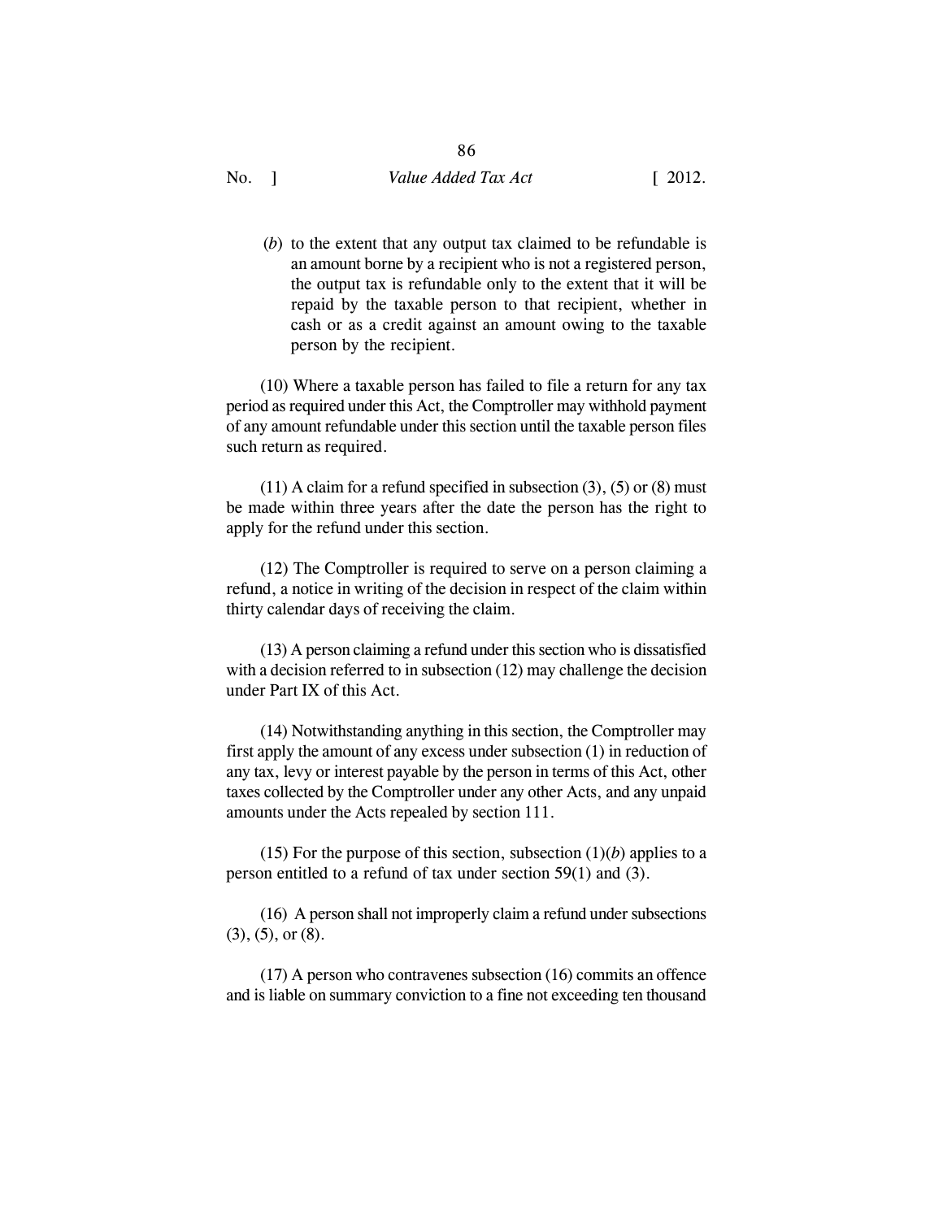(*b*) to the extent that any output tax claimed to be refundable is an amount borne by a recipient who is not a registered person, the output tax is refundable only to the extent that it will be repaid by the taxable person to that recipient, whether in cash or as a credit against an amount owing to the taxable person by the recipient.

(10) Where a taxable person has failed to file a return for any tax period as required under this Act, the Comptroller may withhold payment of any amount refundable under this section until the taxable person files such return as required.

(11) A claim for a refund specified in subsection (3), (5) or (8) must be made within three years after the date the person has the right to apply for the refund under this section.

(12) The Comptroller is required to serve on a person claiming a refund, a notice in writing of the decision in respect of the claim within thirty calendar days of receiving the claim.

(13) A person claiming a refund under this section who is dissatisfied with a decision referred to in subsection (12) may challenge the decision under Part IX of this Act.

(14) Notwithstanding anything in this section, the Comptroller may first apply the amount of any excess under subsection (1) in reduction of any tax, levy or interest payable by the person in terms of this Act, other taxes collected by the Comptroller under any other Acts, and any unpaid amounts under the Acts repealed by section 111.

(15) For the purpose of this section, subsection (1)(*b*) applies to a person entitled to a refund of tax under section 59(1) and (3).

(16) A person shall not improperly claim a refund under subsections (3), (5), or (8).

(17) A person who contravenes subsection (16) commits an offence and is liable on summary conviction to a fine not exceeding ten thousand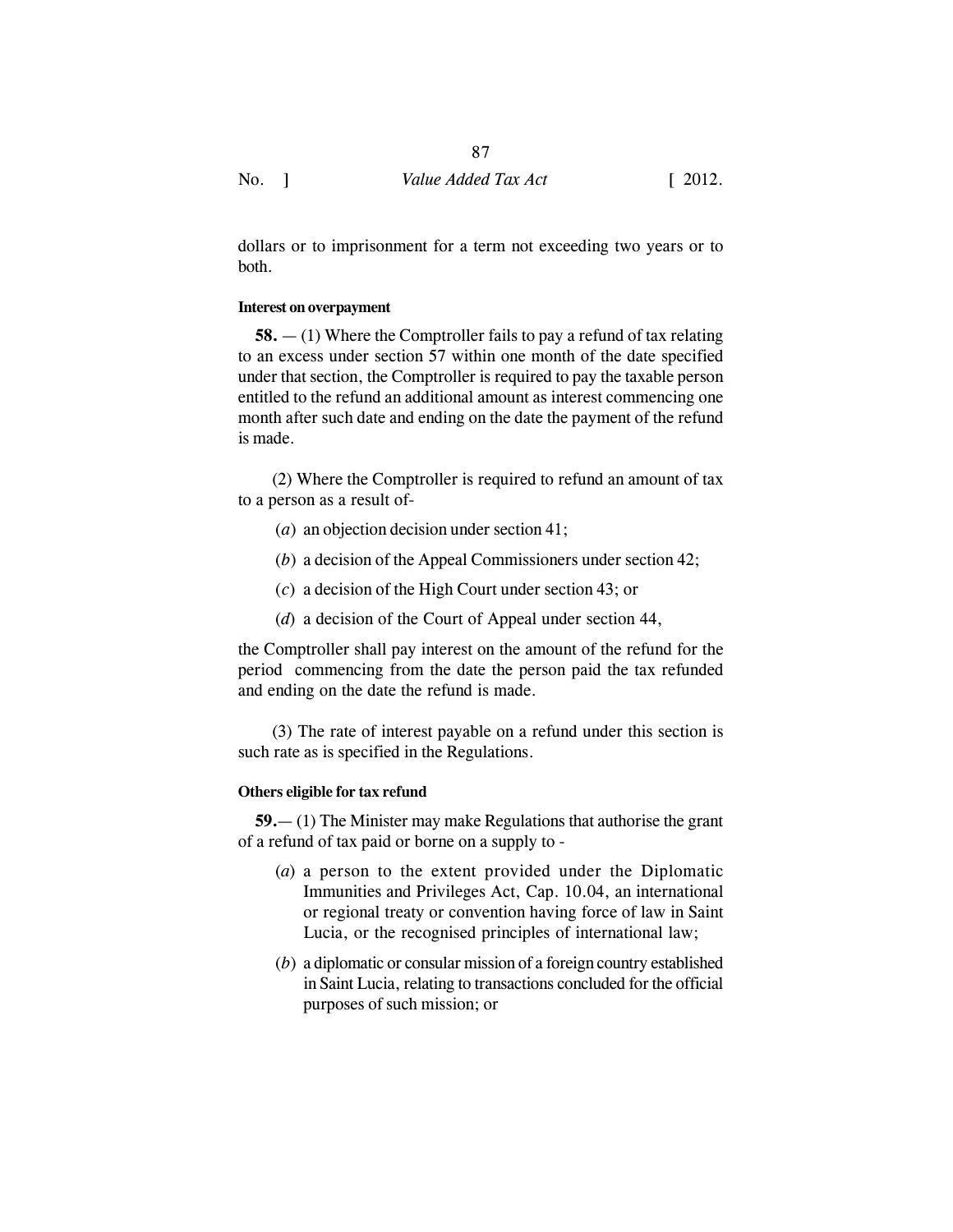dollars or to imprisonment for a term not exceeding two years or to both.

#### Interest on overpayment

**58.** — (1) Where the Comptroller fails to pay a refund of tax relating to an excess under section 57 within one month of the date specified under that section, the Comptroller is required to pay the taxable person entitled to the refund an additional amount as interest commencing one month after such date and ending on the date the payment of the refund is made.

(2) Where the Comptroller is required to refund an amount of tax to a person as a result of-

(*a*) an objection decision under section 41;

(*b*) a decision of the Appeal Commissioners under section 42;

(*c*) a decision of the High Court under section 43; or

(*d*) a decision of the Court of Appeal under section 44,

the Comptroller shall pay interest on the amount of the refund for the period commencing from the date the person paid the tax refunded and ending on the date the refund is made.

(3) The rate of interest payable on a refund under this section is such rate as is specified in the Regulations.

#### Others eligible for tax refund

**59.**— (1) The Minister may make Regulations that authorise the grant of a refund of tax paid or borne on a supply to -

(*a*) a person to the extent provided under the Diplomatic Immunities and Privileges Act, Cap. 10.04, an international or regional treaty or convention having force of law in Saint Lucia, or the recognised principles of international law;

(*b*) a diplomatic or consular mission of a foreign country established in Saint Lucia, relating to transactions concluded for the official purposes of such mission; or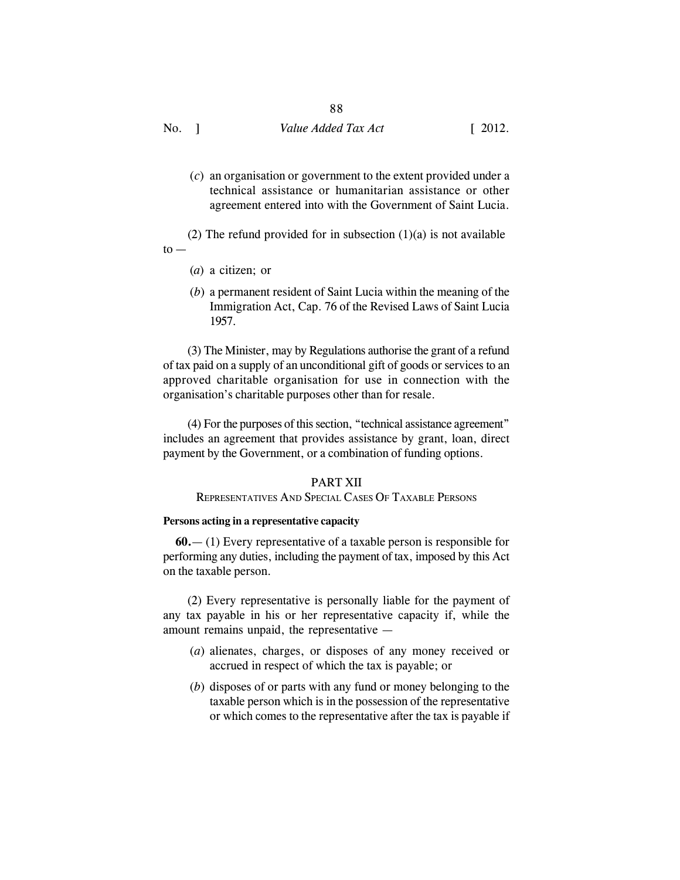(*c*) an organisation or government to the extent provided under a technical assistance or humanitarian assistance or other agreement entered into with the Government of Saint Lucia.

(2) The refund provided for in subsection (1)(a) is not available to —

(*a*) a citizen; or

(*b*) a permanent resident of Saint Lucia within the meaning of the Immigration Act, Cap. 76 of the Revised Laws of Saint Lucia 1957.

(3) The Minister, may by Regulations authorise the grant of a refund of tax paid on a supply of an unconditional gift of goods or services to an approved charitable organisation for use in connection with the organisation's charitable purposes other than for resale.

(4) For the purposes of this section, "technical assistance agreement" includes an agreement that provides assistance by grant, loan, direct payment by the Government, or a combination of funding options.

## PART XII

### Representatives And Special Cases Of Taxable Persons

**Persons acting in a representative capacity**

**60.**— (1) Every representative of a taxable person is responsible for performing any duties, including the payment of tax, imposed by this Act on the taxable person.

(2) Every representative is personally liable for the payment of any tax payable in his or her representative capacity if, while the amount remains unpaid, the representative —

(*a*) alienates, charges, or disposes of any money received or accrued in respect of which the tax is payable; or

(*b*) disposes of or parts with any fund or money belonging to the taxable person which is in the possession of the representative or which comes to the representative after the tax is payable if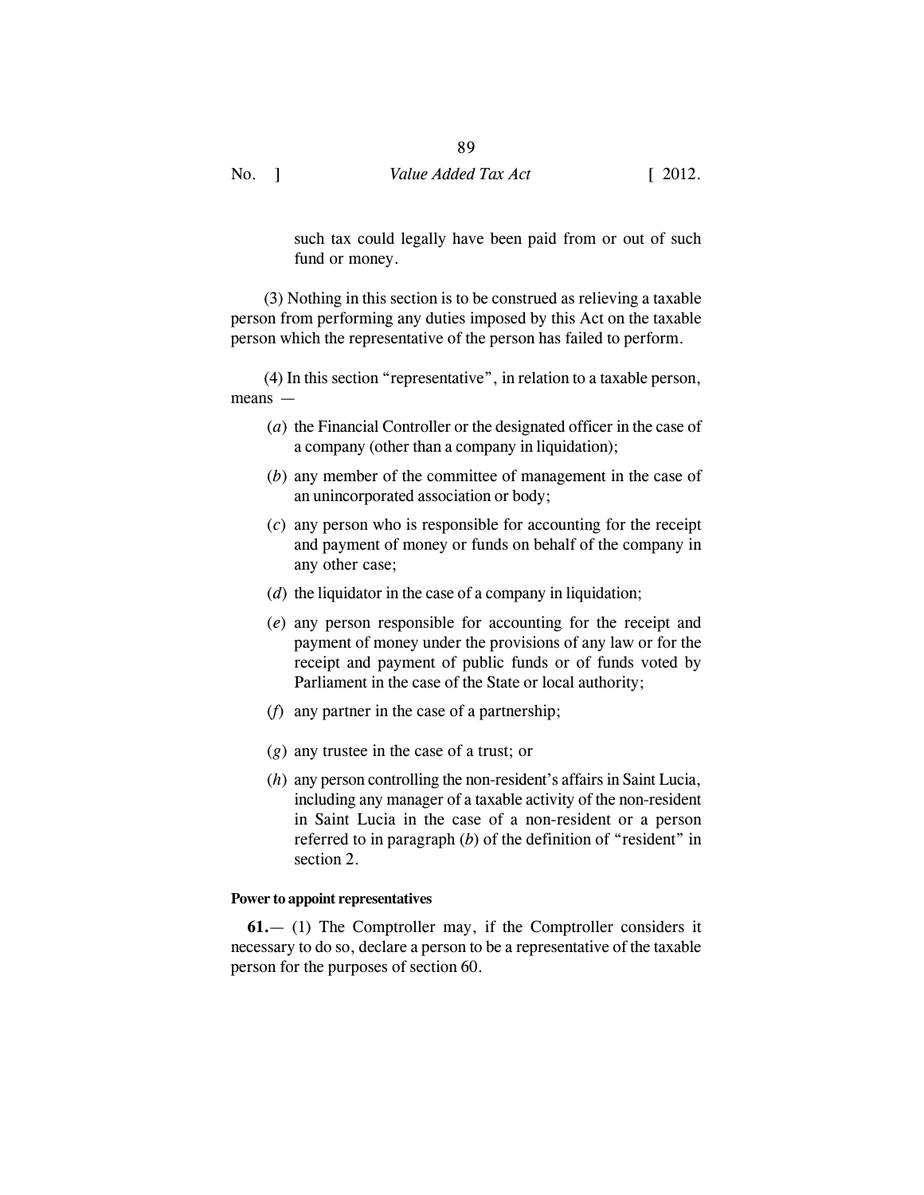such tax could legally have been paid from or out of such fund or money.

(3) Nothing in this section is to be construed as relieving a taxable person from performing any duties imposed by this Act on the taxable person which the representative of the person has failed to perform.

(4) In this section "representative", in relation to a taxable person, means —

(*a*) the Financial Controller or the designated officer in the case of a company (other than a company in liquidation);

(*b*) any member of the committee of management in the case of an unincorporated association or body;

(*c*) any person who is responsible for accounting for the receipt and payment of money or funds on behalf of the company in any other case;

(*d*) the liquidator in the case of a company in liquidation;

(*e*) any person responsible for accounting for the receipt and payment of money under the provisions of any law or for the receipt and payment of public funds or of funds voted by Parliament in the case of the State or local authority;

(*f*) any partner in the case of a partnership;

(*g*) any trustee in the case of a trust; or

(*h*) any person controlling the non-resident's affairs in Saint Lucia, including any manager of a taxable activity of the non-resident in Saint Lucia in the case of a non-resident or a person referred to in paragraph (*b*) of the definition of "resident" in section 2.

**Power to appoint representatives**

**61.**— (1) The Comptroller may, if the Comptroller considers it necessary to do so, declare a person to be a representative of the taxable person for the purposes of section 60.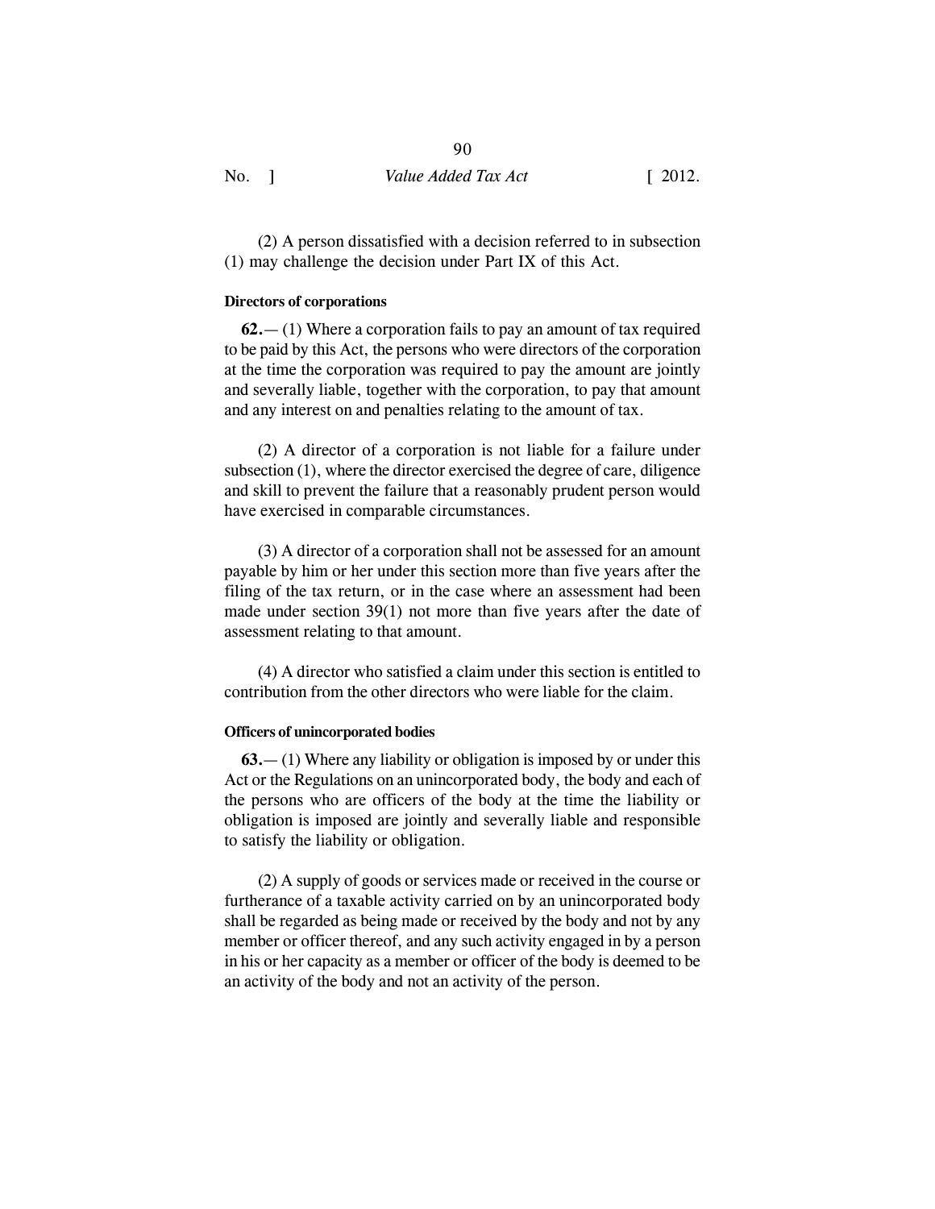(2) A person dissatisfied with a decision referred to in subsection (1) may challenge the decision under Part IX of this Act.

**Directors of corporations**

**62.**— (1) Where a corporation fails to pay an amount of tax required to be paid by this Act, the persons who were directors of the corporation at the time the corporation was required to pay the amount are jointly and severally liable, together with the corporation, to pay that amount and any interest on and penalties relating to the amount of tax.

(2) A director of a corporation is not liable for a failure under subsection (1), where the director exercised the degree of care, diligence and skill to prevent the failure that a reasonably prudent person would have exercised in comparable circumstances.

(3) A director of a corporation shall not be assessed for an amount payable by him or her under this section more than five years after the filing of the tax return, or in the case where an assessment had been made under section 39(1) not more than five years after the date of assessment relating to that amount.

(4) A director who satisfied a claim under this section is entitled to contribution from the other directors who were liable for the claim.

**Officers of unincorporated bodies**

**63.**— (1) Where any liability or obligation is imposed by or under this Act or the Regulations on an unincorporated body, the body and each of the persons who are officers of the body at the time the liability or obligation is imposed are jointly and severally liable and responsible to satisfy the liability or obligation.

(2) A supply of goods or services made or received in the course or furtherance of a taxable activity carried on by an unincorporated body shall be regarded as being made or received by the body and not by any member or officer thereof, and any such activity engaged in by a person in his or her capacity as a member or officer of the body is deemed to be an activity of the body and not an activity of the person.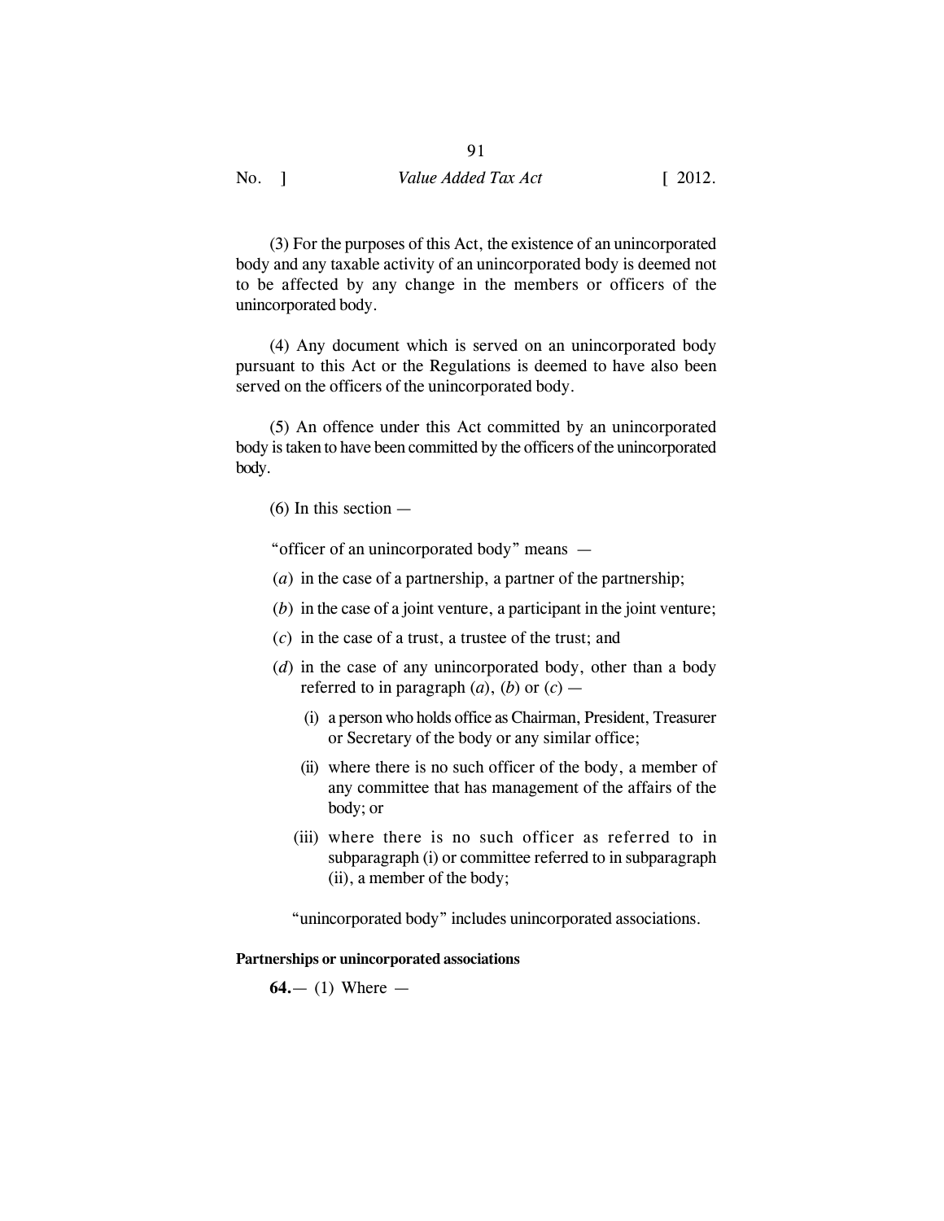(3) For the purposes of this Act, the existence of an unincorporated body and any taxable activity of an unincorporated body is deemed not to be affected by any change in the members or officers of the unincorporated body.

(4) Any document which is served on an unincorporated body pursuant to this Act or the Regulations is deemed to have also been served on the officers of the unincorporated body.

(5) An offence under this Act committed by an unincorporated body is taken to have been committed by the officers of the unincorporated body.

(6) In this section —

"officer of an unincorporated body" means —

(*a*) in the case of a partnership, a partner of the partnership;

(*b*) in the case of a joint venture, a participant in the joint venture;

(*c*) in the case of a trust, a trustee of the trust; and

(*d*) in the case of any unincorporated body, other than a body referred to in paragraph (*a*), (*b*) or (*c*) —

- (i) a person who holds office as Chairman, President, Treasurer or Secretary of the body or any similar office;
- (ii) where there is no such officer of the body, a member of any committee that has management of the affairs of the body; or
- (iii) where there is no such officer as referred to in subparagraph (i) or committee referred to in subparagraph (ii), a member of the body;

"unincorporated body" includes unincorporated associations.

**Partnerships or unincorporated associations**

**64.**— (1) Where —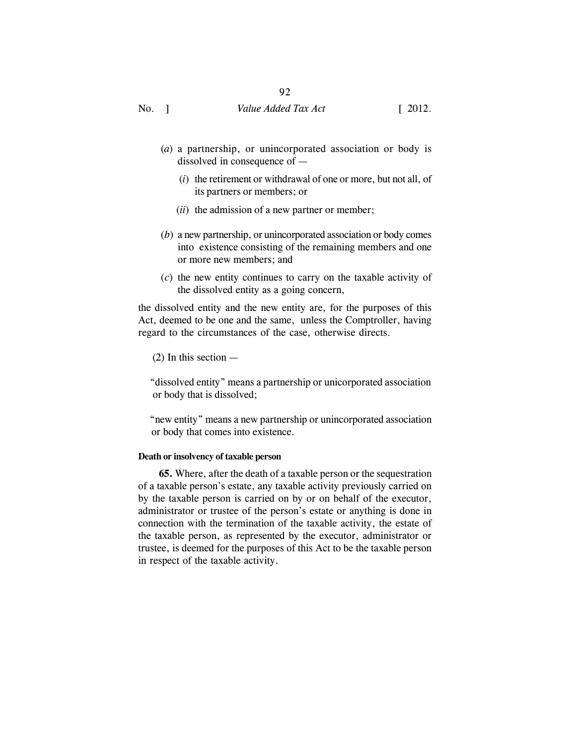(*a*) a partnership, or unincorporated association or body is dissolved in consequence of —

(*i*) the retirement or withdrawal of one or more, but not all, of its partners or members; or

(*ii*) the admission of a new partner or member;

(*b*) a new partnership, or unincorporated association or body comes into existence consisting of the remaining members and one or more new members; and

(*c*) the new entity continues to carry on the taxable activity of the dissolved entity as a going concern,

the dissolved entity and the new entity are, for the purposes of this Act, deemed to be one and the same, unless the Comptroller, having regard to the circumstances of the case, otherwise directs.

(2) In this section —

"dissolved entity" means a partnership or unicorporated association or body that is dissolved;

"new entity" means a new partnership or unincorporated association or body that comes into existence.

**Death or insolvency of taxable person**

**65.** Where, after the death of a taxable person or the sequestration of a taxable person's estate, any taxable activity previously carried on by the taxable person is carried on by or on behalf of the executor, administrator or trustee of the person's estate or anything is done in connection with the termination of the taxable activity, the estate of the taxable person, as represented by the executor, administrator or trustee, is deemed for the purposes of this Act to be the taxable person in respect of the taxable activity.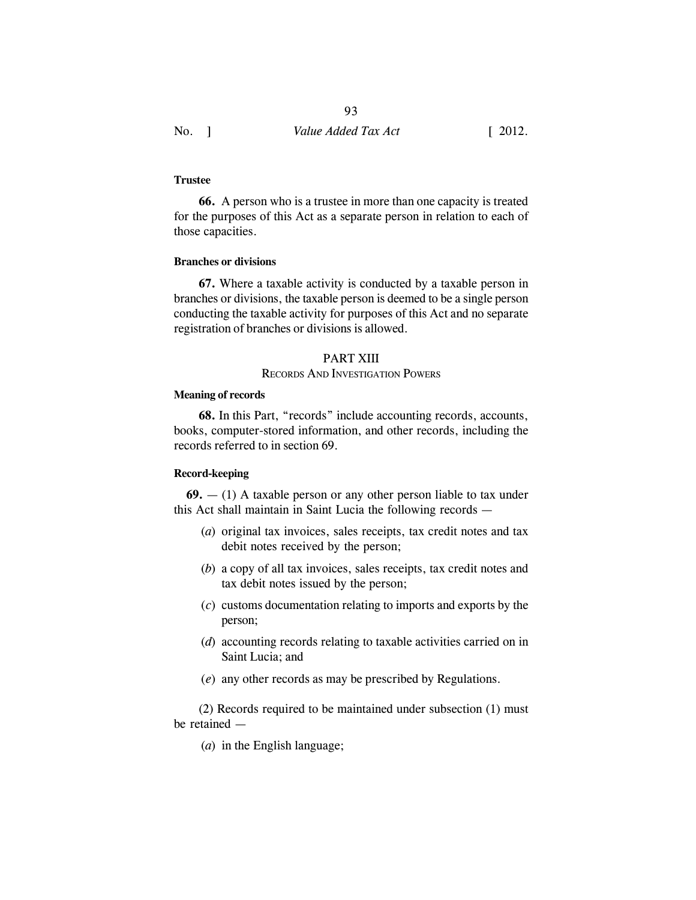**Trustee**

**66.** A person who is a trustee in more than one capacity is treated for the purposes of this Act as a separate person in relation to each of those capacities.

**Branches or divisions**

**67.** Where a taxable activity is conducted by a taxable person in branches or divisions, the taxable person is deemed to be a single person conducting the taxable activity for purposes of this Act and no separate registration of branches or divisions is allowed.

## PART XIII
### RECORDS AND INVESTIGATION POWERS

**Meaning of records**

**68.** In this Part, "records" include accounting records, accounts, books, computer-stored information, and other records, including the records referred to in section 69.

**Record-keeping**

**69.** — (1) A taxable person or any other person liable to tax under this Act shall maintain in Saint Lucia the following records —

(*a*) original tax invoices, sales receipts, tax credit notes and tax debit notes received by the person;

(*b*) a copy of all tax invoices, sales receipts, tax credit notes and tax debit notes issued by the person;

(*c*) customs documentation relating to imports and exports by the person;

(*d*) accounting records relating to taxable activities carried on in Saint Lucia; and

(*e*) any other records as may be prescribed by Regulations.

(2) Records required to be maintained under subsection (1) must be retained —

(*a*) in the English language;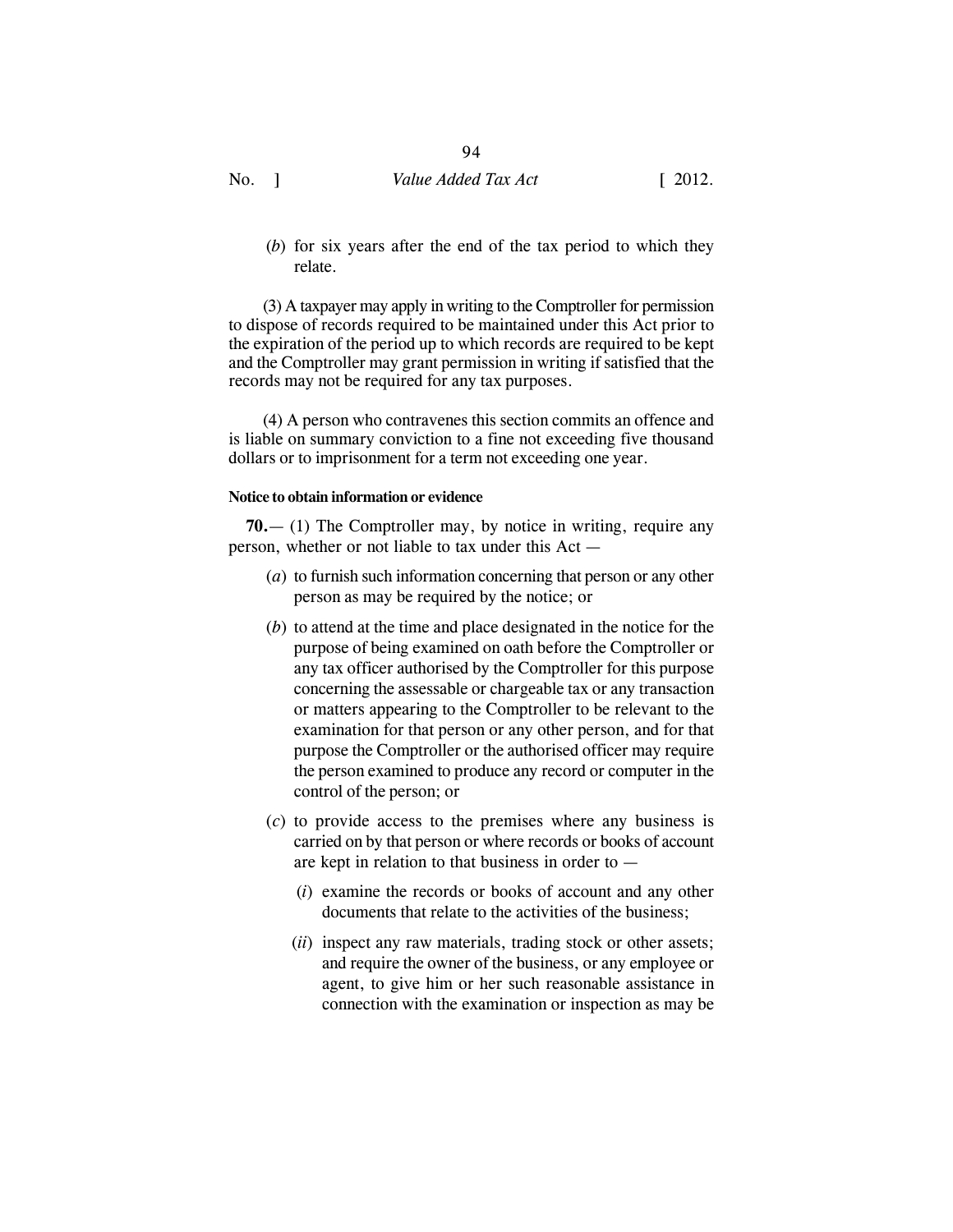(*b*) for six years after the end of the tax period to which they relate.

(3) A taxpayer may apply in writing to the Comptroller for permission to dispose of records required to be maintained under this Act prior to the expiration of the period up to which records are required to be kept and the Comptroller may grant permission in writing if satisfied that the records may not be required for any tax purposes.

(4) A person who contravenes this section commits an offence and is liable on summary conviction to a fine not exceeding five thousand dollars or to imprisonment for a term not exceeding one year.

#### Notice to obtain information or evidence

**70.**— (1) The Comptroller may, by notice in writing, require any person, whether or not liable to tax under this Act —

(*a*) to furnish such information concerning that person or any other person as may be required by the notice; or

(*b*) to attend at the time and place designated in the notice for the purpose of being examined on oath before the Comptroller or any tax officer authorised by the Comptroller for this purpose concerning the assessable or chargeable tax or any transaction or matters appearing to the Comptroller to be relevant to the examination for that person or any other person, and for that purpose the Comptroller or the authorised officer may require the person examined to produce any record or computer in the control of the person; or

(*c*) to provide access to the premises where any business is carried on by that person or where records or books of account are kept in relation to that business in order to —

(*i*) examine the records or books of account and any other documents that relate to the activities of the business;

(*ii*) inspect any raw materials, trading stock or other assets; and require the owner of the business, or any employee or agent, to give him or her such reasonable assistance in connection with the examination or inspection as may be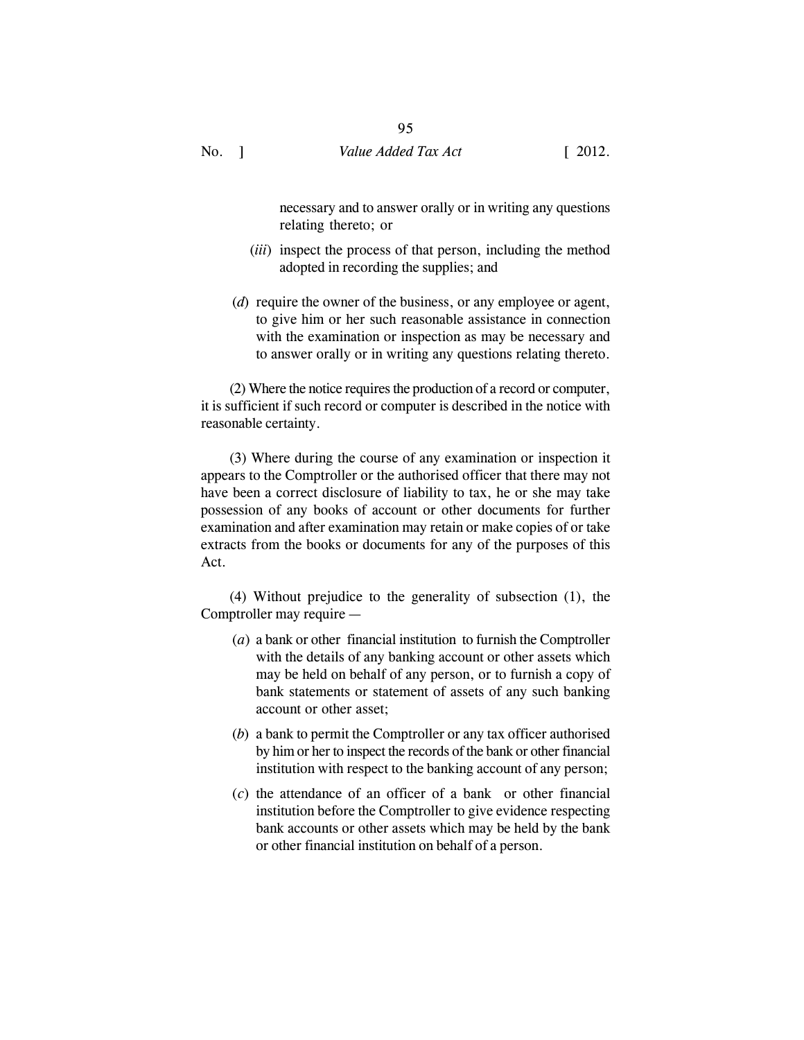necessary and to answer orally or in writing any questions relating thereto; or

(*iii*) inspect the process of that person, including the method adopted in recording the supplies; and

(*d*) require the owner of the business, or any employee or agent, to give him or her such reasonable assistance in connection with the examination or inspection as may be necessary and to answer orally or in writing any questions relating thereto.

(2) Where the notice requires the production of a record or computer, it is sufficient if such record or computer is described in the notice with reasonable certainty.

(3) Where during the course of any examination or inspection it appears to the Comptroller or the authorised officer that there may not have been a correct disclosure of liability to tax, he or she may take possession of any books of account or other documents for further examination and after examination may retain or make copies of or take extracts from the books or documents for any of the purposes of this Act.

(4) Without prejudice to the generality of subsection (1), the Comptroller may require —

(*a*) a bank or other financial institution to furnish the Comptroller with the details of any banking account or other assets which may be held on behalf of any person, or to furnish a copy of bank statements or statement of assets of any such banking account or other asset;

(*b*) a bank to permit the Comptroller or any tax officer authorised by him or her to inspect the records of the bank or other financial institution with respect to the banking account of any person;

(*c*) the attendance of an officer of a bank or other financial institution before the Comptroller to give evidence respecting bank accounts or other assets which may be held by the bank or other financial institution on behalf of a person.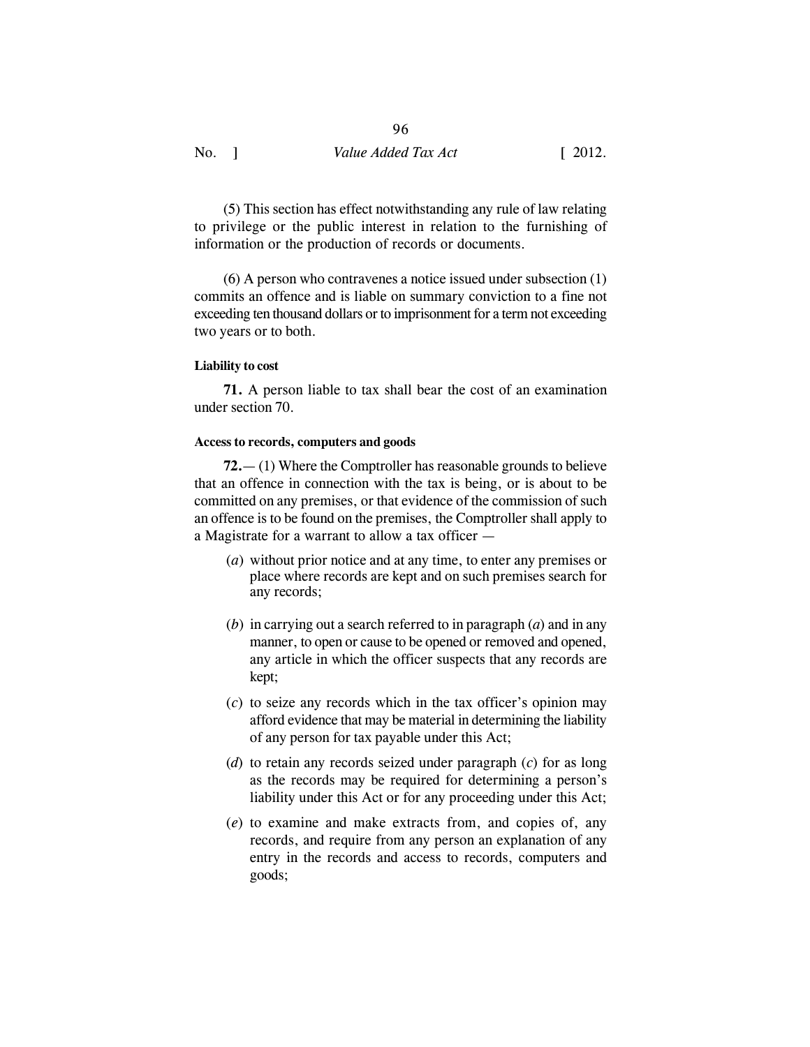(5) This section has effect notwithstanding any rule of law relating to privilege or the public interest in relation to the furnishing of information or the production of records or documents.

(6) A person who contravenes a notice issued under subsection (1) commits an offence and is liable on summary conviction to a fine not exceeding ten thousand dollars or to imprisonment for a term not exceeding two years or to both.

**Liability to cost**

**71.** A person liable to tax shall bear the cost of an examination under section 70.

**Access to records, computers and goods**

**72.**— (1) Where the Comptroller has reasonable grounds to believe that an offence in connection with the tax is being, or is about to be committed on any premises, or that evidence of the commission of such an offence is to be found on the premises, the Comptroller shall apply to a Magistrate for a warrant to allow a tax officer —

(*a*) without prior notice and at any time, to enter any premises or place where records are kept and on such premises search for any records;

(*b*) in carrying out a search referred to in paragraph (*a*) and in any manner, to open or cause to be opened or removed and opened, any article in which the officer suspects that any records are kept;

(*c*) to seize any records which in the tax officer's opinion may afford evidence that may be material in determining the liability of any person for tax payable under this Act;

(*d*) to retain any records seized under paragraph (*c*) for as long as the records may be required for determining a person's liability under this Act or for any proceeding under this Act;

(*e*) to examine and make extracts from, and copies of, any records, and require from any person an explanation of any entry in the records and access to records, computers and goods;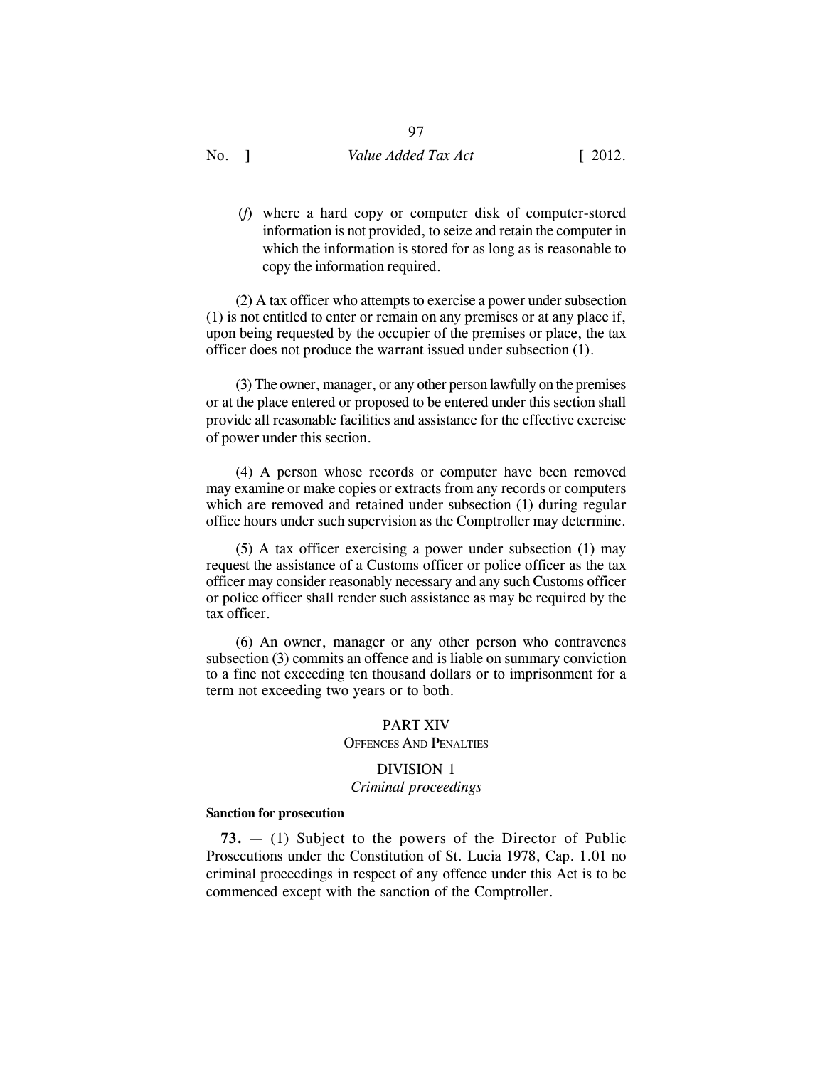(*f*) where a hard copy or computer disk of computer-stored information is not provided, to seize and retain the computer in which the information is stored for as long as is reasonable to copy the information required.

(2) A tax officer who attempts to exercise a power under subsection (1) is not entitled to enter or remain on any premises or at any place if, upon being requested by the occupier of the premises or place, the tax officer does not produce the warrant issued under subsection (1).

(3) The owner, manager, or any other person lawfully on the premises or at the place entered or proposed to be entered under this section shall provide all reasonable facilities and assistance for the effective exercise of power under this section.

(4) A person whose records or computer have been removed may examine or make copies or extracts from any records or computers which are removed and retained under subsection (1) during regular office hours under such supervision as the Comptroller may determine.

(5) A tax officer exercising a power under subsection (1) may request the assistance of a Customs officer or police officer as the tax officer may consider reasonably necessary and any such Customs officer or police officer shall render such assistance as may be required by the tax officer.

(6) An owner, manager or any other person who contravenes subsection (3) commits an offence and is liable on summary conviction to a fine not exceeding ten thousand dollars or to imprisonment for a term not exceeding two years or to both.

## PART XIV
### OFFENCES AND PENALTIES

### DIVISION 1
#### *Criminal proceedings*

**Sanction for prosecution**

**73.** — (1) Subject to the powers of the Director of Public Prosecutions under the Constitution of St. Lucia 1978, Cap. 1.01 no criminal proceedings in respect of any offence under this Act is to be commenced except with the sanction of the Comptroller.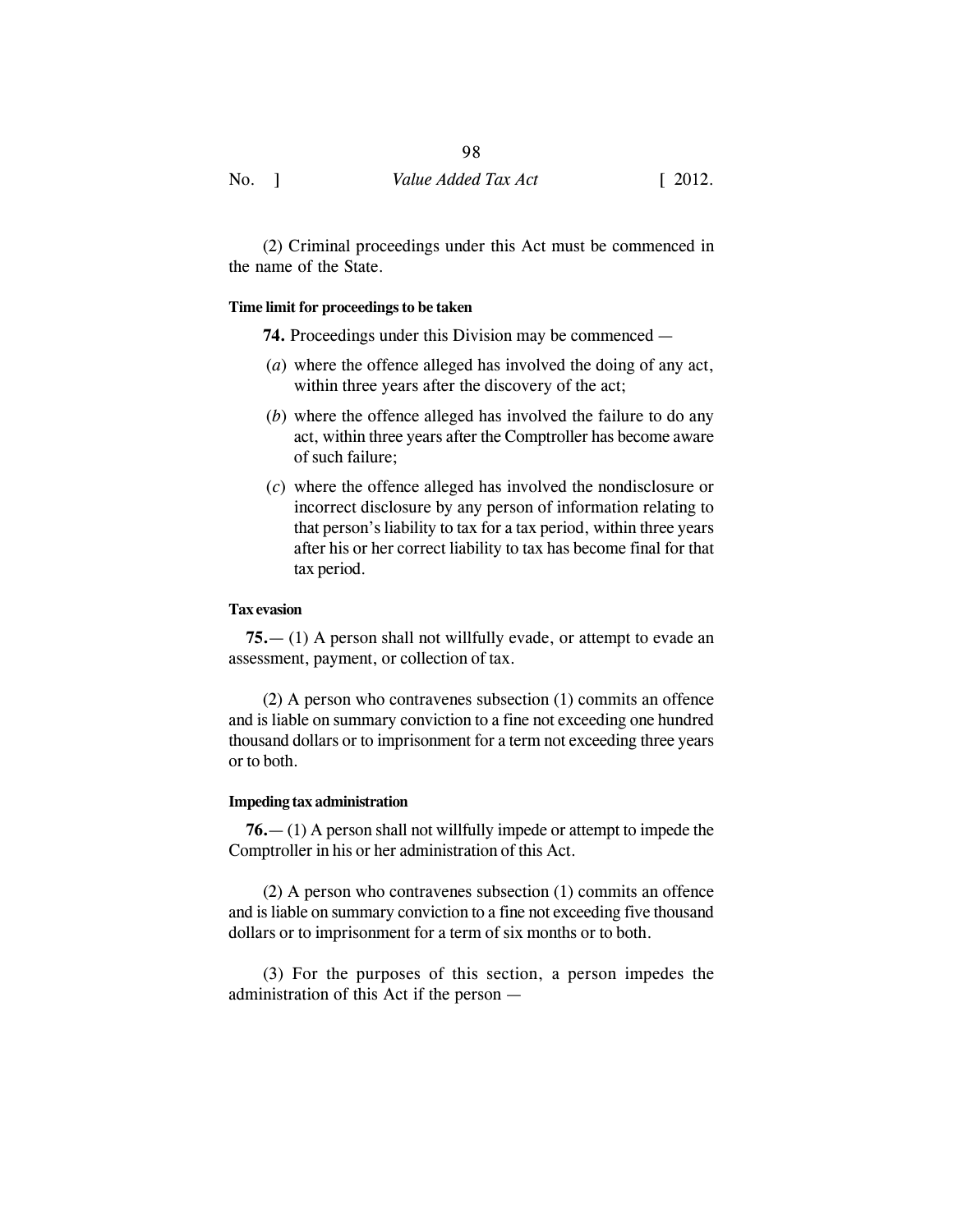(2) Criminal proceedings under this Act must be commenced in the name of the State.

**Time limit for proceedings to be taken**

**74.** Proceedings under this Division may be commenced —

(*a*) where the offence alleged has involved the doing of any act, within three years after the discovery of the act;

(*b*) where the offence alleged has involved the failure to do any act, within three years after the Comptroller has become aware of such failure;

(*c*) where the offence alleged has involved the nondisclosure or incorrect disclosure by any person of information relating to that person's liability to tax for a tax period, within three years after his or her correct liability to tax has become final for that tax period.

**Tax evasion**

**75.**— (1) A person shall not willfully evade, or attempt to evade an assessment, payment, or collection of tax.

(2) A person who contravenes subsection (1) commits an offence and is liable on summary conviction to a fine not exceeding one hundred thousand dollars or to imprisonment for a term not exceeding three years or to both.

**Impeding tax administration**

**76.**— (1) A person shall not willfully impede or attempt to impede the Comptroller in his or her administration of this Act.

(2) A person who contravenes subsection (1) commits an offence and is liable on summary conviction to a fine not exceeding five thousand dollars or to imprisonment for a term of six months or to both.

(3) For the purposes of this section, a person impedes the administration of this Act if the person —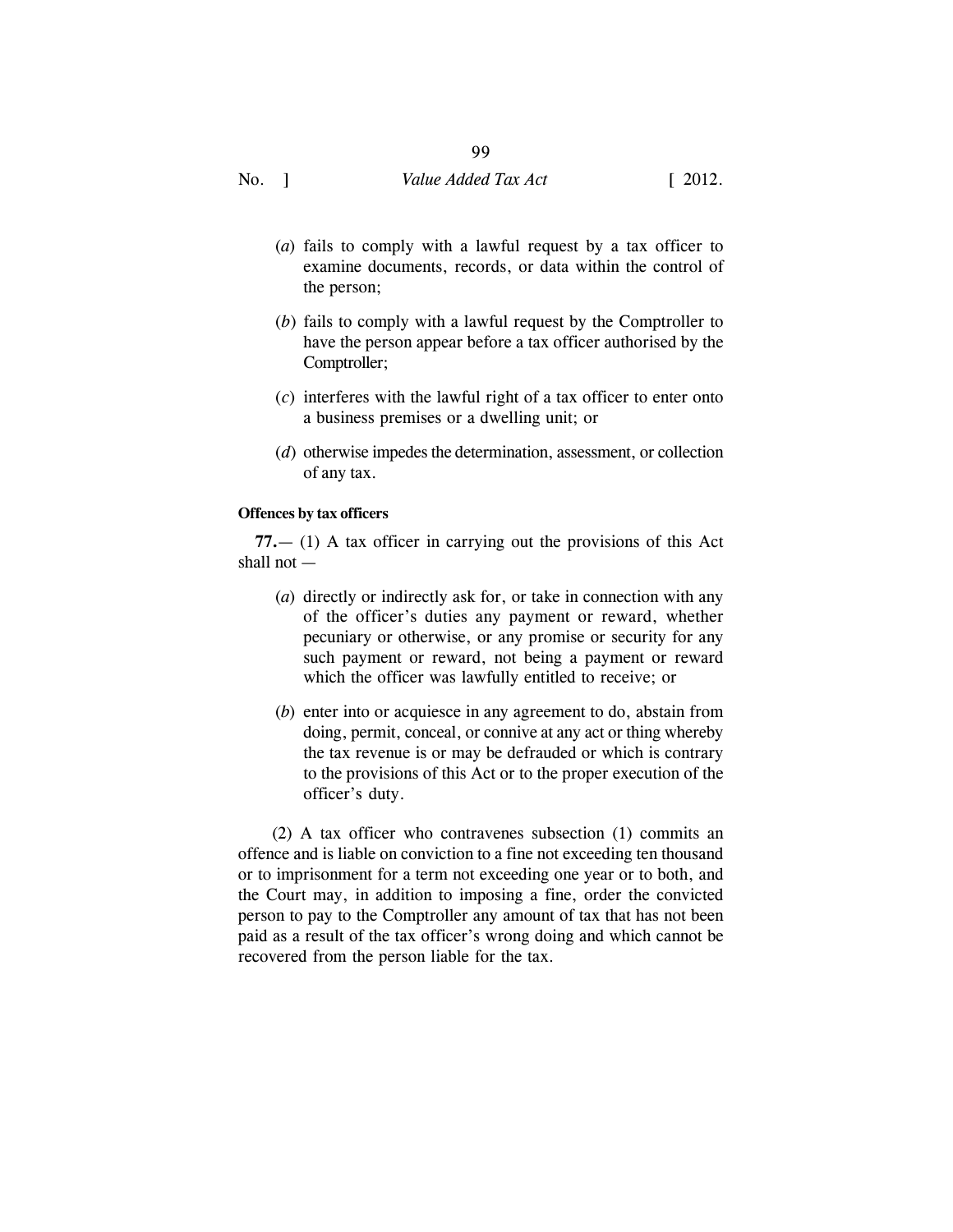(*a*) fails to comply with a lawful request by a tax officer to examine documents, records, or data within the control of the person;

(*b*) fails to comply with a lawful request by the Comptroller to have the person appear before a tax officer authorised by the Comptroller;

(*c*) interferes with the lawful right of a tax officer to enter onto a business premises or a dwelling unit; or

(*d*) otherwise impedes the determination, assessment, or collection of any tax.

**Offences by tax officers**

**77.**— (1) A tax officer in carrying out the provisions of this Act shall not —

(*a*) directly or indirectly ask for, or take in connection with any of the officer's duties any payment or reward, whether pecuniary or otherwise, or any promise or security for any such payment or reward, not being a payment or reward which the officer was lawfully entitled to receive; or

(*b*) enter into or acquiesce in any agreement to do, abstain from doing, permit, conceal, or connive at any act or thing whereby the tax revenue is or may be defrauded or which is contrary to the provisions of this Act or to the proper execution of the officer's duty.

(2) A tax officer who contravenes subsection (1) commits an offence and is liable on conviction to a fine not exceeding ten thousand or to imprisonment for a term not exceeding one year or to both, and the Court may, in addition to imposing a fine, order the convicted person to pay to the Comptroller any amount of tax that has not been paid as a result of the tax officer's wrong doing and which cannot be recovered from the person liable for the tax.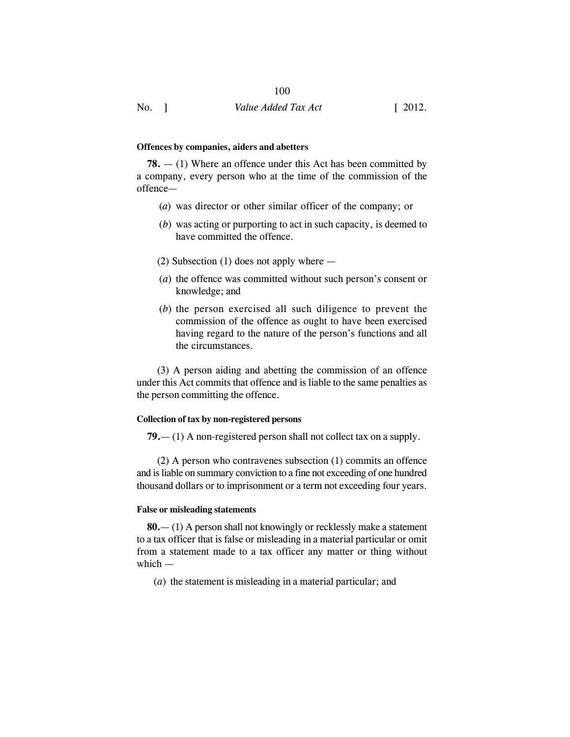#### Offences by companies, aiders and abetters

**78.** — (1) Where an offence under this Act has been committed by a company, every person who at the time of the commission of the offence—

(*a*) was director or other similar officer of the company; or

(*b*) was acting or purporting to act in such capacity, is deemed to have committed the offence.

(2) Subsection (1) does not apply where —

(*a*) the offence was committed without such person's consent or knowledge; and

(*b*) the person exercised all such diligence to prevent the commission of the offence as ought to have been exercised having regard to the nature of the person's functions and all the circumstances.

(3) A person aiding and abetting the commission of an offence under this Act commits that offence and is liable to the same penalties as the person committing the offence.

#### Collection of tax by non-registered persons

**79.**— (1) A non-registered person shall not collect tax on a supply.

(2) A person who contravenes subsection (1) commits an offence and is liable on summary conviction to a fine not exceeding of one hundred thousand dollars or to imprisonment or a term not exceeding four years.

#### False or misleading statements

**80.**— (1) A person shall not knowingly or recklessly make a statement to a tax officer that is false or misleading in a material particular or omit from a statement made to a tax officer any matter or thing without which —

(*a*) the statement is misleading in a material particular; and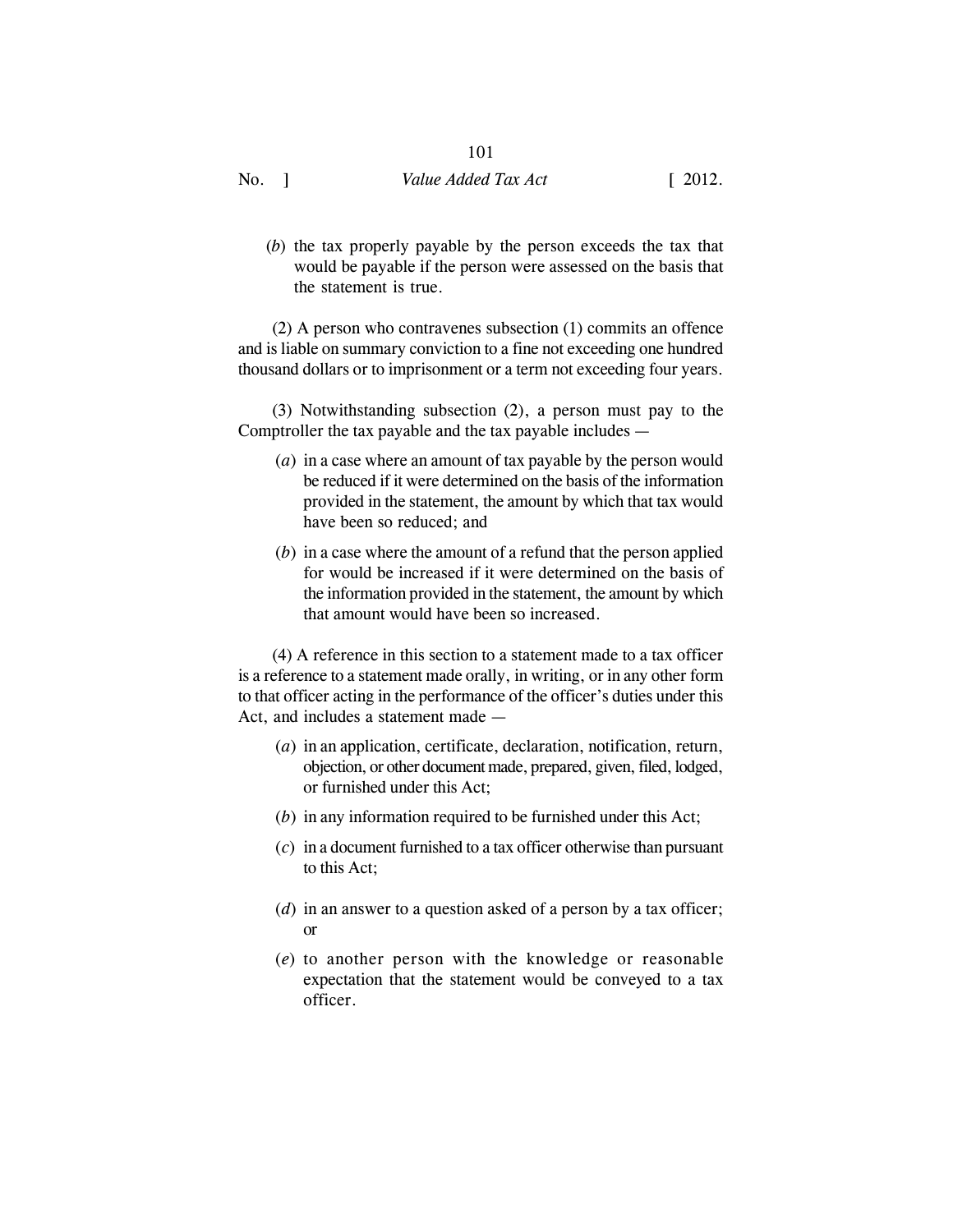(*b*) the tax properly payable by the person exceeds the tax that would be payable if the person were assessed on the basis that the statement is true.

(2) A person who contravenes subsection (1) commits an offence and is liable on summary conviction to a fine not exceeding one hundred thousand dollars or to imprisonment or a term not exceeding four years.

(3) Notwithstanding subsection (2), a person must pay to the Comptroller the tax payable and the tax payable includes —

(*a*) in a case where an amount of tax payable by the person would be reduced if it were determined on the basis of the information provided in the statement, the amount by which that tax would have been so reduced; and

(*b*) in a case where the amount of a refund that the person applied for would be increased if it were determined on the basis of the information provided in the statement, the amount by which that amount would have been so increased.

(4) A reference in this section to a statement made to a tax officer is a reference to a statement made orally, in writing, or in any other form to that officer acting in the performance of the officer's duties under this Act, and includes a statement made —

(*a*) in an application, certificate, declaration, notification, return, objection, or other document made, prepared, given, filed, lodged, or furnished under this Act;

(*b*) in any information required to be furnished under this Act;

(*c*) in a document furnished to a tax officer otherwise than pursuant to this Act;

(*d*) in an answer to a question asked of a person by a tax officer; or

(*e*) to another person with the knowledge or reasonable expectation that the statement would be conveyed to a tax officer.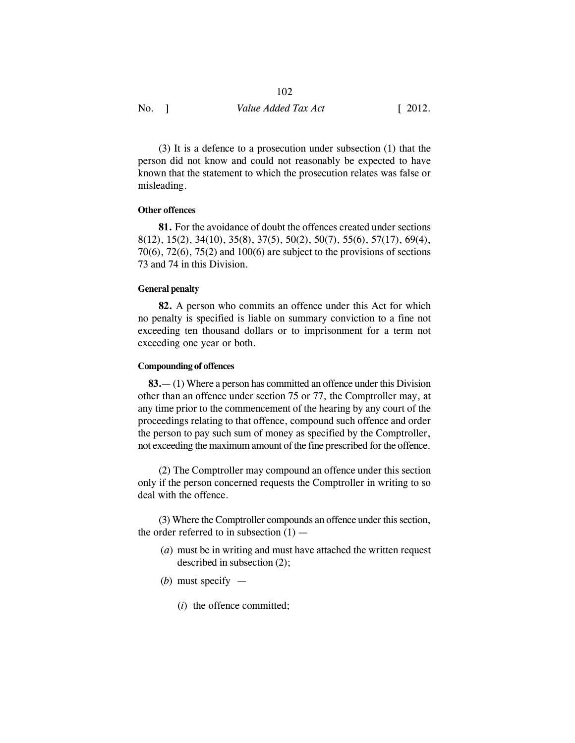(3) It is a defence to a prosecution under subsection (1) that the person did not know and could not reasonably be expected to have known that the statement to which the prosecution relates was false or misleading.

**Other offences**

**81.** For the avoidance of doubt the offences created under sections 8(12), 15(2), 34(10), 35(8), 37(5), 50(2), 50(7), 55(6), 57(17), 69(4), 70(6), 72(6), 75(2) and 100(6) are subject to the provisions of sections 73 and 74 in this Division.

**General penalty**

**82.** A person who commits an offence under this Act for which no penalty is specified is liable on summary conviction to a fine not exceeding ten thousand dollars or to imprisonment for a term not exceeding one year or both.

**Compounding of offences**

**83.**— (1) Where a person has committed an offence under this Division other than an offence under section 75 or 77, the Comptroller may, at any time prior to the commencement of the hearing by any court of the proceedings relating to that offence, compound such offence and order the person to pay such sum of money as specified by the Comptroller, not exceeding the maximum amount of the fine prescribed for the offence.

(2) The Comptroller may compound an offence under this section only if the person concerned requests the Comptroller in writing to so deal with the offence.

(3) Where the Comptroller compounds an offence under this section, the order referred to in subsection (1) —

(*a*) must be in writing and must have attached the written request described in subsection (2);

(*b*) must specify —

(*i*) the offence committed;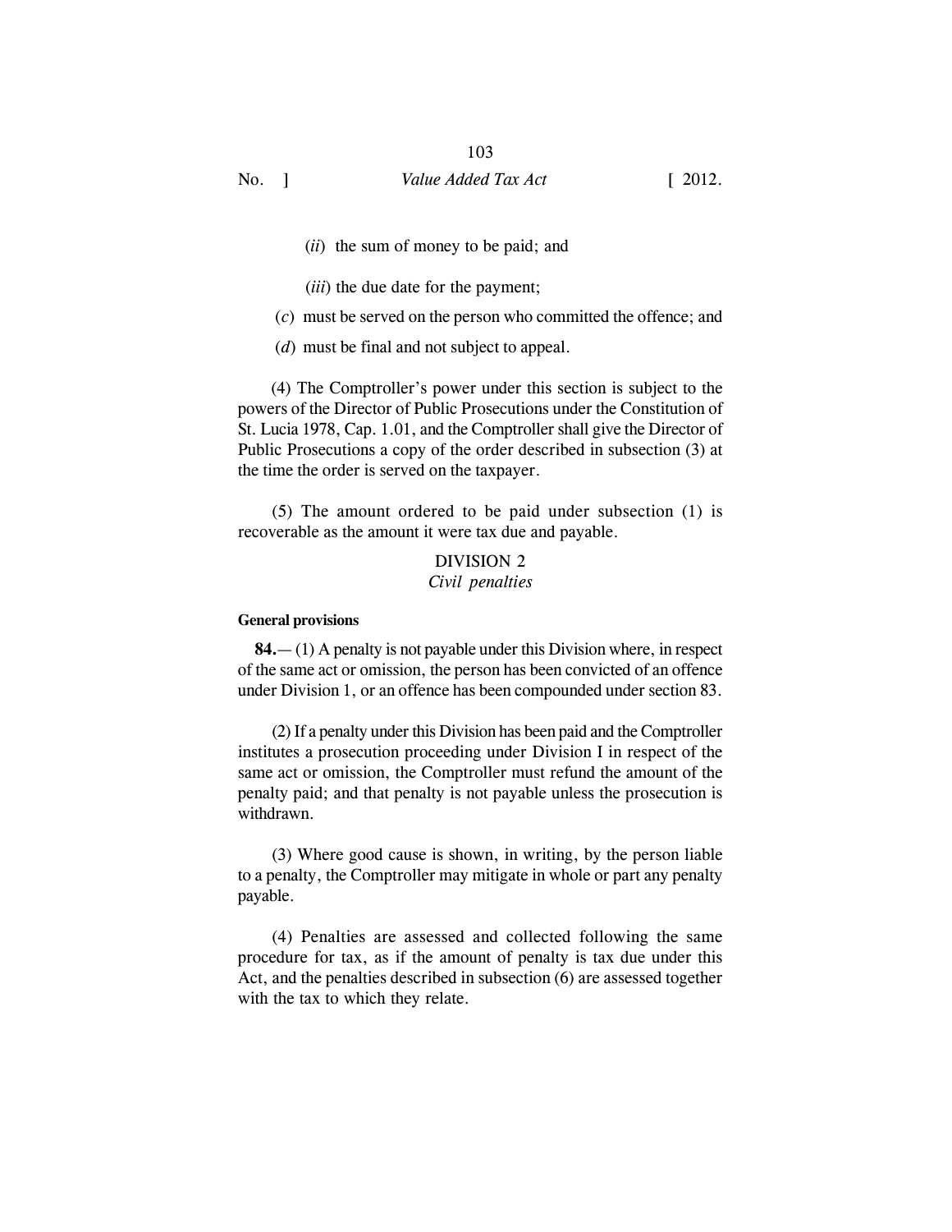(*ii*) the sum of money to be paid; and

(*iii*) the due date for the payment;

(*c*) must be served on the person who committed the offence; and

(*d*) must be final and not subject to appeal.

(4) The Comptroller's power under this section is subject to the powers of the Director of Public Prosecutions under the Constitution of St. Lucia 1978, Cap. 1.01, and the Comptroller shall give the Director of Public Prosecutions a copy of the order described in subsection (3) at the time the order is served on the taxpayer.

(5) The amount ordered to be paid under subsection (1) is recoverable as the amount it were tax due and payable.

## DIVISION 2
### *Civil penalties*

**General provisions**

**84.**— (1) A penalty is not payable under this Division where, in respect of the same act or omission, the person has been convicted of an offence under Division 1, or an offence has been compounded under section 83.

(2) If a penalty under this Division has been paid and the Comptroller institutes a prosecution proceeding under Division I in respect of the same act or omission, the Comptroller must refund the amount of the penalty paid; and that penalty is not payable unless the prosecution is withdrawn.

(3) Where good cause is shown, in writing, by the person liable to a penalty, the Comptroller may mitigate in whole or part any penalty payable.

(4) Penalties are assessed and collected following the same procedure for tax, as if the amount of penalty is tax due under this Act, and the penalties described in subsection (6) are assessed together with the tax to which they relate.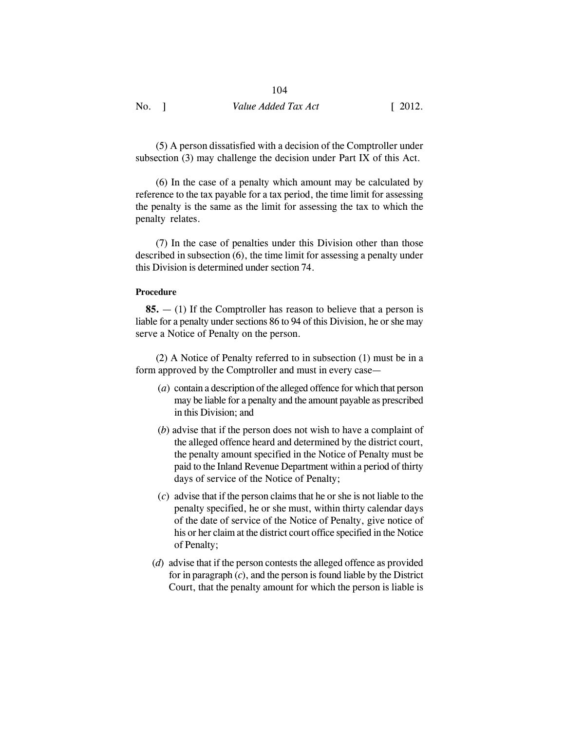(5) A person dissatisfied with a decision of the Comptroller under subsection (3) may challenge the decision under Part IX of this Act.

(6) In the case of a penalty which amount may be calculated by reference to the tax payable for a tax period, the time limit for assessing the penalty is the same as the limit for assessing the tax to which the penalty relates.

(7) In the case of penalties under this Division other than those described in subsection (6), the time limit for assessing a penalty under this Division is determined under section 74.

**Procedure**

**85.** — (1) If the Comptroller has reason to believe that a person is liable for a penalty under sections 86 to 94 of this Division, he or she may serve a Notice of Penalty on the person.

(2) A Notice of Penalty referred to in subsection (1) must be in a form approved by the Comptroller and must in every case—

(*a*) contain a description of the alleged offence for which that person may be liable for a penalty and the amount payable as prescribed in this Division; and

(*b*) advise that if the person does not wish to have a complaint of the alleged offence heard and determined by the district court, the penalty amount specified in the Notice of Penalty must be paid to the Inland Revenue Department within a period of thirty days of service of the Notice of Penalty;

(*c*) advise that if the person claims that he or she is not liable to the penalty specified, he or she must, within thirty calendar days of the date of service of the Notice of Penalty, give notice of his or her claim at the district court office specified in the Notice of Penalty;

(*d*) advise that if the person contests the alleged offence as provided for in paragraph (*c*), and the person is found liable by the District Court, that the penalty amount for which the person is liable is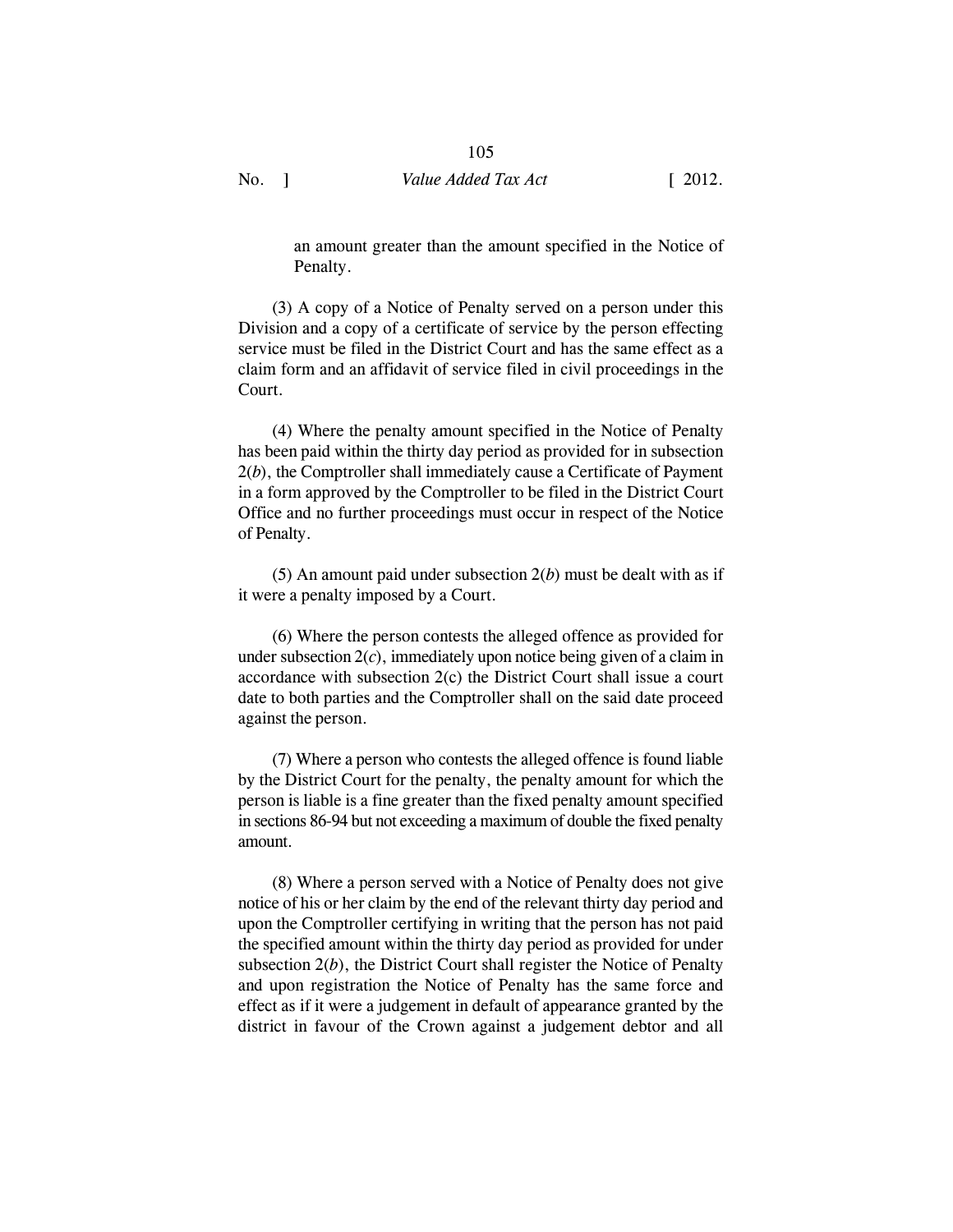an amount greater than the amount specified in the Notice of Penalty.

(3) A copy of a Notice of Penalty served on a person under this Division and a copy of a certificate of service by the person effecting service must be filed in the District Court and has the same effect as a claim form and an affidavit of service filed in civil proceedings in the Court.

(4) Where the penalty amount specified in the Notice of Penalty has been paid within the thirty day period as provided for in subsection 2(*b*), the Comptroller shall immediately cause a Certificate of Payment in a form approved by the Comptroller to be filed in the District Court Office and no further proceedings must occur in respect of the Notice of Penalty.

(5) An amount paid under subsection 2(*b*) must be dealt with as if it were a penalty imposed by a Court.

(6) Where the person contests the alleged offence as provided for under subsection 2(*c*), immediately upon notice being given of a claim in accordance with subsection 2(c) the District Court shall issue a court date to both parties and the Comptroller shall on the said date proceed against the person.

(7) Where a person who contests the alleged offence is found liable by the District Court for the penalty, the penalty amount for which the person is liable is a fine greater than the fixed penalty amount specified in sections 86-94 but not exceeding a maximum of double the fixed penalty amount.

(8) Where a person served with a Notice of Penalty does not give notice of his or her claim by the end of the relevant thirty day period and upon the Comptroller certifying in writing that the person has not paid the specified amount within the thirty day period as provided for under subsection 2(*b*), the District Court shall register the Notice of Penalty and upon registration the Notice of Penalty has the same force and effect as if it were a judgement in default of appearance granted by the district in favour of the Crown against a judgement debtor and all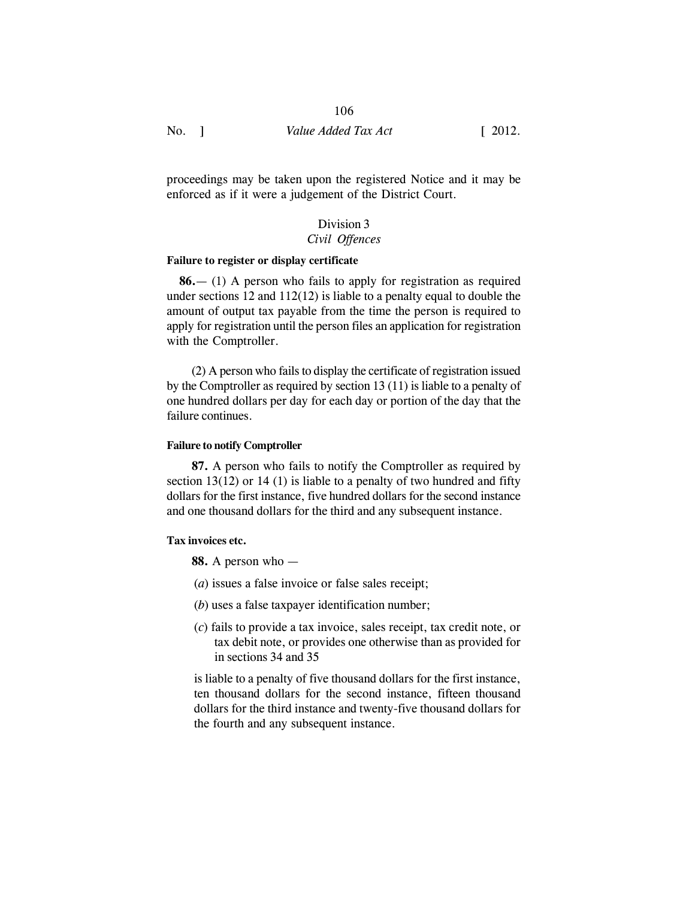proceedings may be taken upon the registered Notice and it may be enforced as if it were a judgement of the District Court.

## Division 3
## *Civil Offences*

**Failure to register or display certificate**

**86.**— (1) A person who fails to apply for registration as required under sections 12 and 112(12) is liable to a penalty equal to double the amount of output tax payable from the time the person is required to apply for registration until the person files an application for registration with the Comptroller.

(2) A person who fails to display the certificate of registration issued by the Comptroller as required by section 13 (11) is liable to a penalty of one hundred dollars per day for each day or portion of the day that the failure continues.

**Failure to notify Comptroller**

**87.** A person who fails to notify the Comptroller as required by section 13(12) or 14 (1) is liable to a penalty of two hundred and fifty dollars for the first instance, five hundred dollars for the second instance and one thousand dollars for the third and any subsequent instance.

**Tax invoices etc.**

**88.** A person who —

(*a*) issues a false invoice or false sales receipt;

(*b*) uses a false taxpayer identification number;

(*c*) fails to provide a tax invoice, sales receipt, tax credit note, or tax debit note, or provides one otherwise than as provided for in sections 34 and 35

is liable to a penalty of five thousand dollars for the first instance, ten thousand dollars for the second instance, fifteen thousand dollars for the third instance and twenty-five thousand dollars for the fourth and any subsequent instance.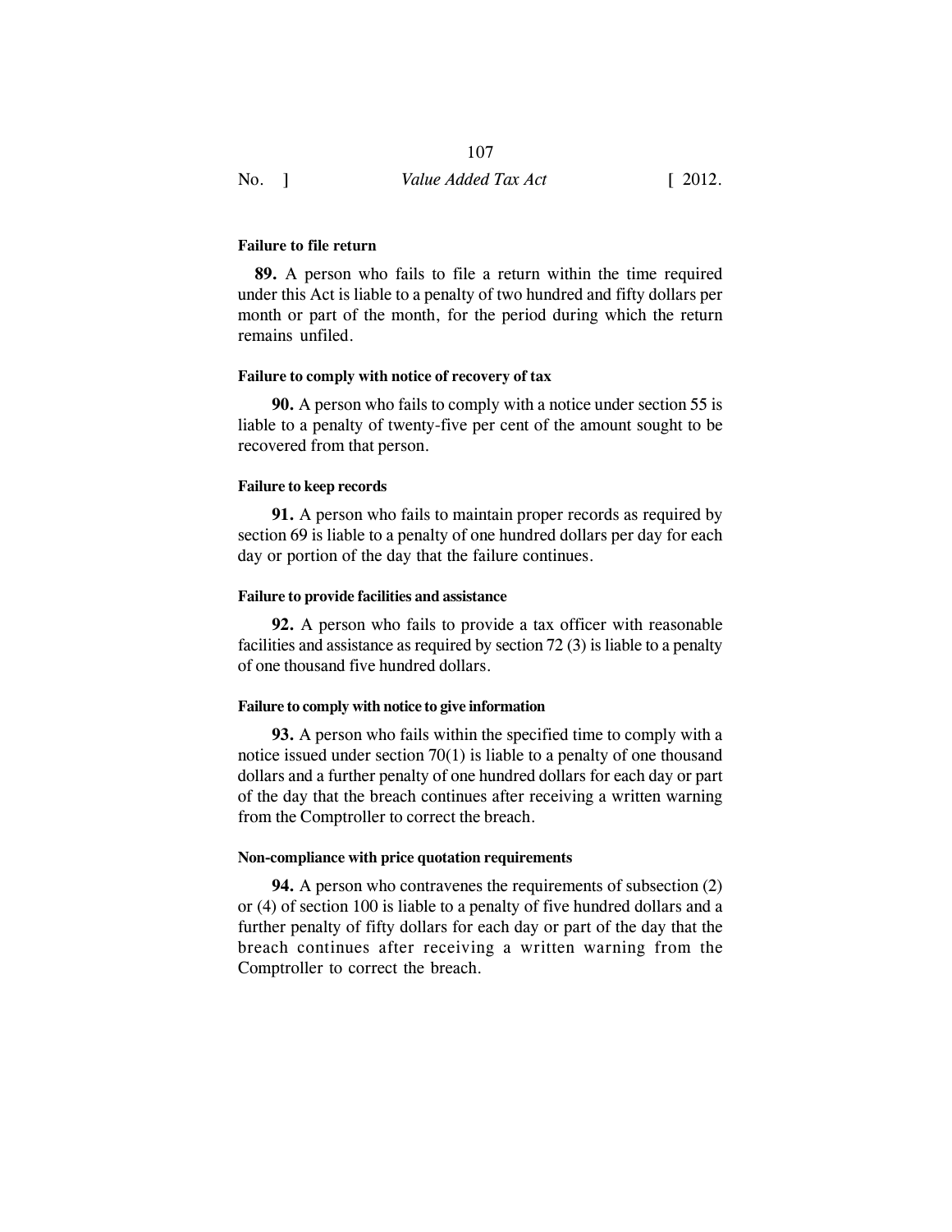#### Failure to file return

**89.** A person who fails to file a return within the time required under this Act is liable to a penalty of two hundred and fifty dollars per month or part of the month, for the period during which the return remains unfiled.

#### Failure to comply with notice of recovery of tax

**90.** A person who fails to comply with a notice under section 55 is liable to a penalty of twenty-five per cent of the amount sought to be recovered from that person.

#### Failure to keep records

**91.** A person who fails to maintain proper records as required by section 69 is liable to a penalty of one hundred dollars per day for each day or portion of the day that the failure continues.

#### Failure to provide facilities and assistance

**92.** A person who fails to provide a tax officer with reasonable facilities and assistance as required by section 72 (3) is liable to a penalty of one thousand five hundred dollars.

#### Failure to comply with notice to give information

**93.** A person who fails within the specified time to comply with a notice issued under section 70(1) is liable to a penalty of one thousand dollars and a further penalty of one hundred dollars for each day or part of the day that the breach continues after receiving a written warning from the Comptroller to correct the breach.

#### Non-compliance with price quotation requirements

**94.** A person who contravenes the requirements of subsection (2) or (4) of section 100 is liable to a penalty of five hundred dollars and a further penalty of fifty dollars for each day or part of the day that the breach continues after receiving a written warning from the Comptroller to correct the breach.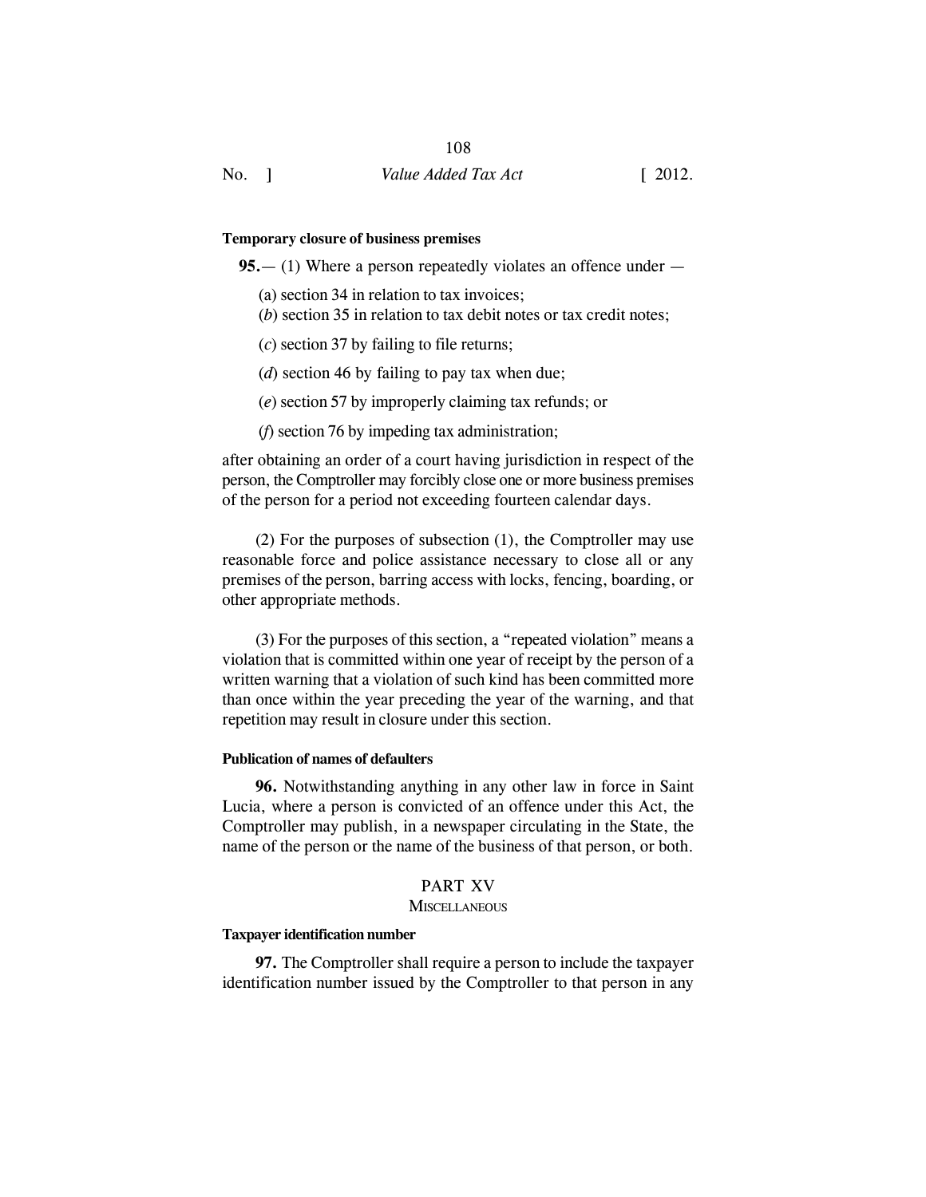**Temporary closure of business premises**

**95.**— (1) Where a person repeatedly violates an offence under —

(a) section 34 in relation to tax invoices;

(*b*) section 35 in relation to tax debit notes or tax credit notes;

(*c*) section 37 by failing to file returns;

(*d*) section 46 by failing to pay tax when due;

(*e*) section 57 by improperly claiming tax refunds; or

(*f*) section 76 by impeding tax administration;

after obtaining an order of a court having jurisdiction in respect of the person, the Comptroller may forcibly close one or more business premises of the person for a period not exceeding fourteen calendar days.

(2) For the purposes of subsection (1), the Comptroller may use reasonable force and police assistance necessary to close all or any premises of the person, barring access with locks, fencing, boarding, or other appropriate methods.

(3) For the purposes of this section, a "repeated violation" means a violation that is committed within one year of receipt by the person of a written warning that a violation of such kind has been committed more than once within the year preceding the year of the warning, and that repetition may result in closure under this section.

**Publication of names of defaulters**

**96.** Notwithstanding anything in any other law in force in Saint Lucia, where a person is convicted of an offence under this Act, the Comptroller may publish, in a newspaper circulating in the State, the name of the person or the name of the business of that person, or both.

## PART XV
### MISCELLANEOUS

**Taxpayer identification number**

**97.** The Comptroller shall require a person to include the taxpayer identification number issued by the Comptroller to that person in any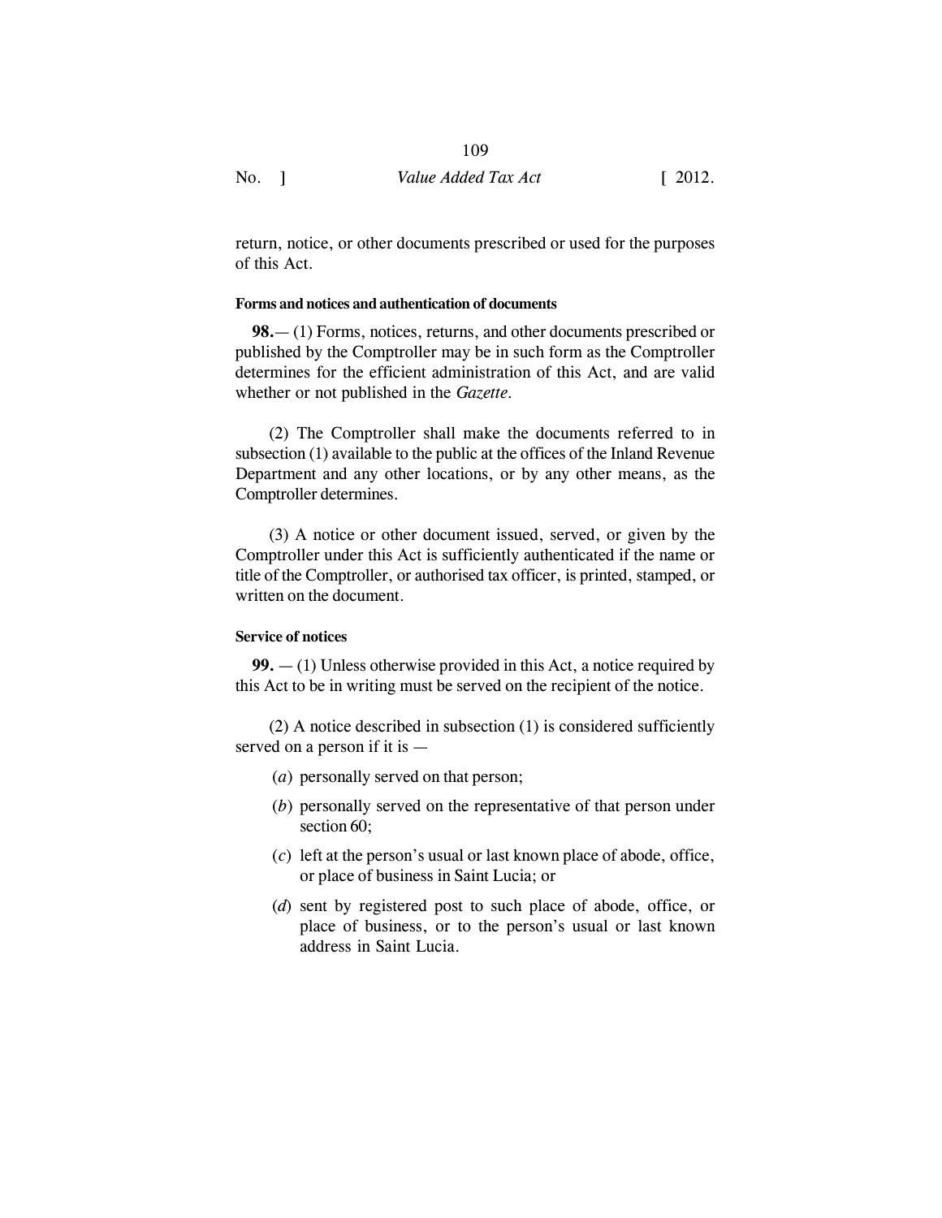return, notice, or other documents prescribed or used for the purposes of this Act.

**Forms and notices and authentication of documents**

**98.**— (1) Forms, notices, returns, and other documents prescribed or published by the Comptroller may be in such form as the Comptroller determines for the efficient administration of this Act, and are valid whether or not published in the *Gazette*.

(2) The Comptroller shall make the documents referred to in subsection (1) available to the public at the offices of the Inland Revenue Department and any other locations, or by any other means, as the Comptroller determines.

(3) A notice or other document issued, served, or given by the Comptroller under this Act is sufficiently authenticated if the name or title of the Comptroller, or authorised tax officer, is printed, stamped, or written on the document.

**Service of notices**

**99.** — (1) Unless otherwise provided in this Act, a notice required by this Act to be in writing must be served on the recipient of the notice.

(2) A notice described in subsection (1) is considered sufficiently served on a person if it is —

(*a*) personally served on that person;

(*b*) personally served on the representative of that person under section 60;

(*c*) left at the person's usual or last known place of abode, office, or place of business in Saint Lucia; or

(*d*) sent by registered post to such place of abode, office, or place of business, or to the person's usual or last known address in Saint Lucia.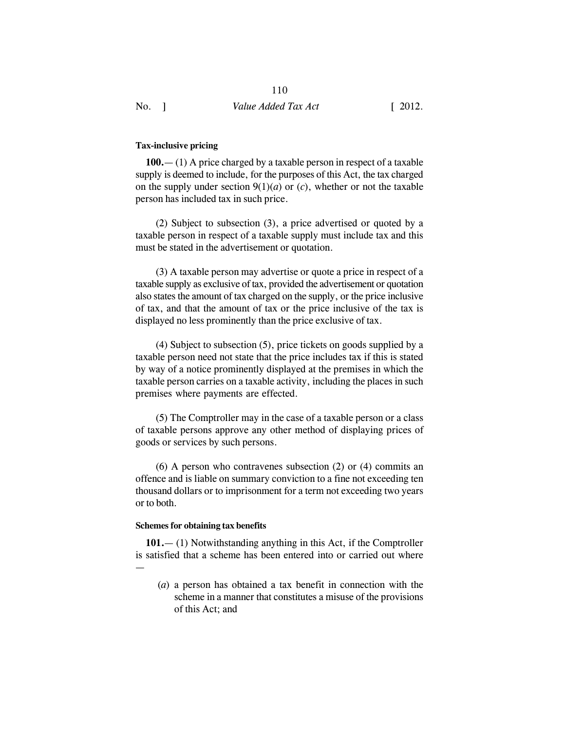**Tax-inclusive pricing**

**100.**— (1) A price charged by a taxable person in respect of a taxable supply is deemed to include, for the purposes of this Act, the tax charged on the supply under section 9(1)(*a*) or (*c*), whether or not the taxable person has included tax in such price.

(2) Subject to subsection (3), a price advertised or quoted by a taxable person in respect of a taxable supply must include tax and this must be stated in the advertisement or quotation.

(3) A taxable person may advertise or quote a price in respect of a taxable supply as exclusive of tax, provided the advertisement or quotation also states the amount of tax charged on the supply, or the price inclusive of tax, and that the amount of tax or the price inclusive of the tax is displayed no less prominently than the price exclusive of tax.

(4) Subject to subsection (5), price tickets on goods supplied by a taxable person need not state that the price includes tax if this is stated by way of a notice prominently displayed at the premises in which the taxable person carries on a taxable activity, including the places in such premises where payments are effected.

(5) The Comptroller may in the case of a taxable person or a class of taxable persons approve any other method of displaying prices of goods or services by such persons.

(6) A person who contravenes subsection (2) or (4) commits an offence and is liable on summary conviction to a fine not exceeding ten thousand dollars or to imprisonment for a term not exceeding two years or to both.

**Schemes for obtaining tax benefits**

**101.**— (1) Notwithstanding anything in this Act, if the Comptroller is satisfied that a scheme has been entered into or carried out where —

(*a*) a person has obtained a tax benefit in connection with the scheme in a manner that constitutes a misuse of the provisions of this Act; and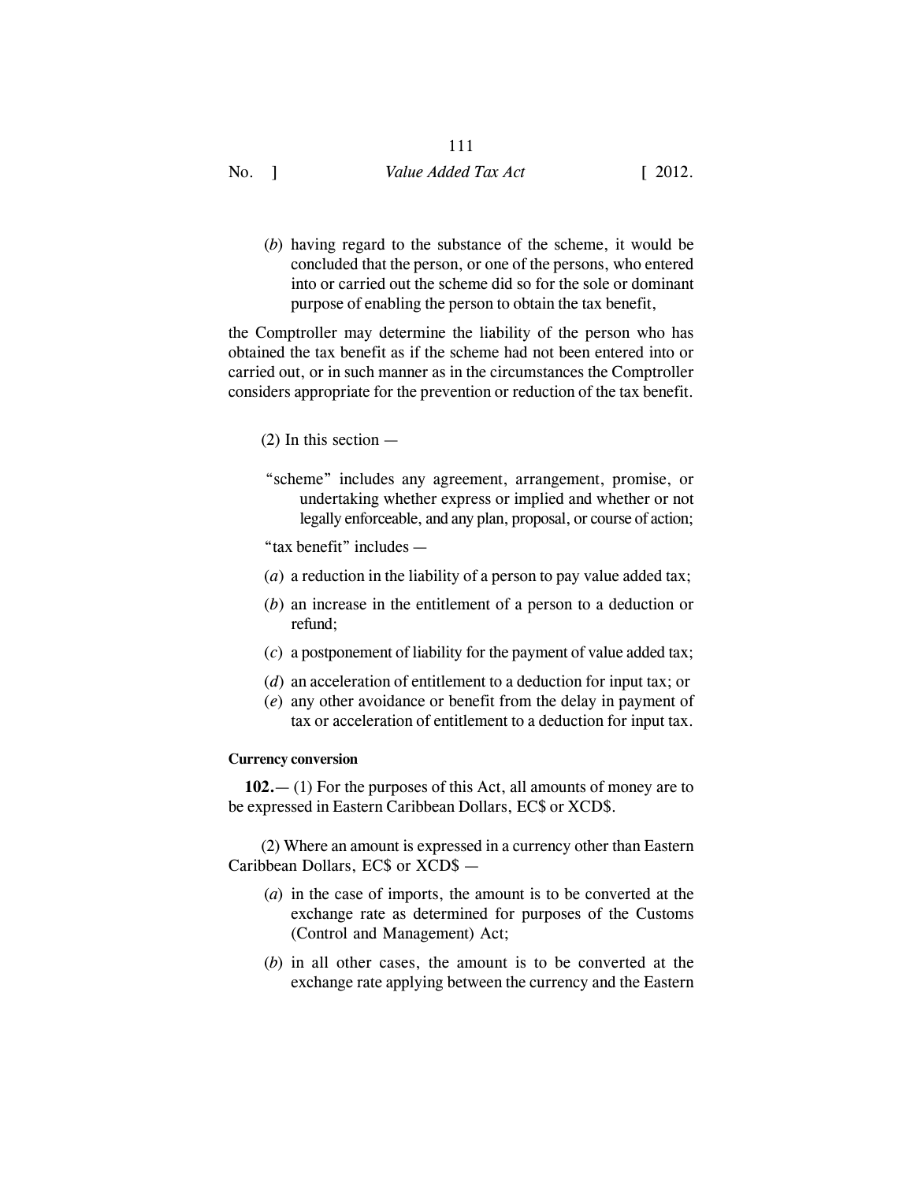(*b*) having regard to the substance of the scheme, it would be concluded that the person, or one of the persons, who entered into or carried out the scheme did so for the sole or dominant purpose of enabling the person to obtain the tax benefit,

the Comptroller may determine the liability of the person who has obtained the tax benefit as if the scheme had not been entered into or carried out, or in such manner as in the circumstances the Comptroller considers appropriate for the prevention or reduction of the tax benefit.

(2) In this section —

"scheme" includes any agreement, arrangement, promise, or undertaking whether express or implied and whether or not legally enforceable, and any plan, proposal, or course of action;

"tax benefit" includes —

(*a*) a reduction in the liability of a person to pay value added tax;

(*b*) an increase in the entitlement of a person to a deduction or refund;

(*c*) a postponement of liability for the payment of value added tax;

(*d*) an acceleration of entitlement to a deduction for input tax; or

(*e*) any other avoidance or benefit from the delay in payment of tax or acceleration of entitlement to a deduction for input tax.

**Currency conversion**

**102.**— (1) For the purposes of this Act, all amounts of money are to be expressed in Eastern Caribbean Dollars, EC$ or XCD$.

(2) Where an amount is expressed in a currency other than Eastern Caribbean Dollars, EC$ or XCD$ —

(*a*) in the case of imports, the amount is to be converted at the exchange rate as determined for purposes of the Customs (Control and Management) Act;

(*b*) in all other cases, the amount is to be converted at the exchange rate applying between the currency and the Eastern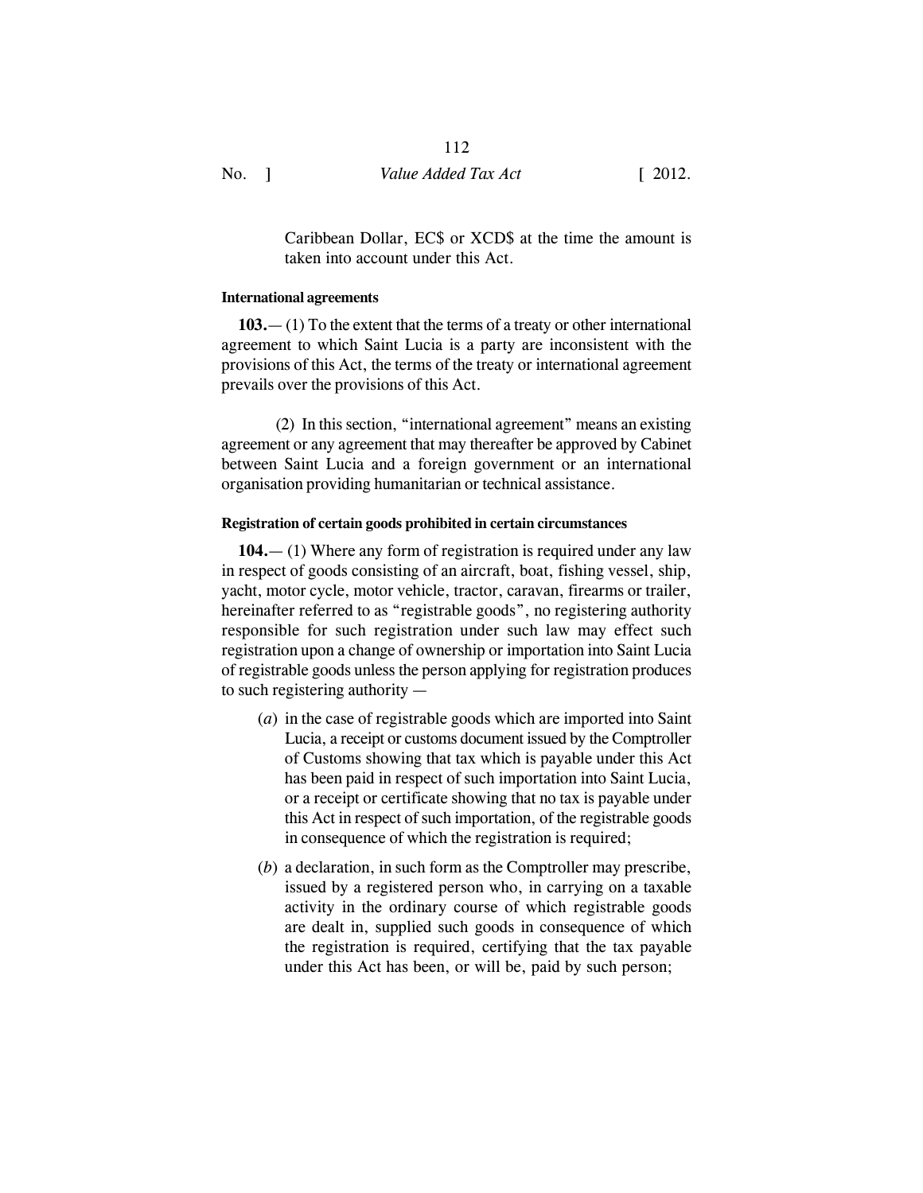Caribbean Dollar, EC$ or XCD$ at the time the amount is taken into account under this Act.

#### International agreements

**103.**— (1) To the extent that the terms of a treaty or other international agreement to which Saint Lucia is a party are inconsistent with the provisions of this Act, the terms of the treaty or international agreement prevails over the provisions of this Act.

(2) In this section, "international agreement" means an existing agreement or any agreement that may thereafter be approved by Cabinet between Saint Lucia and a foreign government or an international organisation providing humanitarian or technical assistance.

#### Registration of certain goods prohibited in certain circumstances

**104.**— (1) Where any form of registration is required under any law in respect of goods consisting of an aircraft, boat, fishing vessel, ship, yacht, motor cycle, motor vehicle, tractor, caravan, firearms or trailer, hereinafter referred to as "registrable goods", no registering authority responsible for such registration under such law may effect such registration upon a change of ownership or importation into Saint Lucia of registrable goods unless the person applying for registration produces to such registering authority —

(*a*) in the case of registrable goods which are imported into Saint Lucia, a receipt or customs document issued by the Comptroller of Customs showing that tax which is payable under this Act has been paid in respect of such importation into Saint Lucia, or a receipt or certificate showing that no tax is payable under this Act in respect of such importation, of the registrable goods in consequence of which the registration is required;

(*b*) a declaration, in such form as the Comptroller may prescribe, issued by a registered person who, in carrying on a taxable activity in the ordinary course of which registrable goods are dealt in, supplied such goods in consequence of which the registration is required, certifying that the tax payable under this Act has been, or will be, paid by such person;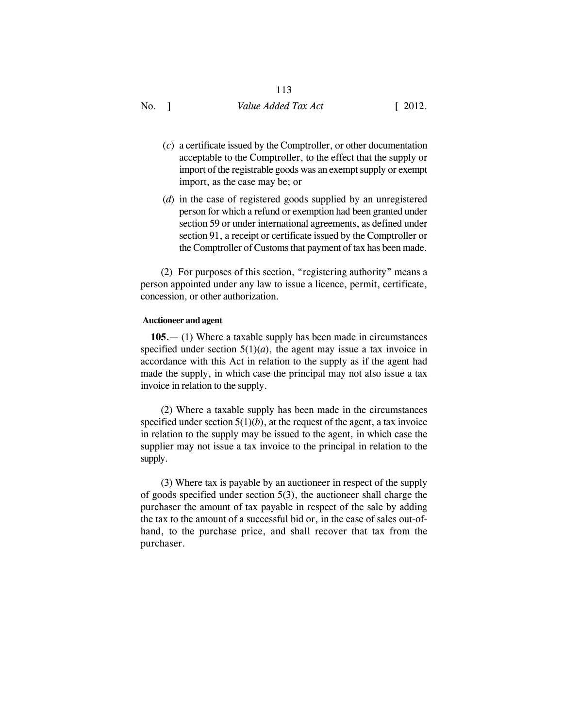(*c*) a certificate issued by the Comptroller, or other documentation acceptable to the Comptroller, to the effect that the supply or import of the registrable goods was an exempt supply or exempt import, as the case may be; or

(*d*) in the case of registered goods supplied by an unregistered person for which a refund or exemption had been granted under section 59 or under international agreements, as defined under section 91, a receipt or certificate issued by the Comptroller or the Comptroller of Customs that payment of tax has been made.

(2) For purposes of this section, "registering authority" means a person appointed under any law to issue a licence, permit, certificate, concession, or other authorization.

**Auctioneer and agent**

**105.**— (1) Where a taxable supply has been made in circumstances specified under section 5(1)(*a*), the agent may issue a tax invoice in accordance with this Act in relation to the supply as if the agent had made the supply, in which case the principal may not also issue a tax invoice in relation to the supply.

(2) Where a taxable supply has been made in the circumstances specified under section 5(1)(*b*), at the request of the agent, a tax invoice in relation to the supply may be issued to the agent, in which case the supplier may not issue a tax invoice to the principal in relation to the supply.

(3) Where tax is payable by an auctioneer in respect of the supply of goods specified under section 5(3), the auctioneer shall charge the purchaser the amount of tax payable in respect of the sale by adding the tax to the amount of a successful bid or, in the case of sales out-of-hand, to the purchase price, and shall recover that tax from the purchaser.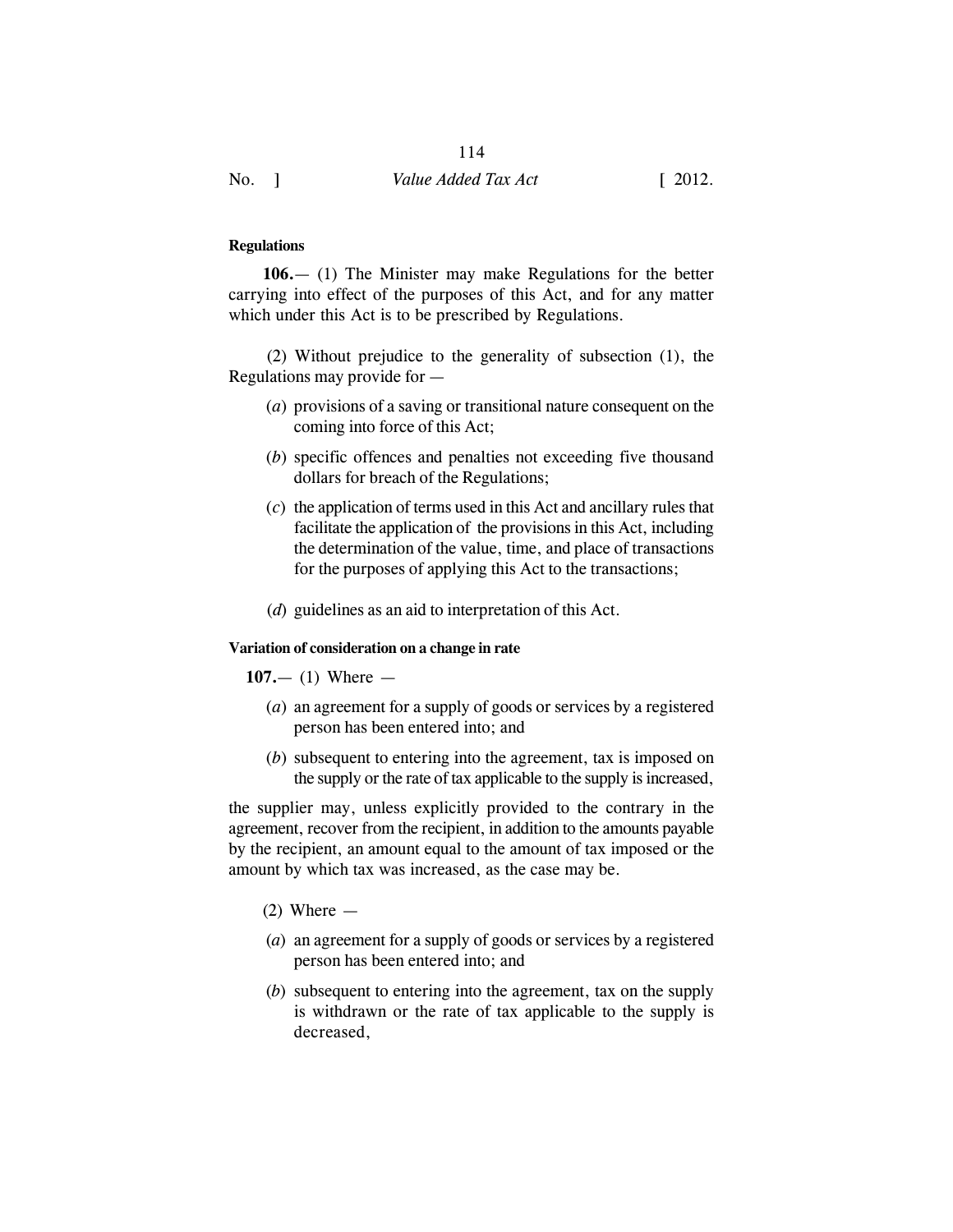**Regulations**

**106.**— (1) The Minister may make Regulations for the better carrying into effect of the purposes of this Act, and for any matter which under this Act is to be prescribed by Regulations.

(2) Without prejudice to the generality of subsection (1), the Regulations may provide for —

(*a*) provisions of a saving or transitional nature consequent on the coming into force of this Act;

(*b*) specific offences and penalties not exceeding five thousand dollars for breach of the Regulations;

(*c*) the application of terms used in this Act and ancillary rules that facilitate the application of the provisions in this Act, including the determination of the value, time, and place of transactions for the purposes of applying this Act to the transactions;

(*d*) guidelines as an aid to interpretation of this Act.

**Variation of consideration on a change in rate**

**107.**— (1) Where —

(*a*) an agreement for a supply of goods or services by a registered person has been entered into; and

(*b*) subsequent to entering into the agreement, tax is imposed on the supply or the rate of tax applicable to the supply is increased,

the supplier may, unless explicitly provided to the contrary in the agreement, recover from the recipient, in addition to the amounts payable by the recipient, an amount equal to the amount of tax imposed or the amount by which tax was increased, as the case may be.

(2) Where —

(*a*) an agreement for a supply of goods or services by a registered person has been entered into; and

(*b*) subsequent to entering into the agreement, tax on the supply is withdrawn or the rate of tax applicable to the supply is decreased,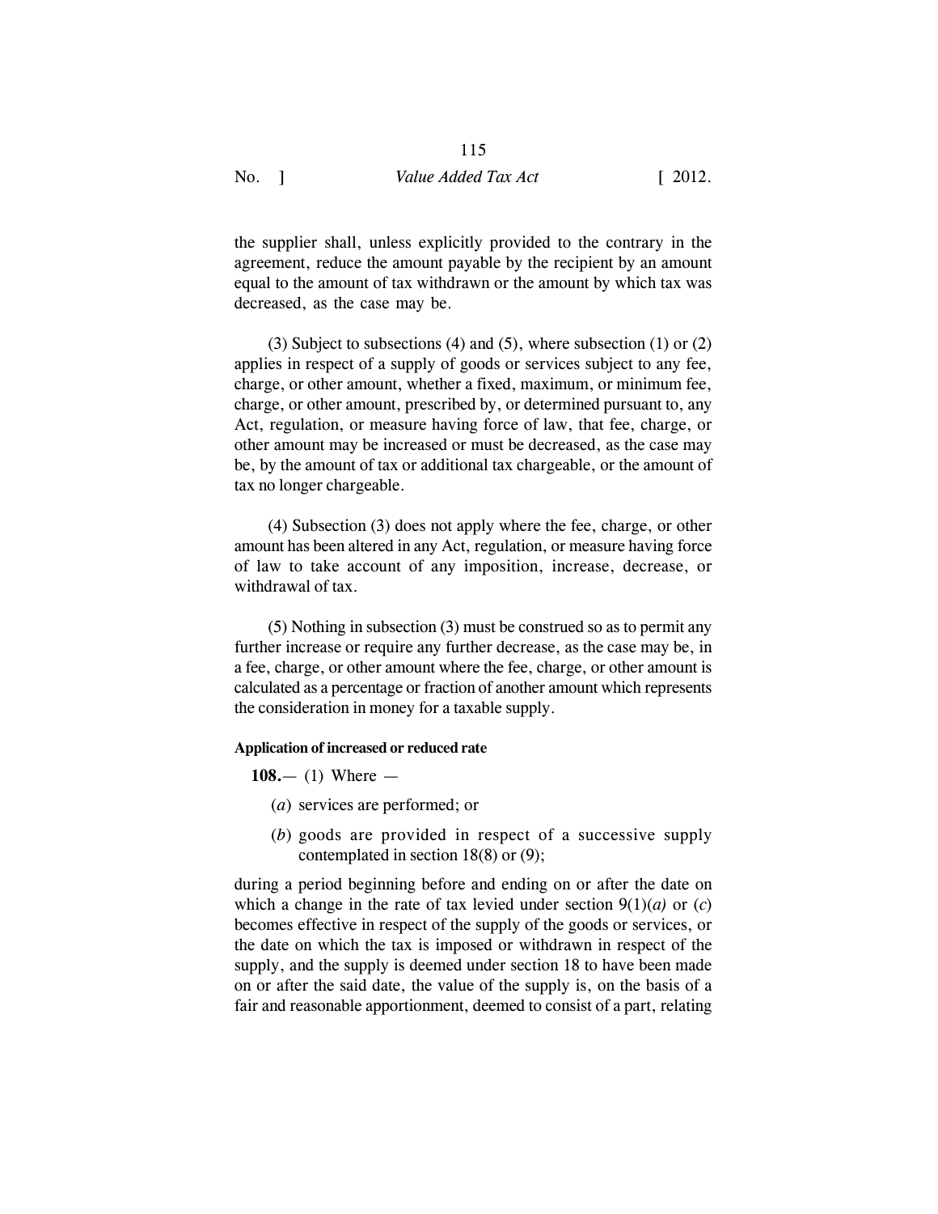the supplier shall, unless explicitly provided to the contrary in the agreement, reduce the amount payable by the recipient by an amount equal to the amount of tax withdrawn or the amount by which tax was decreased, as the case may be.

(3) Subject to subsections (4) and (5), where subsection (1) or (2) applies in respect of a supply of goods or services subject to any fee, charge, or other amount, whether a fixed, maximum, or minimum fee, charge, or other amount, prescribed by, or determined pursuant to, any Act, regulation, or measure having force of law, that fee, charge, or other amount may be increased or must be decreased, as the case may be, by the amount of tax or additional tax chargeable, or the amount of tax no longer chargeable.

(4) Subsection (3) does not apply where the fee, charge, or other amount has been altered in any Act, regulation, or measure having force of law to take account of any imposition, increase, decrease, or withdrawal of tax.

(5) Nothing in subsection (3) must be construed so as to permit any further increase or require any further decrease, as the case may be, in a fee, charge, or other amount where the fee, charge, or other amount is calculated as a percentage or fraction of another amount which represents the consideration in money for a taxable supply.

#### Application of increased or reduced rate

**108.**— (1) Where —

(*a*) services are performed; or

(*b*) goods are provided in respect of a successive supply contemplated in section 18(8) or (9);

during a period beginning before and ending on or after the date on which a change in the rate of tax levied under section 9(1)(*a*) or (*c*) becomes effective in respect of the supply of the goods or services, or the date on which the tax is imposed or withdrawn in respect of the supply, and the supply is deemed under section 18 to have been made on or after the said date, the value of the supply is, on the basis of a fair and reasonable apportionment, deemed to consist of a part, relating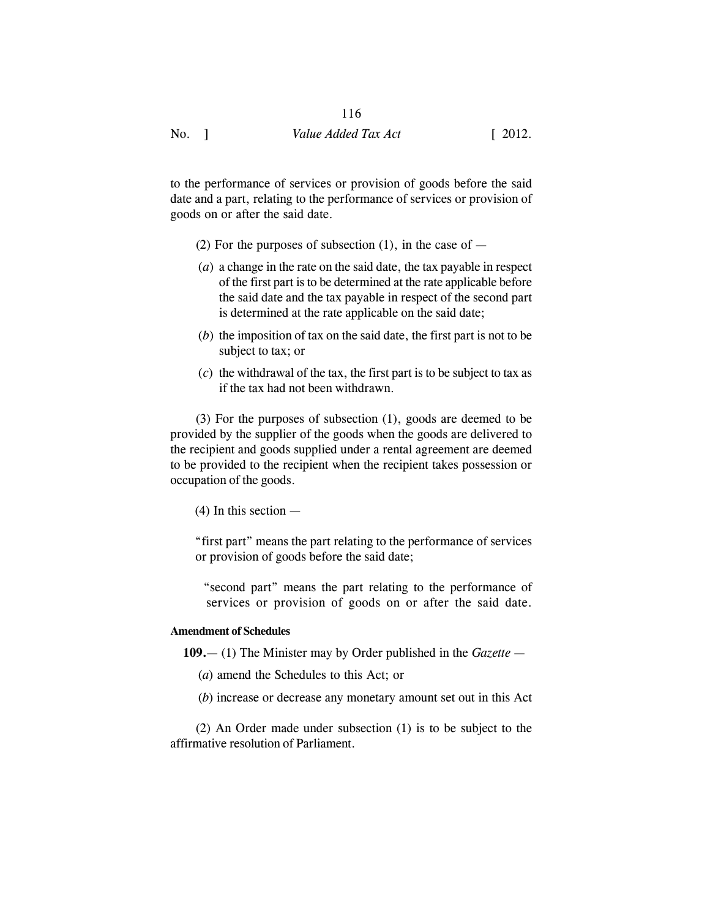to the performance of services or provision of goods before the said date and a part, relating to the performance of services or provision of goods on or after the said date.

(2) For the purposes of subsection (1), in the case of —

(*a*) a change in the rate on the said date, the tax payable in respect of the first part is to be determined at the rate applicable before the said date and the tax payable in respect of the second part is determined at the rate applicable on the said date;

(*b*) the imposition of tax on the said date, the first part is not to be subject to tax; or

(*c*) the withdrawal of the tax, the first part is to be subject to tax as if the tax had not been withdrawn.

(3) For the purposes of subsection (1), goods are deemed to be provided by the supplier of the goods when the goods are delivered to the recipient and goods supplied under a rental agreement are deemed to be provided to the recipient when the recipient takes possession or occupation of the goods.

(4) In this section —

"first part" means the part relating to the performance of services or provision of goods before the said date;

"second part" means the part relating to the performance of services or provision of goods on or after the said date.

**Amendment of Schedules**

**109.**— (1) The Minister may by Order published in the *Gazette* —

(*a*) amend the Schedules to this Act; or

(*b*) increase or decrease any monetary amount set out in this Act

(2) An Order made under subsection (1) is to be subject to the affirmative resolution of Parliament.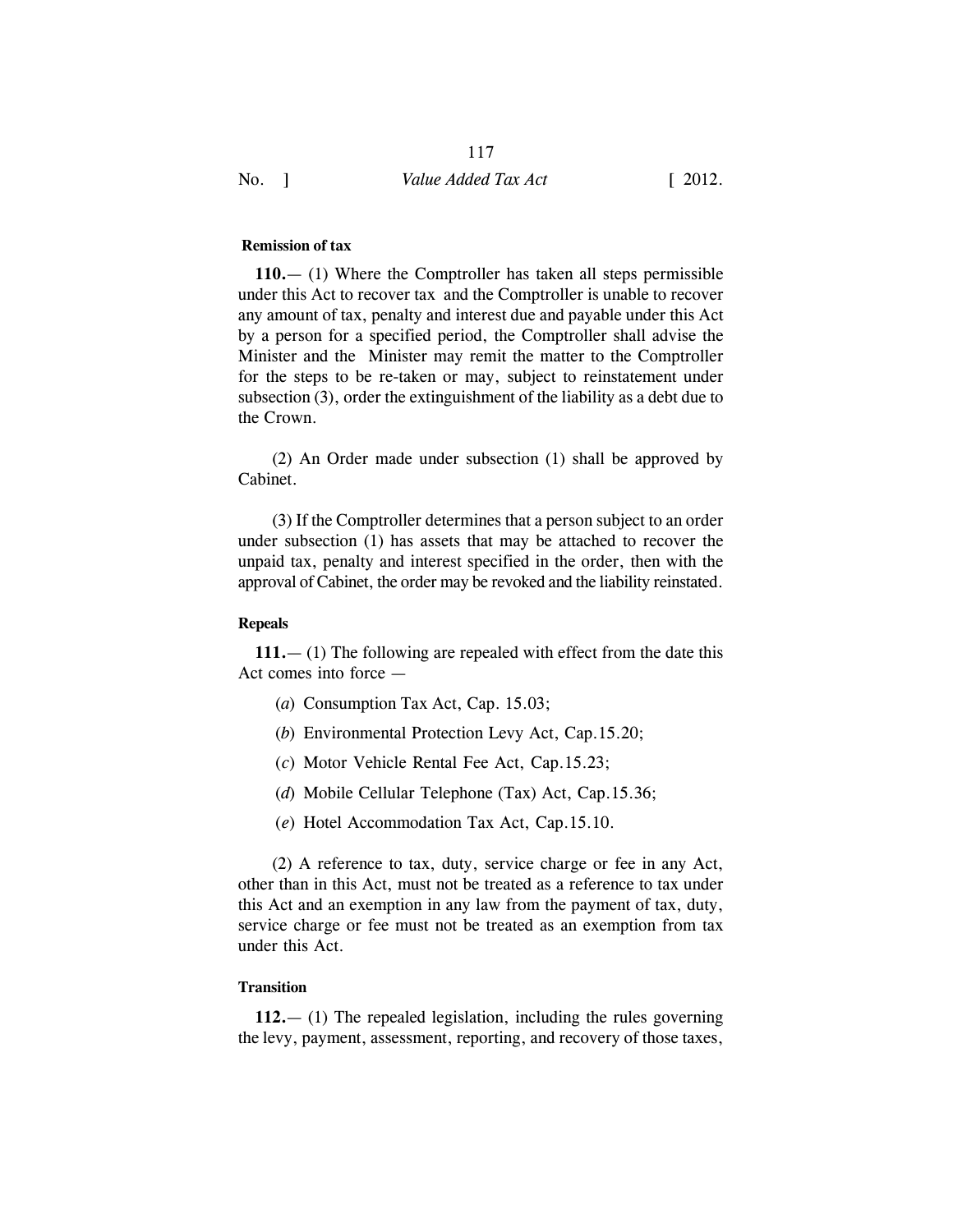**Remission of tax**

**110.**— (1) Where the Comptroller has taken all steps permissible under this Act to recover tax and the Comptroller is unable to recover any amount of tax, penalty and interest due and payable under this Act by a person for a specified period, the Comptroller shall advise the Minister and the Minister may remit the matter to the Comptroller for the steps to be re-taken or may, subject to reinstatement under subsection (3), order the extinguishment of the liability as a debt due to the Crown.

(2) An Order made under subsection (1) shall be approved by Cabinet.

(3) If the Comptroller determines that a person subject to an order under subsection (1) has assets that may be attached to recover the unpaid tax, penalty and interest specified in the order, then with the approval of Cabinet, the order may be revoked and the liability reinstated.

**Repeals**

**111.**— (1) The following are repealed with effect from the date this Act comes into force —

(*a*) Consumption Tax Act, Cap. 15.03;

(*b*) Environmental Protection Levy Act, Cap.15.20;

(*c*) Motor Vehicle Rental Fee Act, Cap.15.23;

(*d*) Mobile Cellular Telephone (Tax) Act, Cap.15.36;

(*e*) Hotel Accommodation Tax Act, Cap.15.10.

(2) A reference to tax, duty, service charge or fee in any Act, other than in this Act, must not be treated as a reference to tax under this Act and an exemption in any law from the payment of tax, duty, service charge or fee must not be treated as an exemption from tax under this Act.

**Transition**

**112.**— (1) The repealed legislation, including the rules governing the levy, payment, assessment, reporting, and recovery of those taxes,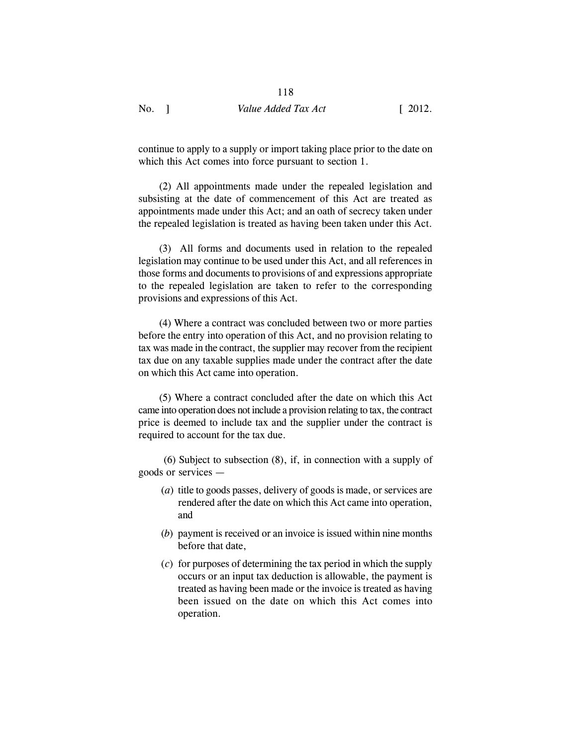continue to apply to a supply or import taking place prior to the date on which this Act comes into force pursuant to section 1.

(2) All appointments made under the repealed legislation and subsisting at the date of commencement of this Act are treated as appointments made under this Act; and an oath of secrecy taken under the repealed legislation is treated as having been taken under this Act.

(3) All forms and documents used in relation to the repealed legislation may continue to be used under this Act, and all references in those forms and documents to provisions of and expressions appropriate to the repealed legislation are taken to refer to the corresponding provisions and expressions of this Act.

(4) Where a contract was concluded between two or more parties before the entry into operation of this Act, and no provision relating to tax was made in the contract, the supplier may recover from the recipient tax due on any taxable supplies made under the contract after the date on which this Act came into operation.

(5) Where a contract concluded after the date on which this Act came into operation does not include a provision relating to tax, the contract price is deemed to include tax and the supplier under the contract is required to account for the tax due.

(6) Subject to subsection (8), if, in connection with a supply of goods or services —

(*a*) title to goods passes, delivery of goods is made, or services are rendered after the date on which this Act came into operation, and

(*b*) payment is received or an invoice is issued within nine months before that date,

(*c*) for purposes of determining the tax period in which the supply occurs or an input tax deduction is allowable, the payment is treated as having been made or the invoice is treated as having been issued on the date on which this Act comes into operation.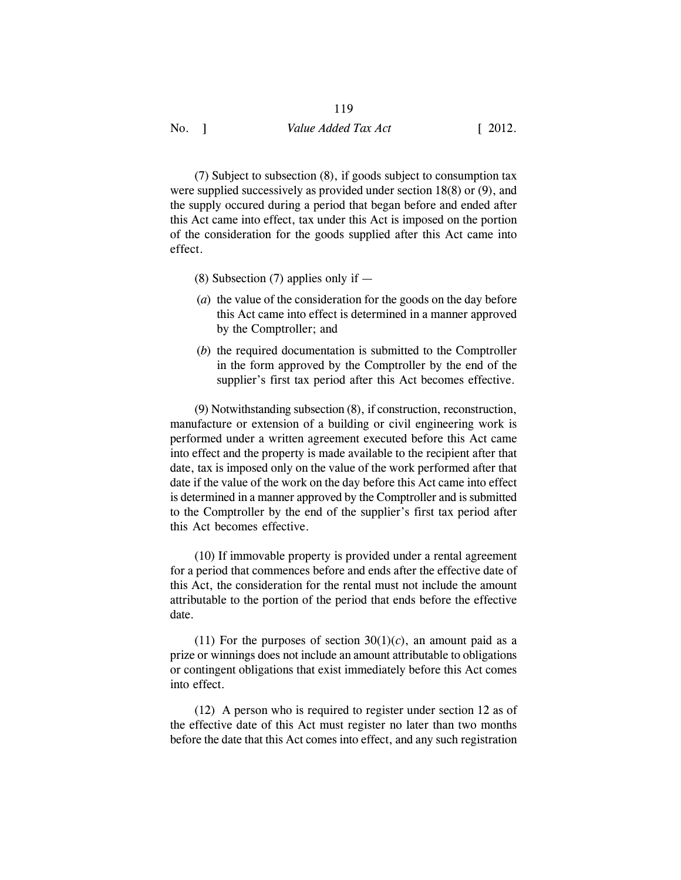(7) Subject to subsection (8), if goods subject to consumption tax were supplied successively as provided under section 18(8) or (9), and the supply occured during a period that began before and ended after this Act came into effect, tax under this Act is imposed on the portion of the consideration for the goods supplied after this Act came into effect.

(8) Subsection (7) applies only if —

(*a*) the value of the consideration for the goods on the day before this Act came into effect is determined in a manner approved by the Comptroller; and

(*b*) the required documentation is submitted to the Comptroller in the form approved by the Comptroller by the end of the supplier's first tax period after this Act becomes effective.

(9) Notwithstanding subsection (8), if construction, reconstruction, manufacture or extension of a building or civil engineering work is performed under a written agreement executed before this Act came into effect and the property is made available to the recipient after that date, tax is imposed only on the value of the work performed after that date if the value of the work on the day before this Act came into effect is determined in a manner approved by the Comptroller and is submitted to the Comptroller by the end of the supplier's first tax period after this Act becomes effective.

(10) If immovable property is provided under a rental agreement for a period that commences before and ends after the effective date of this Act, the consideration for the rental must not include the amount attributable to the portion of the period that ends before the effective date.

(11) For the purposes of section 30(1)(*c*), an amount paid as a prize or winnings does not include an amount attributable to obligations or contingent obligations that exist immediately before this Act comes into effect.

(12) A person who is required to register under section 12 as of the effective date of this Act must register no later than two months before the date that this Act comes into effect, and any such registration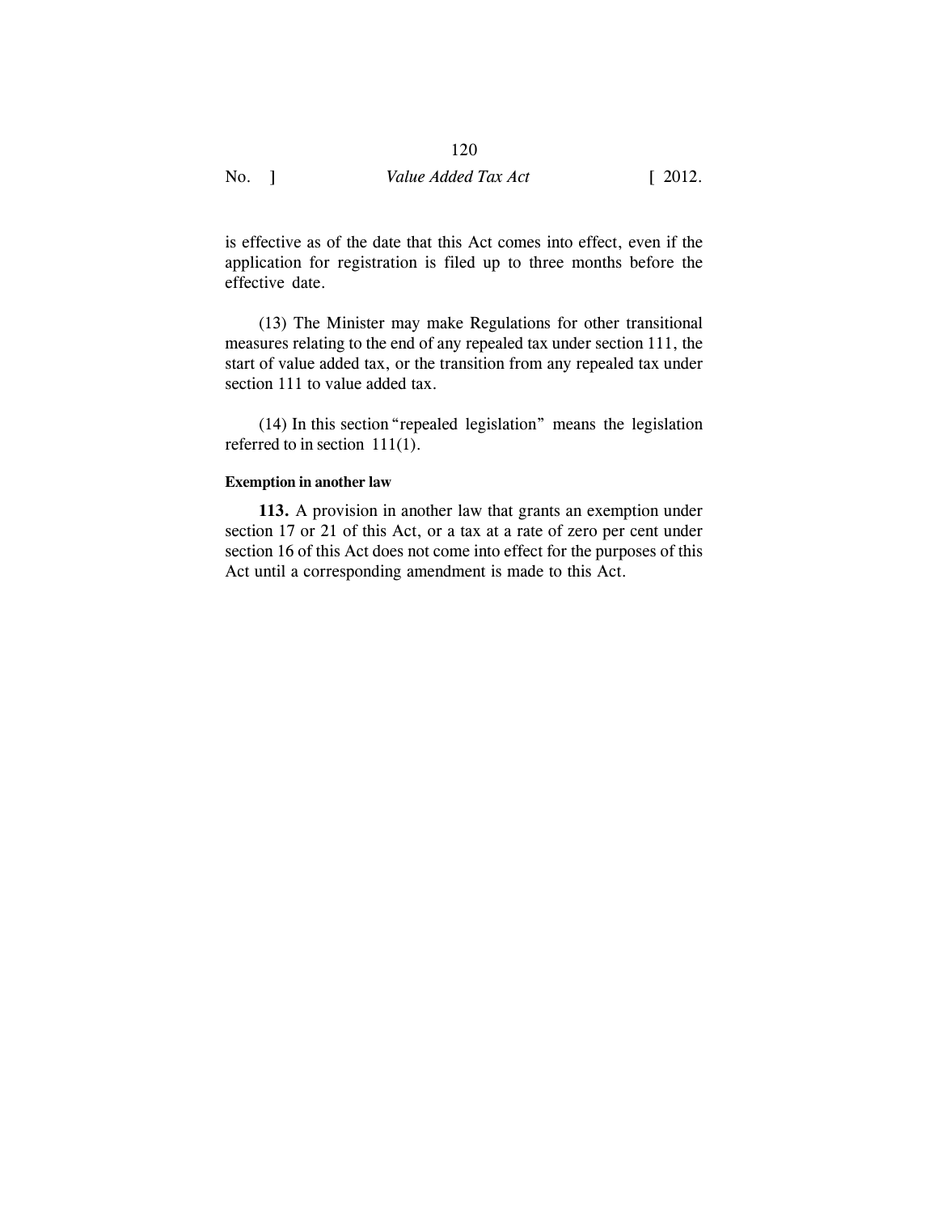is effective as of the date that this Act comes into effect, even if the application for registration is filed up to three months before the effective date.

(13) The Minister may make Regulations for other transitional measures relating to the end of any repealed tax under section 111, the start of value added tax, or the transition from any repealed tax under section 111 to value added tax.

(14) In this section "repealed legislation" means the legislation referred to in section 111(1).

**Exemption in another law**

**113.** A provision in another law that grants an exemption under section 17 or 21 of this Act, or a tax at a rate of zero per cent under section 16 of this Act does not come into effect for the purposes of this Act until a corresponding amendment is made to this Act.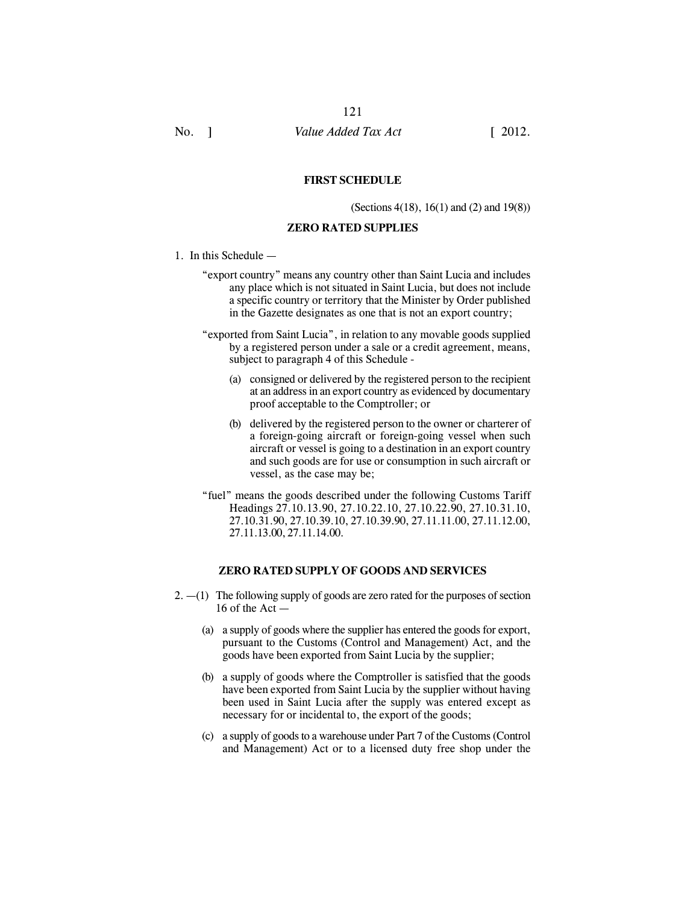## FIRST SCHEDULE

(Sections 4(18), 16(1) and (2) and 19(8))

## ZERO RATED SUPPLIES

1. In this Schedule —

"export country" means any country other than Saint Lucia and includes any place which is not situated in Saint Lucia, but does not include a specific country or territory that the Minister by Order published in the Gazette designates as one that is not an export country;

"exported from Saint Lucia", in relation to any movable goods supplied by a registered person under a sale or a credit agreement, means, subject to paragraph 4 of this Schedule -

(a) consigned or delivered by the registered person to the recipient at an address in an export country as evidenced by documentary proof acceptable to the Comptroller; or

(b) delivered by the registered person to the owner or charterer of a foreign-going aircraft or foreign-going vessel when such aircraft or vessel is going to a destination in an export country and such goods are for use or consumption in such aircraft or vessel, as the case may be;

"fuel" means the goods described under the following Customs Tariff Headings 27.10.13.90, 27.10.22.10, 27.10.22.90, 27.10.31.10, 27.10.31.90, 27.10.39.10, 27.10.39.90, 27.11.11.00, 27.11.12.00, 27.11.13.00, 27.11.14.00.

## ZERO RATED SUPPLY OF GOODS AND SERVICES

2. —(1) The following supply of goods are zero rated for the purposes of section 16 of the Act —

(a) a supply of goods where the supplier has entered the goods for export, pursuant to the Customs (Control and Management) Act, and the goods have been exported from Saint Lucia by the supplier;

(b) a supply of goods where the Comptroller is satisfied that the goods have been exported from Saint Lucia by the supplier without having been used in Saint Lucia after the supply was entered except as necessary for or incidental to, the export of the goods;

(c) a supply of goods to a warehouse under Part 7 of the Customs (Control and Management) Act or to a licensed duty free shop under the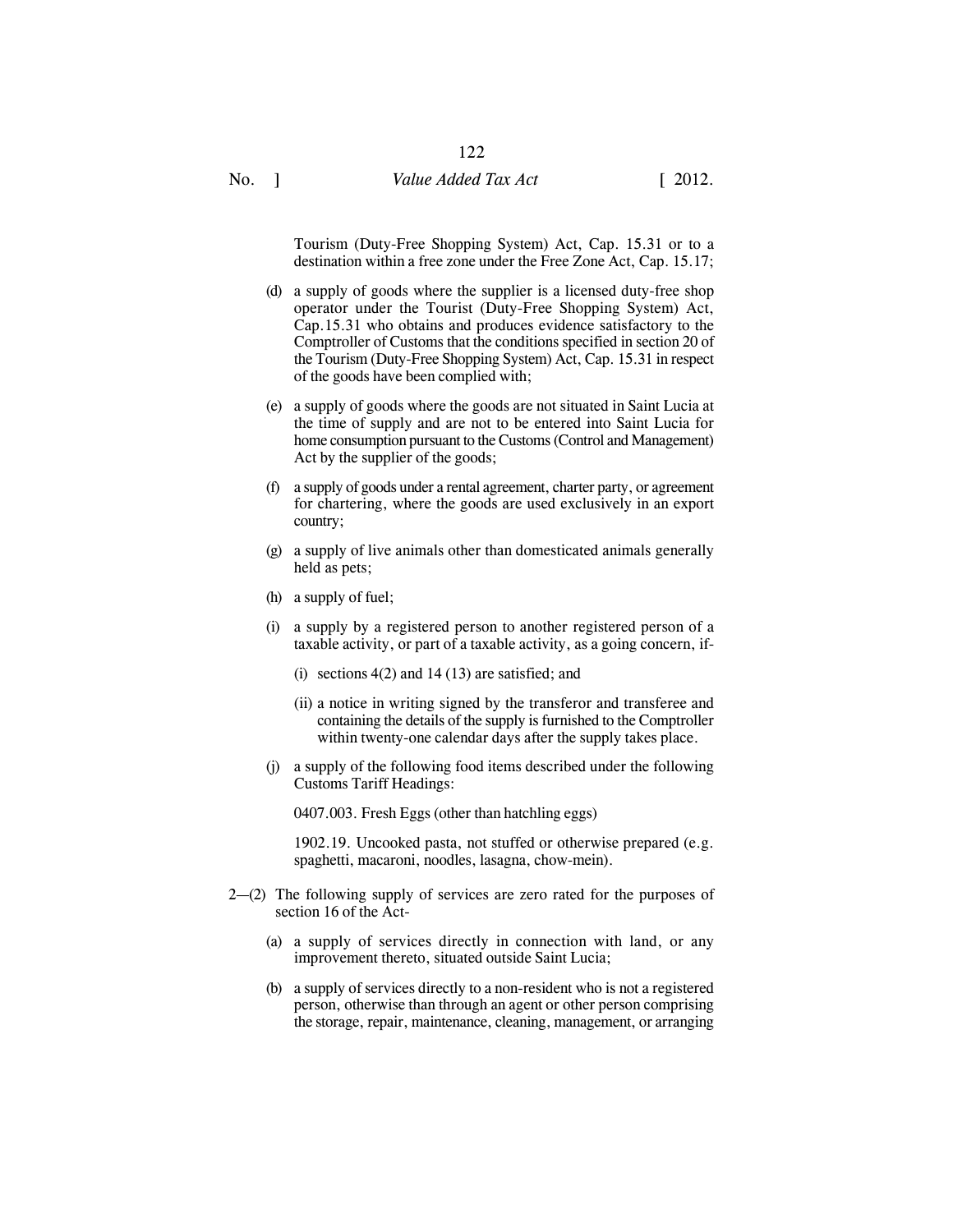Tourism (Duty-Free Shopping System) Act, Cap. 15.31 or to a destination within a free zone under the Free Zone Act, Cap. 15.17;

(d) a supply of goods where the supplier is a licensed duty-free shop operator under the Tourist (Duty-Free Shopping System) Act, Cap.15.31 who obtains and produces evidence satisfactory to the Comptroller of Customs that the conditions specified in section 20 of the Tourism (Duty-Free Shopping System) Act, Cap. 15.31 in respect of the goods have been complied with;

(e) a supply of goods where the goods are not situated in Saint Lucia at the time of supply and are not to be entered into Saint Lucia for home consumption pursuant to the Customs (Control and Management) Act by the supplier of the goods;

(f) a supply of goods under a rental agreement, charter party, or agreement for chartering, where the goods are used exclusively in an export country;

(g) a supply of live animals other than domesticated animals generally held as pets;

(h) a supply of fuel;

(i) a supply by a registered person to another registered person of a taxable activity, or part of a taxable activity, as a going concern, if-

(i) sections 4(2) and 14 (13) are satisfied; and

(ii) a notice in writing signed by the transferor and transferee and containing the details of the supply is furnished to the Comptroller within twenty-one calendar days after the supply takes place.

(j) a supply of the following food items described under the following Customs Tariff Headings:

0407.003. Fresh Eggs (other than hatchling eggs)

1902.19. Uncooked pasta, not stuffed or otherwise prepared (e.g. spaghetti, macaroni, noodles, lasagna, chow-mein).

2—(2) The following supply of services are zero rated for the purposes of section 16 of the Act-

(a) a supply of services directly in connection with land, or any improvement thereto, situated outside Saint Lucia;

(b) a supply of services directly to a non-resident who is not a registered person, otherwise than through an agent or other person comprising the storage, repair, maintenance, cleaning, management, or arranging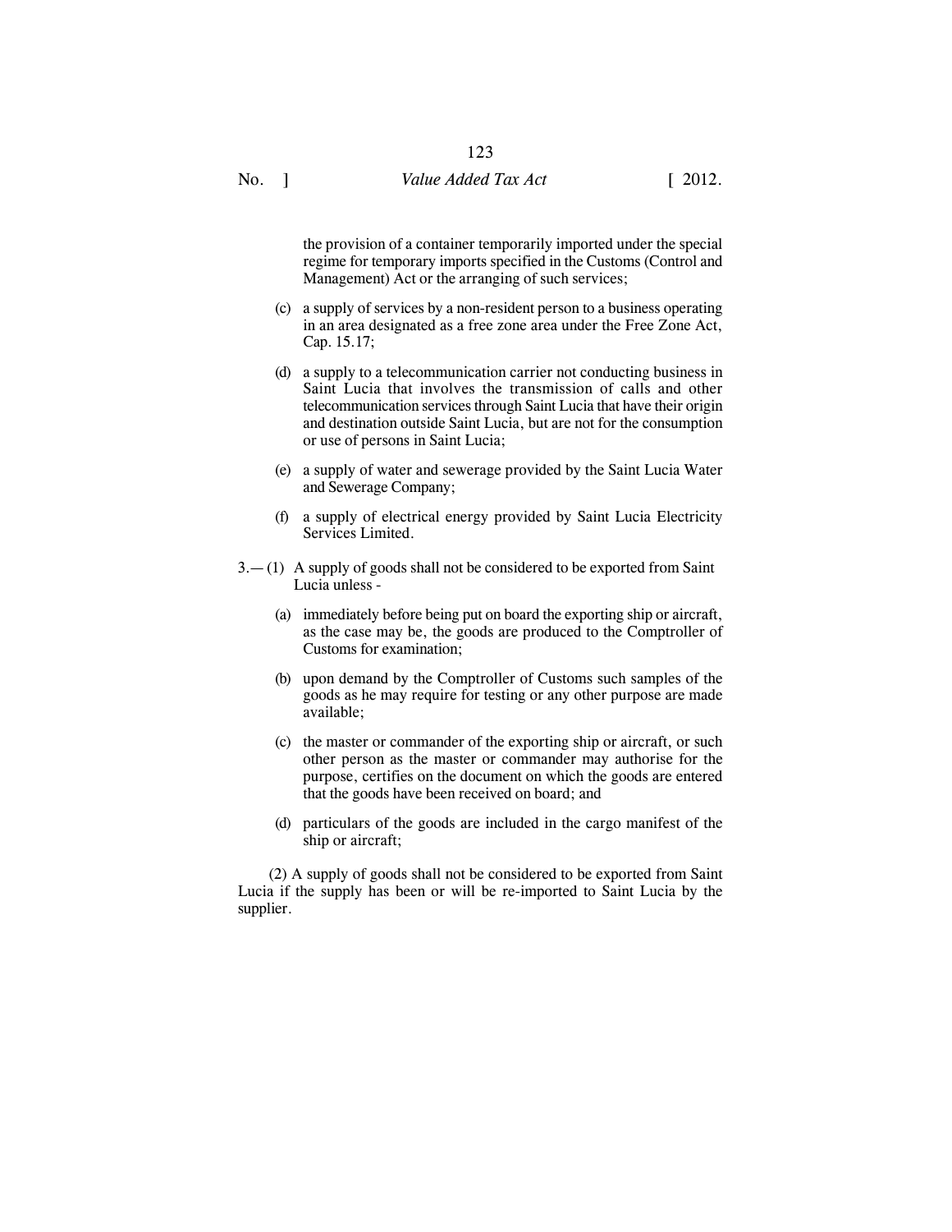the provision of a container temporarily imported under the special regime for temporary imports specified in the Customs (Control and Management) Act or the arranging of such services;

(c) a supply of services by a non-resident person to a business operating in an area designated as a free zone area under the Free Zone Act, Cap. 15.17;

(d) a supply to a telecommunication carrier not conducting business in Saint Lucia that involves the transmission of calls and other telecommunication services through Saint Lucia that have their origin and destination outside Saint Lucia, but are not for the consumption or use of persons in Saint Lucia;

(e) a supply of water and sewerage provided by the Saint Lucia Water and Sewerage Company;

(f) a supply of electrical energy provided by Saint Lucia Electricity Services Limited.

3.— (1) A supply of goods shall not be considered to be exported from Saint Lucia unless -

(a) immediately before being put on board the exporting ship or aircraft, as the case may be, the goods are produced to the Comptroller of Customs for examination;

(b) upon demand by the Comptroller of Customs such samples of the goods as he may require for testing or any other purpose are made available;

(c) the master or commander of the exporting ship or aircraft, or such other person as the master or commander may authorise for the purpose, certifies on the document on which the goods are entered that the goods have been received on board; and

(d) particulars of the goods are included in the cargo manifest of the ship or aircraft;

(2) A supply of goods shall not be considered to be exported from Saint Lucia if the supply has been or will be re-imported to Saint Lucia by the supplier.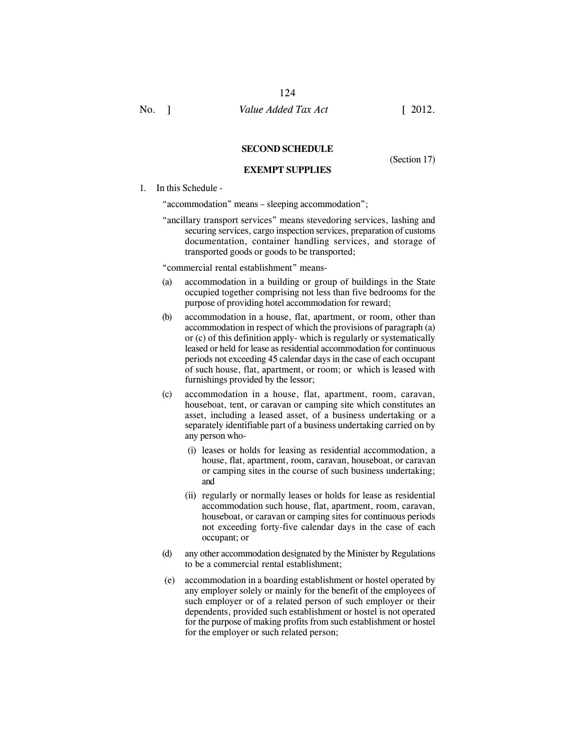## SECOND SCHEDULE

(Section 17)

## EXEMPT SUPPLIES

1. In this Schedule -

"accommodation" means – sleeping accommodation";

"ancillary transport services" means stevedoring services, lashing and securing services, cargo inspection services, preparation of customs documentation, container handling services, and storage of transported goods or goods to be transported;

"commercial rental establishment" means-

(a) accommodation in a building or group of buildings in the State occupied together comprising not less than five bedrooms for the purpose of providing hotel accommodation for reward;

(b) accommodation in a house, flat, apartment, or room, other than accommodation in respect of which the provisions of paragraph (a) or (c) of this definition apply- which is regularly or systematically leased or held for lease as residential accommodation for continuous periods not exceeding 45 calendar days in the case of each occupant of such house, flat, apartment, or room; or which is leased with furnishings provided by the lessor;

(c) accommodation in a house, flat, apartment, room, caravan, houseboat, tent, or caravan or camping site which constitutes an asset, including a leased asset, of a business undertaking or a separately identifiable part of a business undertaking carried on by any person who-

   (i) leases or holds for leasing as residential accommodation, a house, flat, apartment, room, caravan, houseboat, or caravan or camping sites in the course of such business undertaking; and

   (ii) regularly or normally leases or holds for lease as residential accommodation such house, flat, apartment, room, caravan, houseboat, or caravan or camping sites for continuous periods not exceeding forty-five calendar days in the case of each occupant; or

(d) any other accommodation designated by the Minister by Regulations to be a commercial rental establishment;

(e) accommodation in a boarding establishment or hostel operated by any employer solely or mainly for the benefit of the employees of such employer or of a related person of such employer or their dependents, provided such establishment or hostel is not operated for the purpose of making profits from such establishment or hostel for the employer or such related person;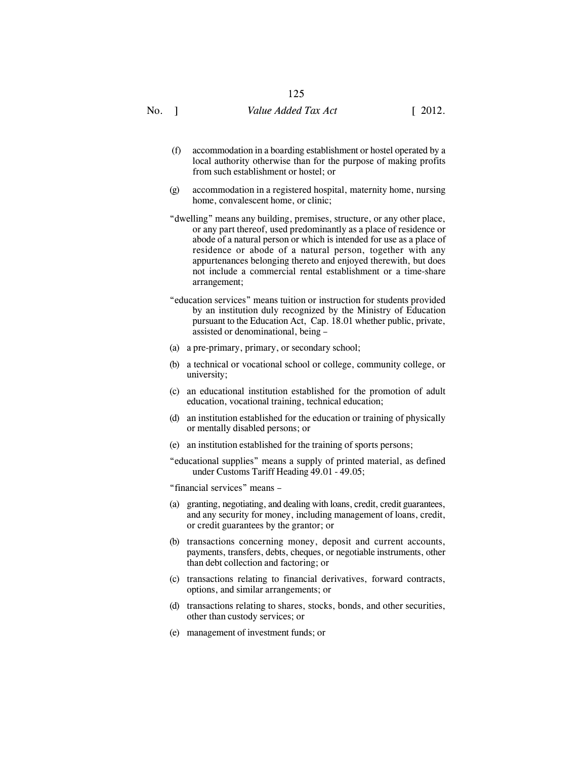(f) accommodation in a boarding establishment or hostel operated by a local authority otherwise than for the purpose of making profits from such establishment or hostel; or

(g) accommodation in a registered hospital, maternity home, nursing home, convalescent home, or clinic;

"dwelling" means any building, premises, structure, or any other place, or any part thereof, used predominantly as a place of residence or abode of a natural person or which is intended for use as a place of residence or abode of a natural person, together with any appurtenances belonging thereto and enjoyed therewith, but does not include a commercial rental establishment or a time-share arrangement;

"education services" means tuition or instruction for students provided by an institution duly recognized by the Ministry of Education pursuant to the Education Act, Cap. 18.01 whether public, private, assisted or denominational, being –

(a) a pre-primary, primary, or secondary school;

(b) a technical or vocational school or college, community college, or university;

(c) an educational institution established for the promotion of adult education, vocational training, technical education;

(d) an institution established for the education or training of physically or mentally disabled persons; or

(e) an institution established for the training of sports persons;

"educational supplies" means a supply of printed material, as defined under Customs Tariff Heading 49.01 - 49.05;

"financial services" means –

(a) granting, negotiating, and dealing with loans, credit, credit guarantees, and any security for money, including management of loans, credit, or credit guarantees by the grantor; or

(b) transactions concerning money, deposit and current accounts, payments, transfers, debts, cheques, or negotiable instruments, other than debt collection and factoring; or

(c) transactions relating to financial derivatives, forward contracts, options, and similar arrangements; or

(d) transactions relating to shares, stocks, bonds, and other securities, other than custody services; or

(e) management of investment funds; or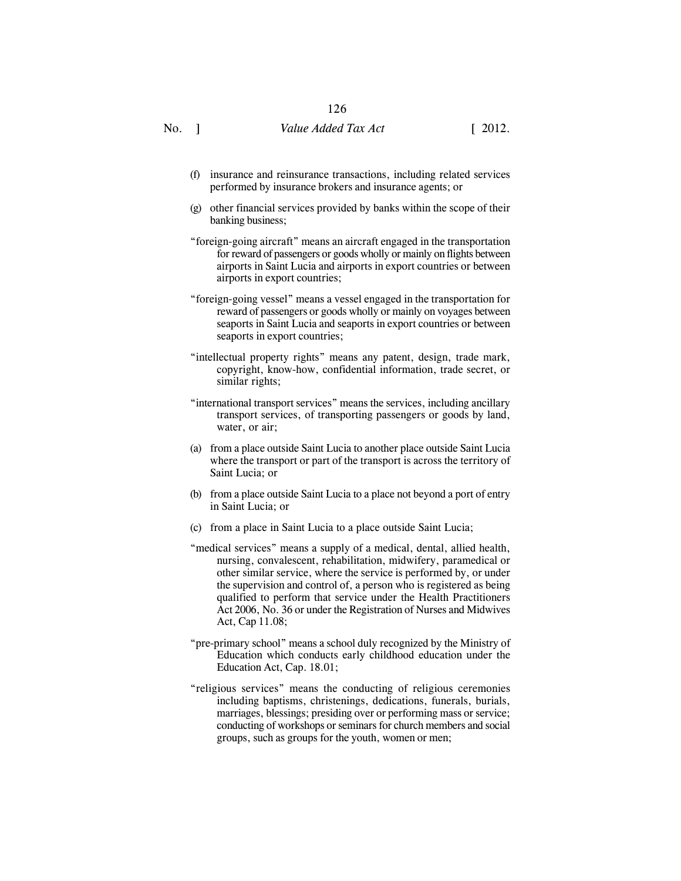(f) insurance and reinsurance transactions, including related services performed by insurance brokers and insurance agents; or

(g) other financial services provided by banks within the scope of their banking business;

"foreign-going aircraft" means an aircraft engaged in the transportation for reward of passengers or goods wholly or mainly on flights between airports in Saint Lucia and airports in export countries or between airports in export countries;

"foreign-going vessel" means a vessel engaged in the transportation for reward of passengers or goods wholly or mainly on voyages between seaports in Saint Lucia and seaports in export countries or between seaports in export countries;

"intellectual property rights" means any patent, design, trade mark, copyright, know-how, confidential information, trade secret, or similar rights;

"international transport services" means the services, including ancillary transport services, of transporting passengers or goods by land, water, or air;

(a) from a place outside Saint Lucia to another place outside Saint Lucia where the transport or part of the transport is across the territory of Saint Lucia; or

(b) from a place outside Saint Lucia to a place not beyond a port of entry in Saint Lucia; or

(c) from a place in Saint Lucia to a place outside Saint Lucia;

"medical services" means a supply of a medical, dental, allied health, nursing, convalescent, rehabilitation, midwifery, paramedical or other similar service, where the service is performed by, or under the supervision and control of, a person who is registered as being qualified to perform that service under the Health Practitioners Act 2006, No. 36 or under the Registration of Nurses and Midwives Act, Cap 11.08;

"pre-primary school" means a school duly recognized by the Ministry of Education which conducts early childhood education under the Education Act, Cap. 18.01;

"religious services" means the conducting of religious ceremonies including baptisms, christenings, dedications, funerals, burials, marriages, blessings; presiding over or performing mass or service; conducting of workshops or seminars for church members and social groups, such as groups for the youth, women or men;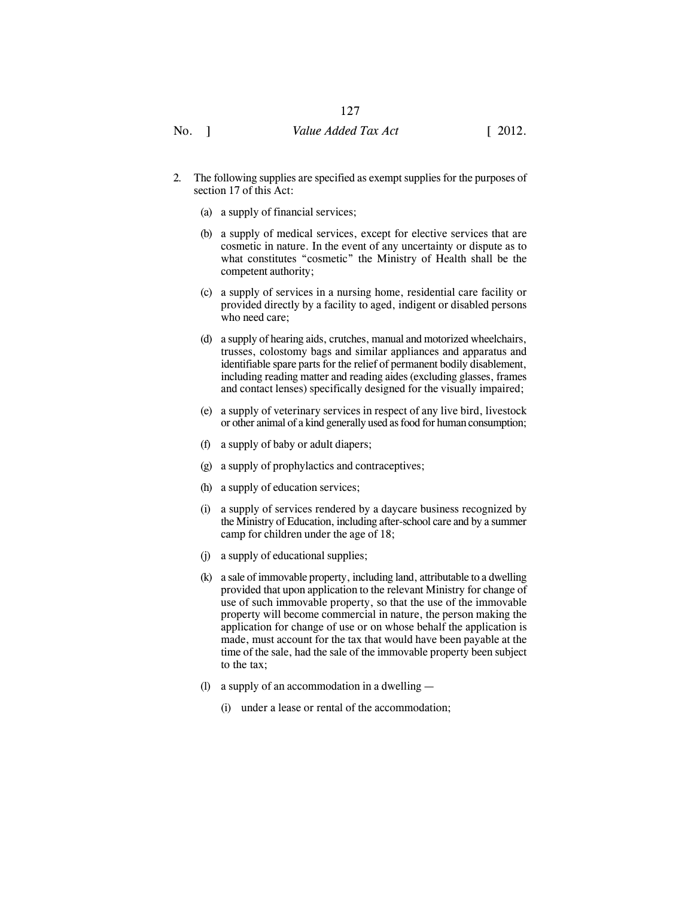2. The following supplies are specified as exempt supplies for the purposes of section 17 of this Act:

   (a) a supply of financial services;

   (b) a supply of medical services, except for elective services that are cosmetic in nature. In the event of any uncertainty or dispute as to what constitutes "cosmetic" the Ministry of Health shall be the competent authority;

   (c) a supply of services in a nursing home, residential care facility or provided directly by a facility to aged, indigent or disabled persons who need care;

   (d) a supply of hearing aids, crutches, manual and motorized wheelchairs, trusses, colostomy bags and similar appliances and apparatus and identifiable spare parts for the relief of permanent bodily disablement, including reading matter and reading aides (excluding glasses, frames and contact lenses) specifically designed for the visually impaired;

   (e) a supply of veterinary services in respect of any live bird, livestock or other animal of a kind generally used as food for human consumption;

   (f) a supply of baby or adult diapers;

   (g) a supply of prophylactics and contraceptives;

   (h) a supply of education services;

   (i) a supply of services rendered by a daycare business recognized by the Ministry of Education, including after-school care and by a summer camp for children under the age of 18;

   (j) a supply of educational supplies;

   (k) a sale of immovable property, including land, attributable to a dwelling provided that upon application to the relevant Ministry for change of use of such immovable property, so that the use of the immovable property will become commercial in nature, the person making the application for change of use or on whose behalf the application is made, must account for the tax that would have been payable at the time of the sale, had the sale of the immovable property been subject to the tax;

   (l) a supply of an accommodation in a dwelling —

      (i) under a lease or rental of the accommodation;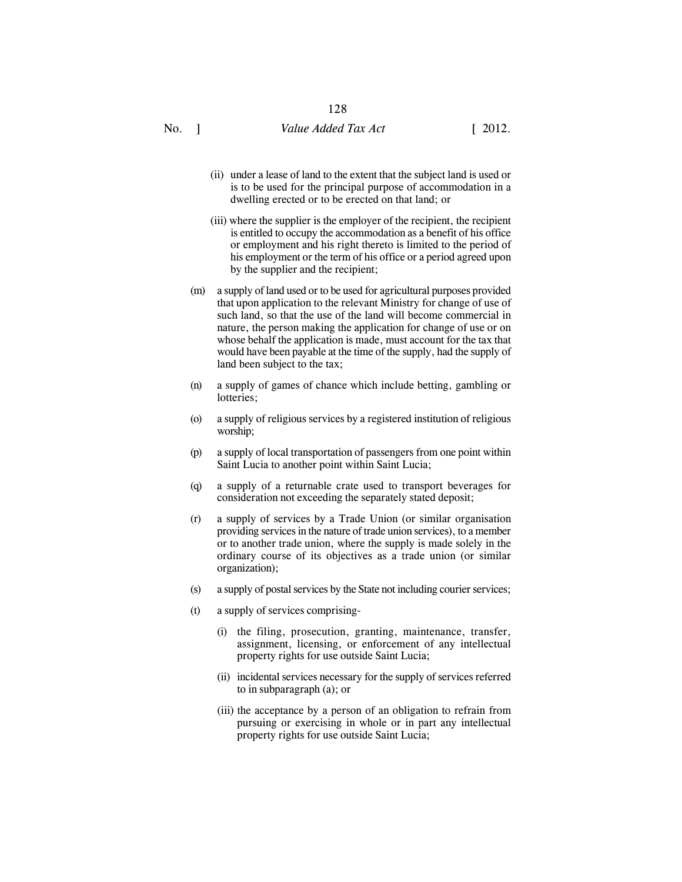(ii) under a lease of land to the extent that the subject land is used or is to be used for the principal purpose of accommodation in a dwelling erected or to be erected on that land; or

(iii) where the supplier is the employer of the recipient, the recipient is entitled to occupy the accommodation as a benefit of his office or employment and his right thereto is limited to the period of his employment or the term of his office or a period agreed upon by the supplier and the recipient;

(m) a supply of land used or to be used for agricultural purposes provided that upon application to the relevant Ministry for change of use of such land, so that the use of the land will become commercial in nature, the person making the application for change of use or on whose behalf the application is made, must account for the tax that would have been payable at the time of the supply, had the supply of land been subject to the tax;

(n) a supply of games of chance which include betting, gambling or lotteries;

(o) a supply of religious services by a registered institution of religious worship;

(p) a supply of local transportation of passengers from one point within Saint Lucia to another point within Saint Lucia;

(q) a supply of a returnable crate used to transport beverages for consideration not exceeding the separately stated deposit;

(r) a supply of services by a Trade Union (or similar organisation providing services in the nature of trade union services), to a member or to another trade union, where the supply is made solely in the ordinary course of its objectives as a trade union (or similar organization);

(s) a supply of postal services by the State not including courier services;

(t) a supply of services comprising-

(i) the filing, prosecution, granting, maintenance, transfer, assignment, licensing, or enforcement of any intellectual property rights for use outside Saint Lucia;

(ii) incidental services necessary for the supply of services referred to in subparagraph (a); or

(iii) the acceptance by a person of an obligation to refrain from pursuing or exercising in whole or in part any intellectual property rights for use outside Saint Lucia;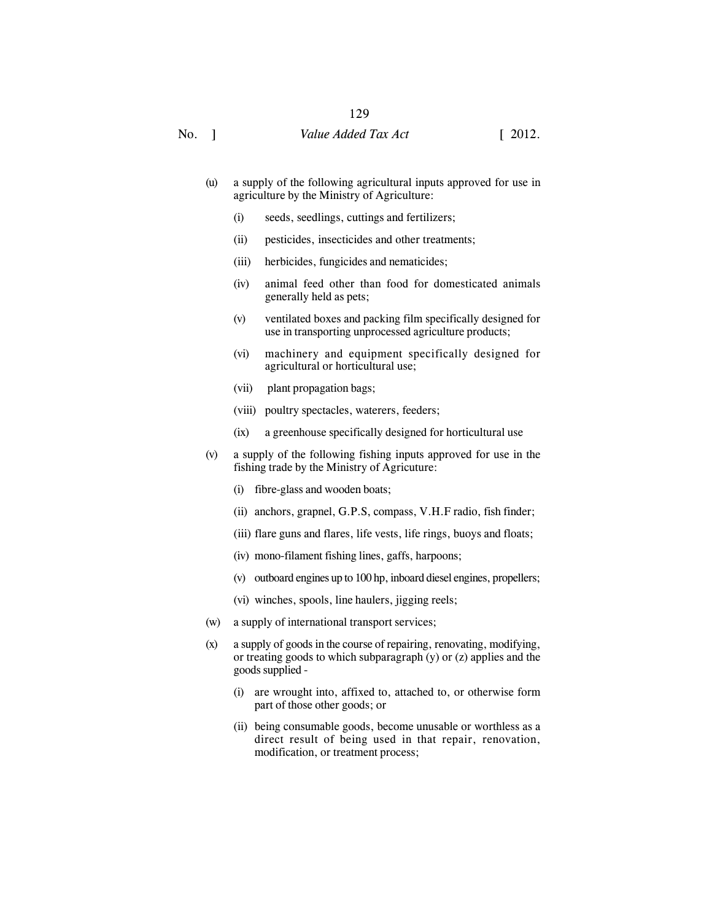(u) a supply of the following agricultural inputs approved for use in agriculture by the Ministry of Agriculture:

   (i) seeds, seedlings, cuttings and fertilizers;

   (ii) pesticides, insecticides and other treatments;

   (iii) herbicides, fungicides and nematicides;

   (iv) animal feed other than food for domesticated animals generally held as pets;

   (v) ventilated boxes and packing film specifically designed for use in transporting unprocessed agriculture products;

   (vi) machinery and equipment specifically designed for agricultural or horticultural use;

   (vii) plant propagation bags;

   (viii) poultry spectacles, waterers, feeders;

   (ix) a greenhouse specifically designed for horticultural use

(v) a supply of the following fishing inputs approved for use in the fishing trade by the Ministry of Agricuture:

   (i) fibre-glass and wooden boats;

   (ii) anchors, grapnel, G.P.S, compass, V.H.F radio, fish finder;

   (iii) flare guns and flares, life vests, life rings, buoys and floats;

   (iv) mono-filament fishing lines, gaffs, harpoons;

   (v) outboard engines up to 100 hp, inboard diesel engines, propellers;

   (vi) winches, spools, line haulers, jigging reels;

(w) a supply of international transport services;

(x) a supply of goods in the course of repairing, renovating, modifying, or treating goods to which subparagraph (y) or (z) applies and the goods supplied -

   (i) are wrought into, affixed to, attached to, or otherwise form part of those other goods; or

   (ii) being consumable goods, become unusable or worthless as a direct result of being used in that repair, renovation, modification, or treatment process;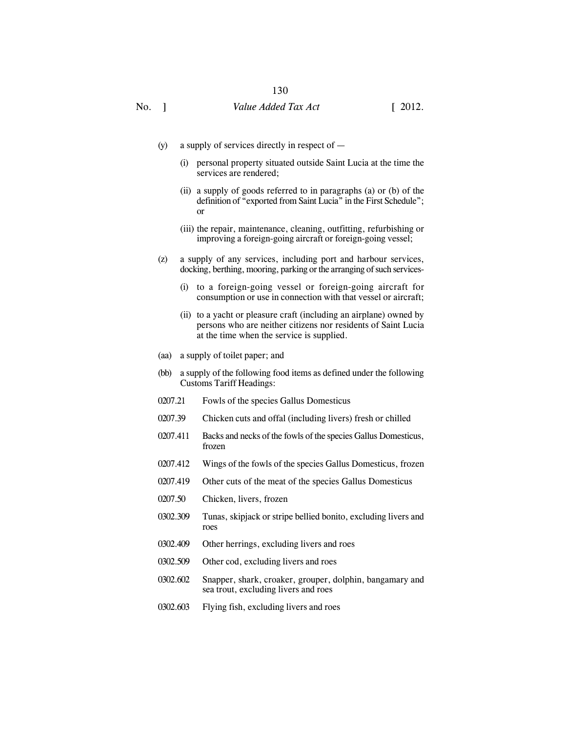(y) a supply of services directly in respect of —

  (i) personal property situated outside Saint Lucia at the time the services are rendered;

  (ii) a supply of goods referred to in paragraphs (a) or (b) of the definition of "exported from Saint Lucia" in the First Schedule"; or

  (iii) the repair, maintenance, cleaning, outfitting, refurbishing or improving a foreign-going aircraft or foreign-going vessel;

(z) a supply of any services, including port and harbour services, docking, berthing, mooring, parking or the arranging of such services-

  (i) to a foreign-going vessel or foreign-going aircraft for consumption or use in connection with that vessel or aircraft;

  (ii) to a yacht or pleasure craft (including an airplane) owned by persons who are neither citizens nor residents of Saint Lucia at the time when the service is supplied.

(aa) a supply of toilet paper; and

(bb) a supply of the following food items as defined under the following Customs Tariff Headings:

| | |
|---|---|
| 0207.21 | Fowls of the species Gallus Domesticus |
| 0207.39 | Chicken cuts and offal (including livers) fresh or chilled |
| 0207.411 | Backs and necks of the fowls of the species Gallus Domesticus, frozen |
| 0207.412 | Wings of the fowls of the species Gallus Domesticus, frozen |
| 0207.419 | Other cuts of the meat of the species Gallus Domesticus |
| 0207.50 | Chicken, livers, frozen |
| 0302.309 | Tunas, skipjack or stripe bellied bonito, excluding livers and roes |
| 0302.409 | Other herrings, excluding livers and roes |
| 0302.509 | Other cod, excluding livers and roes |
| 0302.602 | Snapper, shark, croaker, grouper, dolphin, bangamary and sea trout, excluding livers and roes |
| 0302.603 | Flying fish, excluding livers and roes |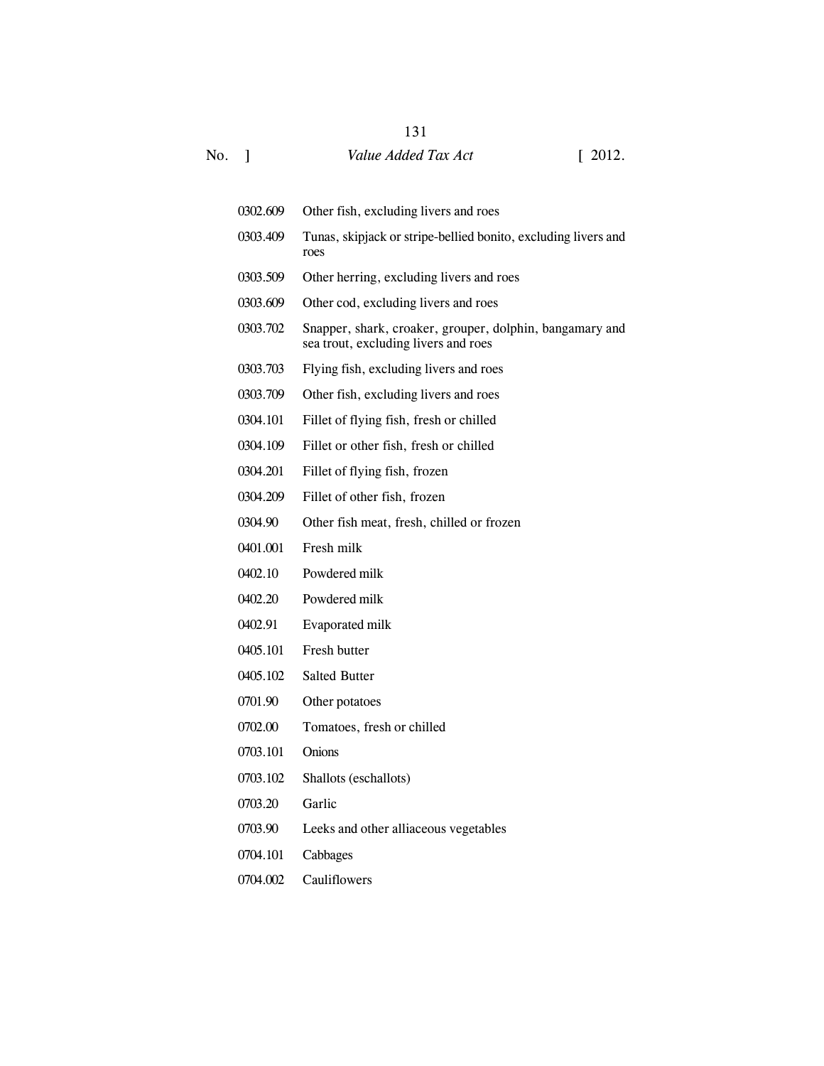| | |
|---|---|
| 0302.609 | Other fish, excluding livers and roes |
| 0303.409 | Tunas, skipjack or stripe-bellied bonito, excluding livers and roes |
| 0303.509 | Other herring, excluding livers and roes |
| 0303.609 | Other cod, excluding livers and roes |
| 0303.702 | Snapper, shark, croaker, grouper, dolphin, bangamary and sea trout, excluding livers and roes |
| 0303.703 | Flying fish, excluding livers and roes |
| 0303.709 | Other fish, excluding livers and roes |
| 0304.101 | Fillet of flying fish, fresh or chilled |
| 0304.109 | Fillet or other fish, fresh or chilled |
| 0304.201 | Fillet of flying fish, frozen |
| 0304.209 | Fillet of other fish, frozen |
| 0304.90 | Other fish meat, fresh, chilled or frozen |
| 0401.001 | Fresh milk |
| 0402.10 | Powdered milk |
| 0402.20 | Powdered milk |
| 0402.91 | Evaporated milk |
| 0405.101 | Fresh butter |
| 0405.102 | Salted Butter |
| 0701.90 | Other potatoes |
| 0702.00 | Tomatoes, fresh or chilled |
| 0703.101 | Onions |
| 0703.102 | Shallots (eschallots) |
| 0703.20 | Garlic |
| 0703.90 | Leeks and other alliaceous vegetables |
| 0704.101 | Cabbages |
| 0704.002 | Cauliflowers |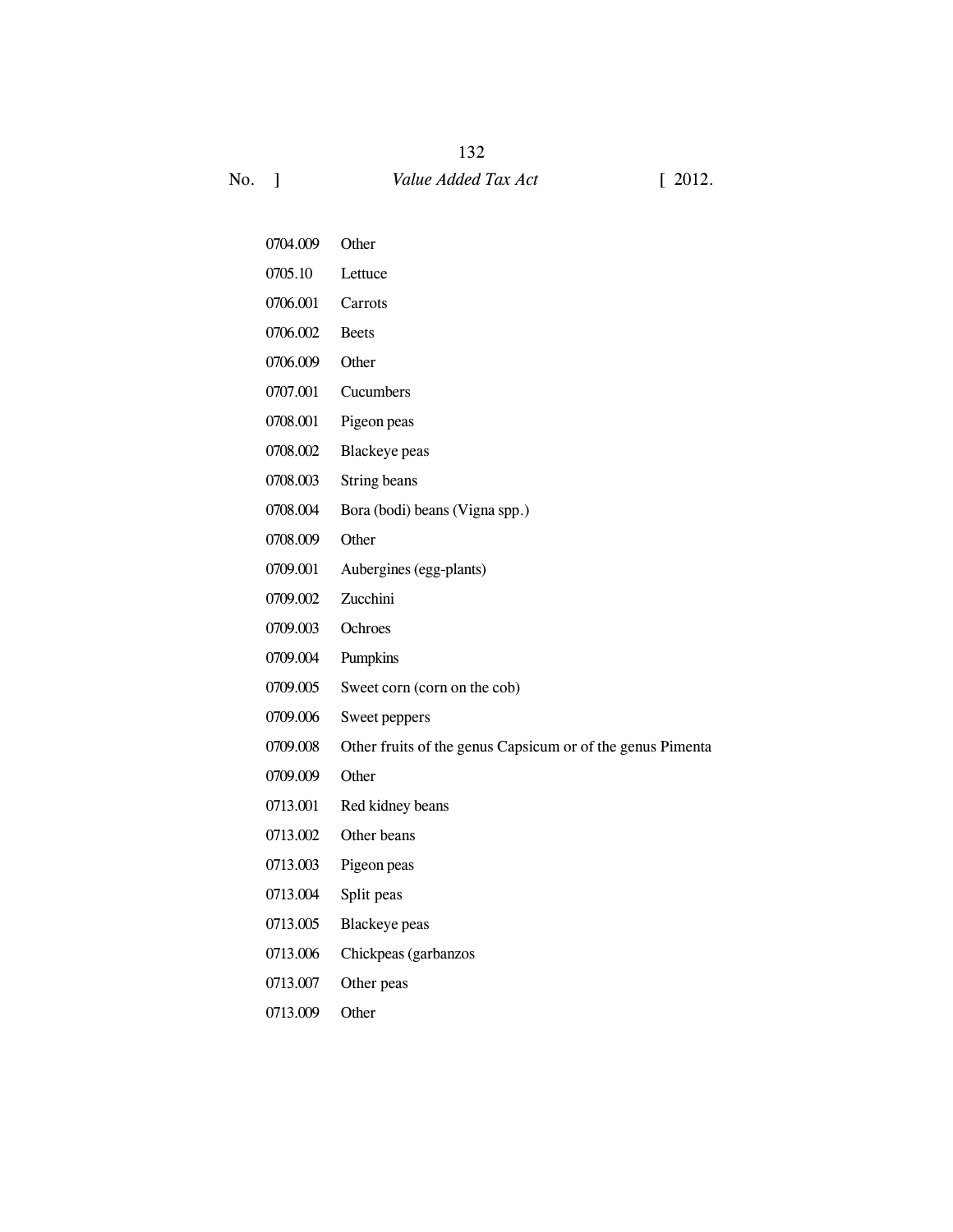| | |
|---|---|
| 0704.009 | Other |
| 0705.10 | Lettuce |
| 0706.001 | Carrots |
| 0706.002 | Beets |
| 0706.009 | Other |
| 0707.001 | Cucumbers |
| 0708.001 | Pigeon peas |
| 0708.002 | Blackeye peas |
| 0708.003 | String beans |
| 0708.004 | Bora (bodi) beans (Vigna spp.) |
| 0708.009 | Other |
| 0709.001 | Aubergines (egg-plants) |
| 0709.002 | Zucchini |
| 0709.003 | Ochroes |
| 0709.004 | Pumpkins |
| 0709.005 | Sweet corn (corn on the cob) |
| 0709.006 | Sweet peppers |
| 0709.008 | Other fruits of the genus Capsicum or of the genus Pimenta |
| 0709.009 | Other |
| 0713.001 | Red kidney beans |
| 0713.002 | Other beans |
| 0713.003 | Pigeon peas |
| 0713.004 | Split peas |
| 0713.005 | Blackeye peas |
| 0713.006 | Chickpeas (garbanzos |
| 0713.007 | Other peas |
| 0713.009 | Other |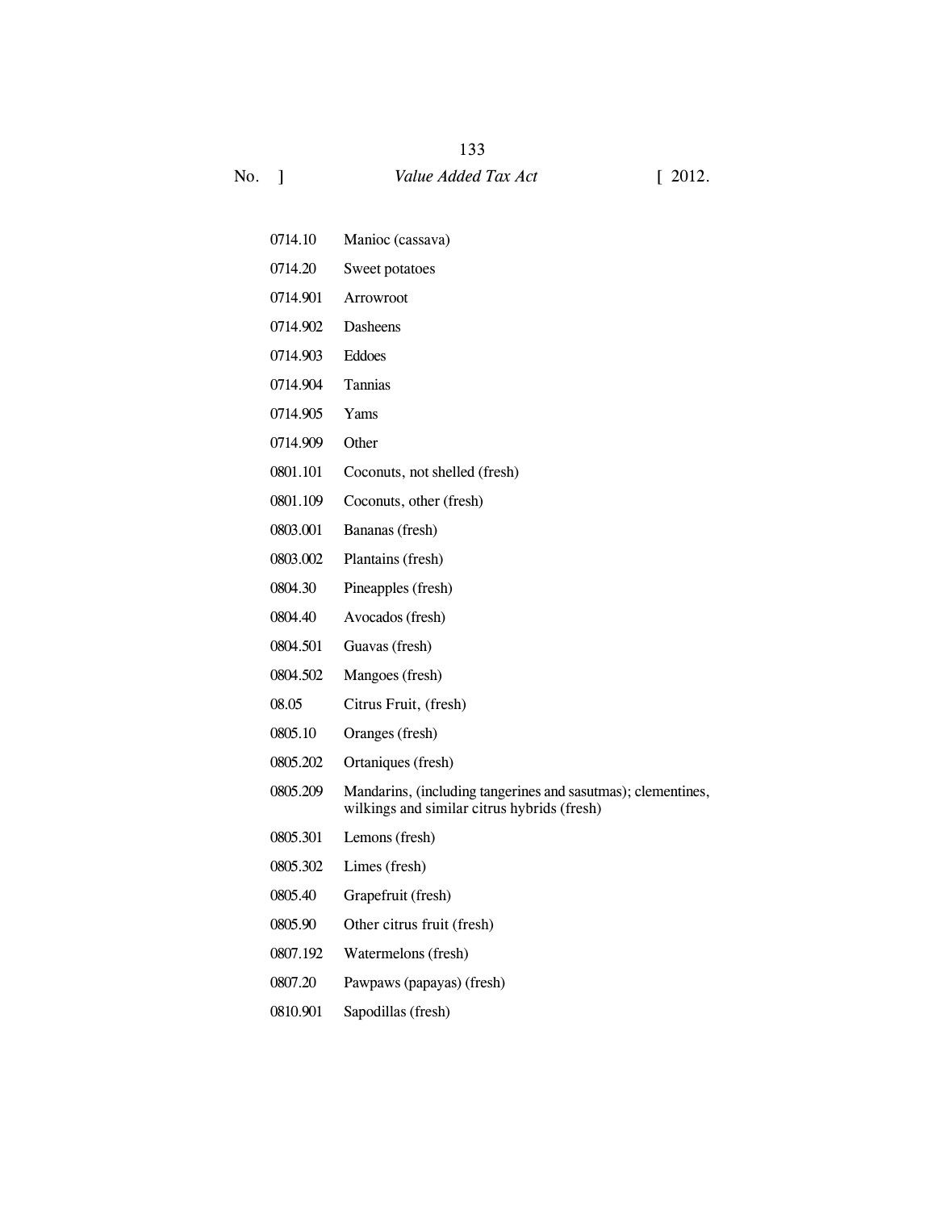| | |
|---|---|
| 0714.10 | Manioc (cassava) |
| 0714.20 | Sweet potatoes |
| 0714.901 | Arrowroot |
| 0714.902 | Dasheens |
| 0714.903 | Eddoes |
| 0714.904 | Tannias |
| 0714.905 | Yams |
| 0714.909 | Other |
| 0801.101 | Coconuts, not shelled (fresh) |
| 0801.109 | Coconuts, other (fresh) |
| 0803.001 | Bananas (fresh) |
| 0803.002 | Plantains (fresh) |
| 0804.30 | Pineapples (fresh) |
| 0804.40 | Avocados (fresh) |
| 0804.501 | Guavas (fresh) |
| 0804.502 | Mangoes (fresh) |
| 08.05 | Citrus Fruit, (fresh) |
| 0805.10 | Oranges (fresh) |
| 0805.202 | Ortaniques (fresh) |
| 0805.209 | Mandarins, (including tangerines and sasutmas); clementines, wilkings and similar citrus hybrids (fresh) |
| 0805.301 | Lemons (fresh) |
| 0805.302 | Limes (fresh) |
| 0805.40 | Grapefruit (fresh) |
| 0805.90 | Other citrus fruit (fresh) |
| 0807.192 | Watermelons (fresh) |
| 0807.20 | Pawpaws (papayas) (fresh) |
| 0810.901 | Sapodillas (fresh) |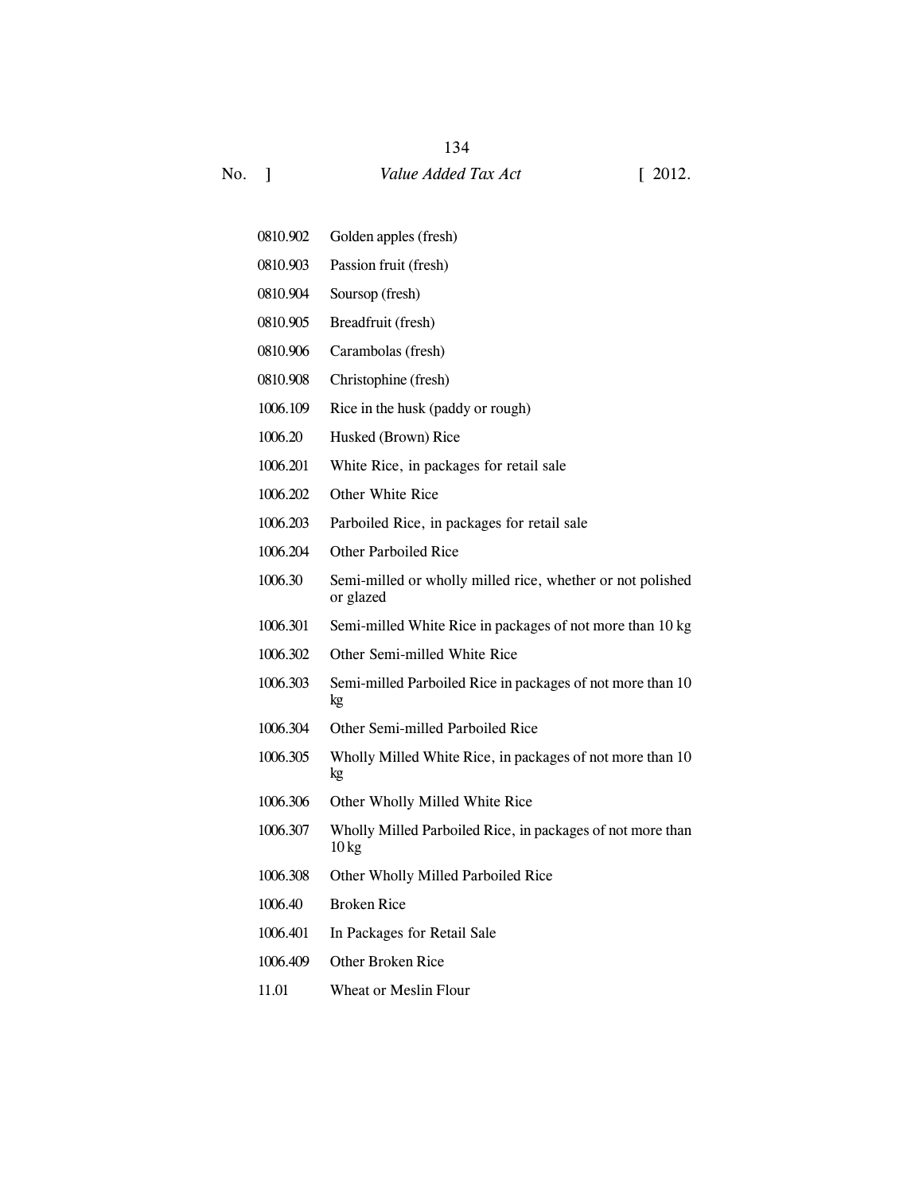| | |
|---|---|
| 0810.902 | Golden apples (fresh) |
| 0810.903 | Passion fruit (fresh) |
| 0810.904 | Soursop (fresh) |
| 0810.905 | Breadfruit (fresh) |
| 0810.906 | Carambolas (fresh) |
| 0810.908 | Christophine (fresh) |
| 1006.109 | Rice in the husk (paddy or rough) |
| 1006.20 | Husked (Brown) Rice |
| 1006.201 | White Rice, in packages for retail sale |
| 1006.202 | Other White Rice |
| 1006.203 | Parboiled Rice, in packages for retail sale |
| 1006.204 | Other Parboiled Rice |
| 1006.30 | Semi-milled or wholly milled rice, whether or not polished or glazed |
| 1006.301 | Semi-milled White Rice in packages of not more than 10 kg |
| 1006.302 | Other Semi-milled White Rice |
| 1006.303 | Semi-milled Parboiled Rice in packages of not more than 10 kg |
| 1006.304 | Other Semi-milled Parboiled Rice |
| 1006.305 | Wholly Milled White Rice, in packages of not more than 10 kg |
| 1006.306 | Other Wholly Milled White Rice |
| 1006.307 | Wholly Milled Parboiled Rice, in packages of not more than 10 kg |
| 1006.308 | Other Wholly Milled Parboiled Rice |
| 1006.40 | Broken Rice |
| 1006.401 | In Packages for Retail Sale |
| 1006.409 | Other Broken Rice |
| 11.01 | Wheat or Meslin Flour |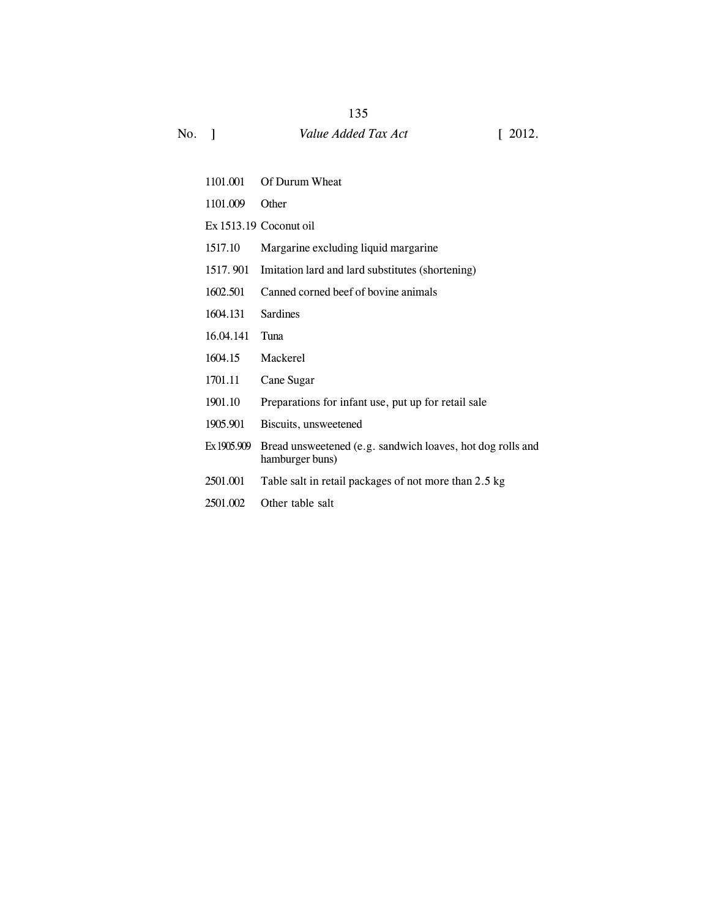| | |
|---|---|
| 1101.001 | Of Durum Wheat |
| 1101.009 | Other |
| Ex 1513.19 | Coconut oil |
| 1517.10 | Margarine excluding liquid margarine |
| 1517. 901 | Imitation lard and lard substitutes (shortening) |
| 1602.501 | Canned corned beef of bovine animals |
| 1604.131 | Sardines |
| 16.04.141 | Tuna |
| 1604.15 | Mackerel |
| 1701.11 | Cane Sugar |
| 1901.10 | Preparations for infant use, put up for retail sale |
| 1905.901 | Biscuits, unsweetened |
| Ex 1905.909 | Bread unsweetened (e.g. sandwich loaves, hot dog rolls and hamburger buns) |
| 2501.001 | Table salt in retail packages of not more than 2.5 kg |
| 2501.002 | Other table salt |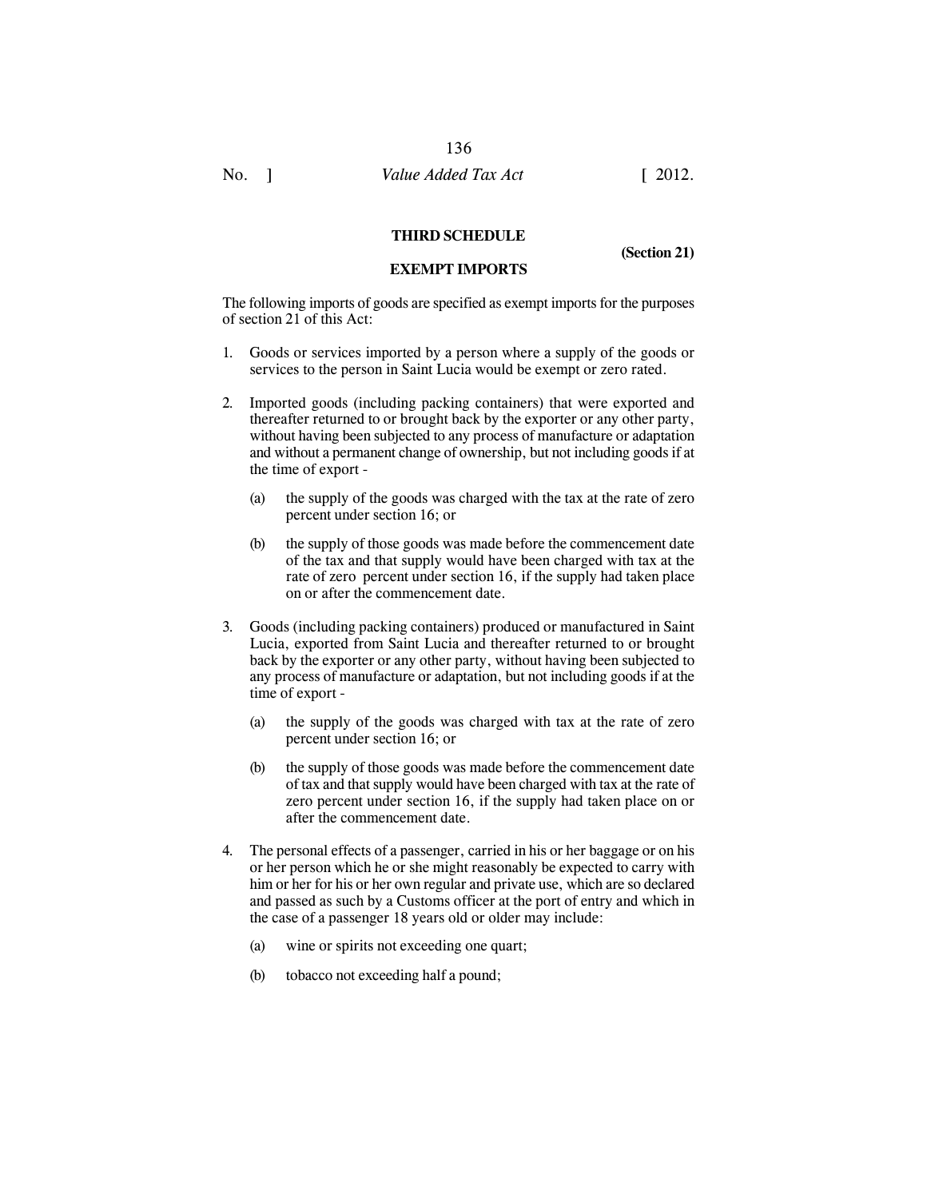## THIRD SCHEDULE

**(Section 21)**

## EXEMPT IMPORTS

The following imports of goods are specified as exempt imports for the purposes of section 21 of this Act:

1. Goods or services imported by a person where a supply of the goods or services to the person in Saint Lucia would be exempt or zero rated.

2. Imported goods (including packing containers) that were exported and thereafter returned to or brought back by the exporter or any other party, without having been subjected to any process of manufacture or adaptation and without a permanent change of ownership, but not including goods if at the time of export -

   (a) the supply of the goods was charged with the tax at the rate of zero percent under section 16; or

   (b) the supply of those goods was made before the commencement date of the tax and that supply would have been charged with tax at the rate of zero percent under section 16, if the supply had taken place on or after the commencement date.

3. Goods (including packing containers) produced or manufactured in Saint Lucia, exported from Saint Lucia and thereafter returned to or brought back by the exporter or any other party, without having been subjected to any process of manufacture or adaptation, but not including goods if at the time of export -

   (a) the supply of the goods was charged with tax at the rate of zero percent under section 16; or

   (b) the supply of those goods was made before the commencement date of tax and that supply would have been charged with tax at the rate of zero percent under section 16, if the supply had taken place on or after the commencement date.

4. The personal effects of a passenger, carried in his or her baggage or on his or her person which he or she might reasonably be expected to carry with him or her for his or her own regular and private use, which are so declared and passed as such by a Customs officer at the port of entry and which in the case of a passenger 18 years old or older may include:

   (a) wine or spirits not exceeding one quart;

   (b) tobacco not exceeding half a pound;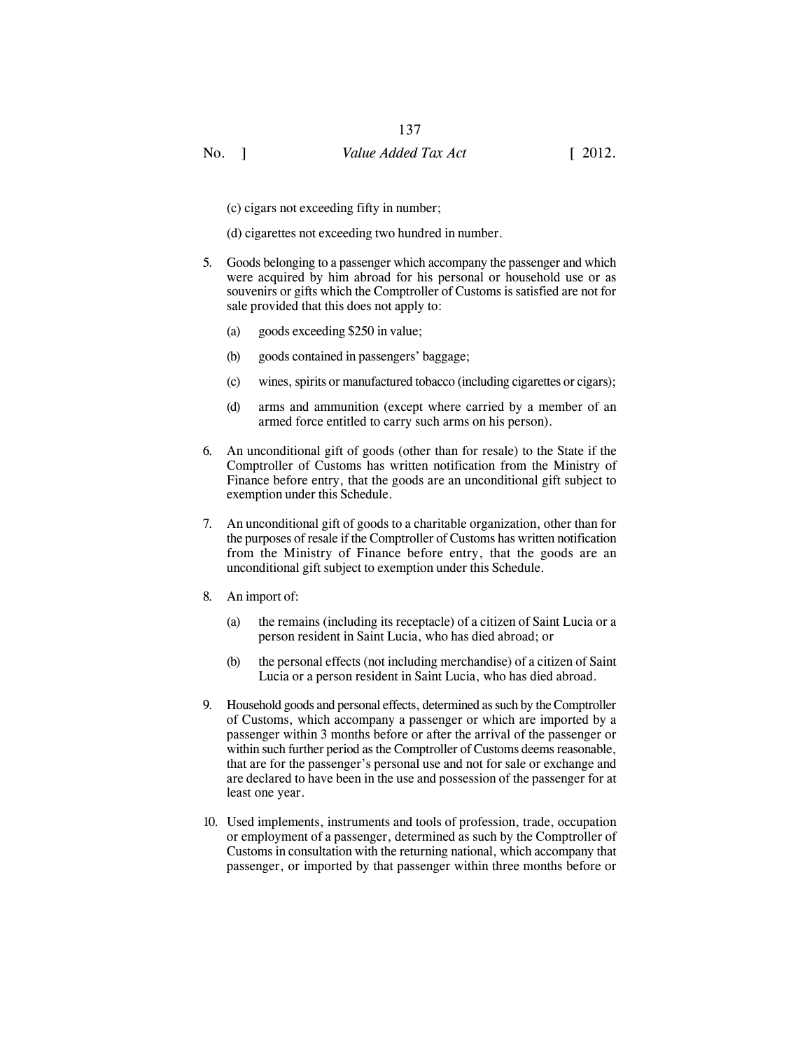(c) cigars not exceeding fifty in number;

(d) cigarettes not exceeding two hundred in number.

5. Goods belonging to a passenger which accompany the passenger and which were acquired by him abroad for his personal or household use or as souvenirs or gifts which the Comptroller of Customs is satisfied are not for sale provided that this does not apply to:

   (a) goods exceeding $250 in value;

   (b) goods contained in passengers' baggage;

   (c) wines, spirits or manufactured tobacco (including cigarettes or cigars);

   (d) arms and ammunition (except where carried by a member of an armed force entitled to carry such arms on his person).

6. An unconditional gift of goods (other than for resale) to the State if the Comptroller of Customs has written notification from the Ministry of Finance before entry, that the goods are an unconditional gift subject to exemption under this Schedule.

7. An unconditional gift of goods to a charitable organization, other than for the purposes of resale if the Comptroller of Customs has written notification from the Ministry of Finance before entry, that the goods are an unconditional gift subject to exemption under this Schedule.

8. An import of:

   (a) the remains (including its receptacle) of a citizen of Saint Lucia or a person resident in Saint Lucia, who has died abroad; or

   (b) the personal effects (not including merchandise) of a citizen of Saint Lucia or a person resident in Saint Lucia, who has died abroad.

9. Household goods and personal effects, determined as such by the Comptroller of Customs, which accompany a passenger or which are imported by a passenger within 3 months before or after the arrival of the passenger or within such further period as the Comptroller of Customs deems reasonable, that are for the passenger's personal use and not for sale or exchange and are declared to have been in the use and possession of the passenger for at least one year.

10. Used implements, instruments and tools of profession, trade, occupation or employment of a passenger, determined as such by the Comptroller of Customs in consultation with the returning national, which accompany that passenger, or imported by that passenger within three months before or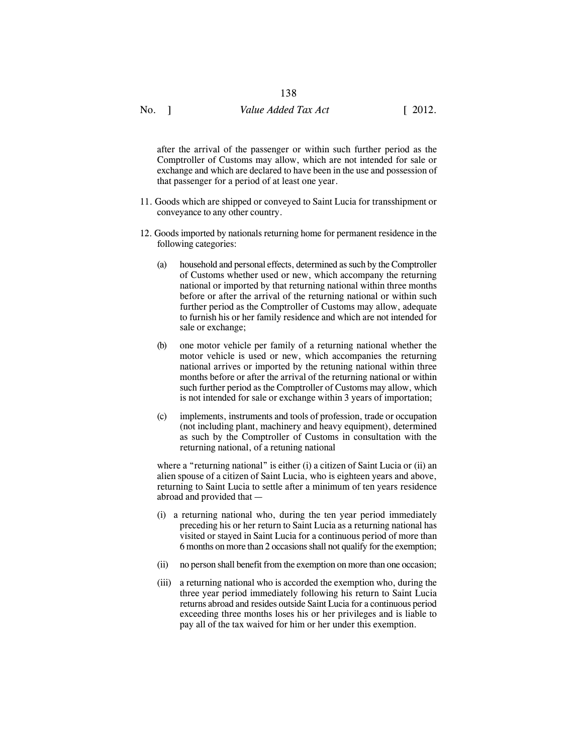after the arrival of the passenger or within such further period as the Comptroller of Customs may allow, which are not intended for sale or exchange and which are declared to have been in the use and possession of that passenger for a period of at least one year.

11. Goods which are shipped or conveyed to Saint Lucia for transshipment or conveyance to any other country.

12. Goods imported by nationals returning home for permanent residence in the following categories:

    (a) household and personal effects, determined as such by the Comptroller of Customs whether used or new, which accompany the returning national or imported by that returning national within three months before or after the arrival of the returning national or within such further period as the Comptroller of Customs may allow, adequate to furnish his or her family residence and which are not intended for sale or exchange;

    (b) one motor vehicle per family of a returning national whether the motor vehicle is used or new, which accompanies the returning national arrives or imported by the retuning national within three months before or after the arrival of the returning national or within such further period as the Comptroller of Customs may allow, which is not intended for sale or exchange within 3 years of importation;

    (c) implements, instruments and tools of profession, trade or occupation (not including plant, machinery and heavy equipment), determined as such by the Comptroller of Customs in consultation with the returning national, of a retuning national

    where a "returning national" is either (i) a citizen of Saint Lucia or (ii) an alien spouse of a citizen of Saint Lucia, who is eighteen years and above, returning to Saint Lucia to settle after a minimum of ten years residence abroad and provided that —

    (i) a returning national who, during the ten year period immediately preceding his or her return to Saint Lucia as a returning national has visited or stayed in Saint Lucia for a continuous period of more than 6 months on more than 2 occasions shall not qualify for the exemption;

    (ii) no person shall benefit from the exemption on more than one occasion;

    (iii) a returning national who is accorded the exemption who, during the three year period immediately following his return to Saint Lucia returns abroad and resides outside Saint Lucia for a continuous period exceeding three months loses his or her privileges and is liable to pay all of the tax waived for him or her under this exemption.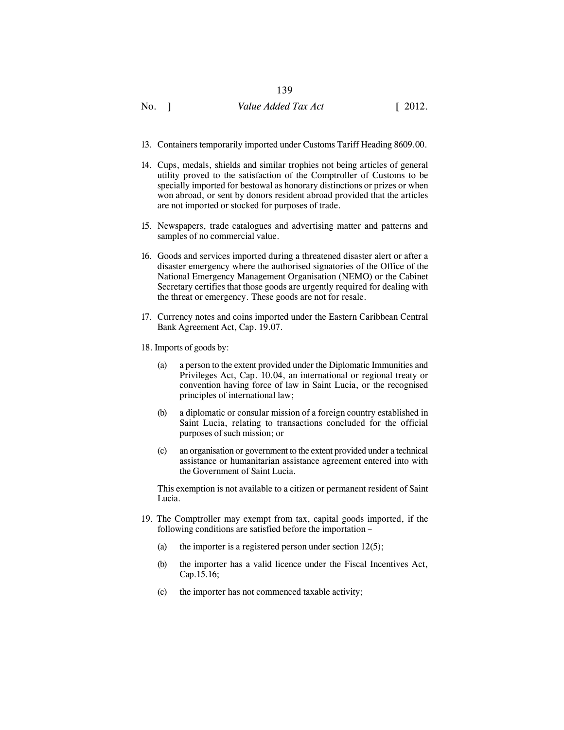13. Containers temporarily imported under Customs Tariff Heading 8609.00.

14. Cups, medals, shields and similar trophies not being articles of general utility proved to the satisfaction of the Comptroller of Customs to be specially imported for bestowal as honorary distinctions or prizes or when won abroad, or sent by donors resident abroad provided that the articles are not imported or stocked for purposes of trade.

15. Newspapers, trade catalogues and advertising matter and patterns and samples of no commercial value.

16. Goods and services imported during a threatened disaster alert or after a disaster emergency where the authorised signatories of the Office of the National Emergency Management Organisation (NEMO) or the Cabinet Secretary certifies that those goods are urgently required for dealing with the threat or emergency. These goods are not for resale.

17. Currency notes and coins imported under the Eastern Caribbean Central Bank Agreement Act, Cap. 19.07.

18. Imports of goods by:

    (a) a person to the extent provided under the Diplomatic Immunities and Privileges Act, Cap. 10.04, an international or regional treaty or convention having force of law in Saint Lucia, or the recognised principles of international law;

    (b) a diplomatic or consular mission of a foreign country established in Saint Lucia, relating to transactions concluded for the official purposes of such mission; or

    (c) an organisation or government to the extent provided under a technical assistance or humanitarian assistance agreement entered into with the Government of Saint Lucia.

    This exemption is not available to a citizen or permanent resident of Saint Lucia.

19. The Comptroller may exempt from tax, capital goods imported, if the following conditions are satisfied before the importation –

    (a) the importer is a registered person under section 12(5);

    (b) the importer has a valid licence under the Fiscal Incentives Act, Cap.15.16;

    (c) the importer has not commenced taxable activity;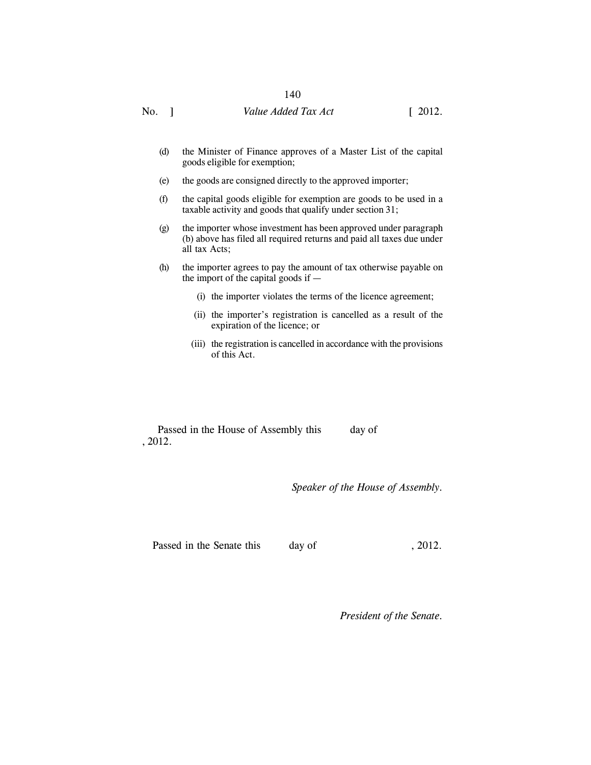(d) the Minister of Finance approves of a Master List of the capital goods eligible for exemption;

(e) the goods are consigned directly to the approved importer;

(f) the capital goods eligible for exemption are goods to be used in a taxable activity and goods that qualify under section 31;

(g) the importer whose investment has been approved under paragraph (b) above has filed all required returns and paid all taxes due under all tax Acts;

(h) the importer agrees to pay the amount of tax otherwise payable on the import of the capital goods if —

   (i) the importer violates the terms of the licence agreement;

   (ii) the importer's registration is cancelled as a result of the expiration of the licence; or

   (iii) the registration is cancelled in accordance with the provisions of this Act.

Passed in the House of Assembly this day of , 2012.

*Speaker of the House of Assembly.*

Passed in the Senate this day of , 2012.

*President of the Senate.*